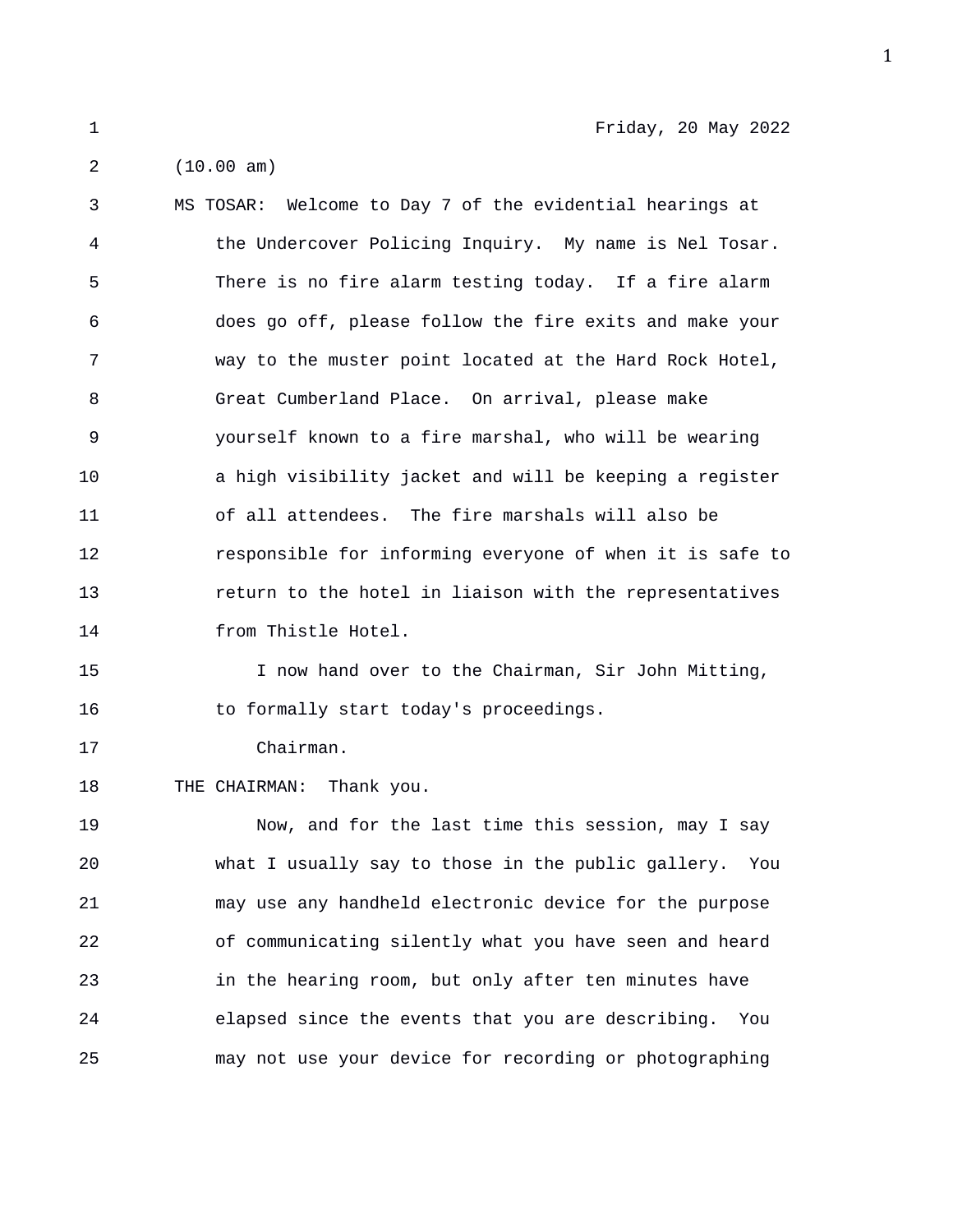Friday, 20 May 2022

(10.00 am)

MS TOSAR: Welcome to Day 7 of the evidential hearings at the Undercover Policing Inquiry. My name is Nel Tosar. There is no fire alarm testing today. If a fire alarm does go off, please follow the fire exits and make your way to the muster point located at the Hard Rock Hotel, Great Cumberland Place. On arrival, please make yourself known to a fire marshal, who will be wearing a high visibility jacket and will be keeping a register of all attendees. The fire marshals will also be responsible for informing everyone of when it is safe to return to the hotel in liaison with the representatives from Thistle Hotel.

I now hand over to the Chairman, Sir John Mitting, to formally start today's proceedings.

Chairman.

THE CHAIRMAN: Thank you.

Now, and for the last time this session, may I say what I usually say to those in the public gallery. You may use any handheld electronic device for the purpose of communicating silently what you have seen and heard in the hearing room, but only after ten minutes have elapsed since the events that you are describing. You may not use your device for recording or photographing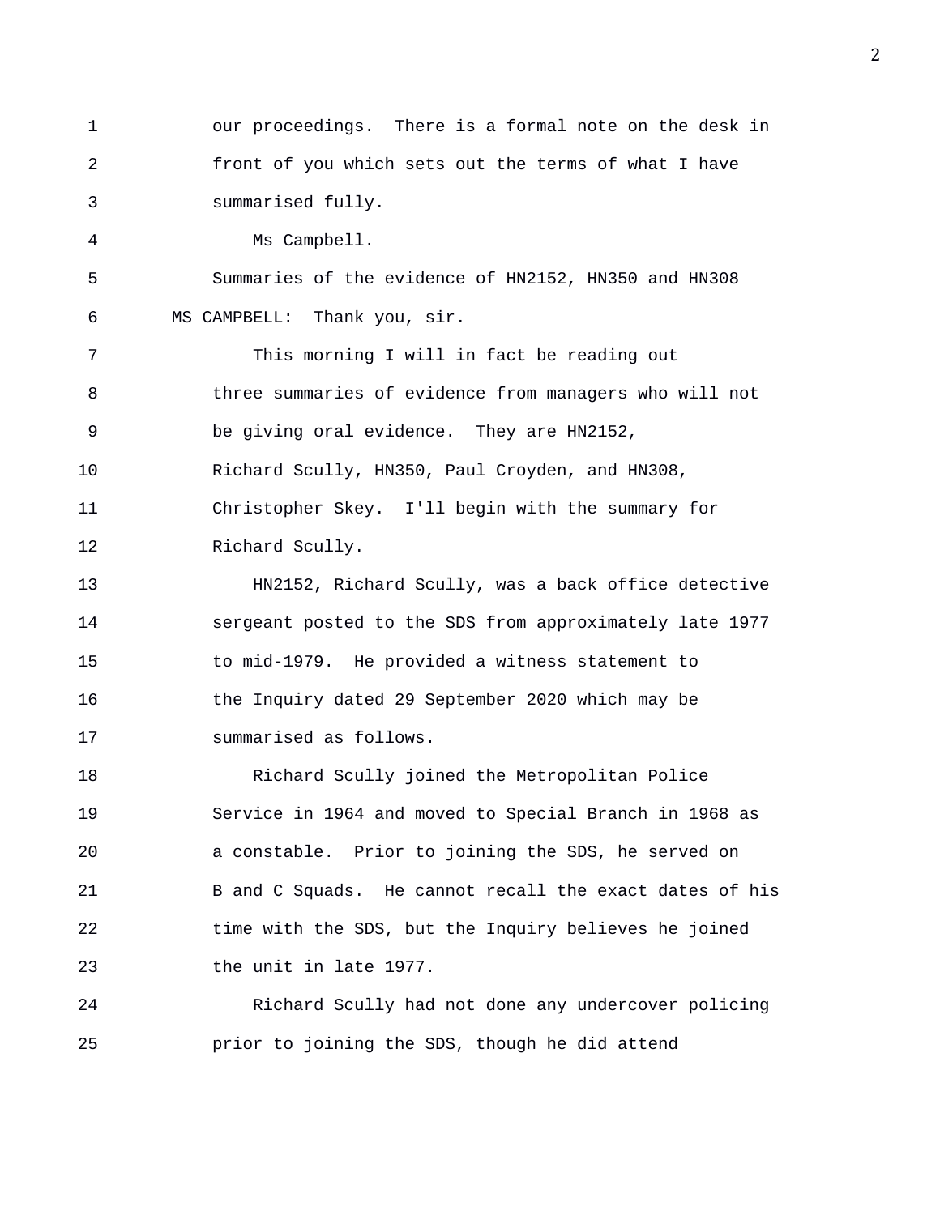our proceedings. There is a formal note on the desk in front of you which sets out the terms of what I have summarised fully.

Ms Campbell.

Summaries of the evidence of HN2152, HN350 and HN308

MS CAMPBELL: Thank you, sir.

This morning I will in fact be reading out three summaries of evidence from managers who will not be giving oral evidence. They are HN2152, Richard Scully, HN350, Paul Croyden, and HN308, Christopher Skey. I'll begin with the summary for Richard Scully.

HN2152, Richard Scully, was a back office detective sergeant posted to the SDS from approximately late 1977 to mid-1979. He provided a witness statement to the Inquiry dated 29 September 2020 which may be summarised as follows.

Richard Scully joined the Metropolitan Police Service in 1964 and moved to Special Branch in 1968 as a constable. Prior to joining the SDS, he served on B and C Squads. He cannot recall the exact dates of his time with the SDS, but the Inquiry believes he joined the unit in late 1977.

Richard Scully had not done any undercover policing prior to joining the SDS, though he did attend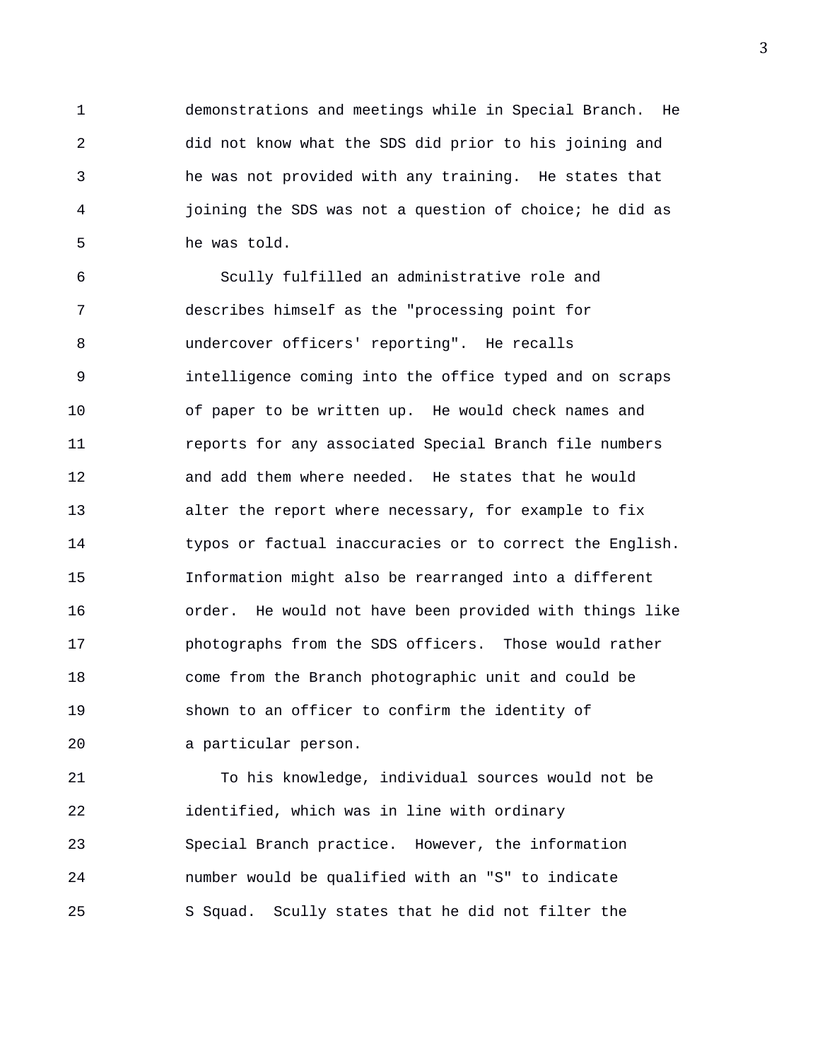demonstrations and meetings while in Special Branch. He did not know what the SDS did prior to his joining and he was not provided with any training. He states that joining the SDS was not a question of choice; he did as he was told.

Scully fulfilled an administrative role and describes himself as the "processing point for undercover officers' reporting". He recalls intelligence coming into the office typed and on scraps of paper to be written up. He would check names and reports for any associated Special Branch file numbers and add them where needed. He states that he would alter the report where necessary, for example to fix typos or factual inaccuracies or to correct the English. Information might also be rearranged into a different order. He would not have been provided with things like photographs from the SDS officers. Those would rather come from the Branch photographic unit and could be shown to an officer to confirm the identity of a particular person.

To his knowledge, individual sources would not be identified, which was in line with ordinary Special Branch practice. However, the information number would be qualified with an "S" to indicate S Squad. Scully states that he did not filter the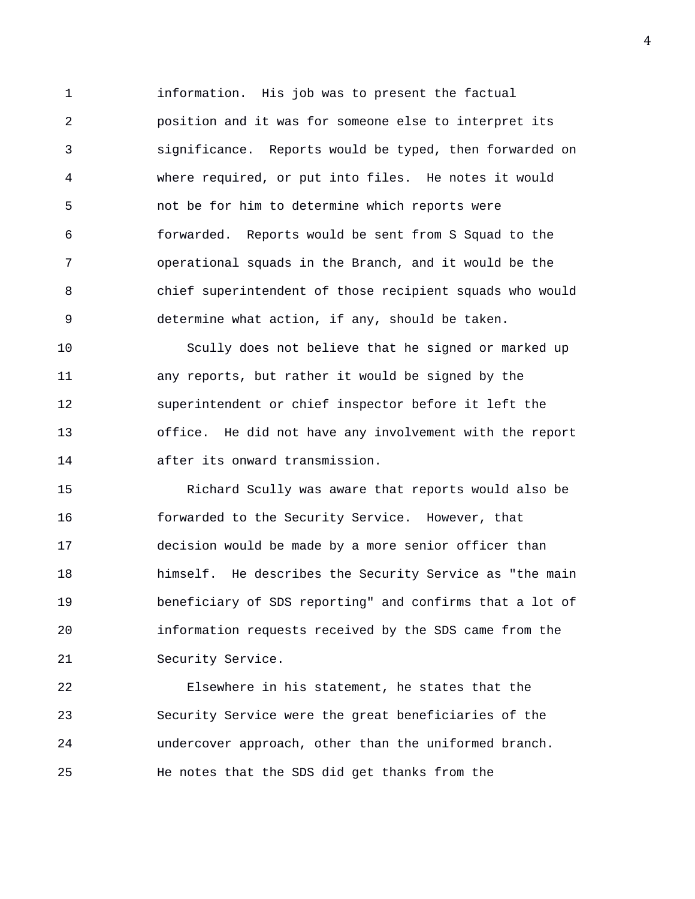information. His job was to present the factual position and it was for someone else to interpret its significance. Reports would be typed, then forwarded on where required, or put into files. He notes it would not be for him to determine which reports were forwarded. Reports would be sent from S Squad to the operational squads in the Branch, and it would be the chief superintendent of those recipient squads who would determine what action, if any, should be taken.

Scully does not believe that he signed or marked up any reports, but rather it would be signed by the superintendent or chief inspector before it left the office. He did not have any involvement with the report after its onward transmission.

Richard Scully was aware that reports would also be forwarded to the Security Service. However, that decision would be made by a more senior officer than himself. He describes the Security Service as "the main beneficiary of SDS reporting" and confirms that a lot of information requests received by the SDS came from the Security Service.

Elsewhere in his statement, he states that the Security Service were the great beneficiaries of the undercover approach, other than the uniformed branch. He notes that the SDS did get thanks from the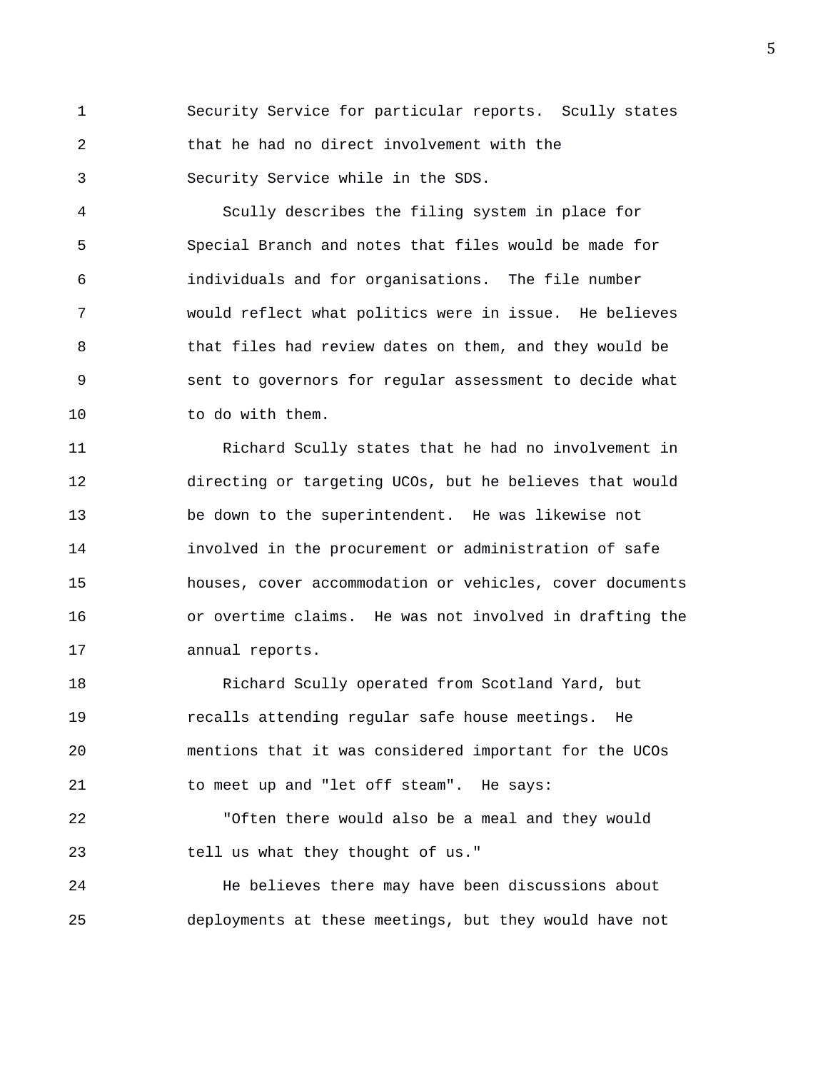Security Service for particular reports. Scully states that he had no direct involvement with the Security Service while in the SDS.

Scully describes the filing system in place for Special Branch and notes that files would be made for individuals and for organisations. The file number would reflect what politics were in issue. He believes that files had review dates on them, and they would be sent to governors for regular assessment to decide what to do with them.

Richard Scully states that he had no involvement in directing or targeting UCOs, but he believes that would be down to the superintendent. He was likewise not involved in the procurement or administration of safe houses, cover accommodation or vehicles, cover documents or overtime claims. He was not involved in drafting the annual reports.

Richard Scully operated from Scotland Yard, but recalls attending regular safe house meetings. He mentions that it was considered important for the UCOs to meet up and "let off steam". He says:

"Often there would also be a meal and they would tell us what they thought of us."

He believes there may have been discussions about deployments at these meetings, but they would have not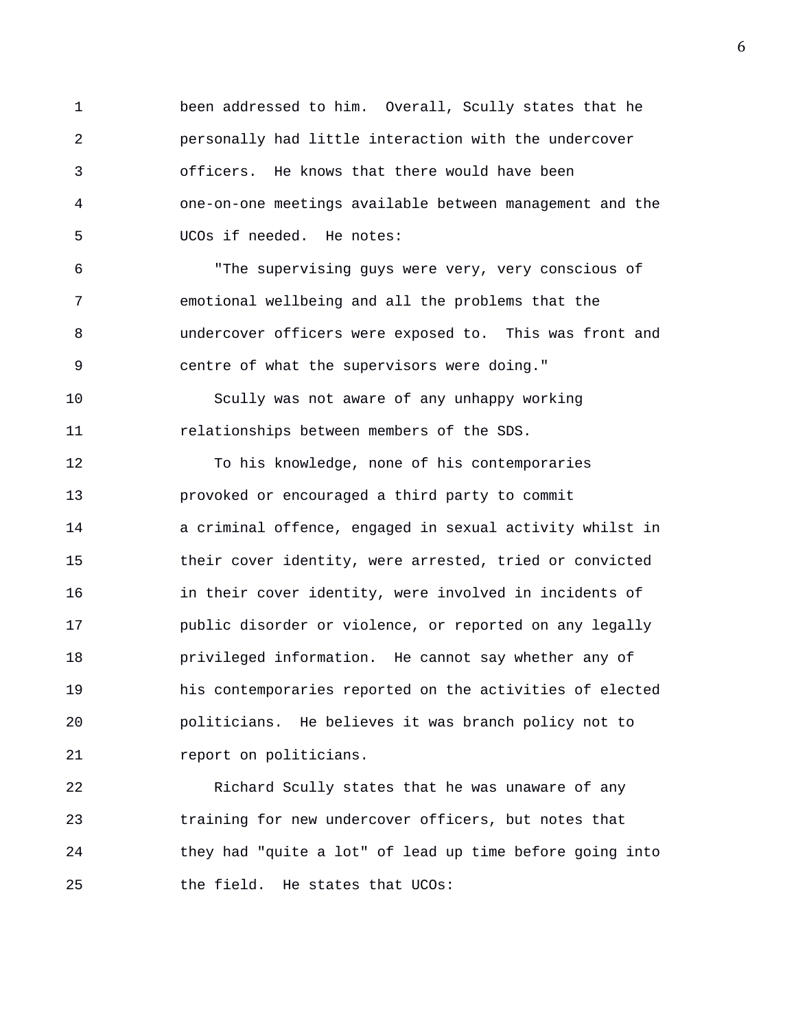been addressed to him. Overall, Scully states that he personally had little interaction with the undercover officers. He knows that there would have been one-on-one meetings available between management and the UCOs if needed. He notes:

"The supervising guys were very, very conscious of emotional wellbeing and all the problems that the undercover officers were exposed to. This was front and centre of what the supervisors were doing."

Scully was not aware of any unhappy working relationships between members of the SDS.

To his knowledge, none of his contemporaries provoked or encouraged a third party to commit a criminal offence, engaged in sexual activity whilst in their cover identity, were arrested, tried or convicted in their cover identity, were involved in incidents of public disorder or violence, or reported on any legally privileged information. He cannot say whether any of his contemporaries reported on the activities of elected politicians. He believes it was branch policy not to report on politicians.

Richard Scully states that he was unaware of any training for new undercover officers, but notes that they had "quite a lot" of lead up time before going into the field. He states that UCOs: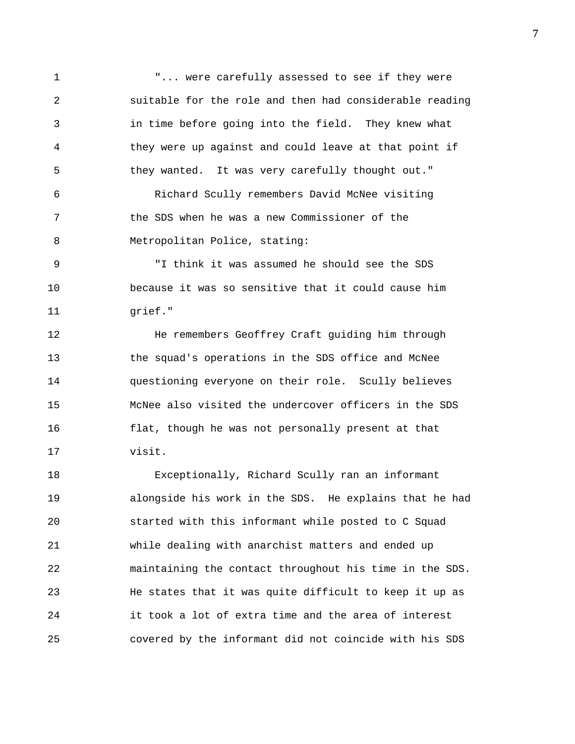"... were carefully assessed to see if they were suitable for the role and then had considerable reading in time before going into the field. They knew what they were up against and could leave at that point if they wanted. It was very carefully thought out."

Richard Scully remembers David McNee visiting the SDS when he was a new Commissioner of the Metropolitan Police, stating:

"I think it was assumed he should see the SDS because it was so sensitive that it could cause him grief."

He remembers Geoffrey Craft guiding him through the squad's operations in the SDS office and McNee questioning everyone on their role. Scully believes McNee also visited the undercover officers in the SDS flat, though he was not personally present at that visit.

Exceptionally, Richard Scully ran an informant alongside his work in the SDS. He explains that he had started with this informant while posted to C Squad while dealing with anarchist matters and ended up maintaining the contact throughout his time in the SDS. He states that it was quite difficult to keep it up as it took a lot of extra time and the area of interest covered by the informant did not coincide with his SDS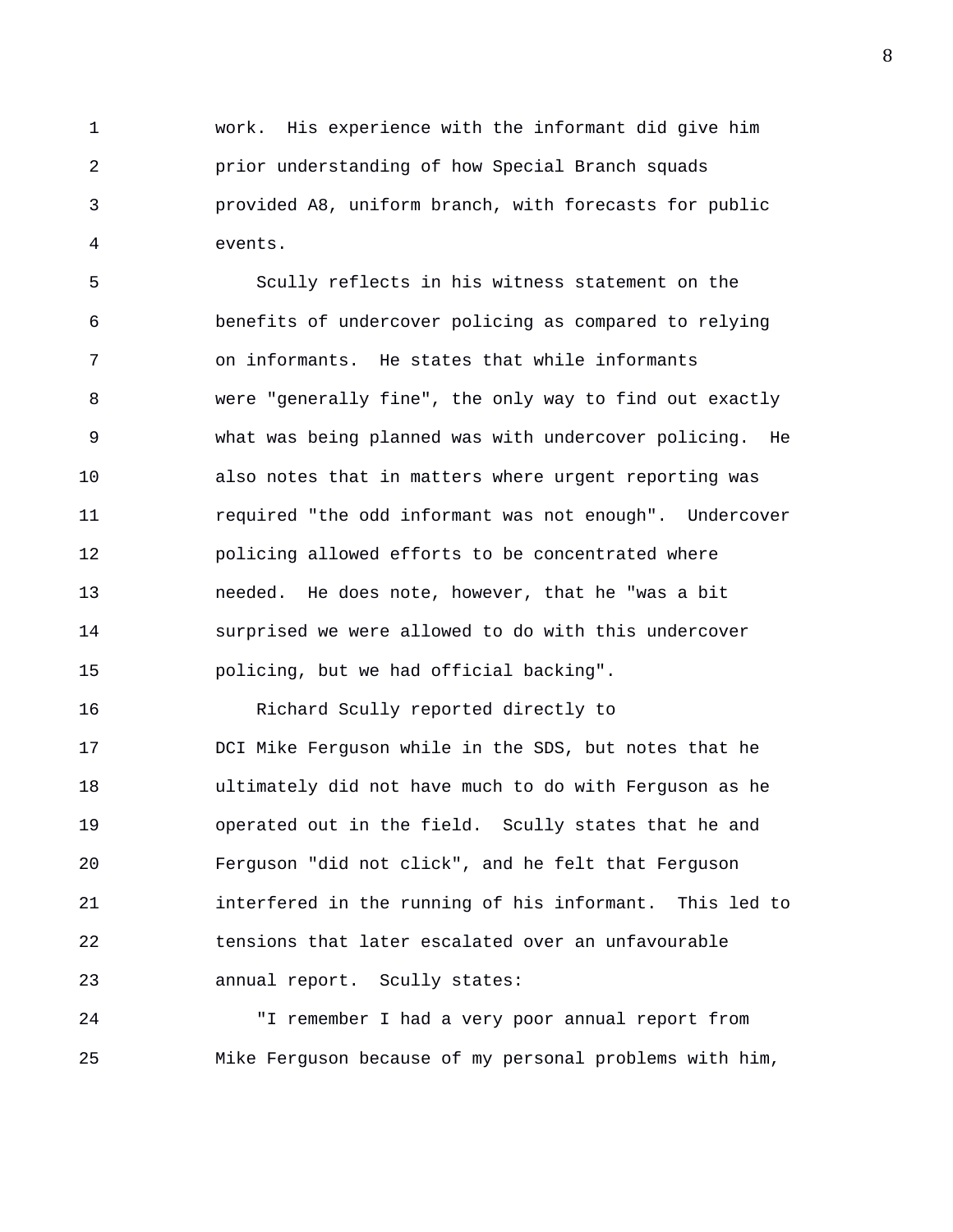work. His experience with the informant did give him prior understanding of how Special Branch squads provided A8, uniform branch, with forecasts for public events.

Scully reflects in his witness statement on the benefits of undercover policing as compared to relying on informants. He states that while informants were "generally fine", the only way to find out exactly what was being planned was with undercover policing. He also notes that in matters where urgent reporting was required "the odd informant was not enough". Undercover policing allowed efforts to be concentrated where needed. He does note, however, that he "was a bit surprised we were allowed to do with this undercover policing, but we had official backing".

Richard Scully reported directly to DCI Mike Ferguson while in the SDS, but notes that he ultimately did not have much to do with Ferguson as he operated out in the field. Scully states that he and Ferguson "did not click", and he felt that Ferguson interfered in the running of his informant. This led to tensions that later escalated over an unfavourable annual report. Scully states:

"I remember I had a very poor annual report from Mike Ferguson because of my personal problems with him,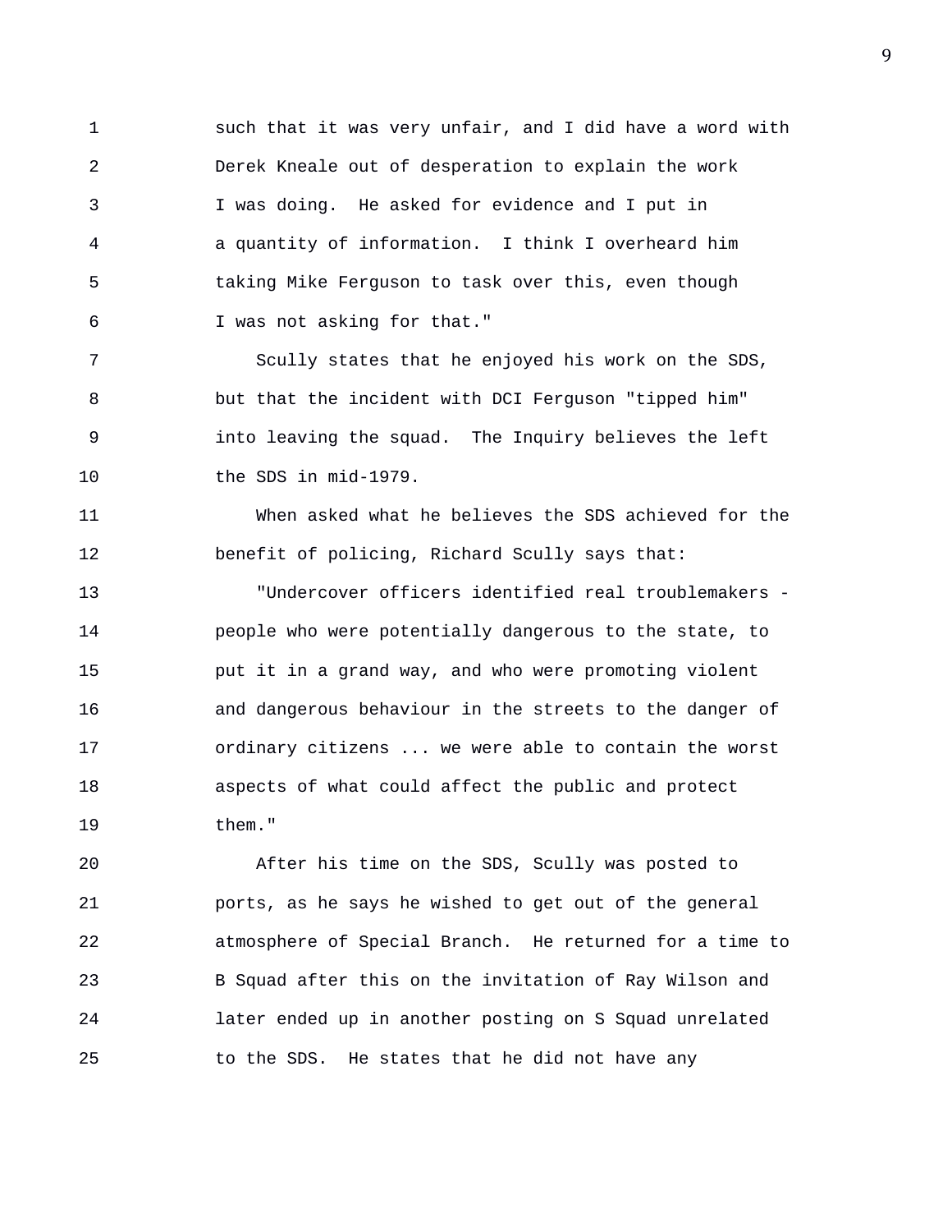such that it was very unfair, and I did have a word with Derek Kneale out of desperation to explain the work I was doing. He asked for evidence and I put in a quantity of information. I think I overheard him taking Mike Ferguson to task over this, even though I was not asking for that."

Scully states that he enjoyed his work on the SDS, but that the incident with DCI Ferguson "tipped him" into leaving the squad. The Inquiry believes the left the SDS in mid-1979.

When asked what he believes the SDS achieved for the benefit of policing, Richard Scully says that:

"Undercover officers identified real troublemakers - people who were potentially dangerous to the state, to put it in a grand way, and who were promoting violent and dangerous behaviour in the streets to the danger of ordinary citizens ... we were able to contain the worst aspects of what could affect the public and protect them."

After his time on the SDS, Scully was posted to ports, as he says he wished to get out of the general atmosphere of Special Branch. He returned for a time to B Squad after this on the invitation of Ray Wilson and later ended up in another posting on S Squad unrelated to the SDS. He states that he did not have any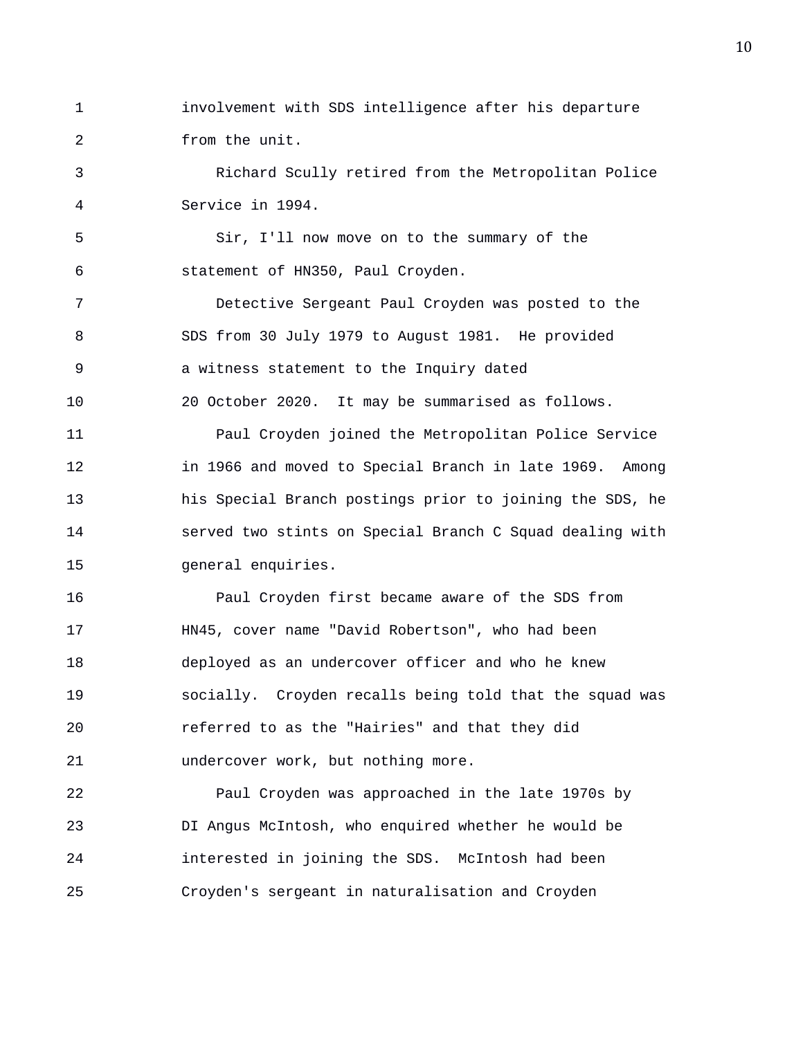involvement with SDS intelligence after his departure from the unit.

Richard Scully retired from the Metropolitan Police Service in 1994.

Sir, I'll now move on to the summary of the statement of HN350, Paul Croyden.

Detective Sergeant Paul Croyden was posted to the SDS from 30 July 1979 to August 1981. He provided a witness statement to the Inquiry dated 20 October 2020. It may be summarised as follows.

Paul Croyden joined the Metropolitan Police Service in 1966 and moved to Special Branch in late 1969. Among his Special Branch postings prior to joining the SDS, he served two stints on Special Branch C Squad dealing with general enquiries.

Paul Croyden first became aware of the SDS from HN45, cover name "David Robertson", who had been deployed as an undercover officer and who he knew socially. Croyden recalls being told that the squad was referred to as the "Hairies" and that they did undercover work, but nothing more.

Paul Croyden was approached in the late 1970s by DI Angus McIntosh, who enquired whether he would be interested in joining the SDS. McIntosh had been Croyden's sergeant in naturalisation and Croyden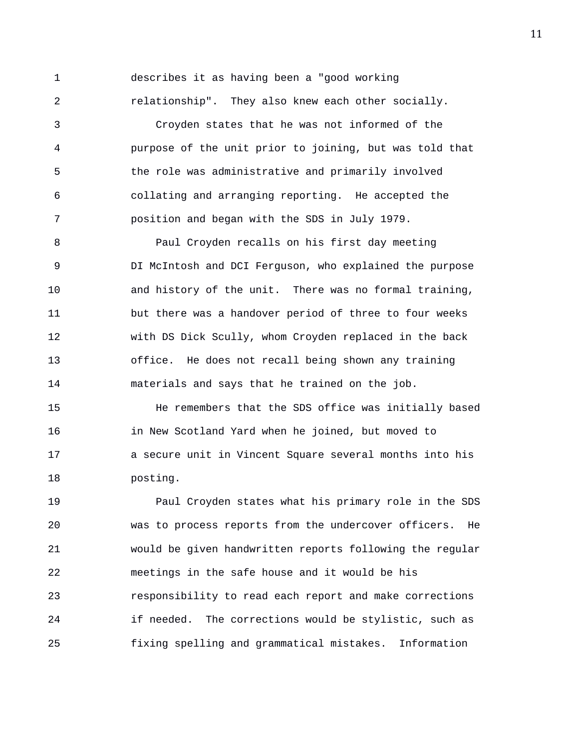describes it as having been a "good working relationship". They also knew each other socially.

Croyden states that he was not informed of the purpose of the unit prior to joining, but was told that the role was administrative and primarily involved collating and arranging reporting. He accepted the position and began with the SDS in July 1979.

Paul Croyden recalls on his first day meeting DI McIntosh and DCI Ferguson, who explained the purpose and history of the unit. There was no formal training, but there was a handover period of three to four weeks with DS Dick Scully, whom Croyden replaced in the back office. He does not recall being shown any training materials and says that he trained on the job.

He remembers that the SDS office was initially based in New Scotland Yard when he joined, but moved to a secure unit in Vincent Square several months into his posting.

Paul Croyden states what his primary role in the SDS was to process reports from the undercover officers. He would be given handwritten reports following the regular meetings in the safe house and it would be his responsibility to read each report and make corrections if needed. The corrections would be stylistic, such as fixing spelling and grammatical mistakes. Information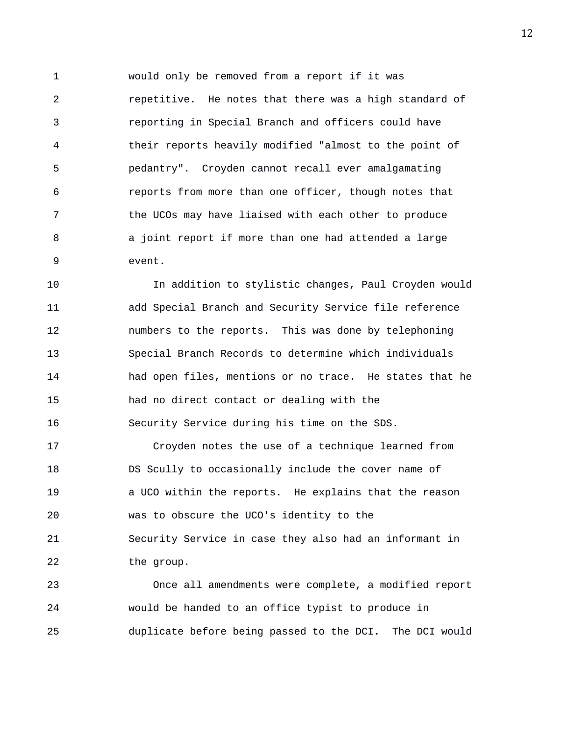would only be removed from a report if it was repetitive. He notes that there was a high standard of reporting in Special Branch and officers could have their reports heavily modified "almost to the point of pedantry". Croyden cannot recall ever amalgamating reports from more than one officer, though notes that the UCOs may have liaised with each other to produce a joint report if more than one had attended a large event.

In addition to stylistic changes, Paul Croyden would add Special Branch and Security Service file reference numbers to the reports. This was done by telephoning Special Branch Records to determine which individuals had open files, mentions or no trace. He states that he had no direct contact or dealing with the Security Service during his time on the SDS.

Croyden notes the use of a technique learned from DS Scully to occasionally include the cover name of a UCO within the reports. He explains that the reason was to obscure the UCO's identity to the Security Service in case they also had an informant in the group.

Once all amendments were complete, a modified report would be handed to an office typist to produce in duplicate before being passed to the DCI. The DCI would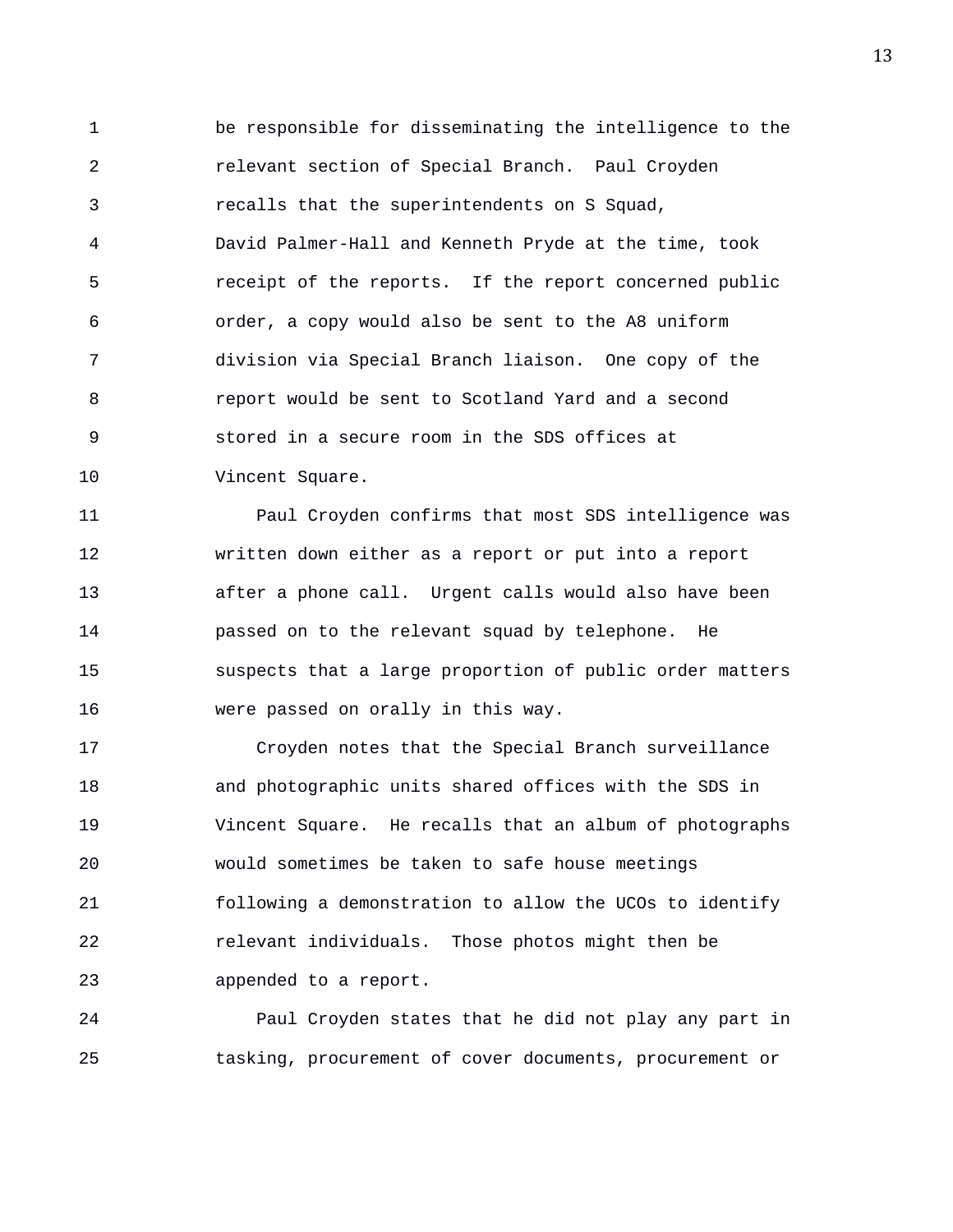be responsible for disseminating the intelligence to the relevant section of Special Branch. Paul Croyden recalls that the superintendents on S Squad, David Palmer-Hall and Kenneth Pryde at the time, took receipt of the reports. If the report concerned public order, a copy would also be sent to the A8 uniform division via Special Branch liaison. One copy of the report would be sent to Scotland Yard and a second stored in a secure room in the SDS offices at Vincent Square.

Paul Croyden confirms that most SDS intelligence was written down either as a report or put into a report after a phone call. Urgent calls would also have been passed on to the relevant squad by telephone. He suspects that a large proportion of public order matters were passed on orally in this way.

Croyden notes that the Special Branch surveillance and photographic units shared offices with the SDS in Vincent Square. He recalls that an album of photographs would sometimes be taken to safe house meetings following a demonstration to allow the UCOs to identify relevant individuals. Those photos might then be appended to a report.

Paul Croyden states that he did not play any part in tasking, procurement of cover documents, procurement or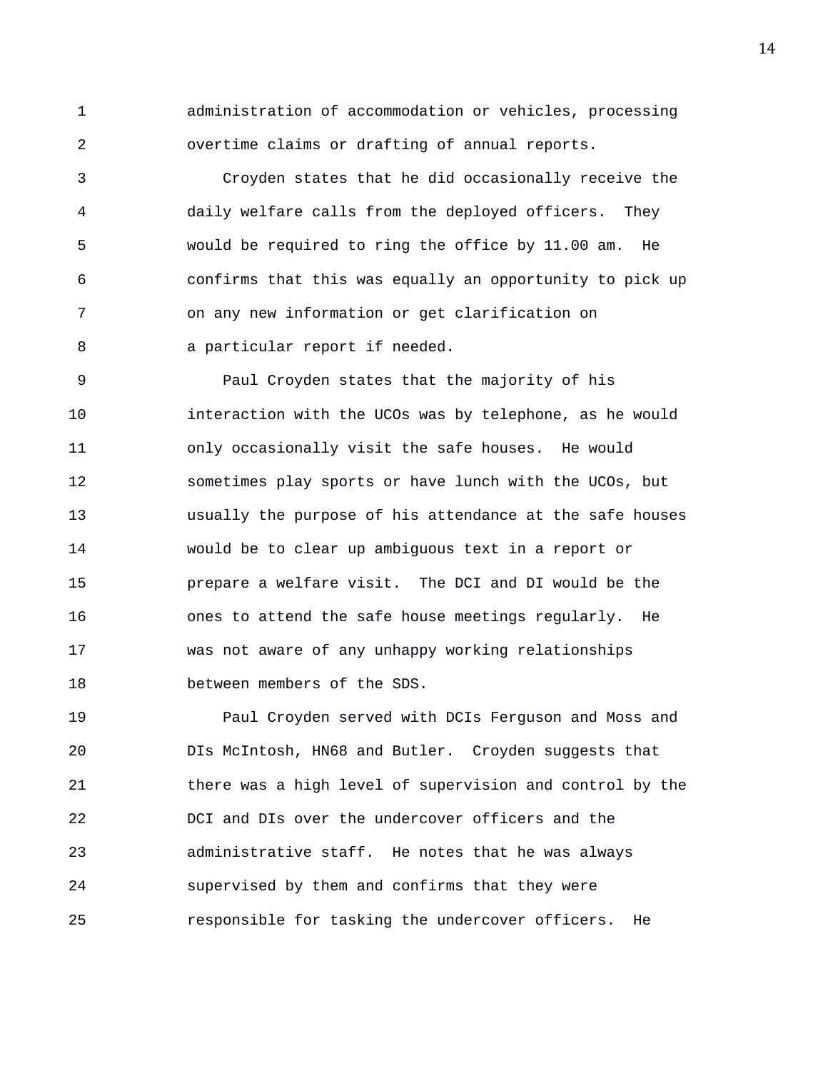administration of accommodation or vehicles, processing overtime claims or drafting of annual reports.

Croyden states that he did occasionally receive the daily welfare calls from the deployed officers. They would be required to ring the office by 11.00 am. He confirms that this was equally an opportunity to pick up on any new information or get clarification on a particular report if needed.

Paul Croyden states that the majority of his interaction with the UCOs was by telephone, as he would only occasionally visit the safe houses. He would sometimes play sports or have lunch with the UCOs, but usually the purpose of his attendance at the safe houses would be to clear up ambiguous text in a report or prepare a welfare visit. The DCI and DI would be the ones to attend the safe house meetings regularly. He was not aware of any unhappy working relationships between members of the SDS.

Paul Croyden served with DCIs Ferguson and Moss and DIs McIntosh, HN68 and Butler. Croyden suggests that there was a high level of supervision and control by the DCI and DIs over the undercover officers and the administrative staff. He notes that he was always supervised by them and confirms that they were responsible for tasking the undercover officers. He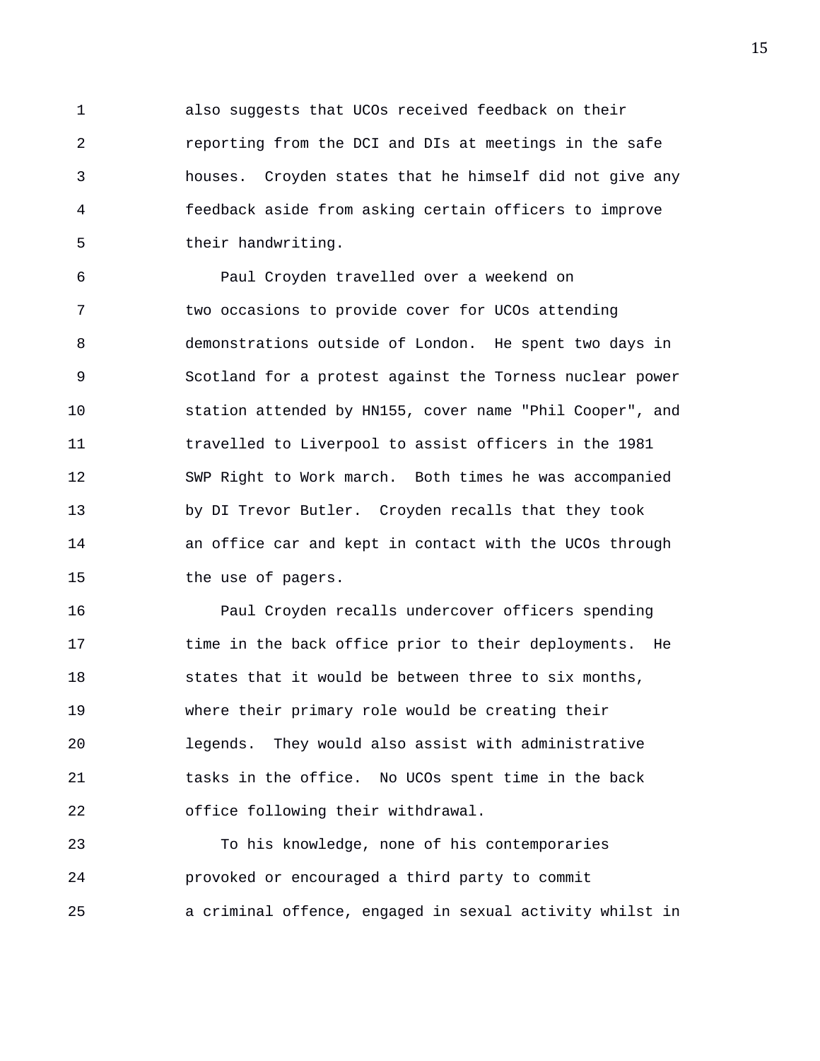also suggests that UCOs received feedback on their reporting from the DCI and DIs at meetings in the safe houses. Croyden states that he himself did not give any feedback aside from asking certain officers to improve their handwriting.

Paul Croyden travelled over a weekend on two occasions to provide cover for UCOs attending demonstrations outside of London. He spent two days in Scotland for a protest against the Torness nuclear power station attended by HN155, cover name "Phil Cooper", and travelled to Liverpool to assist officers in the 1981 SWP Right to Work march. Both times he was accompanied by DI Trevor Butler. Croyden recalls that they took an office car and kept in contact with the UCOs through the use of pagers.

Paul Croyden recalls undercover officers spending time in the back office prior to their deployments. He states that it would be between three to six months, where their primary role would be creating their legends. They would also assist with administrative tasks in the office. No UCOs spent time in the back office following their withdrawal.

To his knowledge, none of his contemporaries provoked or encouraged a third party to commit a criminal offence, engaged in sexual activity whilst in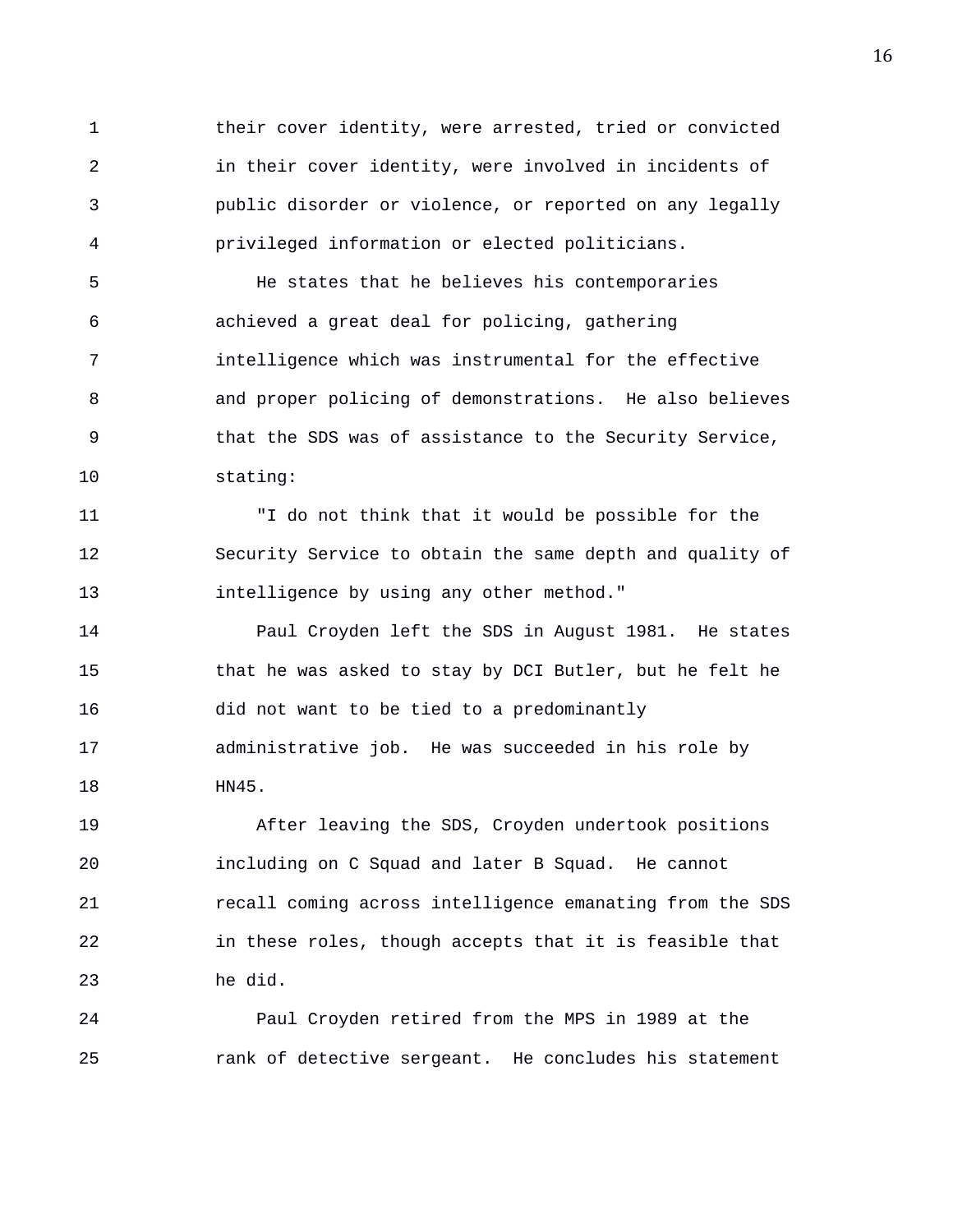their cover identity, were arrested, tried or convicted in their cover identity, were involved in incidents of public disorder or violence, or reported on any legally privileged information or elected politicians.

He states that he believes his contemporaries achieved a great deal for policing, gathering intelligence which was instrumental for the effective and proper policing of demonstrations. He also believes that the SDS was of assistance to the Security Service, stating:

"I do not think that it would be possible for the Security Service to obtain the same depth and quality of intelligence by using any other method."

Paul Croyden left the SDS in August 1981. He states that he was asked to stay by DCI Butler, but he felt he did not want to be tied to a predominantly administrative job. He was succeeded in his role by HN45.

After leaving the SDS, Croyden undertook positions including on C Squad and later B Squad. He cannot recall coming across intelligence emanating from the SDS in these roles, though accepts that it is feasible that he did.

Paul Croyden retired from the MPS in 1989 at the rank of detective sergeant. He concludes his statement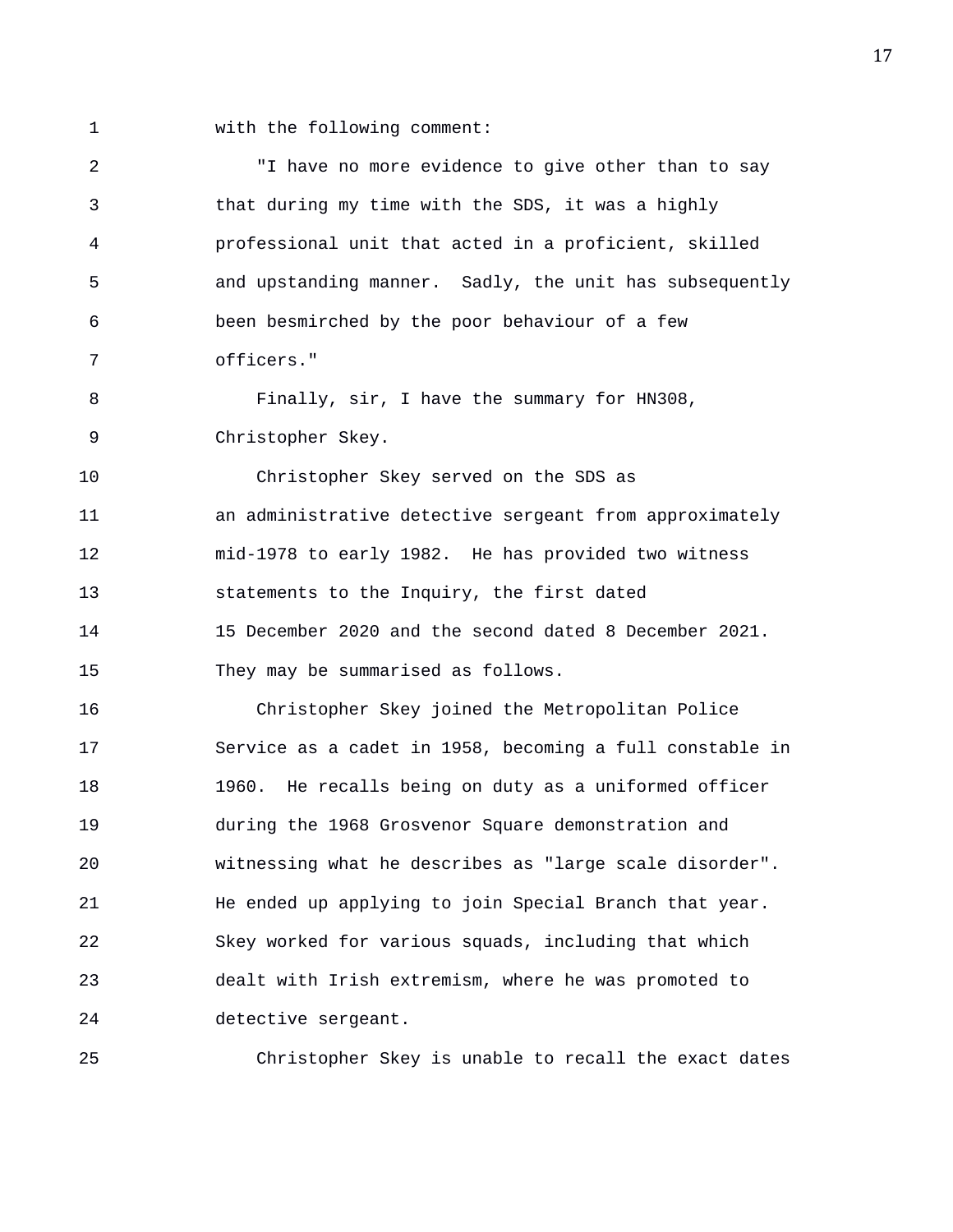with the following comment:

"I have no more evidence to give other than to say that during my time with the SDS, it was a highly professional unit that acted in a proficient, skilled and upstanding manner. Sadly, the unit has subsequently been besmirched by the poor behaviour of a few officers."

Finally, sir, I have the summary for HN308, Christopher Skey.

Christopher Skey served on the SDS as an administrative detective sergeant from approximately mid-1978 to early 1982. He has provided two witness statements to the Inquiry, the first dated 15 December 2020 and the second dated 8 December 2021. They may be summarised as follows.

Christopher Skey joined the Metropolitan Police Service as a cadet in 1958, becoming a full constable in 1960. He recalls being on duty as a uniformed officer during the 1968 Grosvenor Square demonstration and witnessing what he describes as "large scale disorder". He ended up applying to join Special Branch that year. Skey worked for various squads, including that which dealt with Irish extremism, where he was promoted to detective sergeant.

Christopher Skey is unable to recall the exact dates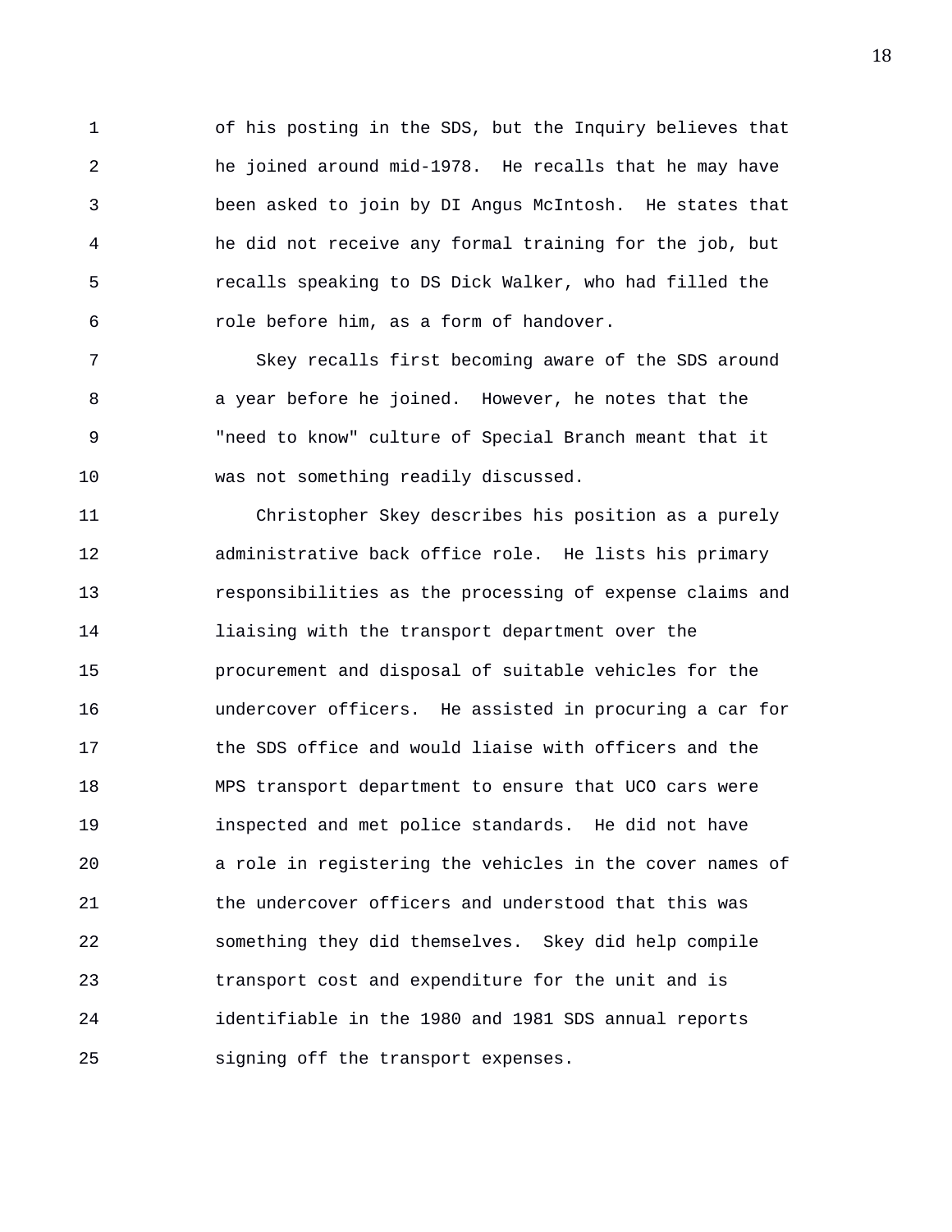of his posting in the SDS, but the Inquiry believes that he joined around mid-1978. He recalls that he may have been asked to join by DI Angus McIntosh. He states that he did not receive any formal training for the job, but recalls speaking to DS Dick Walker, who had filled the role before him, as a form of handover.

Skey recalls first becoming aware of the SDS around a year before he joined. However, he notes that the "need to know" culture of Special Branch meant that it was not something readily discussed.

Christopher Skey describes his position as a purely administrative back office role. He lists his primary responsibilities as the processing of expense claims and liaising with the transport department over the procurement and disposal of suitable vehicles for the undercover officers. He assisted in procuring a car for the SDS office and would liaise with officers and the MPS transport department to ensure that UCO cars were inspected and met police standards. He did not have a role in registering the vehicles in the cover names of the undercover officers and understood that this was something they did themselves. Skey did help compile transport cost and expenditure for the unit and is identifiable in the 1980 and 1981 SDS annual reports signing off the transport expenses.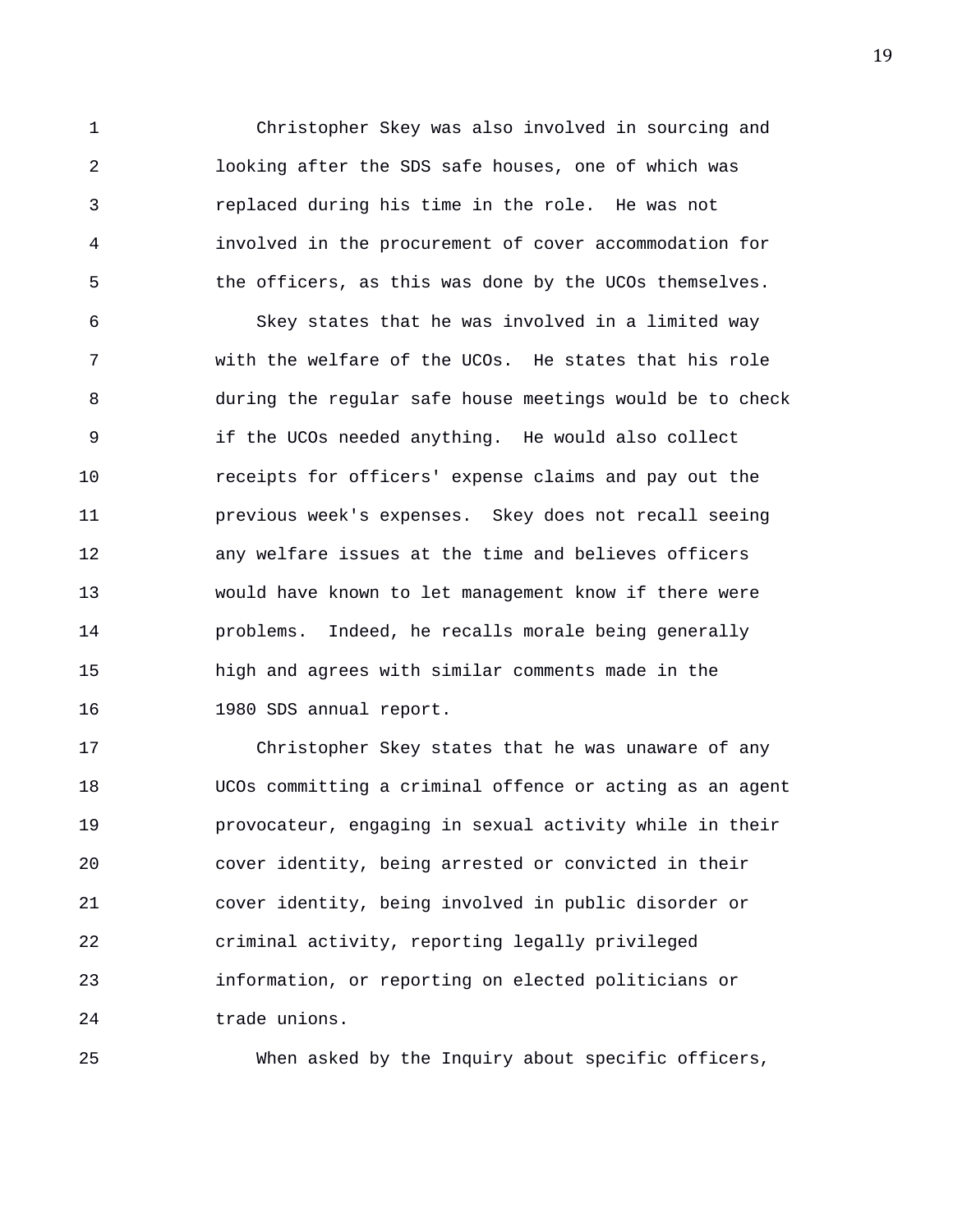Christopher Skey was also involved in sourcing and looking after the SDS safe houses, one of which was replaced during his time in the role. He was not involved in the procurement of cover accommodation for the officers, as this was done by the UCOs themselves.

Skey states that he was involved in a limited way with the welfare of the UCOs. He states that his role during the regular safe house meetings would be to check if the UCOs needed anything. He would also collect receipts for officers' expense claims and pay out the previous week's expenses. Skey does not recall seeing any welfare issues at the time and believes officers would have known to let management know if there were problems. Indeed, he recalls morale being generally high and agrees with similar comments made in the 1980 SDS annual report.

Christopher Skey states that he was unaware of any UCOs committing a criminal offence or acting as an agent provocateur, engaging in sexual activity while in their cover identity, being arrested or convicted in their cover identity, being involved in public disorder or criminal activity, reporting legally privileged information, or reporting on elected politicians or trade unions.

When asked by the Inquiry about specific officers,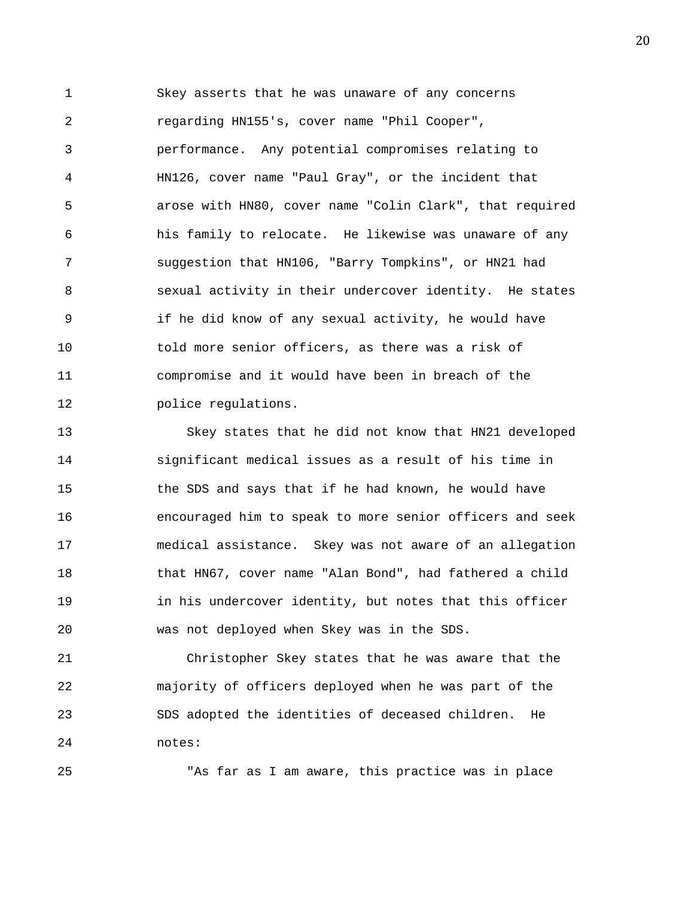Skey asserts that he was unaware of any concerns regarding HN155's, cover name "Phil Cooper", performance. Any potential compromises relating to HN126, cover name "Paul Gray", or the incident that arose with HN80, cover name "Colin Clark", that required his family to relocate. He likewise was unaware of any suggestion that HN106, "Barry Tompkins", or HN21 had sexual activity in their undercover identity. He states if he did know of any sexual activity, he would have told more senior officers, as there was a risk of compromise and it would have been in breach of the police regulations.

Skey states that he did not know that HN21 developed significant medical issues as a result of his time in the SDS and says that if he had known, he would have encouraged him to speak to more senior officers and seek medical assistance. Skey was not aware of an allegation that HN67, cover name "Alan Bond", had fathered a child in his undercover identity, but notes that this officer was not deployed when Skey was in the SDS.

Christopher Skey states that he was aware that the majority of officers deployed when he was part of the SDS adopted the identities of deceased children. He notes:

"As far as I am aware, this practice was in place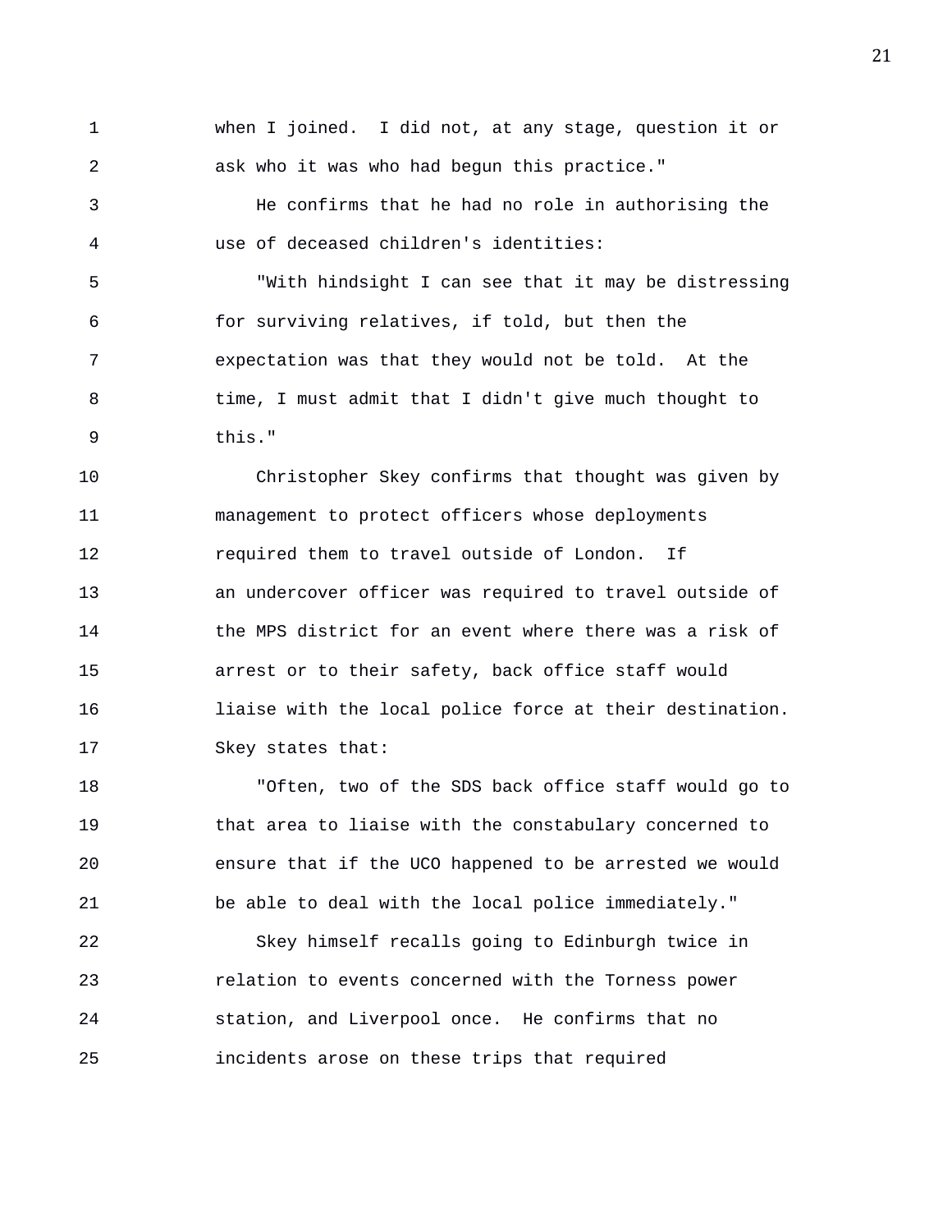when I joined. I did not, at any stage, question it or ask who it was who had begun this practice."

He confirms that he had no role in authorising the use of deceased children's identities:

"With hindsight I can see that it may be distressing for surviving relatives, if told, but then the expectation was that they would not be told. At the time, I must admit that I didn't give much thought to this."

Christopher Skey confirms that thought was given by management to protect officers whose deployments required them to travel outside of London. If an undercover officer was required to travel outside of the MPS district for an event where there was a risk of arrest or to their safety, back office staff would liaise with the local police force at their destination. Skey states that:

"Often, two of the SDS back office staff would go to that area to liaise with the constabulary concerned to ensure that if the UCO happened to be arrested we would be able to deal with the local police immediately."

Skey himself recalls going to Edinburgh twice in relation to events concerned with the Torness power station, and Liverpool once. He confirms that no incidents arose on these trips that required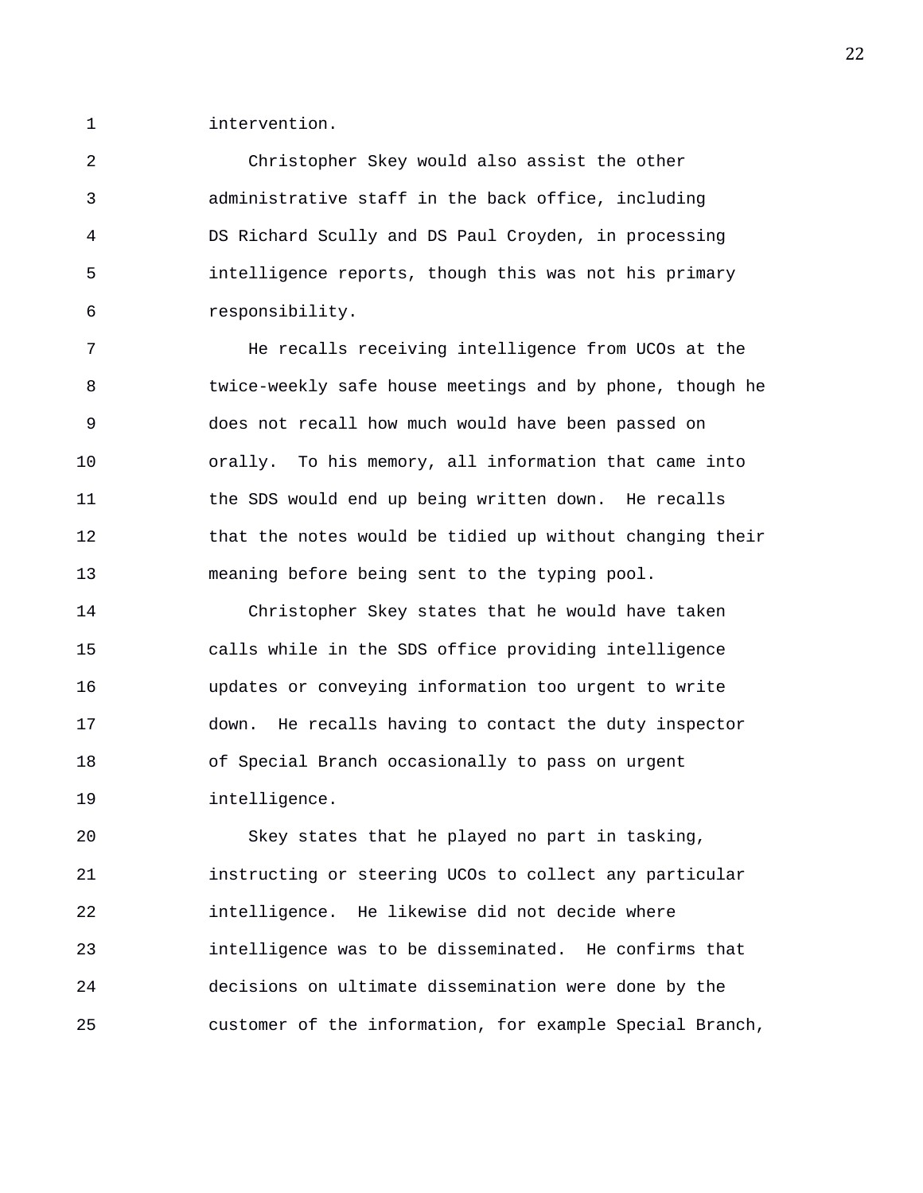intervention.

Christopher Skey would also assist the other administrative staff in the back office, including DS Richard Scully and DS Paul Croyden, in processing intelligence reports, though this was not his primary responsibility.

He recalls receiving intelligence from UCOs at the twice-weekly safe house meetings and by phone, though he does not recall how much would have been passed on orally. To his memory, all information that came into the SDS would end up being written down. He recalls that the notes would be tidied up without changing their meaning before being sent to the typing pool.

Christopher Skey states that he would have taken calls while in the SDS office providing intelligence updates or conveying information too urgent to write down. He recalls having to contact the duty inspector of Special Branch occasionally to pass on urgent intelligence.

Skey states that he played no part in tasking, instructing or steering UCOs to collect any particular intelligence. He likewise did not decide where intelligence was to be disseminated. He confirms that decisions on ultimate dissemination were done by the customer of the information, for example Special Branch,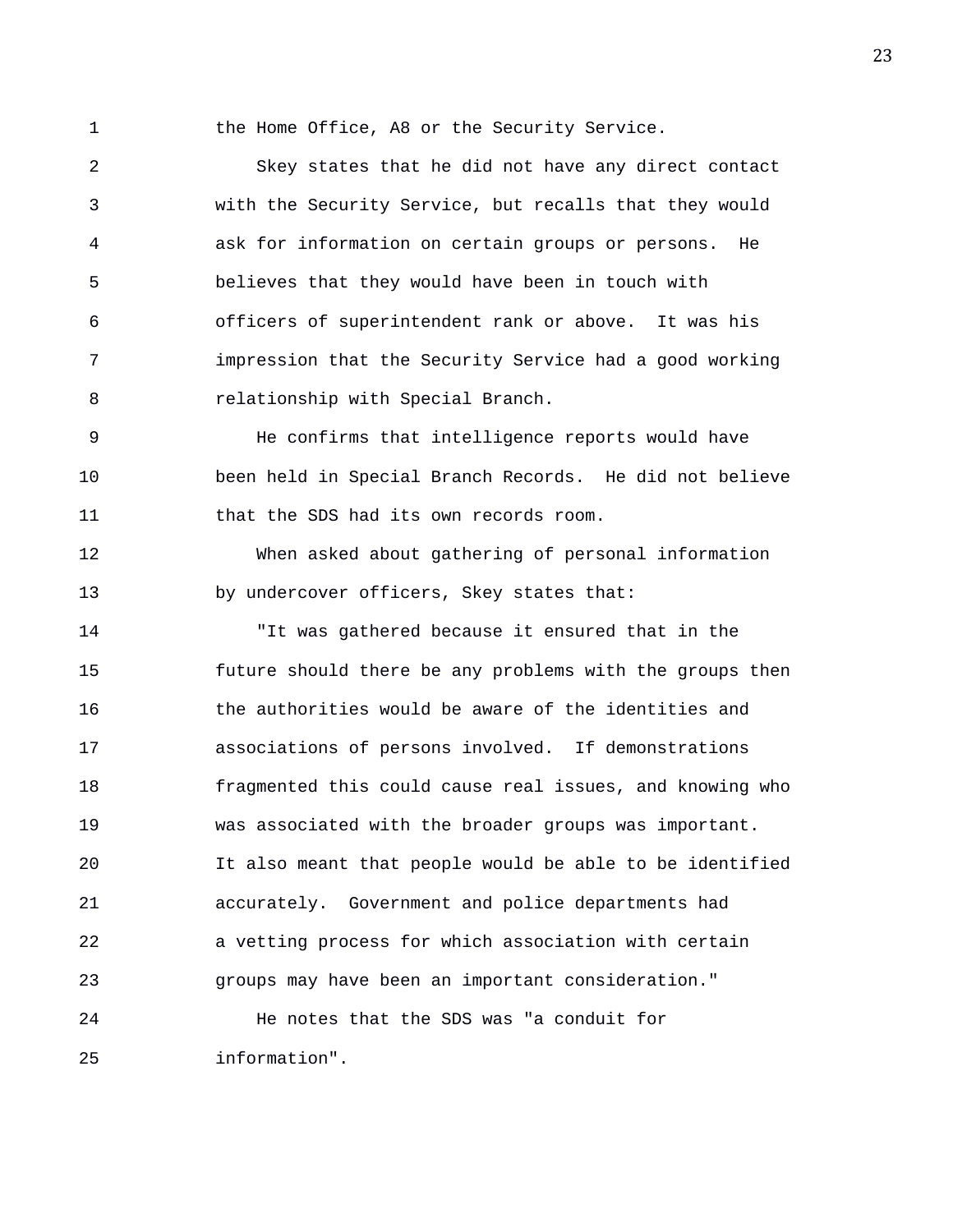the Home Office, A8 or the Security Service.

Skey states that he did not have any direct contact with the Security Service, but recalls that they would ask for information on certain groups or persons. He believes that they would have been in touch with officers of superintendent rank or above. It was his impression that the Security Service had a good working relationship with Special Branch.

He confirms that intelligence reports would have been held in Special Branch Records. He did not believe that the SDS had its own records room.

When asked about gathering of personal information by undercover officers, Skey states that:

"It was gathered because it ensured that in the future should there be any problems with the groups then the authorities would be aware of the identities and associations of persons involved. If demonstrations fragmented this could cause real issues, and knowing who was associated with the broader groups was important. It also meant that people would be able to be identified accurately. Government and police departments had a vetting process for which association with certain groups may have been an important consideration."

He notes that the SDS was "a conduit for information".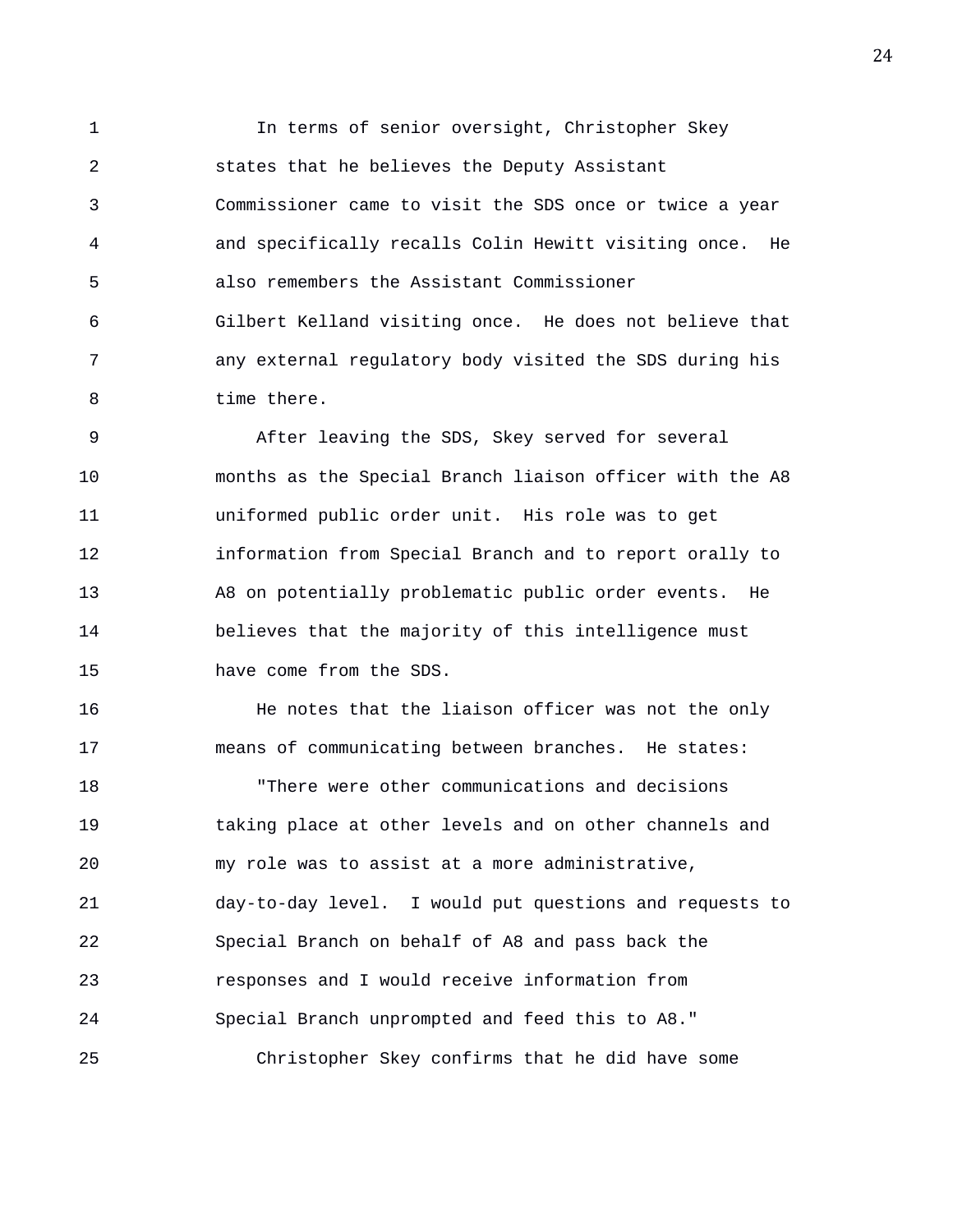In terms of senior oversight, Christopher Skey states that he believes the Deputy Assistant Commissioner came to visit the SDS once or twice a year and specifically recalls Colin Hewitt visiting once. He also remembers the Assistant Commissioner Gilbert Kelland visiting once. He does not believe that any external regulatory body visited the SDS during his time there.

After leaving the SDS, Skey served for several months as the Special Branch liaison officer with the A8 uniformed public order unit. His role was to get information from Special Branch and to report orally to A8 on potentially problematic public order events. He believes that the majority of this intelligence must have come from the SDS.

He notes that the liaison officer was not the only means of communicating between branches. He states:

"There were other communications and decisions taking place at other levels and on other channels and my role was to assist at a more administrative, day-to-day level. I would put questions and requests to Special Branch on behalf of A8 and pass back the responses and I would receive information from Special Branch unprompted and feed this to A8."

Christopher Skey confirms that he did have some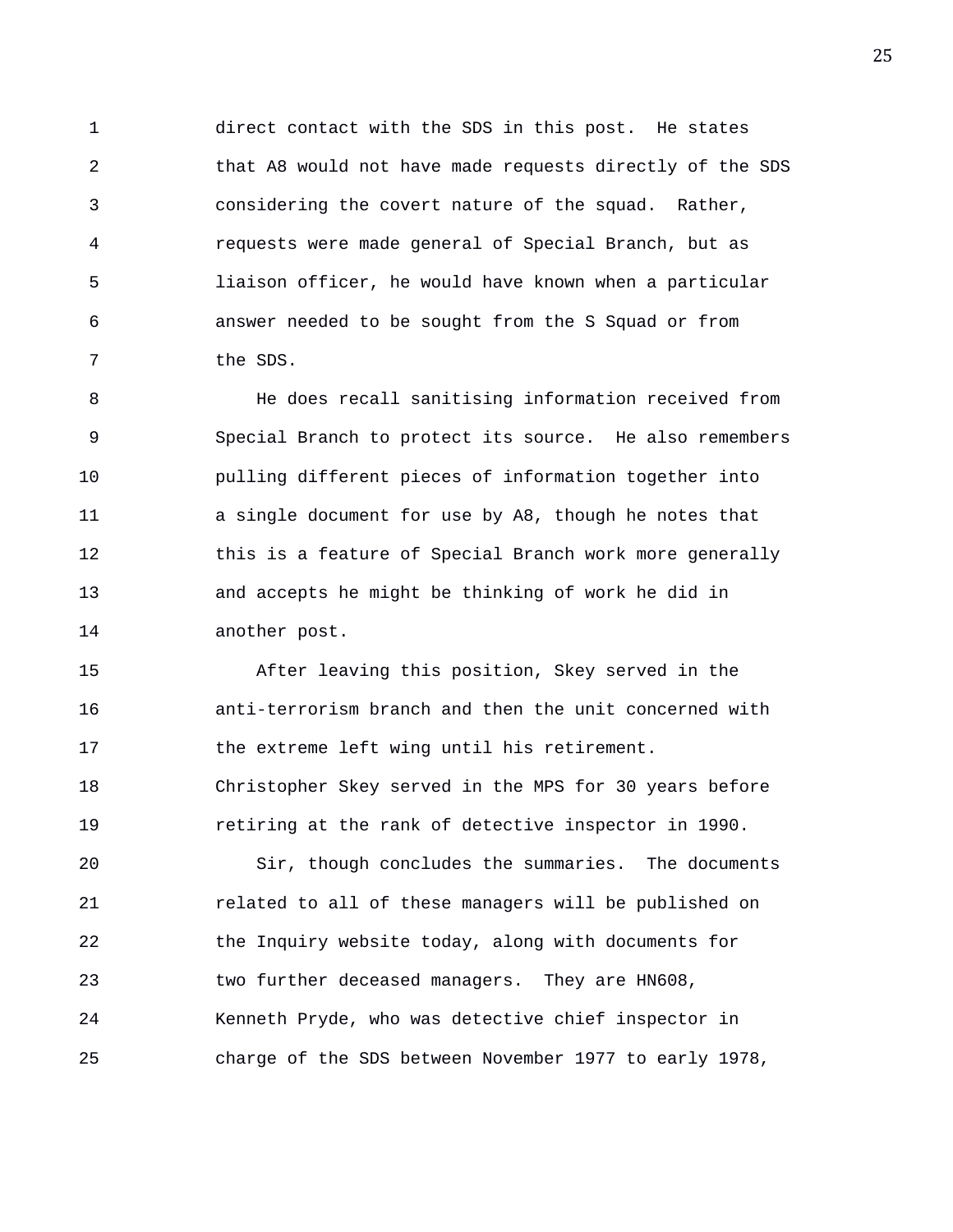direct contact with the SDS in this post. He states that A8 would not have made requests directly of the SDS considering the covert nature of the squad. Rather, requests were made general of Special Branch, but as liaison officer, he would have known when a particular answer needed to be sought from the S Squad or from the SDS.

He does recall sanitising information received from Special Branch to protect its source. He also remembers pulling different pieces of information together into a single document for use by A8, though he notes that this is a feature of Special Branch work more generally and accepts he might be thinking of work he did in another post.

After leaving this position, Skey served in the anti-terrorism branch and then the unit concerned with the extreme left wing until his retirement. Christopher Skey served in the MPS for 30 years before retiring at the rank of detective inspector in 1990.

Sir, though concludes the summaries. The documents related to all of these managers will be published on the Inquiry website today, along with documents for two further deceased managers. They are HN608, Kenneth Pryde, who was detective chief inspector in charge of the SDS between November 1977 to early 1978,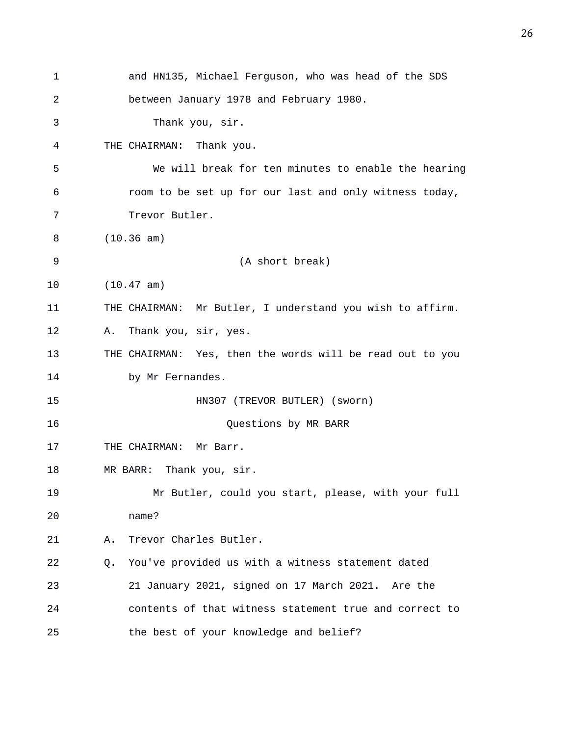and HN135, Michael Ferguson, who was head of the SDS between January 1978 and February 1980.

Thank you, sir.

THE CHAIRMAN: Thank you.

We will break for ten minutes to enable the hearing room to be set up for our last and only witness today, Trevor Butler.

(10.36 am)

(A short break)

(10.47 am)

THE CHAIRMAN: Mr Butler, I understand you wish to affirm.

A. Thank you, sir, yes.

THE CHAIRMAN: Yes, then the words will be read out to you by Mr Fernandes.

HN307 (TREVOR BUTLER) (sworn)

Questions by MR BARR

THE CHAIRMAN: Mr Barr.

MR BARR: Thank you, sir.

Mr Butler, could you start, please, with your full name?

A. Trevor Charles Butler.

Q. You've provided us with a witness statement dated 21 January 2021, signed on 17 March 2021. Are the contents of that witness statement true and correct to the best of your knowledge and belief?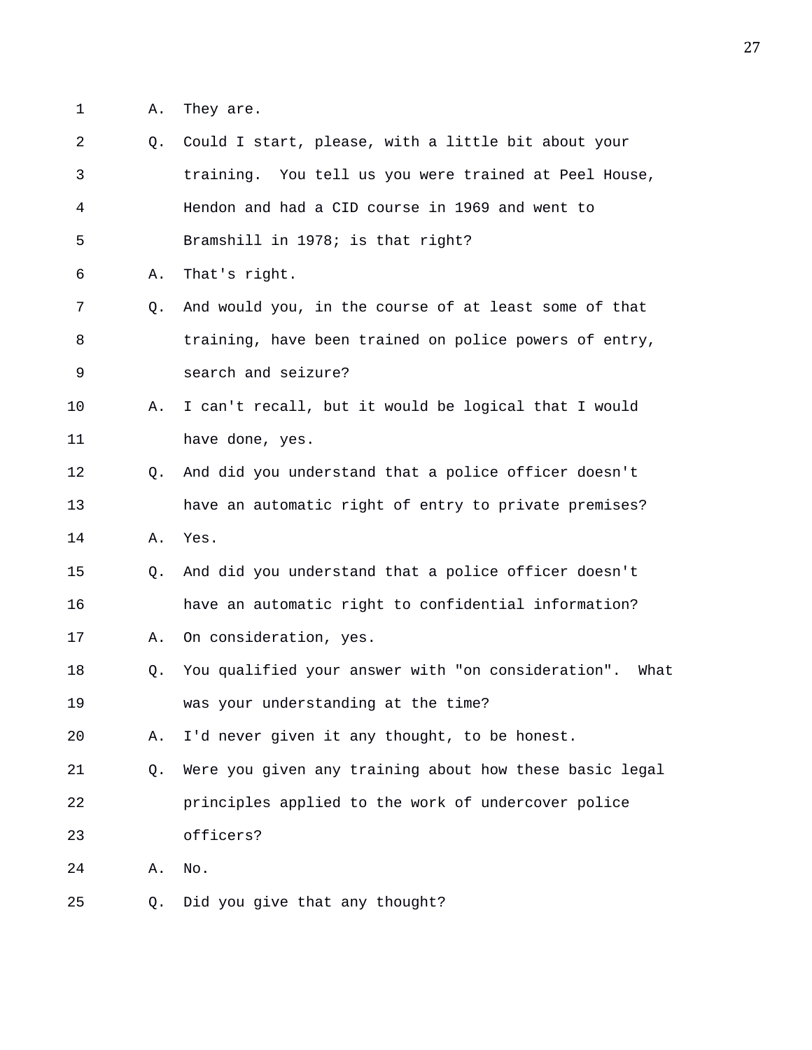1 A. They are.

2 Q. Could I start, please, with a little bit about your

3 training. You tell us you were trained at Peel House,

4 Hendon and had a CID course in 1969 and went to

5 Bramshill in 1978; is that right?

6 A. That's right.

7 Q. And would you, in the course of at least some of that

8 training, have been trained on police powers of entry,

9 search and seizure?

10 A. I can't recall, but it would be logical that I would

11 have done, yes.

12 Q. And did you understand that a police officer doesn't

13 have an automatic right of entry to private premises?

14 A. Yes.

15 Q. And did you understand that a police officer doesn't

16 have an automatic right to confidential information?

17 A. On consideration, yes.

18 Q. You qualified your answer with "on consideration". What

19 was your understanding at the time?

20 A. I'd never given it any thought, to be honest.

21 Q. Were you given any training about how these basic legal

22 principles applied to the work of undercover police

23 officers?

24 A. No.

25 Q. Did you give that any thought?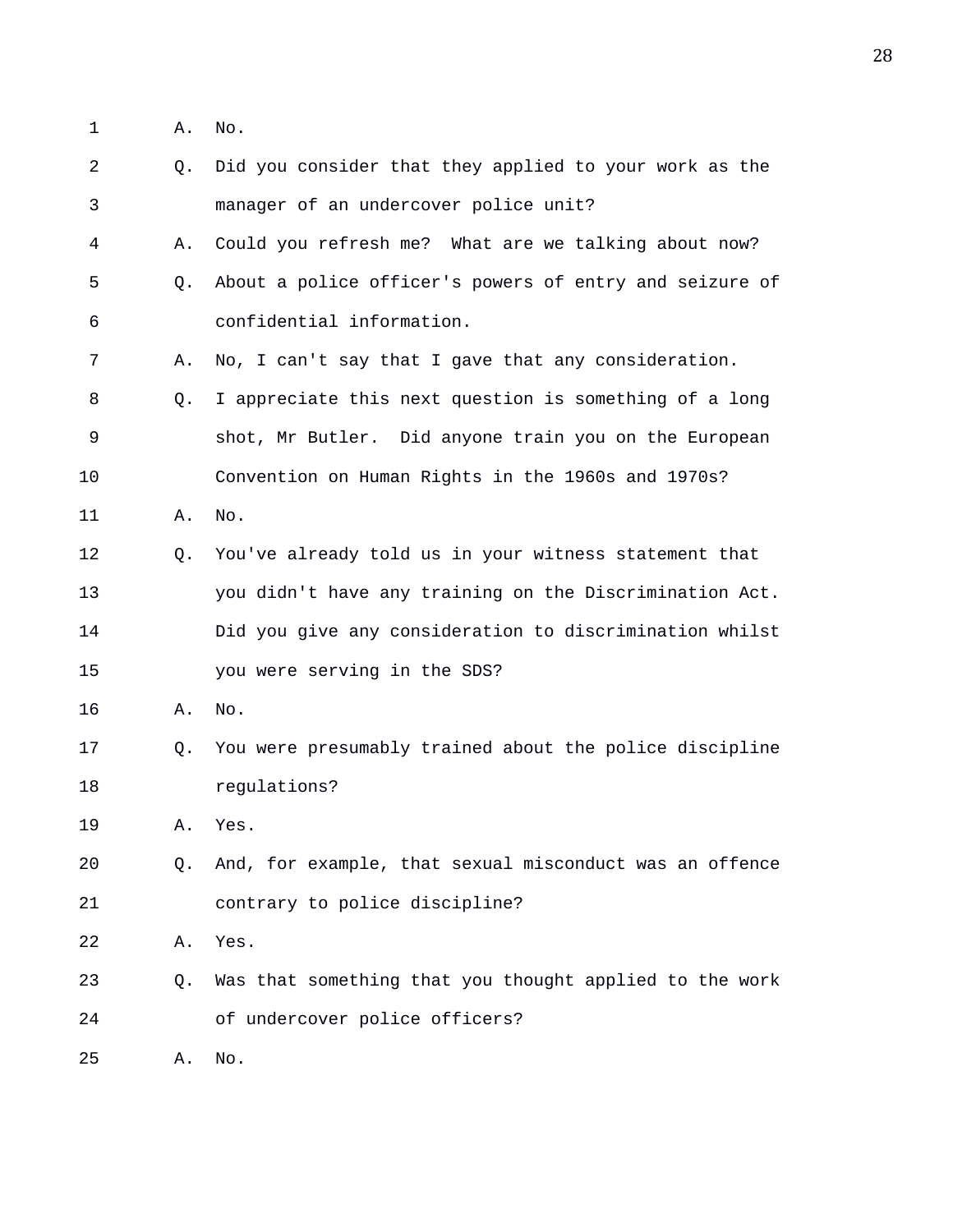1 A. No.

2 Q. Did you consider that they applied to your work as the

3 manager of an undercover police unit?

4 A. Could you refresh me? What are we talking about now?

5 Q. About a police officer's powers of entry and seizure of

6 confidential information.

7 A. No, I can't say that I gave that any consideration.

8 Q. I appreciate this next question is something of a long

9 shot, Mr Butler. Did anyone train you on the European

10 Convention on Human Rights in the 1960s and 1970s?

11 A. No.

12 Q. You've already told us in your witness statement that

13 you didn't have any training on the Discrimination Act.

14 Did you give any consideration to discrimination whilst

15 you were serving in the SDS?

16 A. No.

17 Q. You were presumably trained about the police discipline

18 regulations?

19 A. Yes.

20 Q. And, for example, that sexual misconduct was an offence

21 contrary to police discipline?

22 A. Yes.

23 Q. Was that something that you thought applied to the work

24 of undercover police officers?

25 A. No.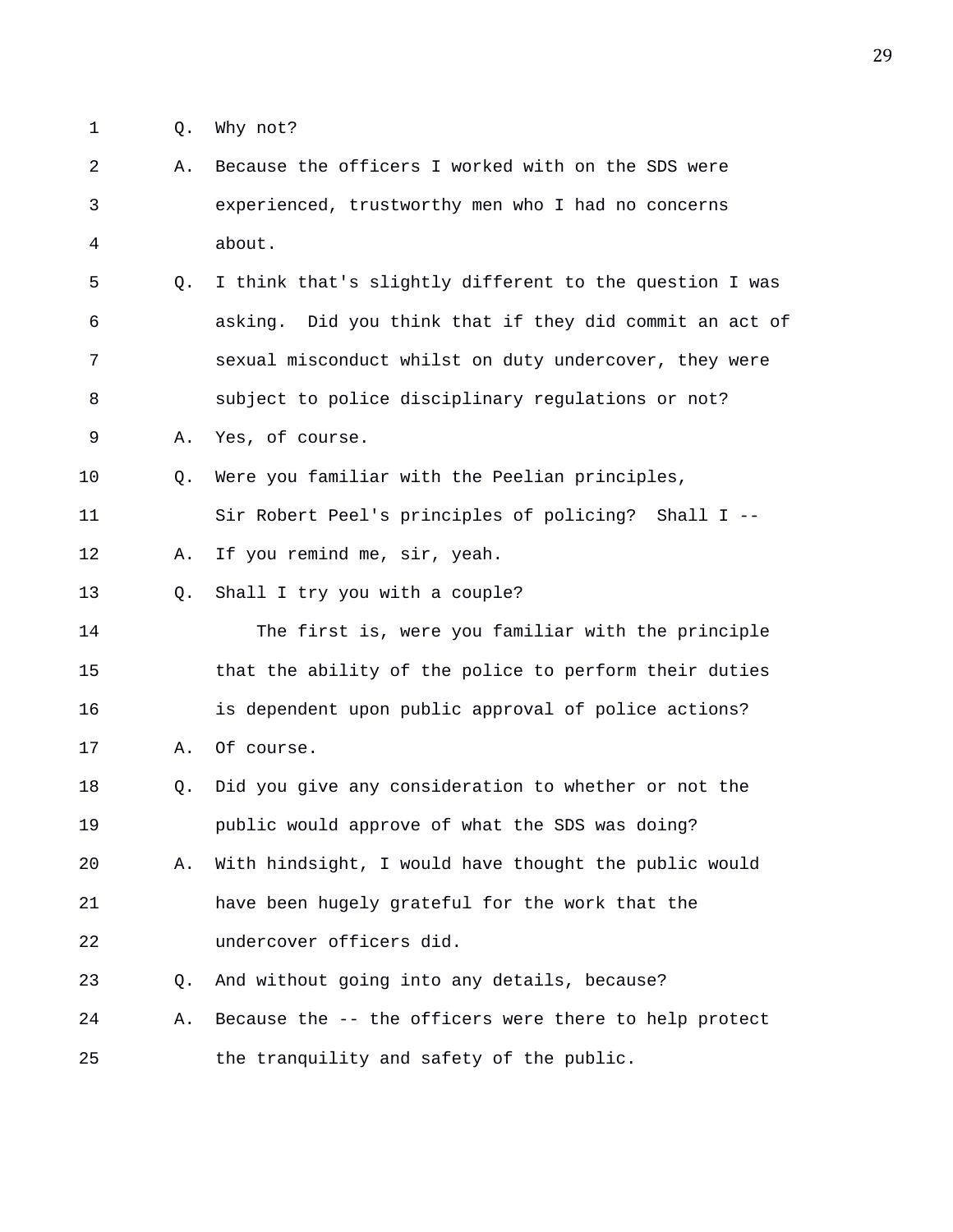1 Q. Why not?

2 A. Because the officers I worked with on the SDS were

3 experienced, trustworthy men who I had no concerns

4 about.

5 Q. I think that's slightly different to the question I was

6 asking. Did you think that if they did commit an act of

7 sexual misconduct whilst on duty undercover, they were

8 subject to police disciplinary regulations or not?

9 A. Yes, of course.

10 Q. Were you familiar with the Peelian principles,

11 Sir Robert Peel's principles of policing? Shall I --

12 A. If you remind me, sir, yeah.

13 Q. Shall I try you with a couple?

14 The first is, were you familiar with the principle

15 that the ability of the police to perform their duties

16 is dependent upon public approval of police actions?

17 A. Of course.

18 Q. Did you give any consideration to whether or not the

19 public would approve of what the SDS was doing?

20 A. With hindsight, I would have thought the public would

21 have been hugely grateful for the work that the

22 undercover officers did.

23 Q. And without going into any details, because?

24 A. Because the -- the officers were there to help protect

25 the tranquility and safety of the public.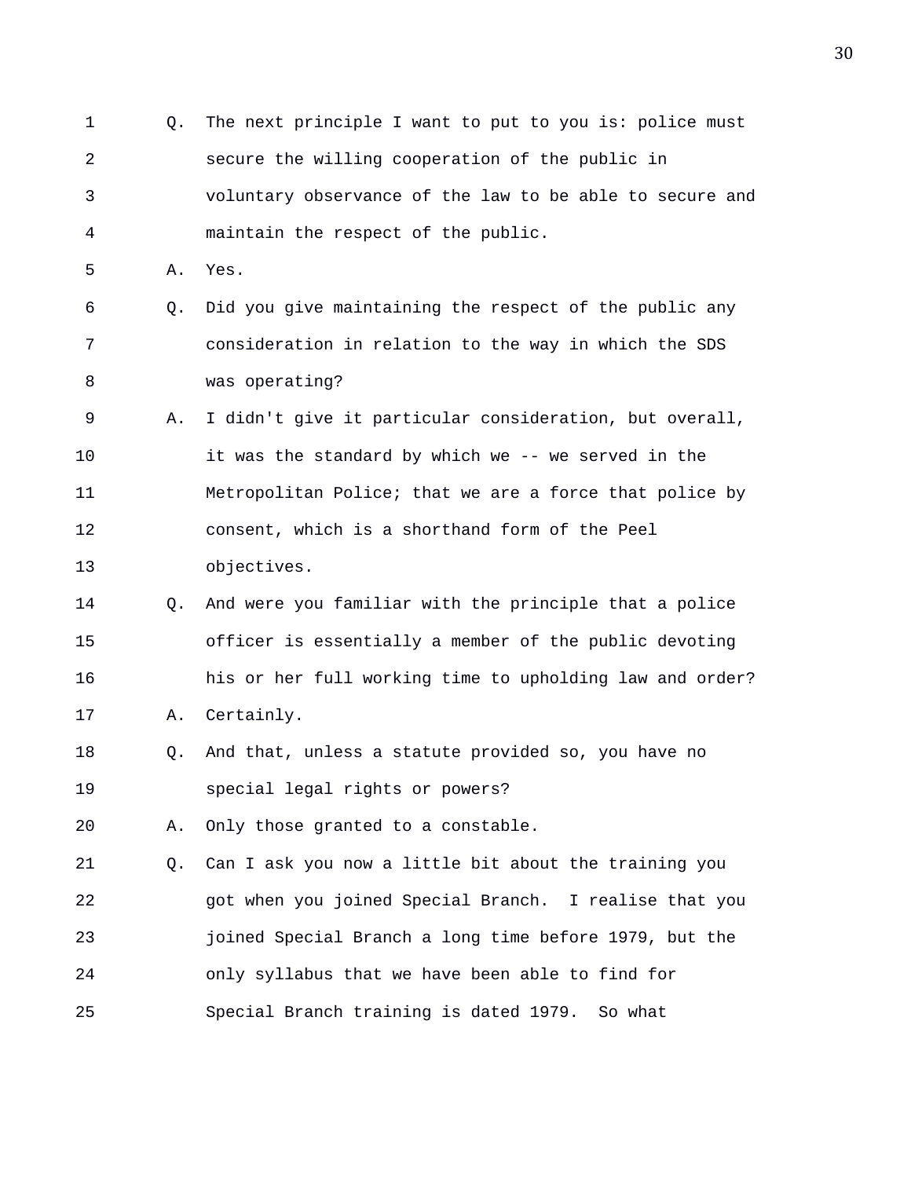1 Q. The next principle I want to put to you is: police must
2 secure the willing cooperation of the public in
3 voluntary observance of the law to be able to secure and
4 maintain the respect of the public.
5 A. Yes.
6 Q. Did you give maintaining the respect of the public any
7 consideration in relation to the way in which the SDS
8 was operating?
9 A. I didn't give it particular consideration, but overall,
10 it was the standard by which we -- we served in the
11 Metropolitan Police; that we are a force that police by
12 consent, which is a shorthand form of the Peel
13 objectives.
14 Q. And were you familiar with the principle that a police
15 officer is essentially a member of the public devoting
16 his or her full working time to upholding law and order?
17 A. Certainly.
18 Q. And that, unless a statute provided so, you have no
19 special legal rights or powers?
20 A. Only those granted to a constable.
21 Q. Can I ask you now a little bit about the training you
22 got when you joined Special Branch. I realise that you
23 joined Special Branch a long time before 1979, but the
24 only syllabus that we have been able to find for
25 Special Branch training is dated 1979. So what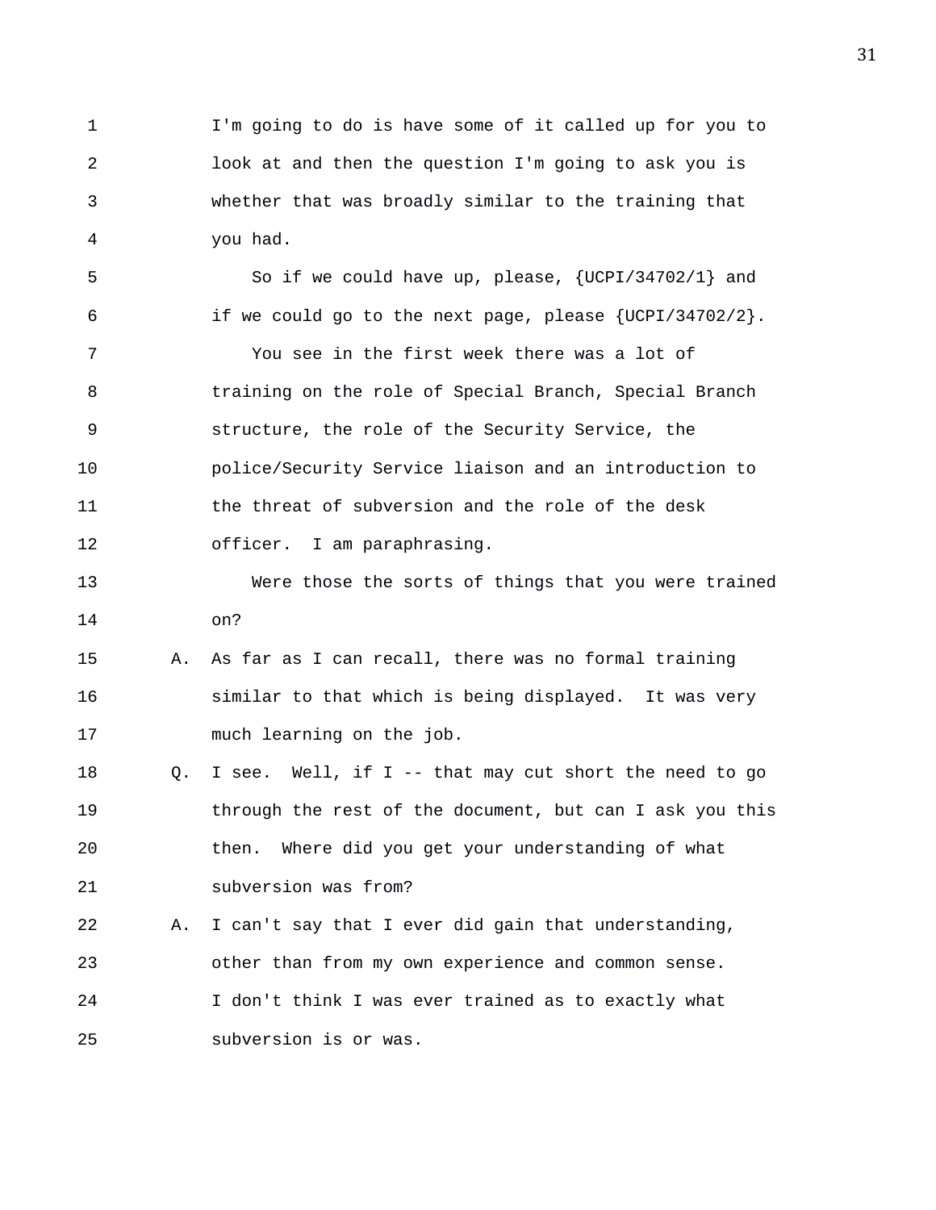I'm going to do is have some of it called up for you to look at and then the question I'm going to ask you is whether that was broadly similar to the training that you had.

So if we could have up, please, {UCPI/34702/1} and if we could go to the next page, please {UCPI/34702/2}.

You see in the first week there was a lot of training on the role of Special Branch, Special Branch structure, the role of the Security Service, the police/Security Service liaison and an introduction to the threat of subversion and the role of the desk officer. I am paraphrasing.

Were those the sorts of things that you were trained on?

A. As far as I can recall, there was no formal training similar to that which is being displayed. It was very much learning on the job.

Q. I see. Well, if I -- that may cut short the need to go through the rest of the document, but can I ask you this then. Where did you get your understanding of what subversion was from?

A. I can't say that I ever did gain that understanding, other than from my own experience and common sense. I don't think I was ever trained as to exactly what subversion is or was.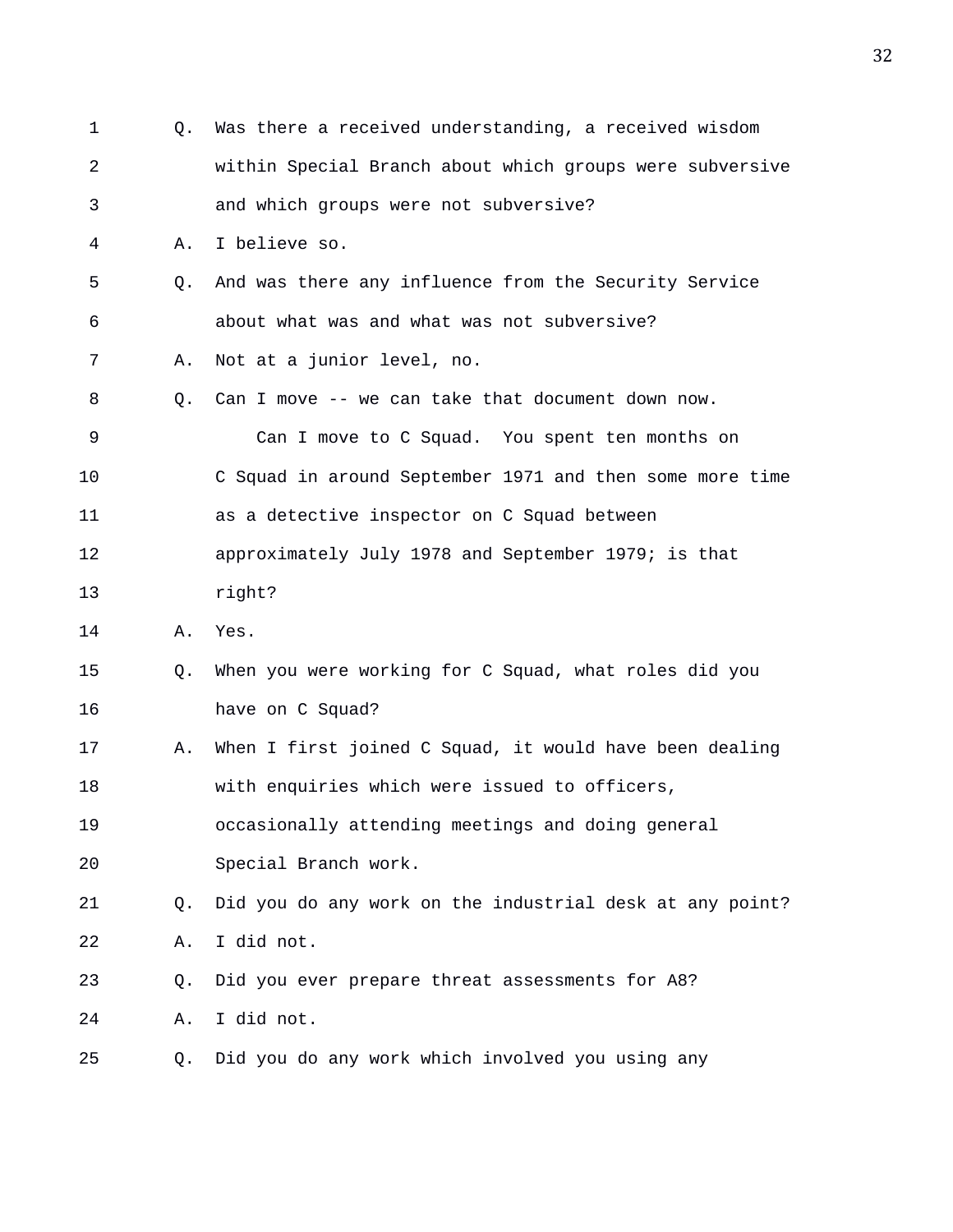1 Q. Was there a received understanding, a received wisdom
2 within Special Branch about which groups were subversive
3 and which groups were not subversive?
4 A. I believe so.
5 Q. And was there any influence from the Security Service
6 about what was and what was not subversive?
7 A. Not at a junior level, no.
8 Q. Can I move -- we can take that document down now.
9 Can I move to C Squad. You spent ten months on
10 C Squad in around September 1971 and then some more time
11 as a detective inspector on C Squad between
12 approximately July 1978 and September 1979; is that
13 right?
14 A. Yes.
15 Q. When you were working for C Squad, what roles did you
16 have on C Squad?
17 A. When I first joined C Squad, it would have been dealing
18 with enquiries which were issued to officers,
19 occasionally attending meetings and doing general
20 Special Branch work.
21 Q. Did you do any work on the industrial desk at any point?
22 A. I did not.
23 Q. Did you ever prepare threat assessments for A8?
24 A. I did not.
25 Q. Did you do any work which involved you using any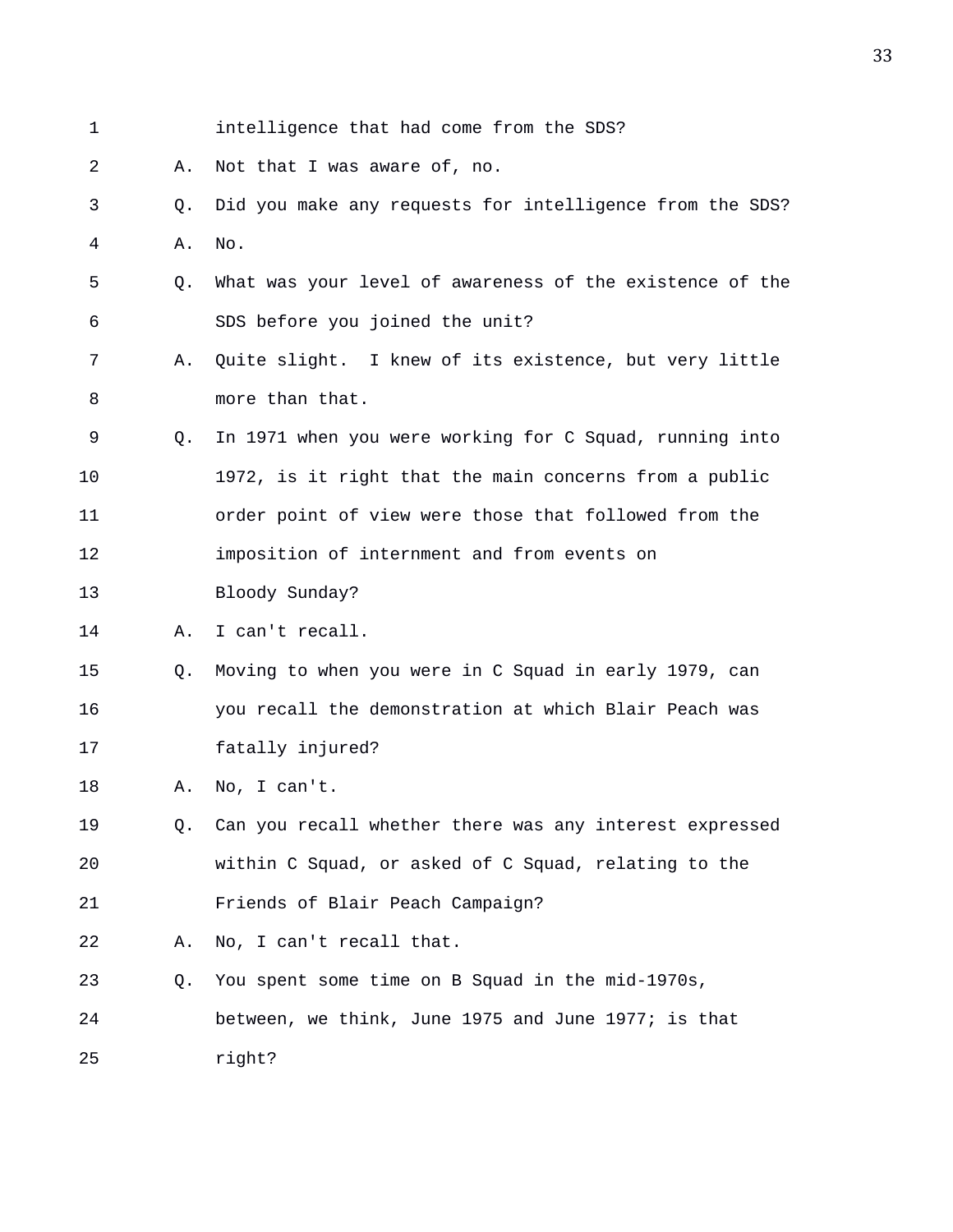intelligence that had come from the SDS?

A. Not that I was aware of, no.

Q. Did you make any requests for intelligence from the SDS?

A. No.

Q. What was your level of awareness of the existence of the SDS before you joined the unit?

A. Quite slight. I knew of its existence, but very little more than that.

Q. In 1971 when you were working for C Squad, running into 1972, is it right that the main concerns from a public order point of view were those that followed from the imposition of internment and from events on Bloody Sunday?

A. I can't recall.

Q. Moving to when you were in C Squad in early 1979, can you recall the demonstration at which Blair Peach was fatally injured?

A. No, I can't.

Q. Can you recall whether there was any interest expressed within C Squad, or asked of C Squad, relating to the Friends of Blair Peach Campaign?

A. No, I can't recall that.

Q. You spent some time on B Squad in the mid-1970s, between, we think, June 1975 and June 1977; is that right?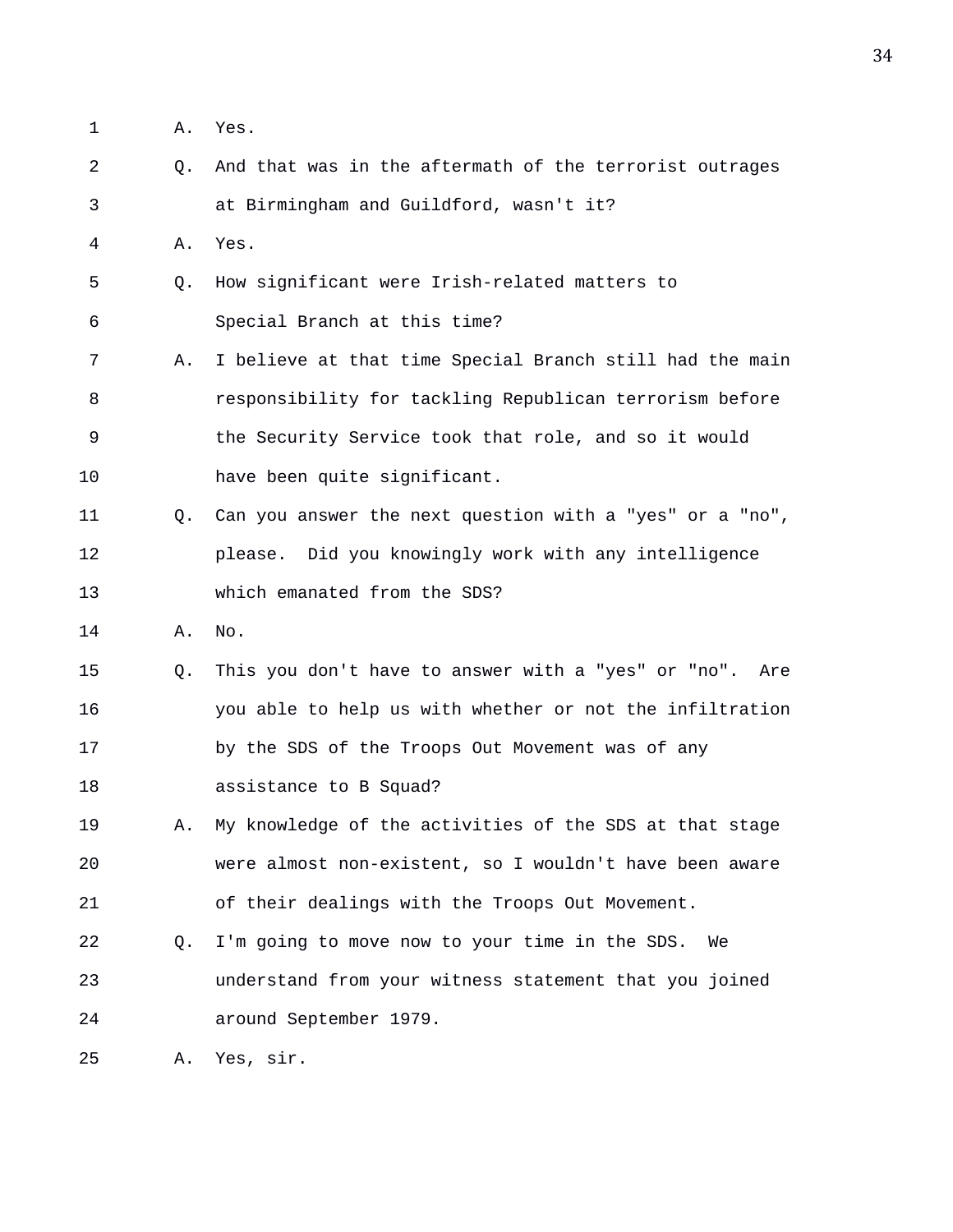1 A. Yes.

2 Q. And that was in the aftermath of the terrorist outrages

3 at Birmingham and Guildford, wasn't it?

4 A. Yes.

5 Q. How significant were Irish-related matters to

6 Special Branch at this time?

7 A. I believe at that time Special Branch still had the main

8 responsibility for tackling Republican terrorism before

9 the Security Service took that role, and so it would

10 have been quite significant.

11 Q. Can you answer the next question with a "yes" or a "no",

12 please. Did you knowingly work with any intelligence

13 which emanated from the SDS?

14 A. No.

15 Q. This you don't have to answer with a "yes" or "no". Are

16 you able to help us with whether or not the infiltration

17 by the SDS of the Troops Out Movement was of any

18 assistance to B Squad?

19 A. My knowledge of the activities of the SDS at that stage

20 were almost non-existent, so I wouldn't have been aware

21 of their dealings with the Troops Out Movement.

22 Q. I'm going to move now to your time in the SDS. We

23 understand from your witness statement that you joined

24 around September 1979.

25 A. Yes, sir.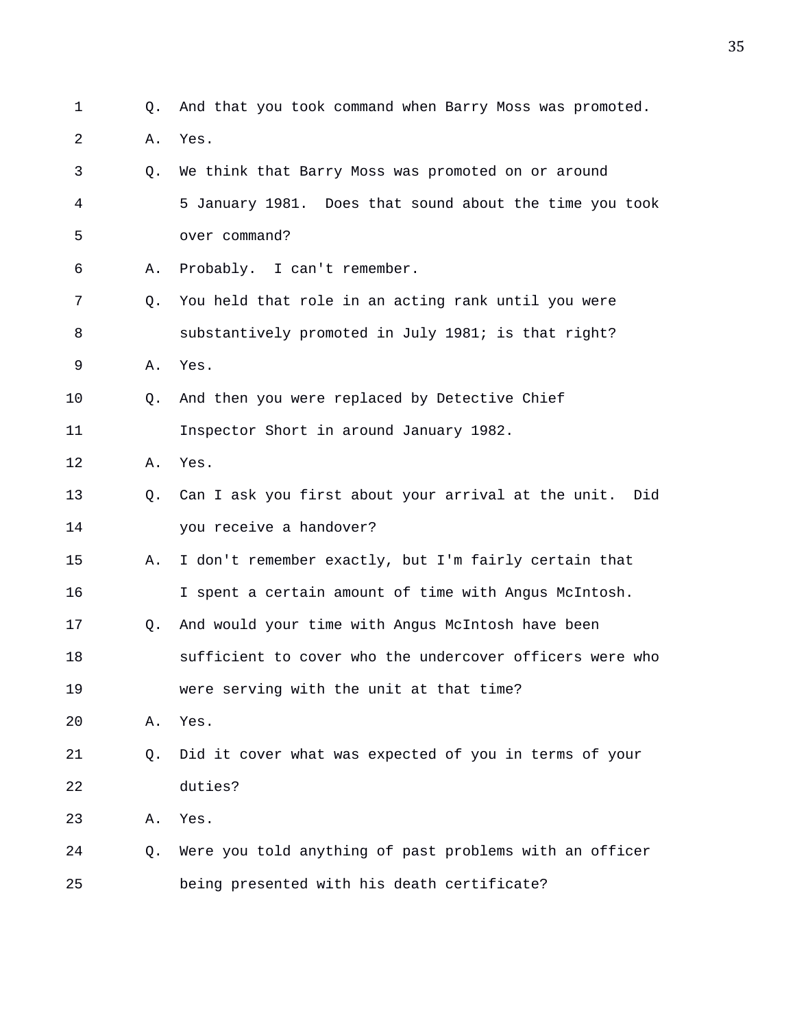1 Q. And that you took command when Barry Moss was promoted.

2 A. Yes.

3 Q. We think that Barry Moss was promoted on or around

4 5 January 1981. Does that sound about the time you took

5 over command?

6 A. Probably. I can't remember.

7 Q. You held that role in an acting rank until you were

8 substantively promoted in July 1981; is that right?

9 A. Yes.

10 Q. And then you were replaced by Detective Chief

11 Inspector Short in around January 1982.

12 A. Yes.

13 Q. Can I ask you first about your arrival at the unit. Did

14 you receive a handover?

15 A. I don't remember exactly, but I'm fairly certain that

16 I spent a certain amount of time with Angus McIntosh.

17 Q. And would your time with Angus McIntosh have been

18 sufficient to cover who the undercover officers were who

19 were serving with the unit at that time?

20 A. Yes.

21 Q. Did it cover what was expected of you in terms of your

22 duties?

23 A. Yes.

24 Q. Were you told anything of past problems with an officer

25 being presented with his death certificate?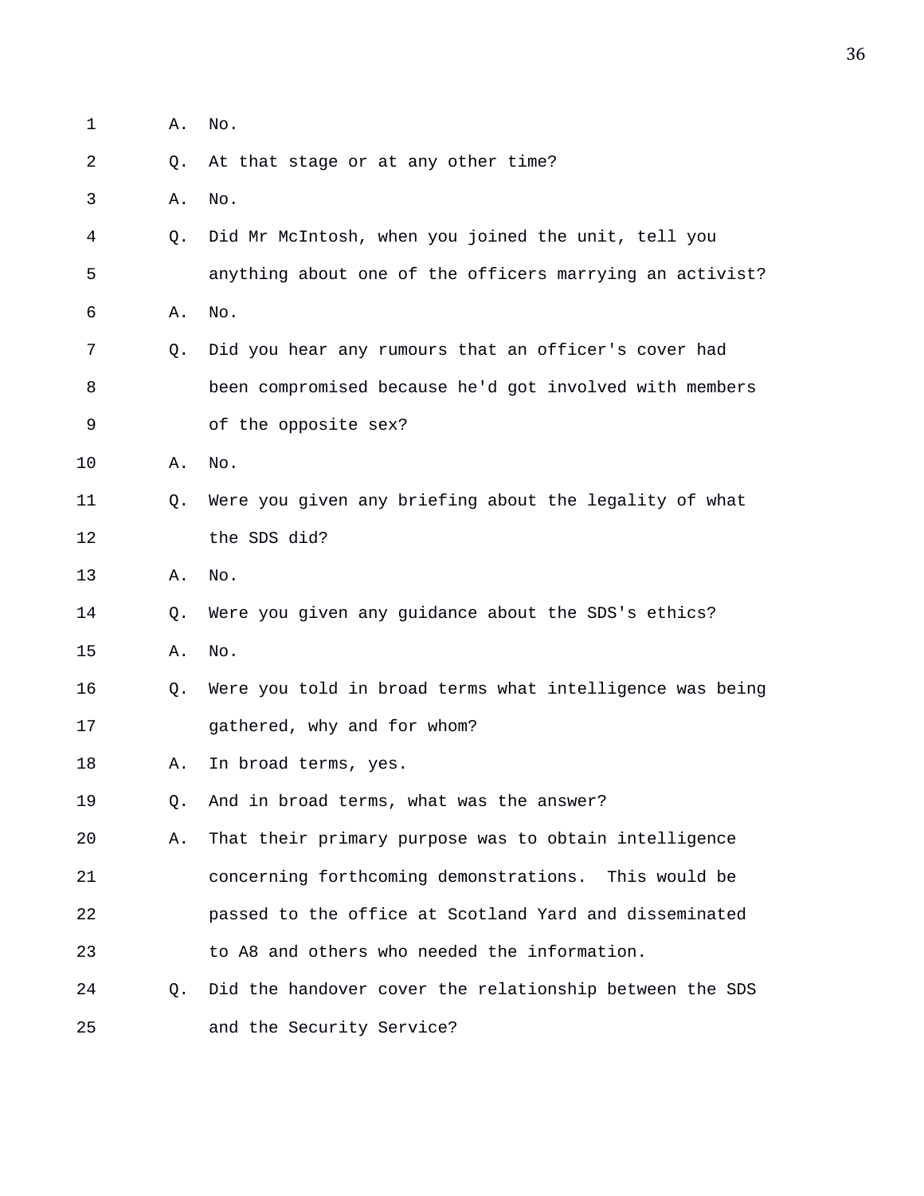1 A. No.

2 Q. At that stage or at any other time?

3 A. No.

4 Q. Did Mr McIntosh, when you joined the unit, tell you

5 anything about one of the officers marrying an activist?

6 A. No.

7 Q. Did you hear any rumours that an officer's cover had

8 been compromised because he'd got involved with members

9 of the opposite sex?

10 A. No.

11 Q. Were you given any briefing about the legality of what

12 the SDS did?

13 A. No.

14 Q. Were you given any guidance about the SDS's ethics?

15 A. No.

16 Q. Were you told in broad terms what intelligence was being

17 gathered, why and for whom?

18 A. In broad terms, yes.

19 Q. And in broad terms, what was the answer?

20 A. That their primary purpose was to obtain intelligence

21 concerning forthcoming demonstrations. This would be

22 passed to the office at Scotland Yard and disseminated

23 to A8 and others who needed the information.

24 Q. Did the handover cover the relationship between the SDS

25 and the Security Service?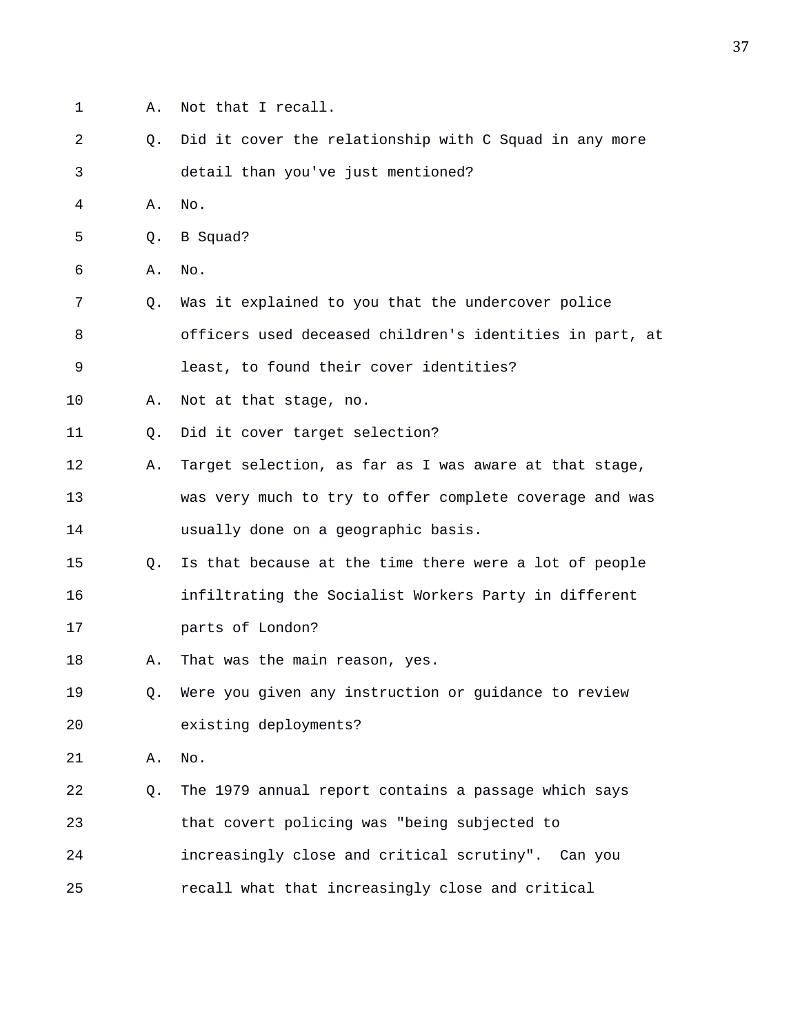1 A. Not that I recall.

2 Q. Did it cover the relationship with C Squad in any more

3 detail than you've just mentioned?

4 A. No.

5 Q. B Squad?

6 A. No.

7 Q. Was it explained to you that the undercover police

8 officers used deceased children's identities in part, at

9 least, to found their cover identities?

10 A. Not at that stage, no.

11 Q. Did it cover target selection?

12 A. Target selection, as far as I was aware at that stage,

13 was very much to try to offer complete coverage and was

14 usually done on a geographic basis.

15 Q. Is that because at the time there were a lot of people

16 infiltrating the Socialist Workers Party in different

17 parts of London?

18 A. That was the main reason, yes.

19 Q. Were you given any instruction or guidance to review

20 existing deployments?

21 A. No.

22 Q. The 1979 annual report contains a passage which says

23 that covert policing was "being subjected to

24 increasingly close and critical scrutiny". Can you

25 recall what that increasingly close and critical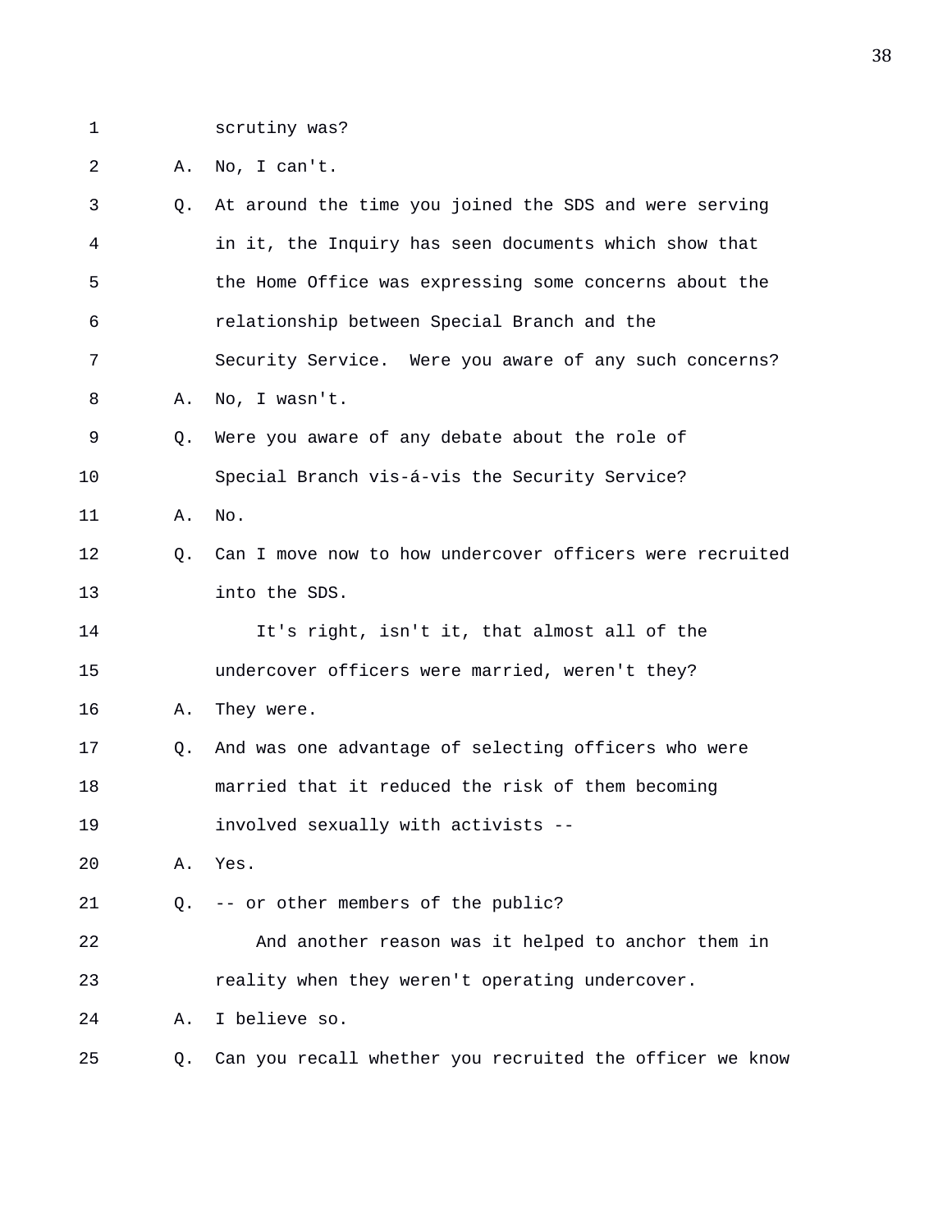1 scrutiny was?

2 A. No, I can't.

3 Q. At around the time you joined the SDS and were serving

4 in it, the Inquiry has seen documents which show that

5 the Home Office was expressing some concerns about the

6 relationship between Special Branch and the

7 Security Service. Were you aware of any such concerns?

8 A. No, I wasn't.

9 Q. Were you aware of any debate about the role of

10 Special Branch vis-á-vis the Security Service?

11 A. No.

12 Q. Can I move now to how undercover officers were recruited

13 into the SDS.

14 It's right, isn't it, that almost all of the

15 undercover officers were married, weren't they?

16 A. They were.

17 Q. And was one advantage of selecting officers who were

18 married that it reduced the risk of them becoming

19 involved sexually with activists --

20 A. Yes.

21 Q. -- or other members of the public?

22 And another reason was it helped to anchor them in

23 reality when they weren't operating undercover.

24 A. I believe so.

25 Q. Can you recall whether you recruited the officer we know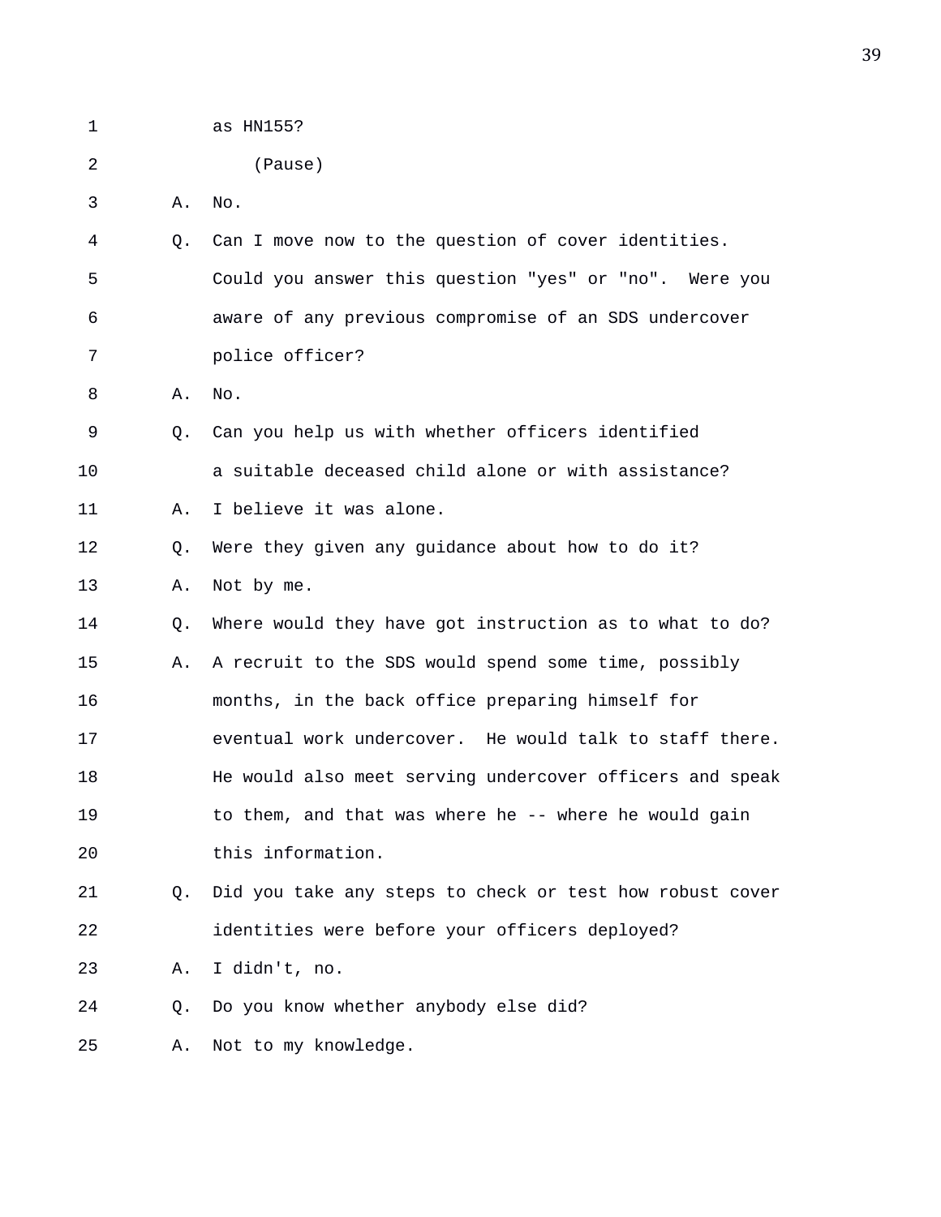1 as HN155?

2 (Pause)

3 A. No.

4 Q. Can I move now to the question of cover identities.

5 Could you answer this question "yes" or "no". Were you

6 aware of any previous compromise of an SDS undercover

7 police officer?

8 A. No.

9 Q. Can you help us with whether officers identified

10 a suitable deceased child alone or with assistance?

11 A. I believe it was alone.

12 Q. Were they given any guidance about how to do it?

13 A. Not by me.

14 Q. Where would they have got instruction as to what to do?

15 A. A recruit to the SDS would spend some time, possibly

16 months, in the back office preparing himself for

17 eventual work undercover. He would talk to staff there.

18 He would also meet serving undercover officers and speak

19 to them, and that was where he -- where he would gain

20 this information.

21 Q. Did you take any steps to check or test how robust cover

22 identities were before your officers deployed?

23 A. I didn't, no.

24 Q. Do you know whether anybody else did?

25 A. Not to my knowledge.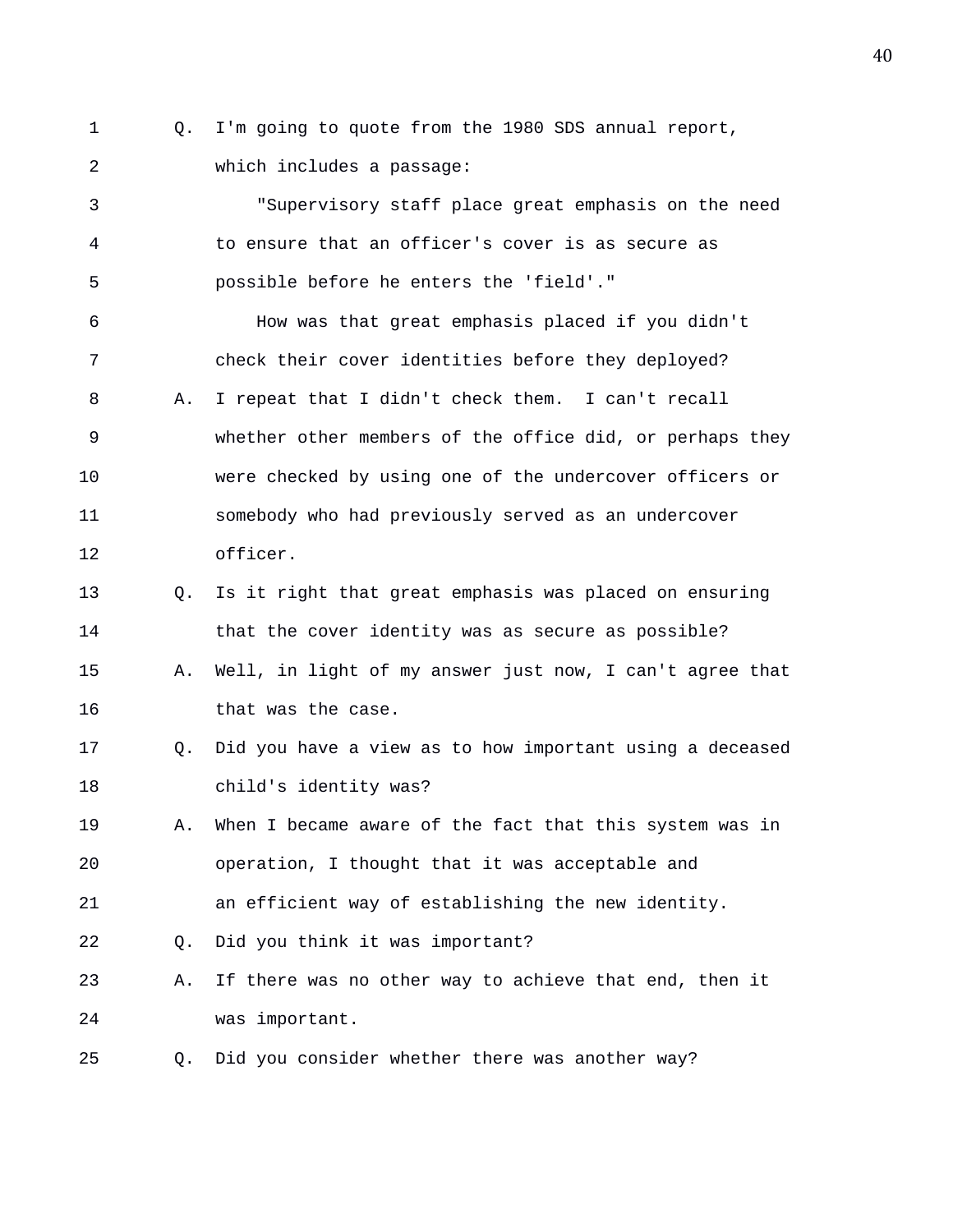Q. I'm going to quote from the 1980 SDS annual report, which includes a passage:

"Supervisory staff place great emphasis on the need to ensure that an officer's cover is as secure as possible before he enters the 'field'."

How was that great emphasis placed if you didn't check their cover identities before they deployed?

A. I repeat that I didn't check them. I can't recall whether other members of the office did, or perhaps they were checked by using one of the undercover officers or somebody who had previously served as an undercover officer.

Q. Is it right that great emphasis was placed on ensuring that the cover identity was as secure as possible?

A. Well, in light of my answer just now, I can't agree that that was the case.

Q. Did you have a view as to how important using a deceased child's identity was?

A. When I became aware of the fact that this system was in operation, I thought that it was acceptable and an efficient way of establishing the new identity.

Q. Did you think it was important?

A. If there was no other way to achieve that end, then it was important.

Q. Did you consider whether there was another way?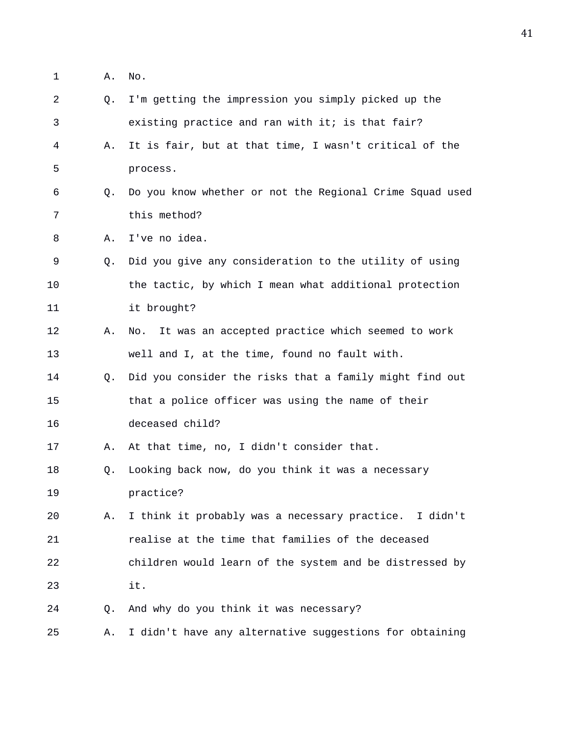1 A. No.

2 Q. I'm getting the impression you simply picked up the

3 existing practice and ran with it; is that fair?

4 A. It is fair, but at that time, I wasn't critical of the

5 process.

6 Q. Do you know whether or not the Regional Crime Squad used

7 this method?

8 A. I've no idea.

9 Q. Did you give any consideration to the utility of using

10 the tactic, by which I mean what additional protection

11 it brought?

12 A. No. It was an accepted practice which seemed to work

13 well and I, at the time, found no fault with.

14 Q. Did you consider the risks that a family might find out

15 that a police officer was using the name of their

16 deceased child?

17 A. At that time, no, I didn't consider that.

18 Q. Looking back now, do you think it was a necessary

19 practice?

20 A. I think it probably was a necessary practice. I didn't

21 realise at the time that families of the deceased

22 children would learn of the system and be distressed by

23 it.

24 Q. And why do you think it was necessary?

25 A. I didn't have any alternative suggestions for obtaining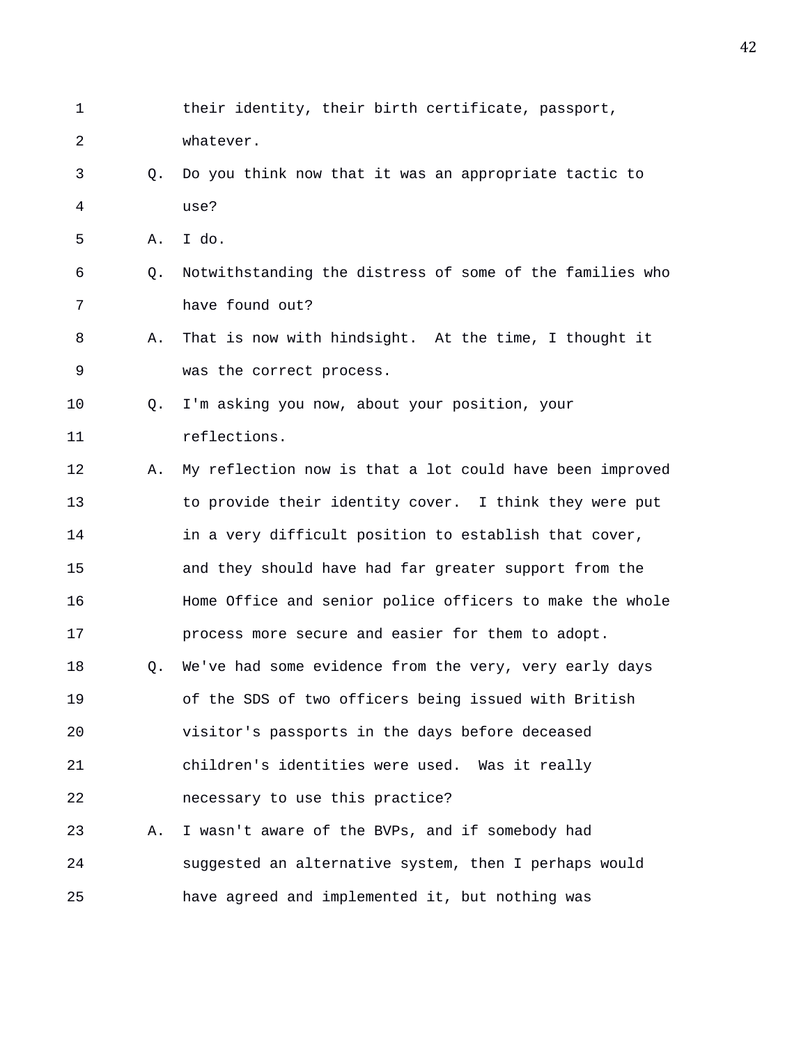their identity, their birth certificate, passport, whatever.

Q. Do you think now that it was an appropriate tactic to use?

A. I do.

Q. Notwithstanding the distress of some of the families who have found out?

A. That is now with hindsight. At the time, I thought it was the correct process.

Q. I'm asking you now, about your position, your reflections.

A. My reflection now is that a lot could have been improved to provide their identity cover. I think they were put in a very difficult position to establish that cover, and they should have had far greater support from the Home Office and senior police officers to make the whole process more secure and easier for them to adopt.

Q. We've had some evidence from the very, very early days of the SDS of two officers being issued with British visitor's passports in the days before deceased children's identities were used. Was it really necessary to use this practice?

A. I wasn't aware of the BVPs, and if somebody had suggested an alternative system, then I perhaps would have agreed and implemented it, but nothing was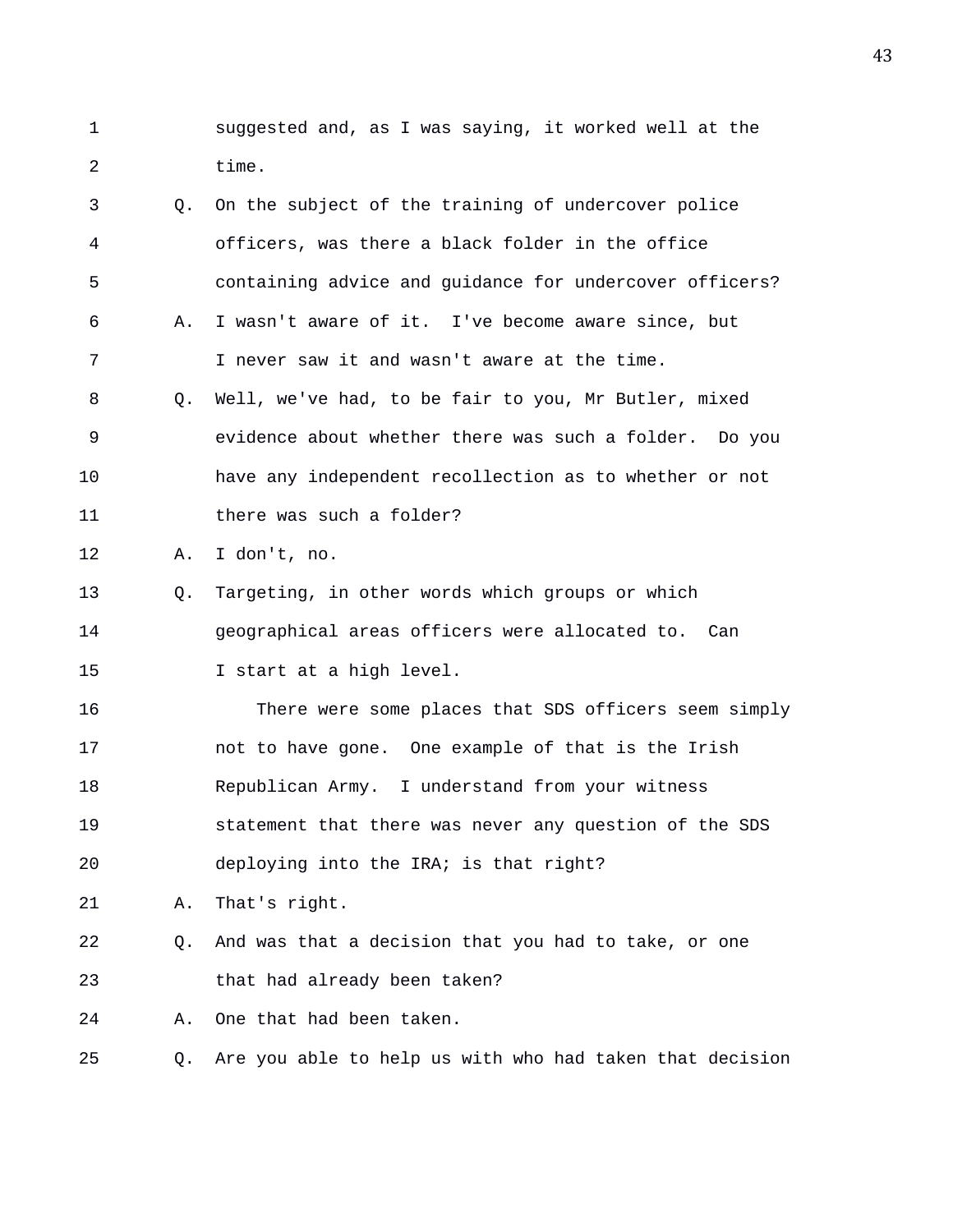suggested and, as I was saying, it worked well at the time.

Q. On the subject of the training of undercover police officers, was there a black folder in the office containing advice and guidance for undercover officers?

A. I wasn't aware of it. I've become aware since, but I never saw it and wasn't aware at the time.

Q. Well, we've had, to be fair to you, Mr Butler, mixed evidence about whether there was such a folder. Do you have any independent recollection as to whether or not there was such a folder?

A. I don't, no.

Q. Targeting, in other words which groups or which geographical areas officers were allocated to. Can I start at a high level.

There were some places that SDS officers seem simply not to have gone. One example of that is the Irish Republican Army. I understand from your witness statement that there was never any question of the SDS deploying into the IRA; is that right?

A. That's right.

Q. And was that a decision that you had to take, or one that had already been taken?

A. One that had been taken.

Q. Are you able to help us with who had taken that decision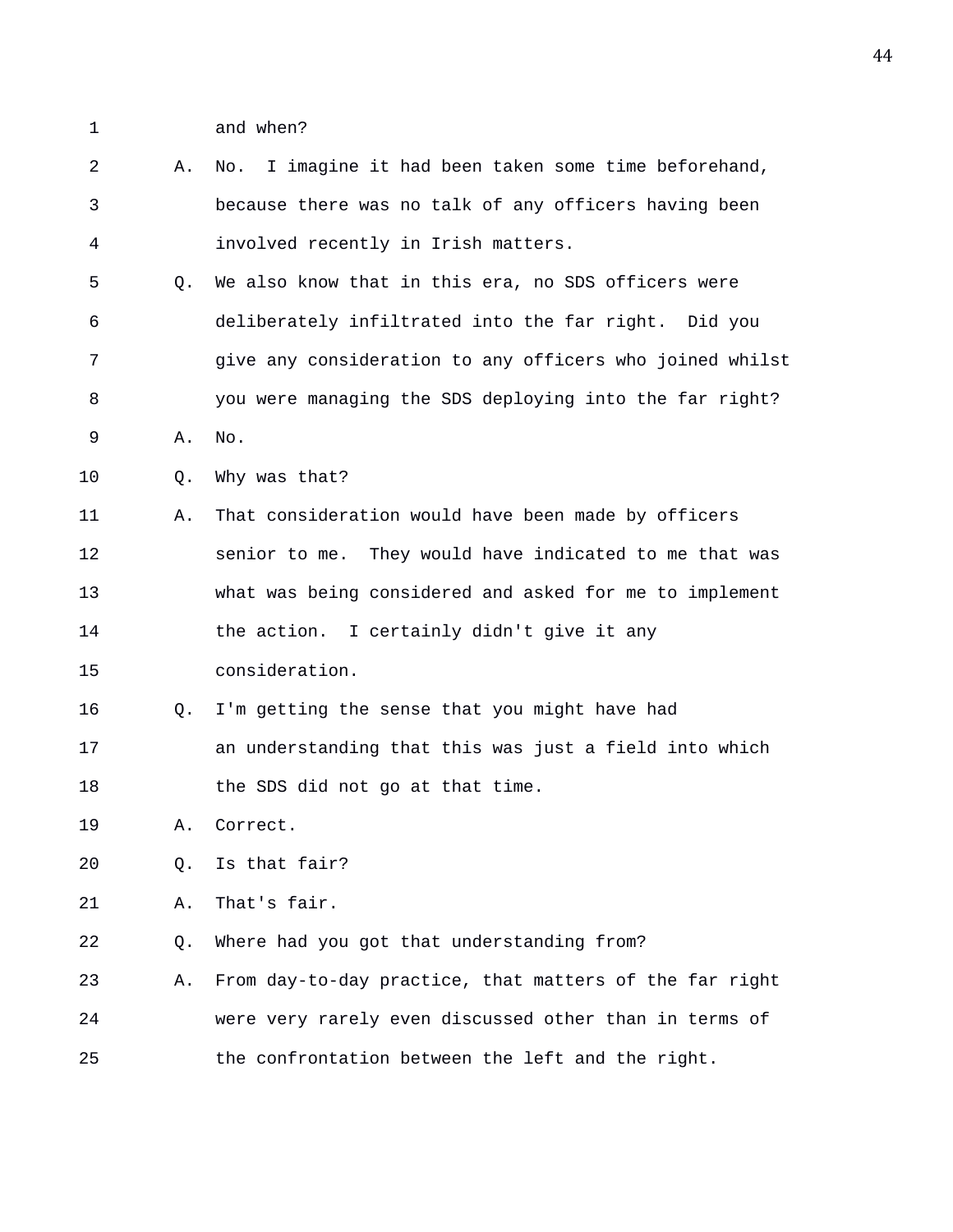1 and when?

2 A. No. I imagine it had been taken some time beforehand,

3 because there was no talk of any officers having been

4 involved recently in Irish matters.

5 Q. We also know that in this era, no SDS officers were

6 deliberately infiltrated into the far right. Did you

7 give any consideration to any officers who joined whilst

8 you were managing the SDS deploying into the far right?

9 A. No.

10 Q. Why was that?

11 A. That consideration would have been made by officers

12 senior to me. They would have indicated to me that was

13 what was being considered and asked for me to implement

14 the action. I certainly didn't give it any

15 consideration.

16 Q. I'm getting the sense that you might have had

17 an understanding that this was just a field into which

18 the SDS did not go at that time.

19 A. Correct.

20 Q. Is that fair?

21 A. That's fair.

22 Q. Where had you got that understanding from?

23 A. From day-to-day practice, that matters of the far right

24 were very rarely even discussed other than in terms of

25 the confrontation between the left and the right.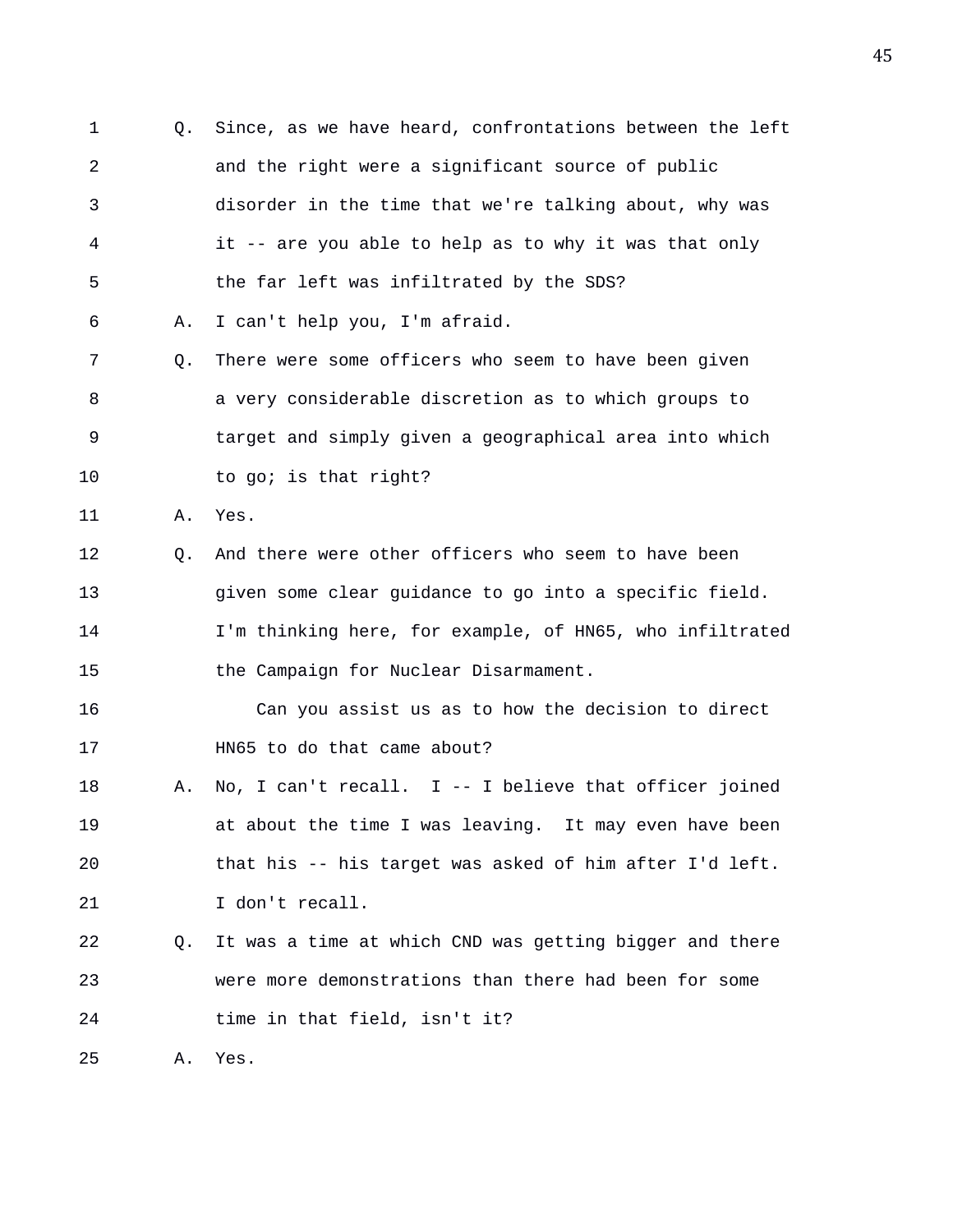Q. Since, as we have heard, confrontations between the left and the right were a significant source of public disorder in the time that we're talking about, why was it -- are you able to help as to why it was that only the far left was infiltrated by the SDS?

A. I can't help you, I'm afraid.

Q. There were some officers who seem to have been given a very considerable discretion as to which groups to target and simply given a geographical area into which to go; is that right?

A. Yes.

Q. And there were other officers who seem to have been given some clear guidance to go into a specific field. I'm thinking here, for example, of HN65, who infiltrated the Campaign for Nuclear Disarmament.

Can you assist us as to how the decision to direct HN65 to do that came about?

A. No, I can't recall. I -- I believe that officer joined at about the time I was leaving. It may even have been that his -- his target was asked of him after I'd left. I don't recall.

Q. It was a time at which CND was getting bigger and there were more demonstrations than there had been for some time in that field, isn't it?

A. Yes.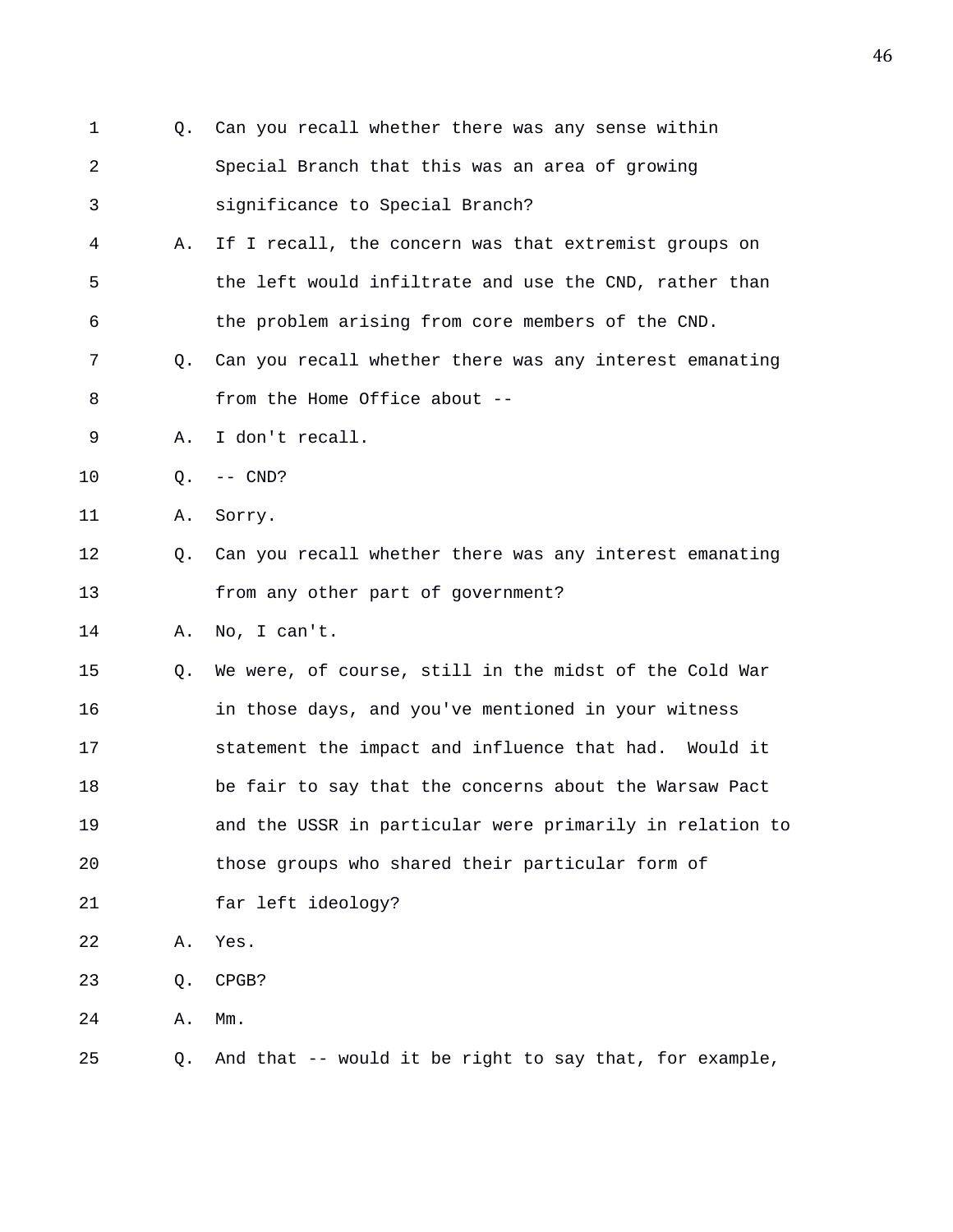1 Q. Can you recall whether there was any sense within
2 Special Branch that this was an area of growing
3 significance to Special Branch?
4 A. If I recall, the concern was that extremist groups on
5 the left would infiltrate and use the CND, rather than
6 the problem arising from core members of the CND.
7 Q. Can you recall whether there was any interest emanating
8 from the Home Office about --
9 A. I don't recall.
10 Q. -- CND?
11 A. Sorry.
12 Q. Can you recall whether there was any interest emanating
13 from any other part of government?
14 A. No, I can't.
15 Q. We were, of course, still in the midst of the Cold War
16 in those days, and you've mentioned in your witness
17 statement the impact and influence that had. Would it
18 be fair to say that the concerns about the Warsaw Pact
19 and the USSR in particular were primarily in relation to
20 those groups who shared their particular form of
21 far left ideology?
22 A. Yes.
23 Q. CPGB?
24 A. Mm.
25 Q. And that -- would it be right to say that, for example,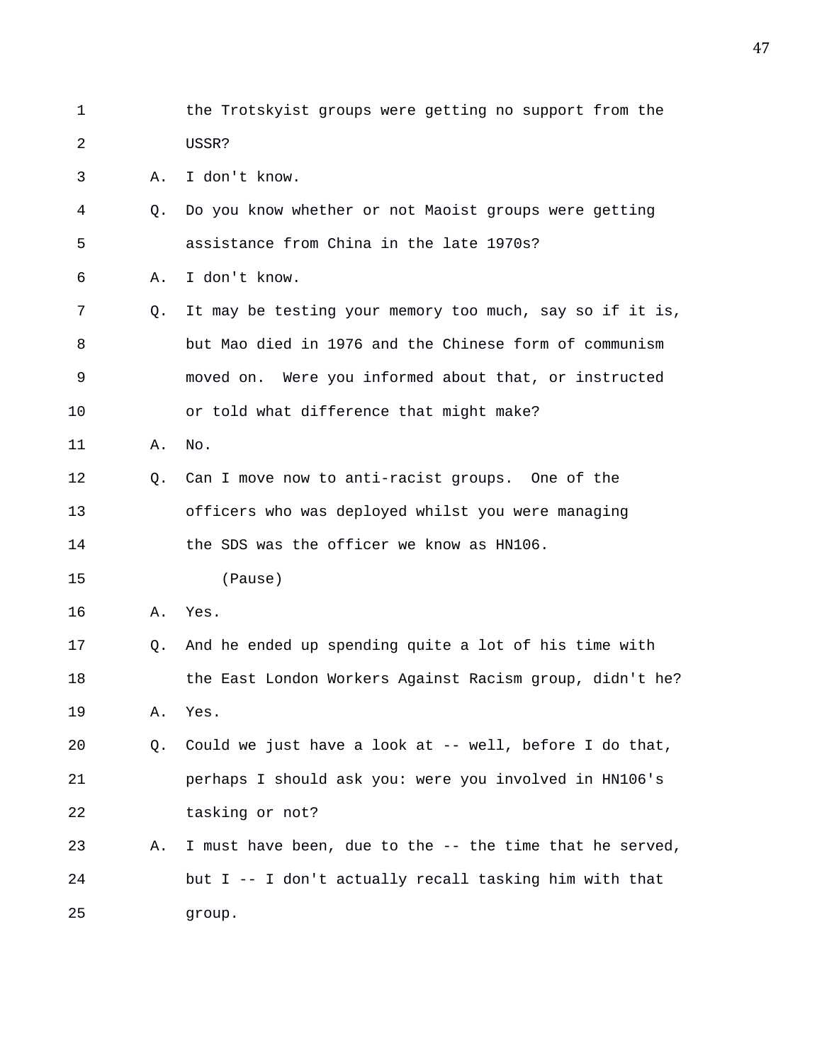the Trotskyist groups were getting no support from the USSR?

A. I don't know.

Q. Do you know whether or not Maoist groups were getting assistance from China in the late 1970s?

A. I don't know.

Q. It may be testing your memory too much, say so if it is, but Mao died in 1976 and the Chinese form of communism moved on. Were you informed about that, or instructed or told what difference that might make?

A. No.

Q. Can I move now to anti-racist groups. One of the officers who was deployed whilst you were managing the SDS was the officer we know as HN106.

(Pause)

A. Yes.

Q. And he ended up spending quite a lot of his time with the East London Workers Against Racism group, didn't he?

A. Yes.

Q. Could we just have a look at -- well, before I do that, perhaps I should ask you: were you involved in HN106's tasking or not?

A. I must have been, due to the -- the time that he served, but I -- I don't actually recall tasking him with that group.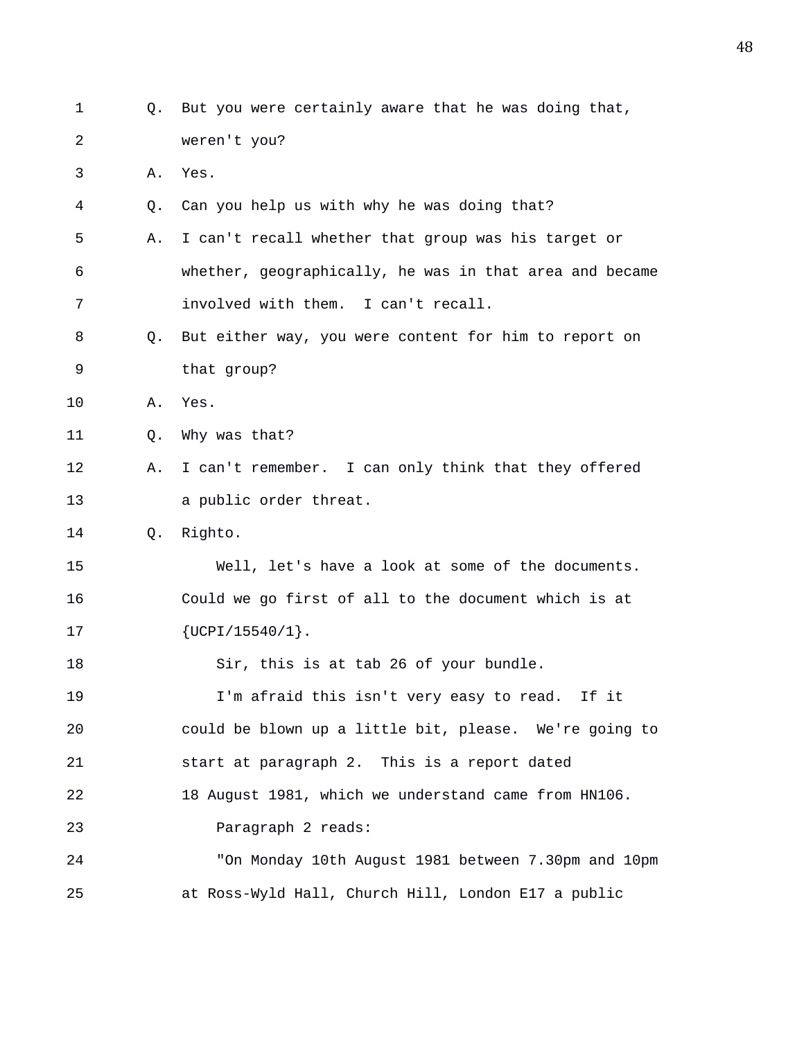1 Q. But you were certainly aware that he was doing that,
2 weren't you?
3 A. Yes.
4 Q. Can you help us with why he was doing that?
5 A. I can't recall whether that group was his target or
6 whether, geographically, he was in that area and became
7 involved with them. I can't recall.
8 Q. But either way, you were content for him to report on
9 that group?
10 A. Yes.
11 Q. Why was that?
12 A. I can't remember. I can only think that they offered
13 a public order threat.
14 Q. Righto.
15 Well, let's have a look at some of the documents.
16 Could we go first of all to the document which is at
17 {UCPI/15540/1}.
18 Sir, this is at tab 26 of your bundle.
19 I'm afraid this isn't very easy to read. If it
20 could be blown up a little bit, please. We're going to
21 start at paragraph 2. This is a report dated
22 18 August 1981, which we understand came from HN106.
23 Paragraph 2 reads:
24 "On Monday 10th August 1981 between 7.30pm and 10pm
25 at Ross-Wyld Hall, Church Hill, London E17 a public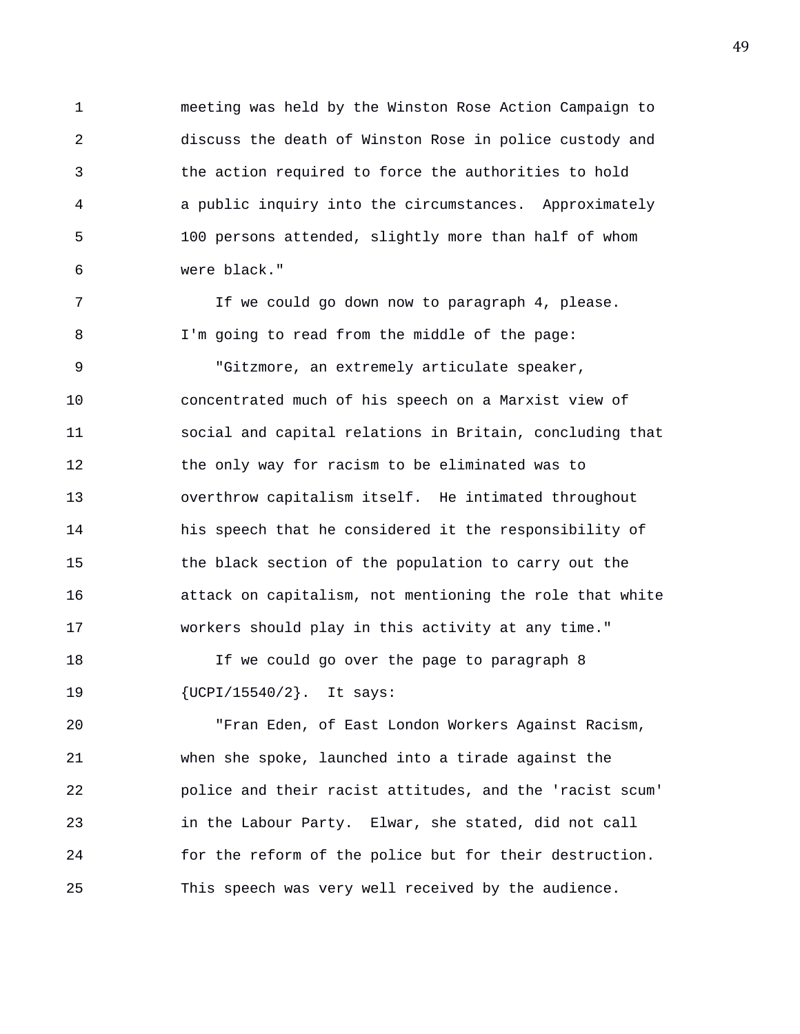meeting was held by the Winston Rose Action Campaign to discuss the death of Winston Rose in police custody and the action required to force the authorities to hold a public inquiry into the circumstances. Approximately 100 persons attended, slightly more than half of whom were black."

If we could go down now to paragraph 4, please. I'm going to read from the middle of the page:

"Gitzmore, an extremely articulate speaker, concentrated much of his speech on a Marxist view of social and capital relations in Britain, concluding that the only way for racism to be eliminated was to overthrow capitalism itself. He intimated throughout his speech that he considered it the responsibility of the black section of the population to carry out the attack on capitalism, not mentioning the role that white workers should play in this activity at any time."

If we could go over the page to paragraph 8 {UCPI/15540/2}. It says:

"Fran Eden, of East London Workers Against Racism, when she spoke, launched into a tirade against the police and their racist attitudes, and the 'racist scum' in the Labour Party. Elwar, she stated, did not call for the reform of the police but for their destruction. This speech was very well received by the audience.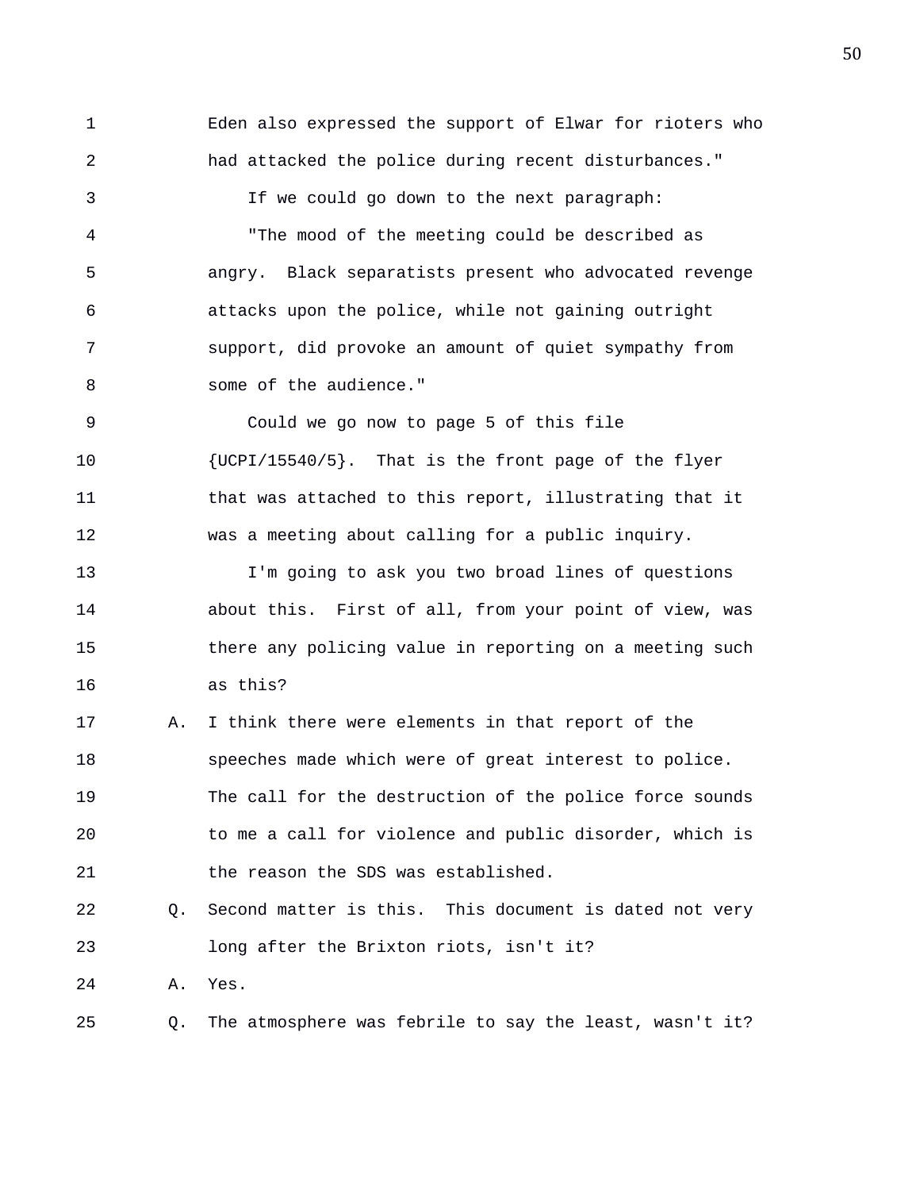Eden also expressed the support of Elwar for rioters who had attacked the police during recent disturbances."

If we could go down to the next paragraph:

"The mood of the meeting could be described as angry. Black separatists present who advocated revenge attacks upon the police, while not gaining outright support, did provoke an amount of quiet sympathy from some of the audience."

Could we go now to page 5 of this file {UCPI/15540/5}. That is the front page of the flyer that was attached to this report, illustrating that it was a meeting about calling for a public inquiry.

I'm going to ask you two broad lines of questions about this. First of all, from your point of view, was there any policing value in reporting on a meeting such as this?

A. I think there were elements in that report of the speeches made which were of great interest to police. The call for the destruction of the police force sounds to me a call for violence and public disorder, which is the reason the SDS was established.

Q. Second matter is this. This document is dated not very long after the Brixton riots, isn't it?

A. Yes.

Q. The atmosphere was febrile to say the least, wasn't it?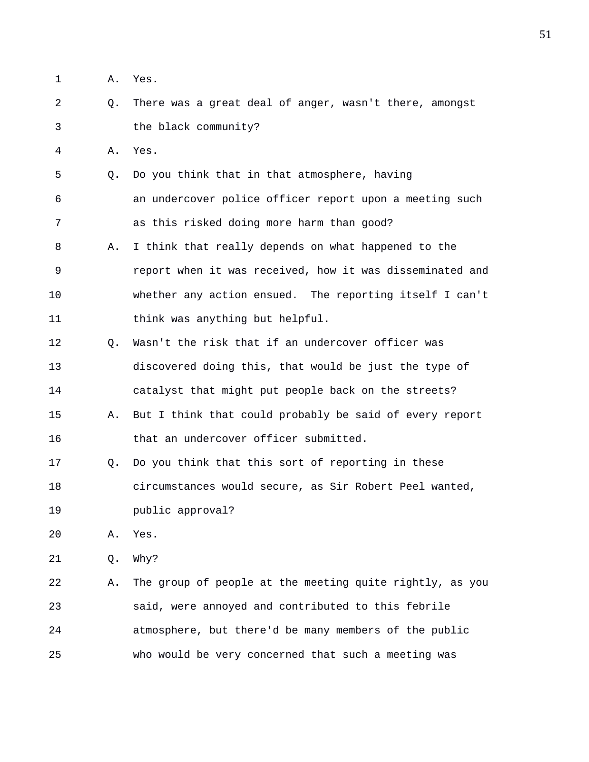1 A. Yes.

2 Q. There was a great deal of anger, wasn't there, amongst
3 the black community?

4 A. Yes.

5 Q. Do you think that in that atmosphere, having
6 an undercover police officer report upon a meeting such
7 as this risked doing more harm than good?

8 A. I think that really depends on what happened to the
9 report when it was received, how it was disseminated and
10 whether any action ensued. The reporting itself I can't
11 think was anything but helpful.

12 Q. Wasn't the risk that if an undercover officer was
13 discovered doing this, that would be just the type of
14 catalyst that might put people back on the streets?

15 A. But I think that could probably be said of every report
16 that an undercover officer submitted.

17 Q. Do you think that this sort of reporting in these
18 circumstances would secure, as Sir Robert Peel wanted,
19 public approval?

20 A. Yes.

21 Q. Why?

22 A. The group of people at the meeting quite rightly, as you
23 said, were annoyed and contributed to this febrile
24 atmosphere, but there'd be many members of the public
25 who would be very concerned that such a meeting was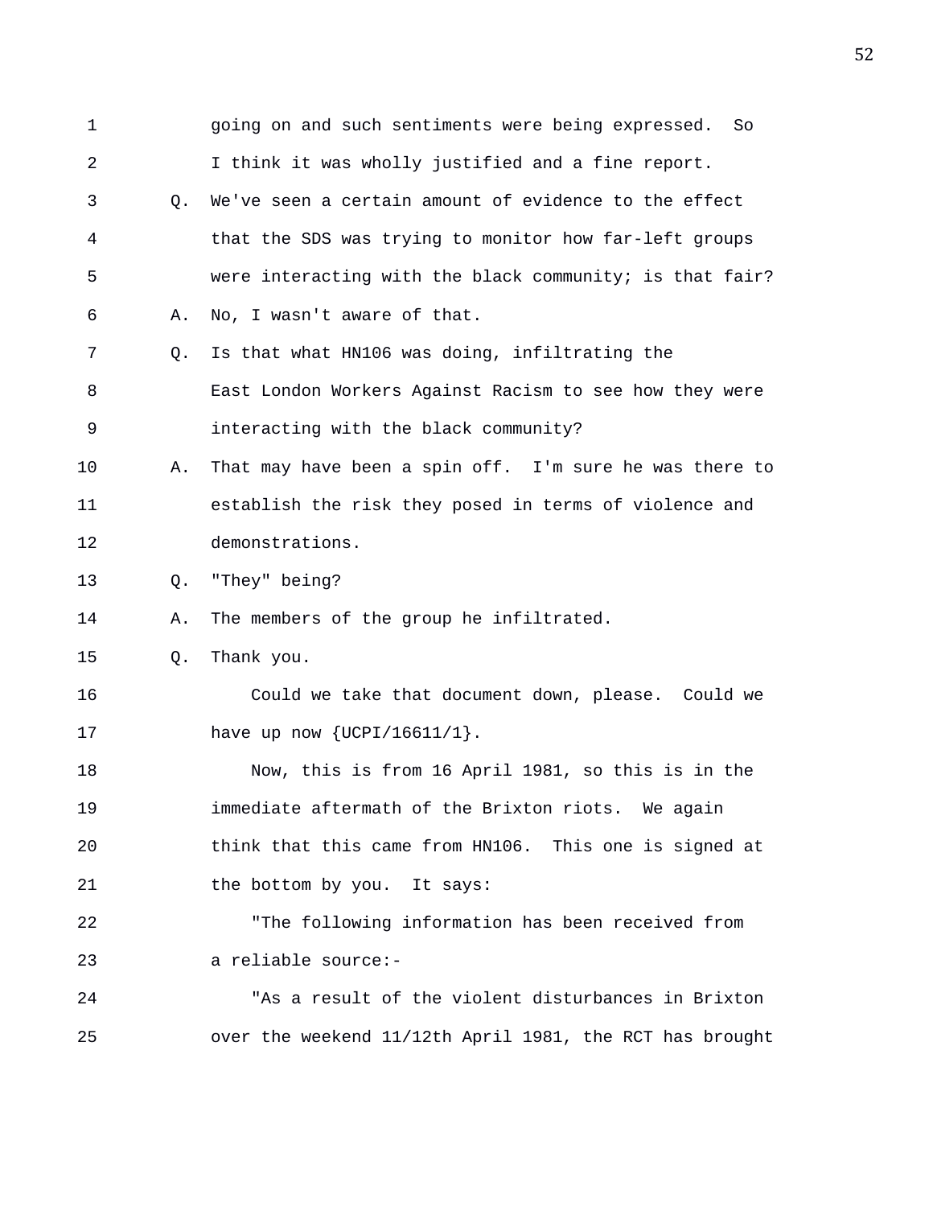going on and such sentiments were being expressed. So I think it was wholly justified and a fine report.

Q. We've seen a certain amount of evidence to the effect that the SDS was trying to monitor how far-left groups were interacting with the black community; is that fair?

A. No, I wasn't aware of that.

Q. Is that what HN106 was doing, infiltrating the East London Workers Against Racism to see how they were interacting with the black community?

A. That may have been a spin off. I'm sure he was there to establish the risk they posed in terms of violence and demonstrations.

Q. "They" being?

A. The members of the group he infiltrated.

Q. Thank you.

Could we take that document down, please. Could we have up now {UCPI/16611/1}.

Now, this is from 16 April 1981, so this is in the immediate aftermath of the Brixton riots. We again think that this came from HN106. This one is signed at the bottom by you. It says:

"The following information has been received from a reliable source:-

"As a result of the violent disturbances in Brixton over the weekend 11/12th April 1981, the RCT has brought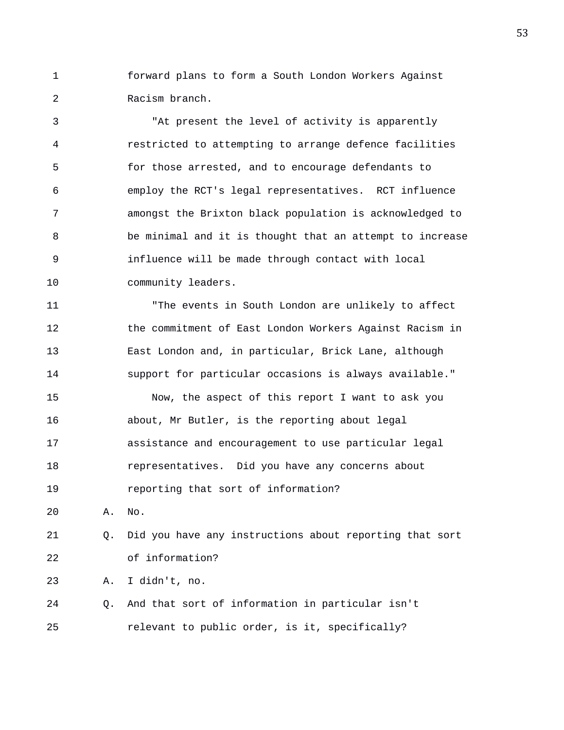forward plans to form a South London Workers Against Racism branch.

"At present the level of activity is apparently restricted to attempting to arrange defence facilities for those arrested, and to encourage defendants to employ the RCT's legal representatives. RCT influence amongst the Brixton black population is acknowledged to be minimal and it is thought that an attempt to increase influence will be made through contact with local community leaders.

"The events in South London are unlikely to affect the commitment of East London Workers Against Racism in East London and, in particular, Brick Lane, although support for particular occasions is always available."

Now, the aspect of this report I want to ask you about, Mr Butler, is the reporting about legal assistance and encouragement to use particular legal representatives. Did you have any concerns about reporting that sort of information?

A. No.

Q. Did you have any instructions about reporting that sort of information?

A. I didn't, no.

Q. And that sort of information in particular isn't relevant to public order, is it, specifically?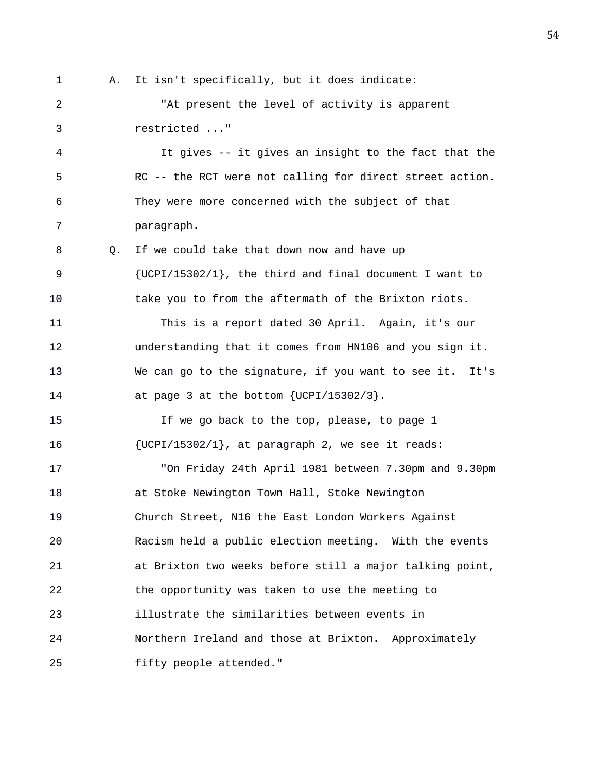A. It isn't specifically, but it does indicate:

"At present the level of activity is apparent restricted ..."

It gives -- it gives an insight to the fact that the RC -- the RCT were not calling for direct street action. They were more concerned with the subject of that paragraph.

Q. If we could take that down now and have up {UCPI/15302/1}, the third and final document I want to take you to from the aftermath of the Brixton riots.

This is a report dated 30 April. Again, it's our understanding that it comes from HN106 and you sign it. We can go to the signature, if you want to see it. It's at page 3 at the bottom {UCPI/15302/3}.

If we go back to the top, please, to page 1 {UCPI/15302/1}, at paragraph 2, we see it reads:

"On Friday 24th April 1981 between 7.30pm and 9.30pm at Stoke Newington Town Hall, Stoke Newington Church Street, N16 the East London Workers Against Racism held a public election meeting. With the events at Brixton two weeks before still a major talking point, the opportunity was taken to use the meeting to illustrate the similarities between events in Northern Ireland and those at Brixton. Approximately fifty people attended."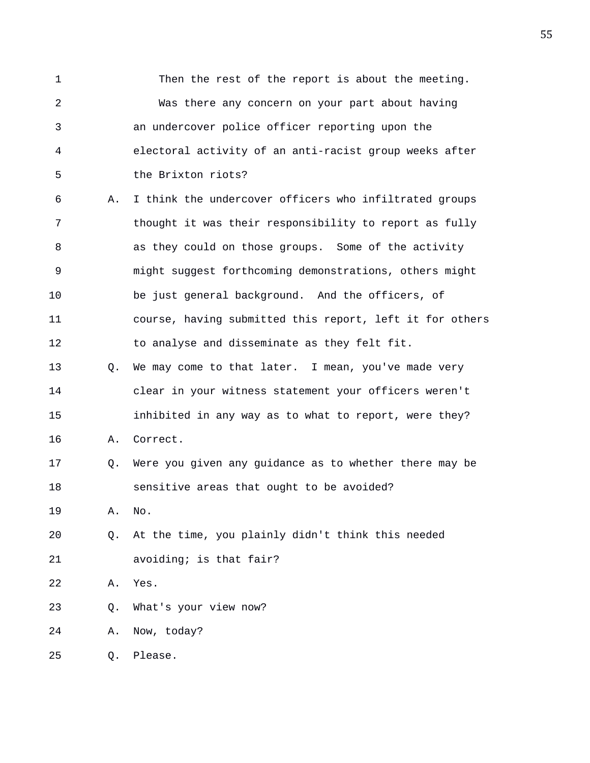1 Then the rest of the report is about the meeting.

2 Was there any concern on your part about having

3 an undercover police officer reporting upon the

4 electoral activity of an anti-racist group weeks after

5 the Brixton riots?

6 A. I think the undercover officers who infiltrated groups

7 thought it was their responsibility to report as fully

8 as they could on those groups. Some of the activity

9 might suggest forthcoming demonstrations, others might

10 be just general background. And the officers, of

11 course, having submitted this report, left it for others

12 to analyse and disseminate as they felt fit.

13 Q. We may come to that later. I mean, you've made very

14 clear in your witness statement your officers weren't

15 inhibited in any way as to what to report, were they?

16 A. Correct.

17 Q. Were you given any guidance as to whether there may be

18 sensitive areas that ought to be avoided?

19 A. No.

20 Q. At the time, you plainly didn't think this needed

21 avoiding; is that fair?

22 A. Yes.

23 Q. What's your view now?

24 A. Now, today?

25 Q. Please.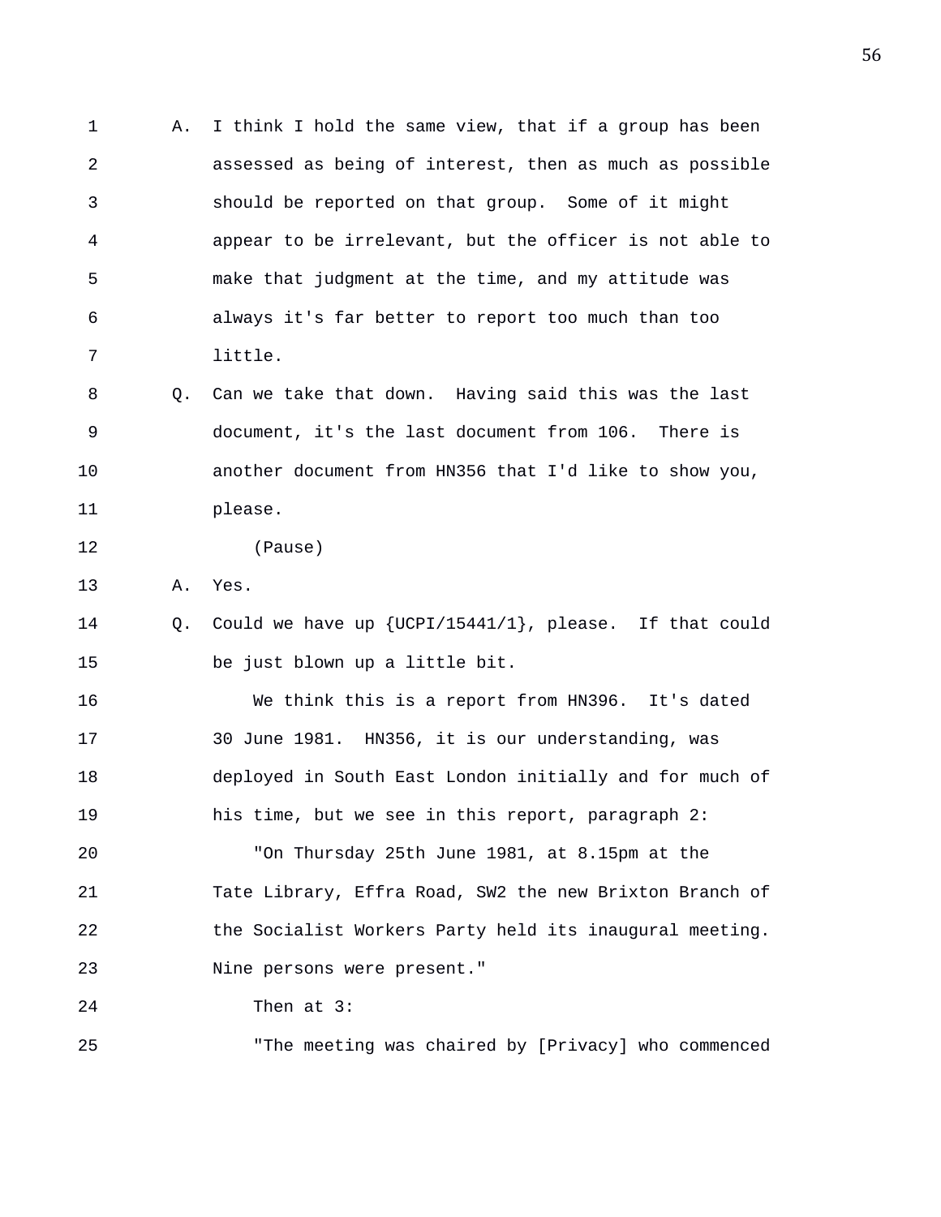1 A. I think I hold the same view, that if a group has been
2 assessed as being of interest, then as much as possible
3 should be reported on that group. Some of it might
4 appear to be irrelevant, but the officer is not able to
5 make that judgment at the time, and my attitude was
6 always it's far better to report too much than too
7 little.

8 Q. Can we take that down. Having said this was the last
9 document, it's the last document from 106. There is
10 another document from HN356 that I'd like to show you,
11 please.

12 (Pause)

13 A. Yes.

14 Q. Could we have up {UCPI/15441/1}, please. If that could
15 be just blown up a little bit.

16 We think this is a report from HN396. It's dated
17 30 June 1981. HN356, it is our understanding, was
18 deployed in South East London initially and for much of
19 his time, but we see in this report, paragraph 2:

20 "On Thursday 25th June 1981, at 8.15pm at the
21 Tate Library, Effra Road, SW2 the new Brixton Branch of
22 the Socialist Workers Party held its inaugural meeting.
23 Nine persons were present."

24 Then at 3:

25 "The meeting was chaired by [Privacy] who commenced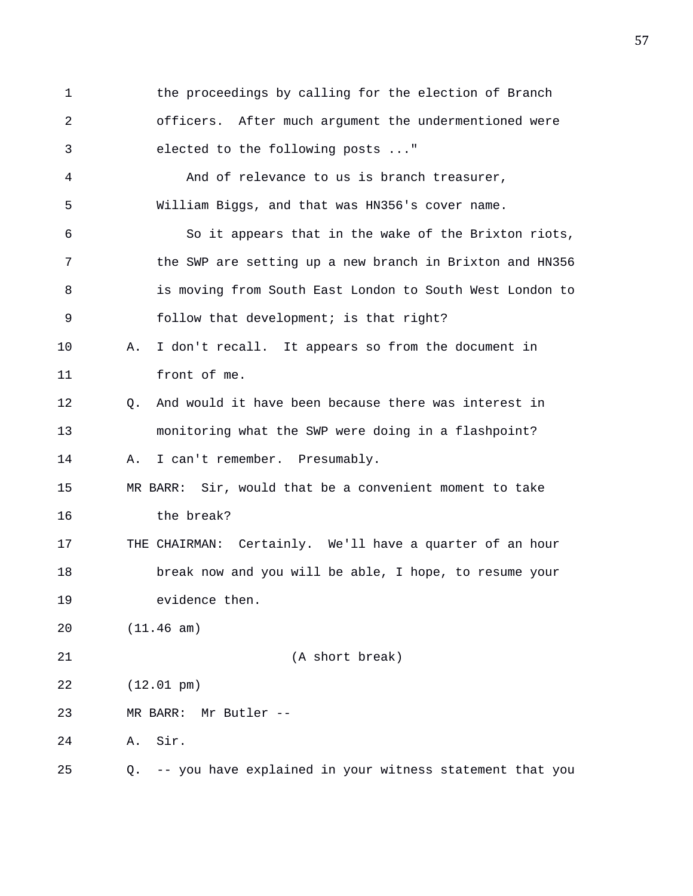1 the proceedings by calling for the election of Branch
2 officers. After much argument the undermentioned were
3 elected to the following posts ..."
4 And of relevance to us is branch treasurer,
5 William Biggs, and that was HN356's cover name.
6 So it appears that in the wake of the Brixton riots,
7 the SWP are setting up a new branch in Brixton and HN356
8 is moving from South East London to South West London to
9 follow that development; is that right?
10 A. I don't recall. It appears so from the document in
11 front of me.
12 Q. And would it have been because there was interest in
13 monitoring what the SWP were doing in a flashpoint?
14 A. I can't remember. Presumably.
15 MR BARR: Sir, would that be a convenient moment to take
16 the break?
17 THE CHAIRMAN: Certainly. We'll have a quarter of an hour
18 break now and you will be able, I hope, to resume your
19 evidence then.
20 (11.46 am)
21 (A short break)
22 (12.01 pm)
23 MR BARR: Mr Butler --
24 A. Sir.
25 Q. -- you have explained in your witness statement that you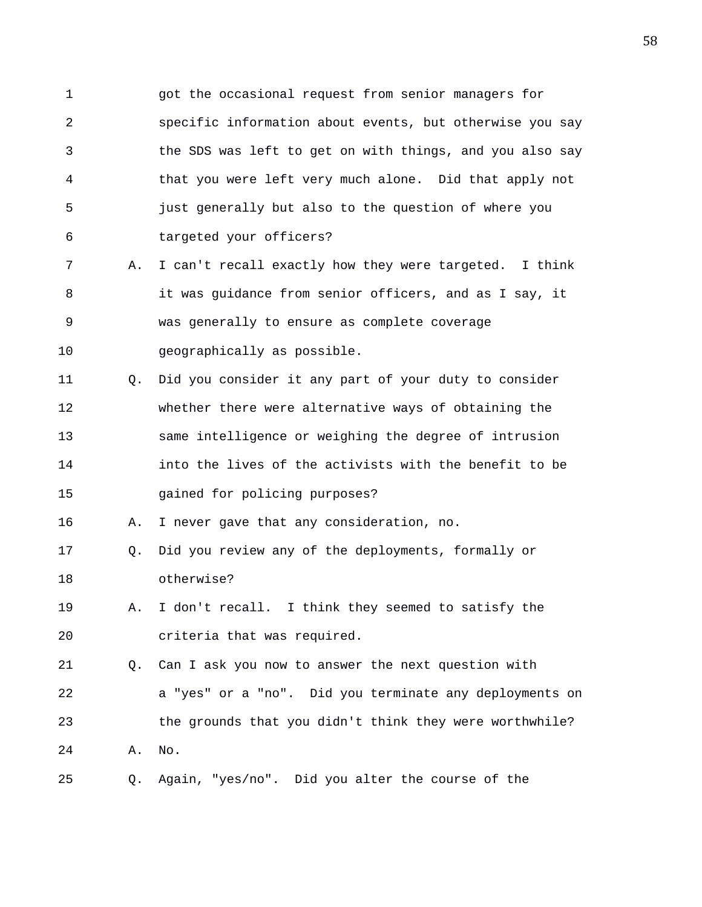got the occasional request from senior managers for specific information about events, but otherwise you say the SDS was left to get on with things, and you also say that you were left very much alone. Did that apply not just generally but also to the question of where you targeted your officers?

A. I can't recall exactly how they were targeted. I think it was guidance from senior officers, and as I say, it was generally to ensure as complete coverage geographically as possible.

Q. Did you consider it any part of your duty to consider whether there were alternative ways of obtaining the same intelligence or weighing the degree of intrusion into the lives of the activists with the benefit to be gained for policing purposes?

A. I never gave that any consideration, no.

Q. Did you review any of the deployments, formally or otherwise?

A. I don't recall. I think they seemed to satisfy the criteria that was required.

Q. Can I ask you now to answer the next question with a "yes" or a "no". Did you terminate any deployments on the grounds that you didn't think they were worthwhile?

A. No.

Q. Again, "yes/no". Did you alter the course of the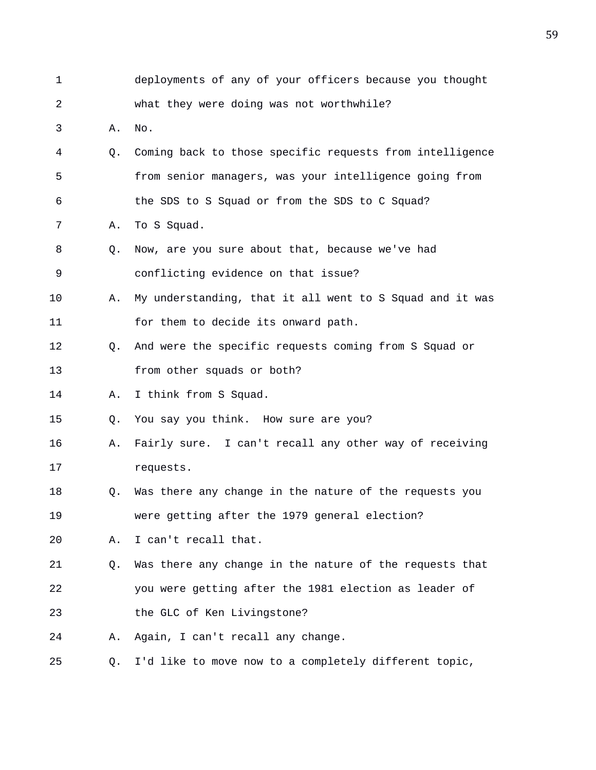1 deployments of any of your officers because you thought
2 what they were doing was not worthwhile?
3 A. No.
4 Q. Coming back to those specific requests from intelligence
5 from senior managers, was your intelligence going from
6 the SDS to S Squad or from the SDS to C Squad?
7 A. To S Squad.
8 Q. Now, are you sure about that, because we've had
9 conflicting evidence on that issue?
10 A. My understanding, that it all went to S Squad and it was
11 for them to decide its onward path.
12 Q. And were the specific requests coming from S Squad or
13 from other squads or both?
14 A. I think from S Squad.
15 Q. You say you think. How sure are you?
16 A. Fairly sure. I can't recall any other way of receiving
17 requests.
18 Q. Was there any change in the nature of the requests you
19 were getting after the 1979 general election?
20 A. I can't recall that.
21 Q. Was there any change in the nature of the requests that
22 you were getting after the 1981 election as leader of
23 the GLC of Ken Livingstone?
24 A. Again, I can't recall any change.
25 Q. I'd like to move now to a completely different topic,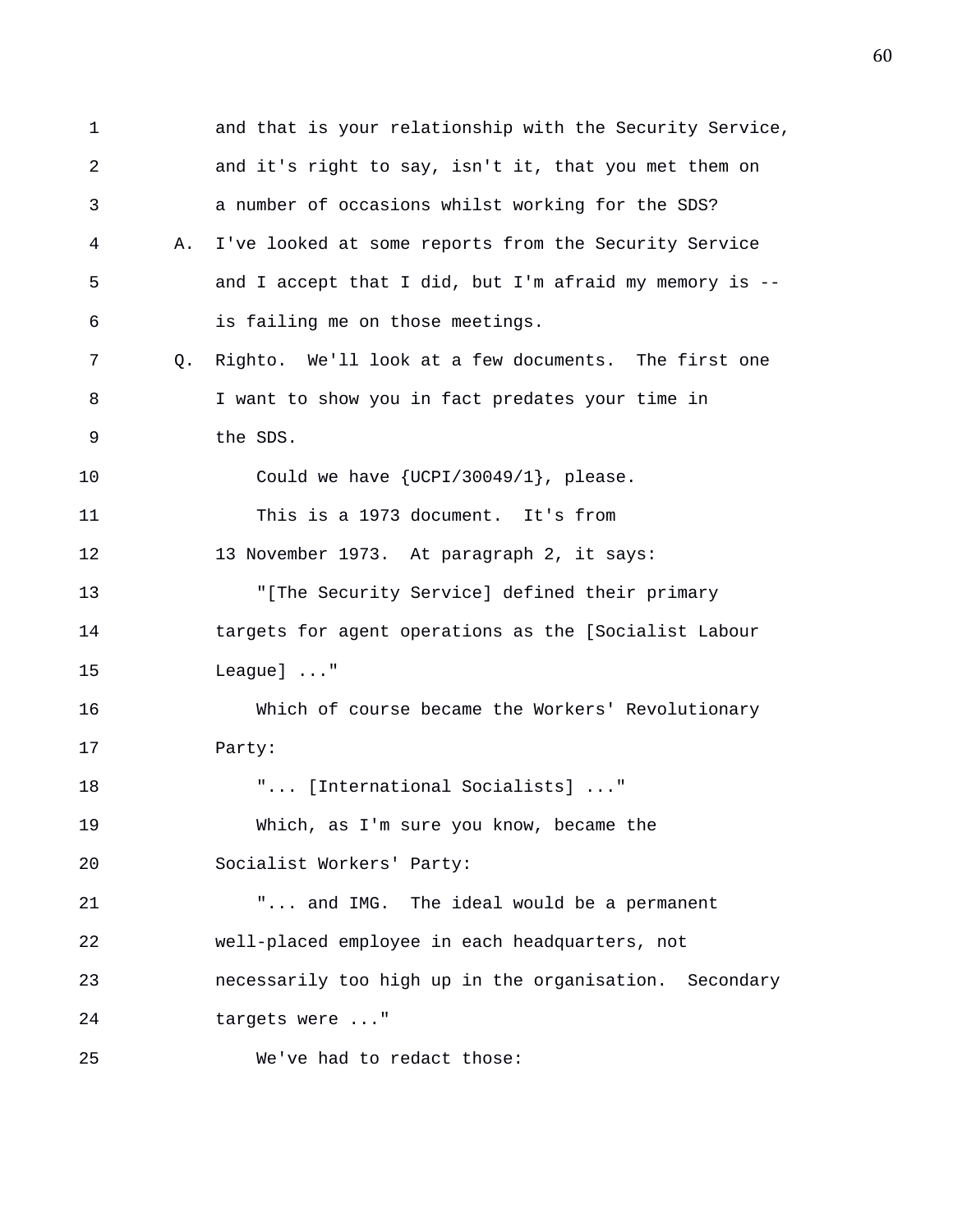1 and that is your relationship with the Security Service,
2 and it's right to say, isn't it, that you met them on
3 a number of occasions whilst working for the SDS?

4 A. I've looked at some reports from the Security Service
5 and I accept that I did, but I'm afraid my memory is --
6 is failing me on those meetings.

7 Q. Righto. We'll look at a few documents. The first one
8 I want to show you in fact predates your time in
9 the SDS.

10 Could we have {UCPI/30049/1}, please.

11 This is a 1973 document. It's from
12 13 November 1973. At paragraph 2, it says:

13 "[The Security Service] defined their primary
14 targets for agent operations as the [Socialist Labour
15 League] ..."

16 Which of course became the Workers' Revolutionary
17 Party:

18 "... [International Socialists] ..."

19 Which, as I'm sure you know, became the
20 Socialist Workers' Party:

21 "... and IMG. The ideal would be a permanent
22 well-placed employee in each headquarters, not
23 necessarily too high up in the organisation. Secondary
24 targets were ..."

25 We've had to redact those: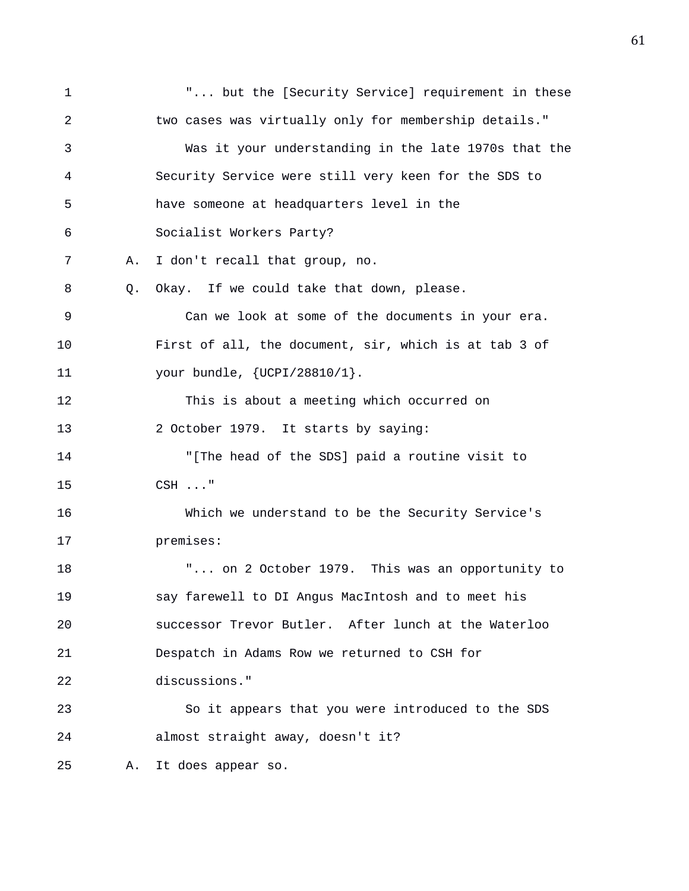1 "... but the [Security Service] requirement in these
2 two cases was virtually only for membership details."
3 Was it your understanding in the late 1970s that the
4 Security Service were still very keen for the SDS to
5 have someone at headquarters level in the
6 Socialist Workers Party?
7 A. I don't recall that group, no.
8 Q. Okay. If we could take that down, please.
9 Can we look at some of the documents in your era.
10 First of all, the document, sir, which is at tab 3 of
11 your bundle, {UCPI/28810/1}.
12 This is about a meeting which occurred on
13 2 October 1979. It starts by saying:
14 "[The head of the SDS] paid a routine visit to
15 CSH ..."
16 Which we understand to be the Security Service's
17 premises:
18 "... on 2 October 1979. This was an opportunity to
19 say farewell to DI Angus MacIntosh and to meet his
20 successor Trevor Butler. After lunch at the Waterloo
21 Despatch in Adams Row we returned to CSH for
22 discussions."
23 So it appears that you were introduced to the SDS
24 almost straight away, doesn't it?
25 A. It does appear so.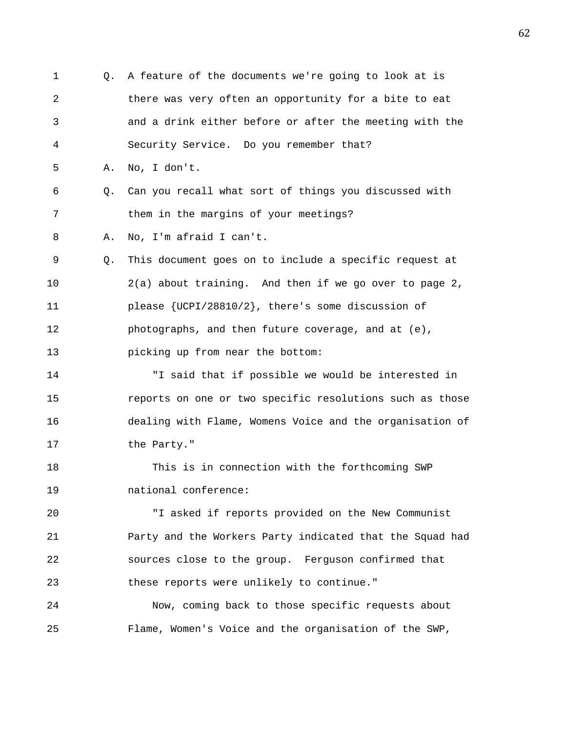Q. A feature of the documents we're going to look at is there was very often an opportunity for a bite to eat and a drink either before or after the meeting with the Security Service. Do you remember that?

A. No, I don't.

Q. Can you recall what sort of things you discussed with them in the margins of your meetings?

A. No, I'm afraid I can't.

Q. This document goes on to include a specific request at 2(a) about training. And then if we go over to page 2, please {UCPI/28810/2}, there's some discussion of photographs, and then future coverage, and at (e), picking up from near the bottom:

"I said that if possible we would be interested in reports on one or two specific resolutions such as those dealing with Flame, Womens Voice and the organisation of the Party."

This is in connection with the forthcoming SWP national conference:

"I asked if reports provided on the New Communist Party and the Workers Party indicated that the Squad had sources close to the group. Ferguson confirmed that these reports were unlikely to continue."

Now, coming back to those specific requests about Flame, Women's Voice and the organisation of the SWP,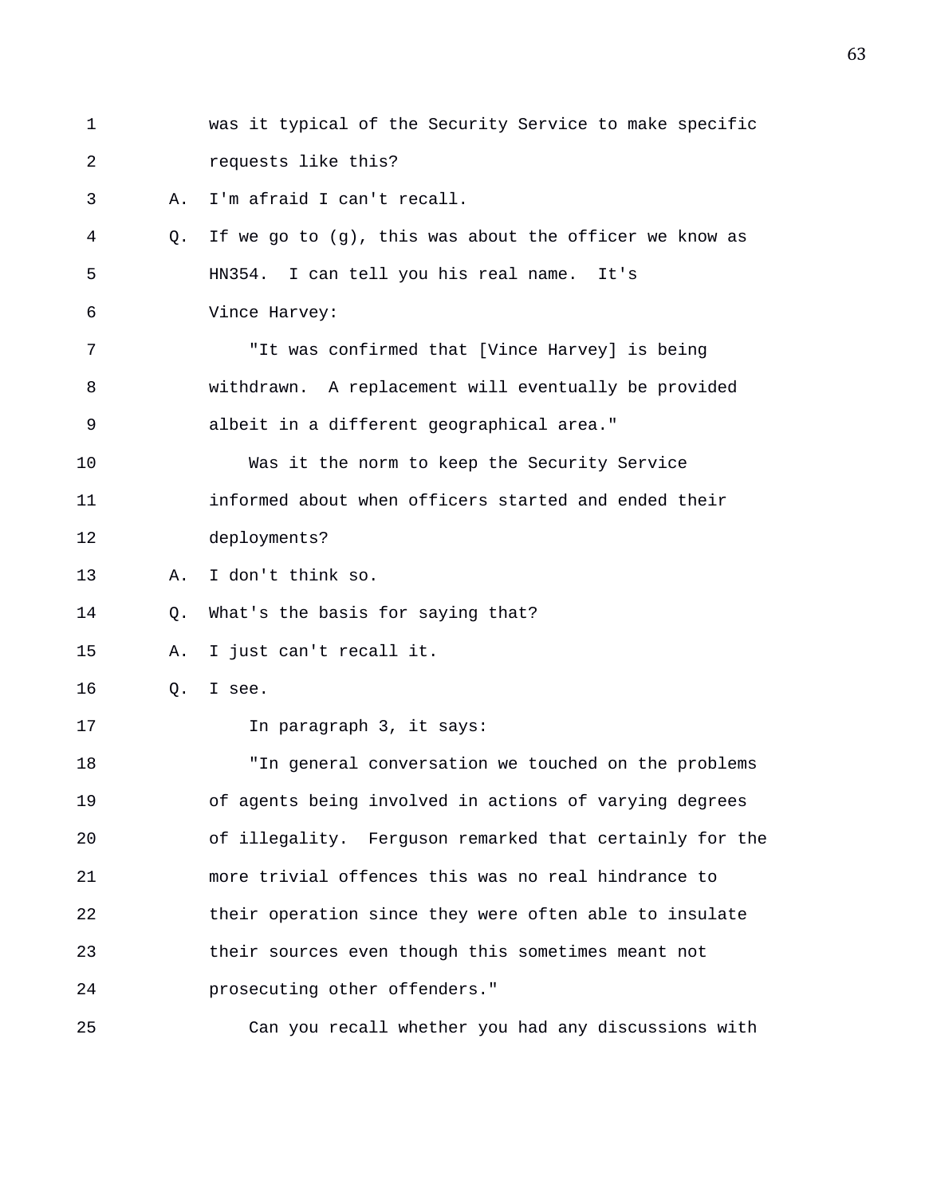1 was it typical of the Security Service to make specific
2 requests like this?
3 A. I'm afraid I can't recall.
4 Q. If we go to (g), this was about the officer we know as
5 HN354. I can tell you his real name. It's
6 Vince Harvey:
7 "It was confirmed that [Vince Harvey] is being
8 withdrawn. A replacement will eventually be provided
9 albeit in a different geographical area."
10 Was it the norm to keep the Security Service
11 informed about when officers started and ended their
12 deployments?
13 A. I don't think so.
14 Q. What's the basis for saying that?
15 A. I just can't recall it.
16 Q. I see.
17 In paragraph 3, it says:
18 "In general conversation we touched on the problems
19 of agents being involved in actions of varying degrees
20 of illegality. Ferguson remarked that certainly for the
21 more trivial offences this was no real hindrance to
22 their operation since they were often able to insulate
23 their sources even though this sometimes meant not
24 prosecuting other offenders."
25 Can you recall whether you had any discussions with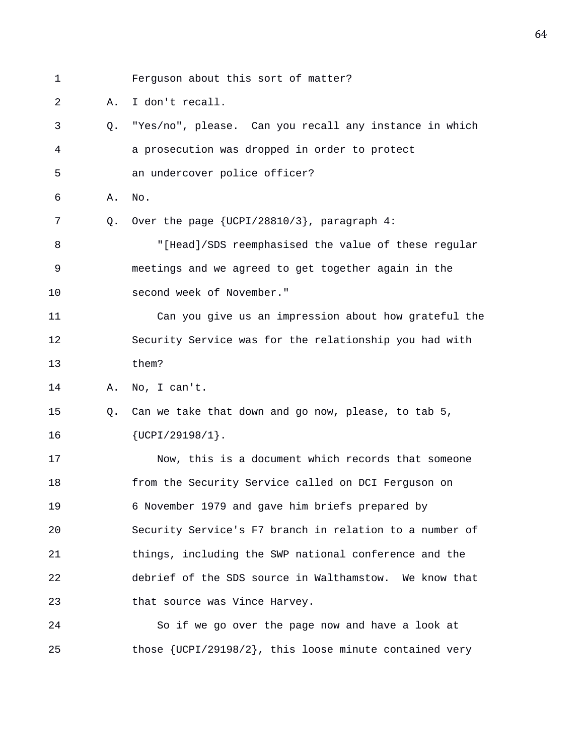1 Ferguson about this sort of matter?

2 A. I don't recall.

3 Q. "Yes/no", please. Can you recall any instance in which

4 a prosecution was dropped in order to protect

5 an undercover police officer?

6 A. No.

7 Q. Over the page {UCPI/28810/3}, paragraph 4:

8 "[Head]/SDS reemphasised the value of these regular

9 meetings and we agreed to get together again in the

10 second week of November."

11 Can you give us an impression about how grateful the

12 Security Service was for the relationship you had with

13 them?

14 A. No, I can't.

15 Q. Can we take that down and go now, please, to tab 5,

16 {UCPI/29198/1}.

17 Now, this is a document which records that someone

18 from the Security Service called on DCI Ferguson on

19 6 November 1979 and gave him briefs prepared by

20 Security Service's F7 branch in relation to a number of

21 things, including the SWP national conference and the

22 debrief of the SDS source in Walthamstow. We know that

23 that source was Vince Harvey.

24 So if we go over the page now and have a look at

25 those {UCPI/29198/2}, this loose minute contained very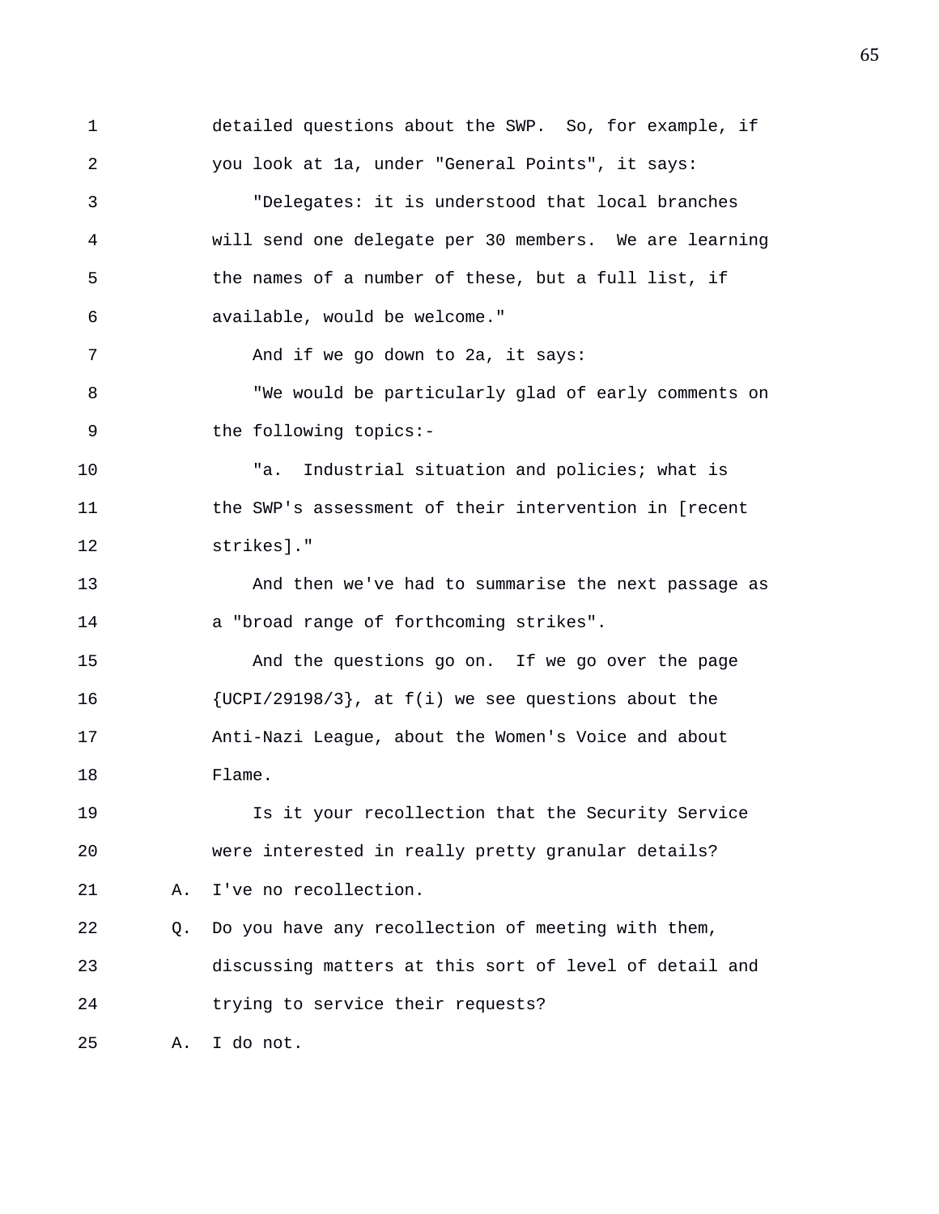detailed questions about the SWP. So, for example, if you look at 1a, under "General Points", it says:

"Delegates: it is understood that local branches will send one delegate per 30 members. We are learning the names of a number of these, but a full list, if available, would be welcome."

And if we go down to 2a, it says:

"We would be particularly glad of early comments on the following topics:-

"a. Industrial situation and policies; what is the SWP's assessment of their intervention in [recent strikes]."

And then we've had to summarise the next passage as a "broad range of forthcoming strikes".

And the questions go on. If we go over the page {UCPI/29198/3}, at f(i) we see questions about the Anti-Nazi League, about the Women's Voice and about Flame.

Is it your recollection that the Security Service were interested in really pretty granular details?

A. I've no recollection.

Q. Do you have any recollection of meeting with them, discussing matters at this sort of level of detail and trying to service their requests?

A. I do not.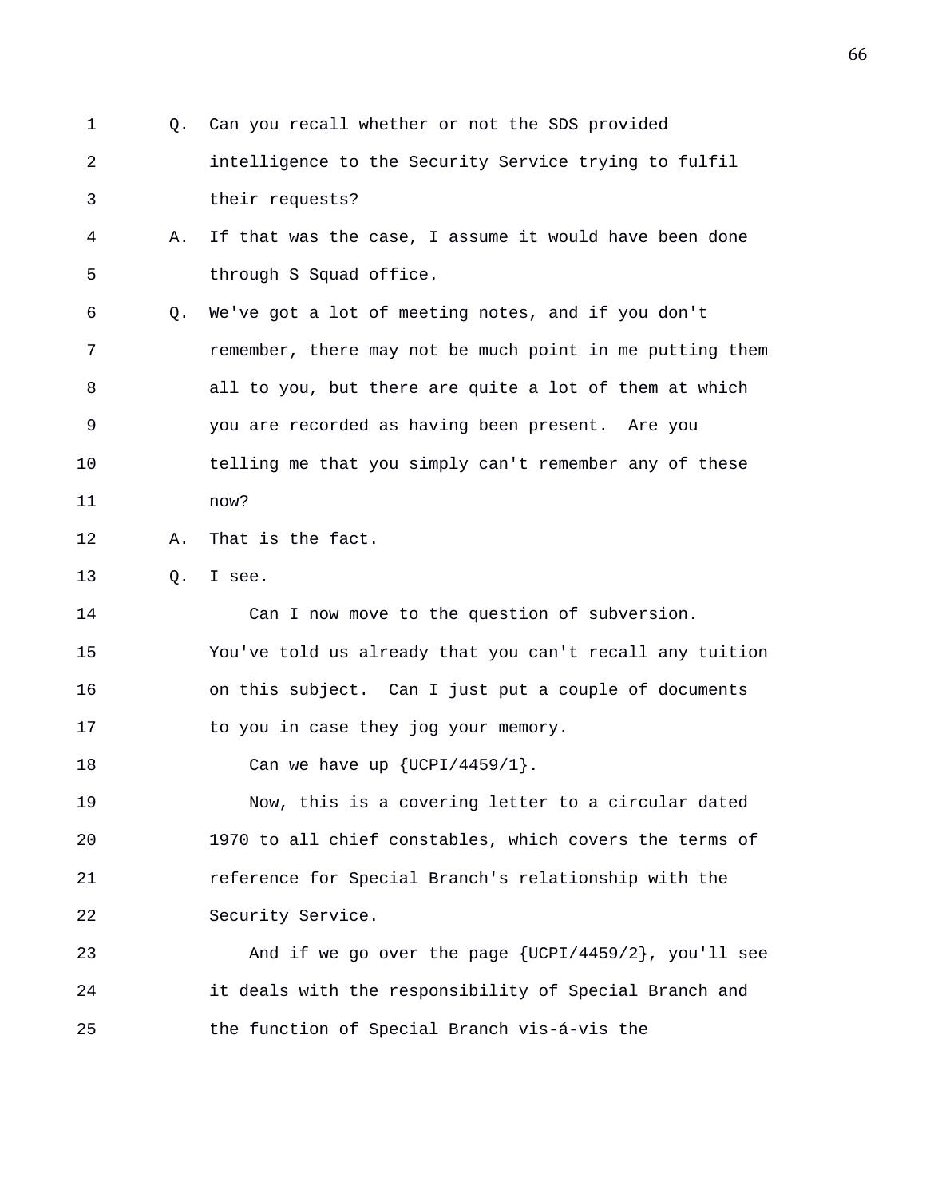1 Q. Can you recall whether or not the SDS provided
2 intelligence to the Security Service trying to fulfil
3 their requests?
4 A. If that was the case, I assume it would have been done
5 through S Squad office.
6 Q. We've got a lot of meeting notes, and if you don't
7 remember, there may not be much point in me putting them
8 all to you, but there are quite a lot of them at which
9 you are recorded as having been present. Are you
10 telling me that you simply can't remember any of these
11 now?
12 A. That is the fact.
13 Q. I see.
14 Can I now move to the question of subversion.
15 You've told us already that you can't recall any tuition
16 on this subject. Can I just put a couple of documents
17 to you in case they jog your memory.
18 Can we have up {UCPI/4459/1}.
19 Now, this is a covering letter to a circular dated
20 1970 to all chief constables, which covers the terms of
21 reference for Special Branch's relationship with the
22 Security Service.
23 And if we go over the page {UCPI/4459/2}, you'll see
24 it deals with the responsibility of Special Branch and
25 the function of Special Branch vis-á-vis the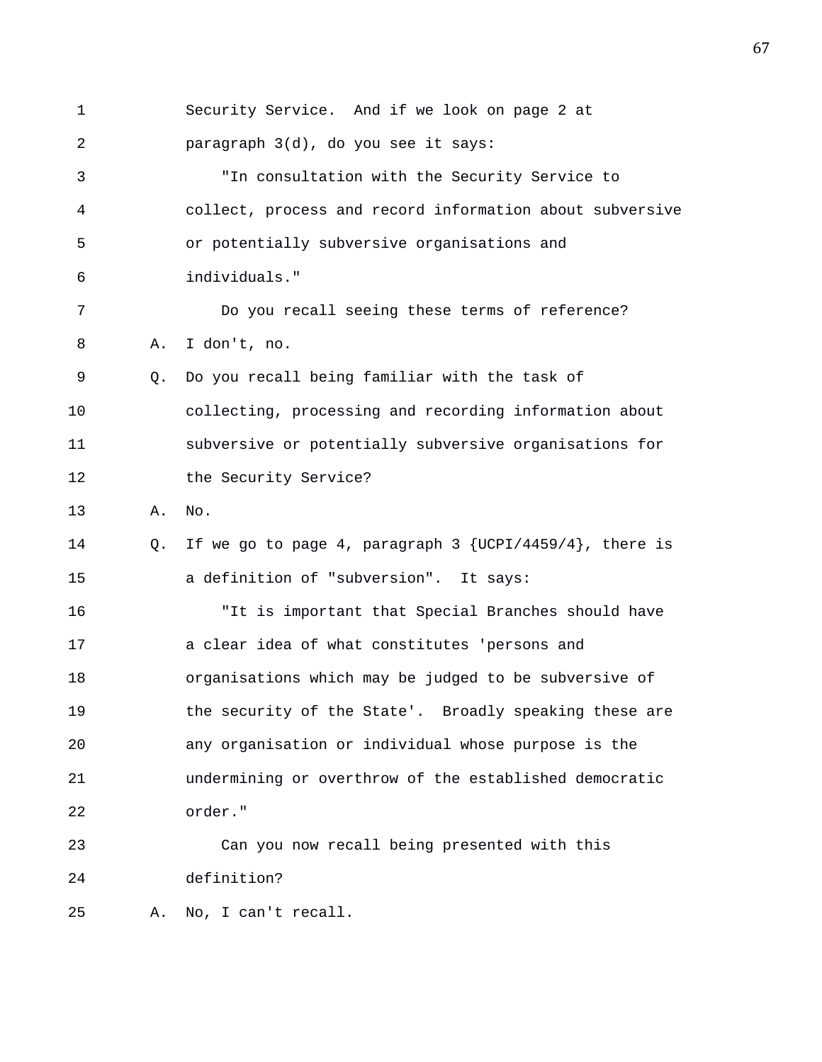Security Service. And if we look on page 2 at paragraph 3(d), do you see it says:

"In consultation with the Security Service to collect, process and record information about subversive or potentially subversive organisations and individuals."

Do you recall seeing these terms of reference?

A. I don't, no.

Q. Do you recall being familiar with the task of collecting, processing and recording information about subversive or potentially subversive organisations for the Security Service?

A. No.

Q. If we go to page 4, paragraph 3 {UCPI/4459/4}, there is a definition of "subversion". It says:

"It is important that Special Branches should have a clear idea of what constitutes 'persons and organisations which may be judged to be subversive of the security of the State'. Broadly speaking these are any organisation or individual whose purpose is the undermining or overthrow of the established democratic order."

Can you now recall being presented with this definition?

A. No, I can't recall.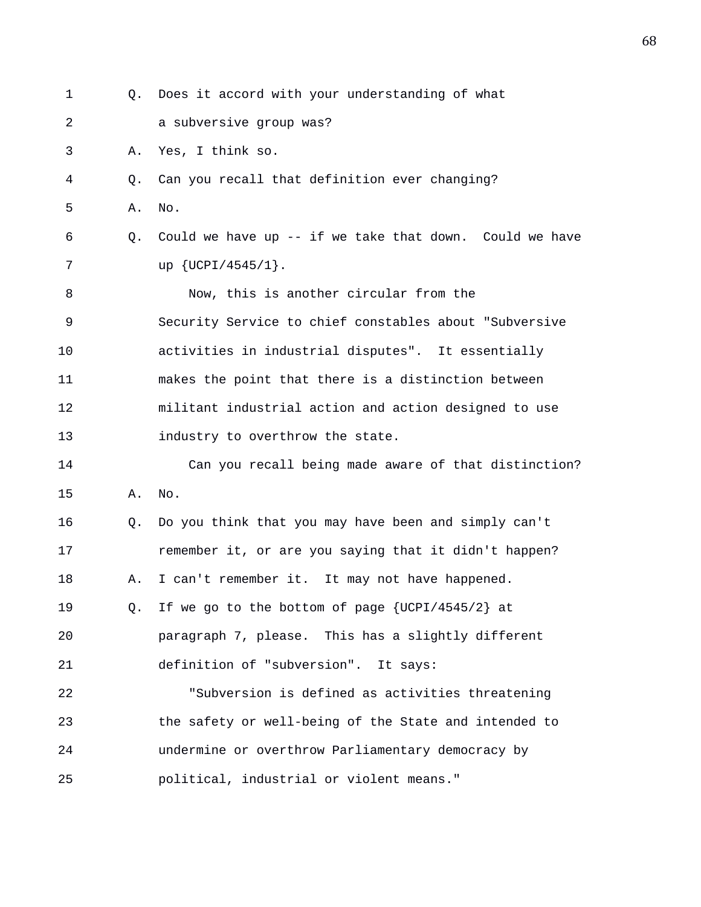Q. Does it accord with your understanding of what a subversive group was?

A. Yes, I think so.

Q. Can you recall that definition ever changing?

A. No.

Q. Could we have up -- if we take that down. Could we have up {UCPI/4545/1}.

Now, this is another circular from the Security Service to chief constables about "Subversive activities in industrial disputes". It essentially makes the point that there is a distinction between militant industrial action and action designed to use industry to overthrow the state.

Can you recall being made aware of that distinction?

A. No.

Q. Do you think that you may have been and simply can't remember it, or are you saying that it didn't happen?

A. I can't remember it. It may not have happened.

Q. If we go to the bottom of page {UCPI/4545/2} at paragraph 7, please. This has a slightly different definition of "subversion". It says:

"Subversion is defined as activities threatening the safety or well-being of the State and intended to undermine or overthrow Parliamentary democracy by political, industrial or violent means."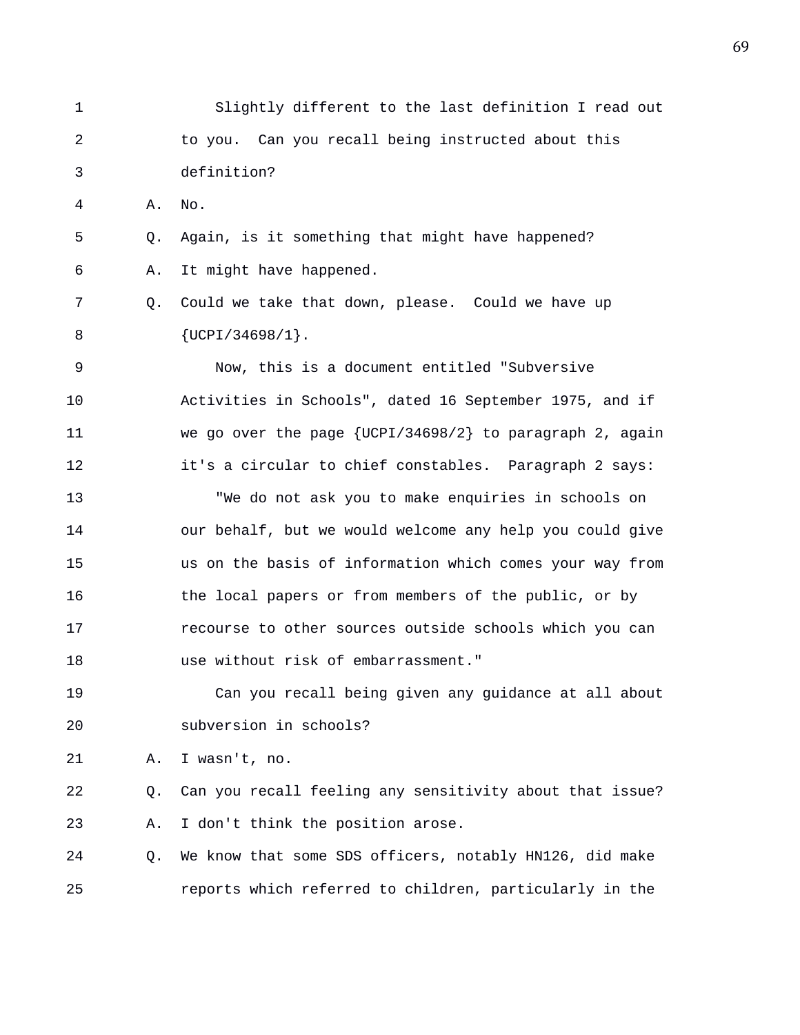Slightly different to the last definition I read out to you. Can you recall being instructed about this definition?

A. No.

Q. Again, is it something that might have happened?

A. It might have happened.

Q. Could we take that down, please. Could we have up {UCPI/34698/1}.

Now, this is a document entitled "Subversive Activities in Schools", dated 16 September 1975, and if we go over the page {UCPI/34698/2} to paragraph 2, again it's a circular to chief constables. Paragraph 2 says:

"We do not ask you to make enquiries in schools on our behalf, but we would welcome any help you could give us on the basis of information which comes your way from the local papers or from members of the public, or by recourse to other sources outside schools which you can use without risk of embarrassment."

Can you recall being given any guidance at all about subversion in schools?

A. I wasn't, no.

Q. Can you recall feeling any sensitivity about that issue?

A. I don't think the position arose.

Q. We know that some SDS officers, notably HN126, did make reports which referred to children, particularly in the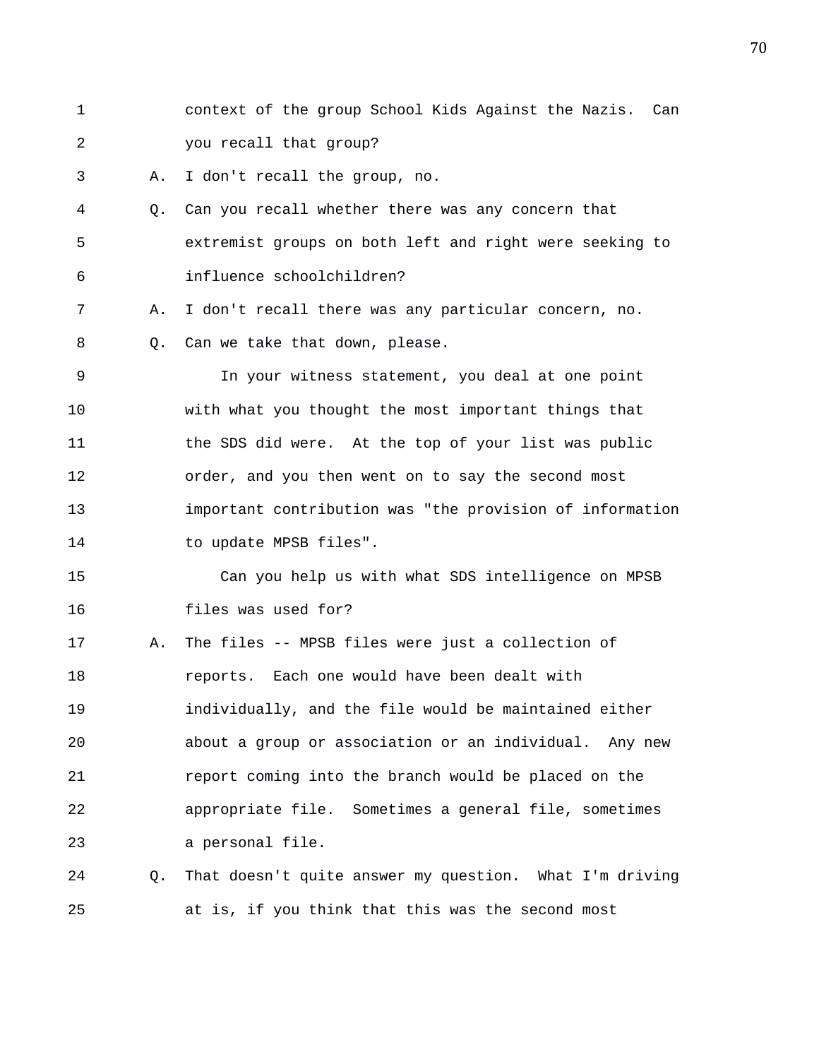context of the group School Kids Against the Nazis. Can you recall that group?

A. I don't recall the group, no.

Q. Can you recall whether there was any concern that extremist groups on both left and right were seeking to influence schoolchildren?

A. I don't recall there was any particular concern, no.

Q. Can we take that down, please.

In your witness statement, you deal at one point with what you thought the most important things that the SDS did were. At the top of your list was public order, and you then went on to say the second most important contribution was "the provision of information to update MPSB files".

Can you help us with what SDS intelligence on MPSB files was used for?

A. The files -- MPSB files were just a collection of reports. Each one would have been dealt with individually, and the file would be maintained either about a group or association or an individual. Any new report coming into the branch would be placed on the appropriate file. Sometimes a general file, sometimes a personal file.

Q. That doesn't quite answer my question. What I'm driving at is, if you think that this was the second most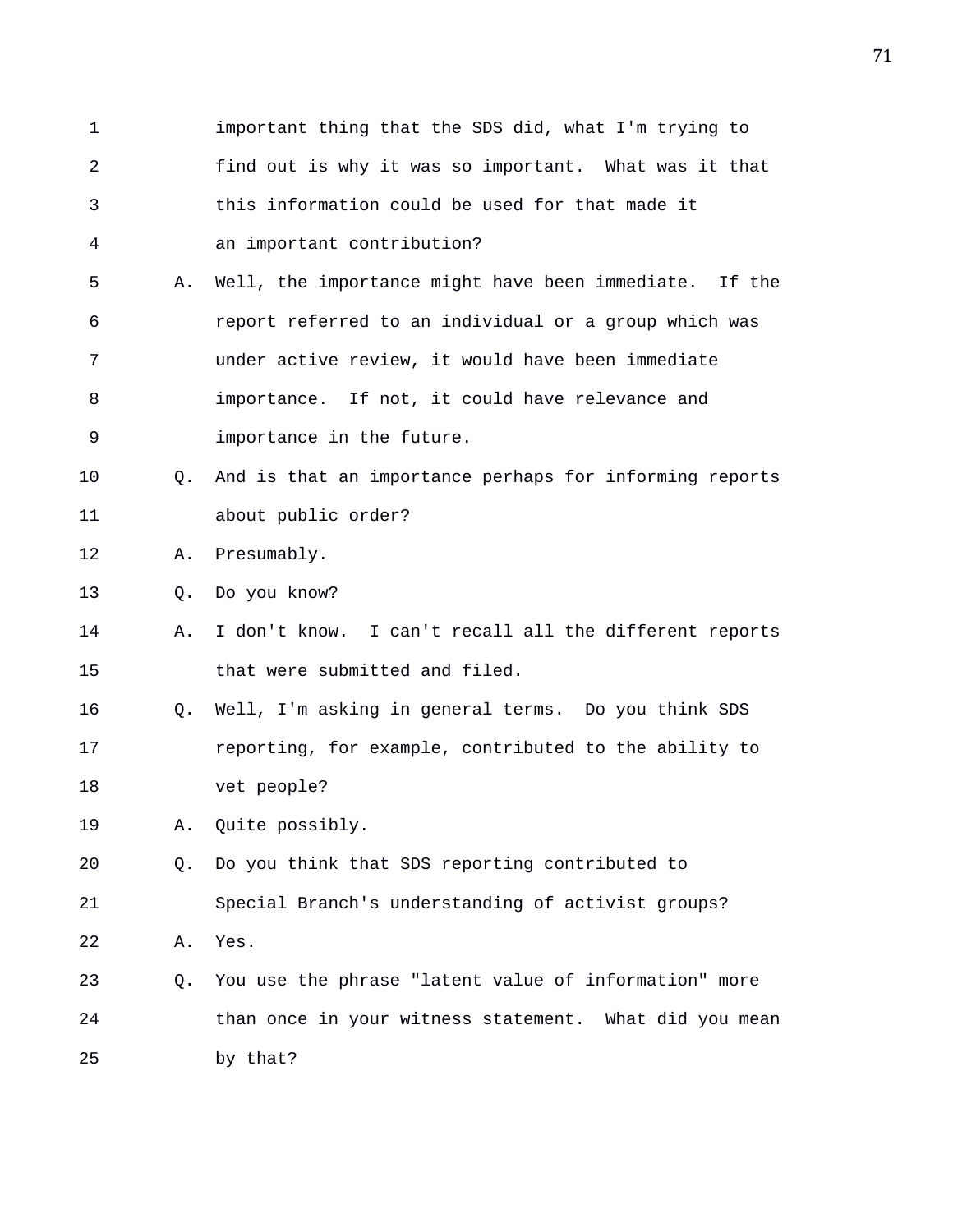important thing that the SDS did, what I'm trying to find out is why it was so important. What was it that this information could be used for that made it an important contribution?

A. Well, the importance might have been immediate. If the report referred to an individual or a group which was under active review, it would have been immediate importance. If not, it could have relevance and importance in the future.

Q. And is that an importance perhaps for informing reports about public order?

A. Presumably.

Q. Do you know?

A. I don't know. I can't recall all the different reports that were submitted and filed.

Q. Well, I'm asking in general terms. Do you think SDS reporting, for example, contributed to the ability to vet people?

A. Quite possibly.

Q. Do you think that SDS reporting contributed to Special Branch's understanding of activist groups?

A. Yes.

Q. You use the phrase "latent value of information" more than once in your witness statement. What did you mean by that?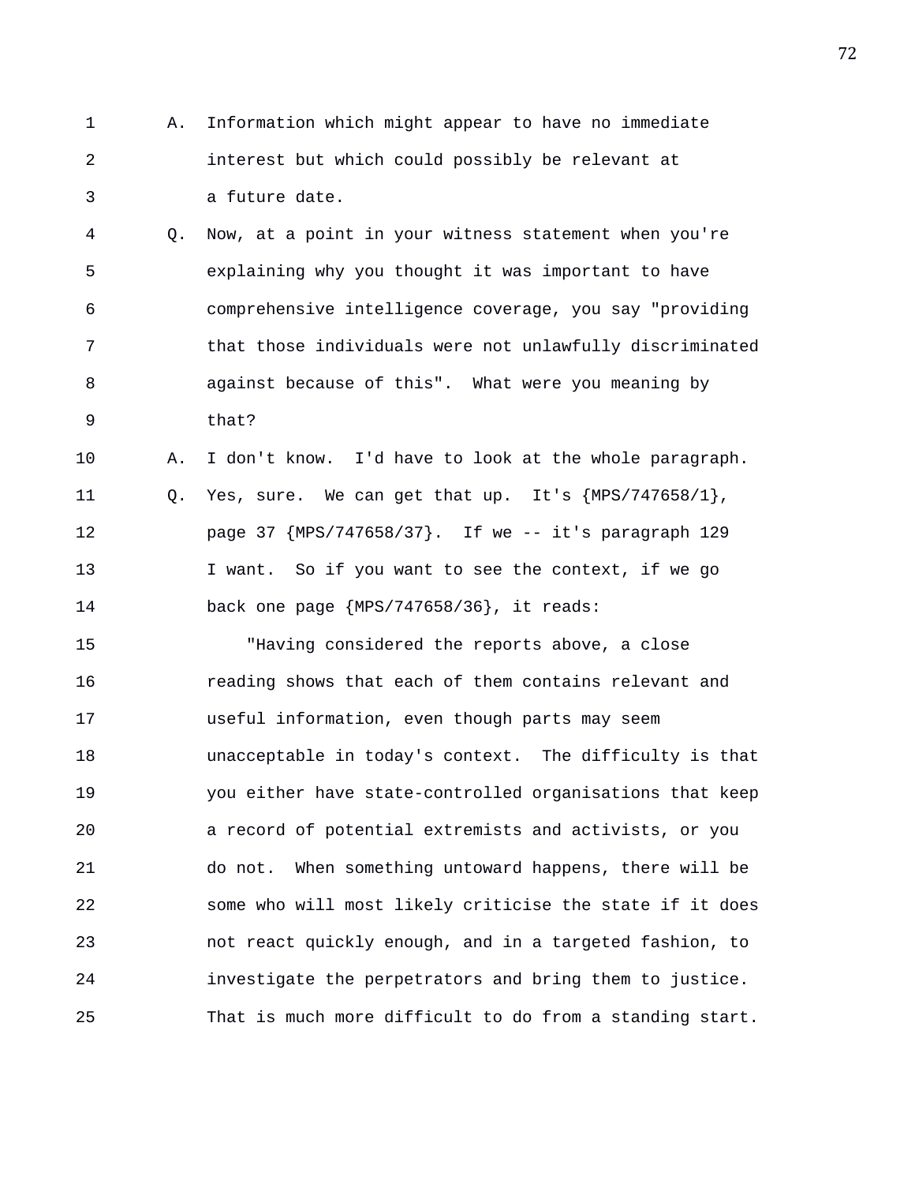A. Information which might appear to have no immediate interest but which could possibly be relevant at a future date.

Q. Now, at a point in your witness statement when you're explaining why you thought it was important to have comprehensive intelligence coverage, you say "providing that those individuals were not unlawfully discriminated against because of this". What were you meaning by that?

A. I don't know. I'd have to look at the whole paragraph.

Q. Yes, sure. We can get that up. It's {MPS/747658/1}, page 37 {MPS/747658/37}. If we -- it's paragraph 129 I want. So if you want to see the context, if we go back one page {MPS/747658/36}, it reads:

"Having considered the reports above, a close reading shows that each of them contains relevant and useful information, even though parts may seem unacceptable in today's context. The difficulty is that you either have state-controlled organisations that keep a record of potential extremists and activists, or you do not. When something untoward happens, there will be some who will most likely criticise the state if it does not react quickly enough, and in a targeted fashion, to investigate the perpetrators and bring them to justice. That is much more difficult to do from a standing start.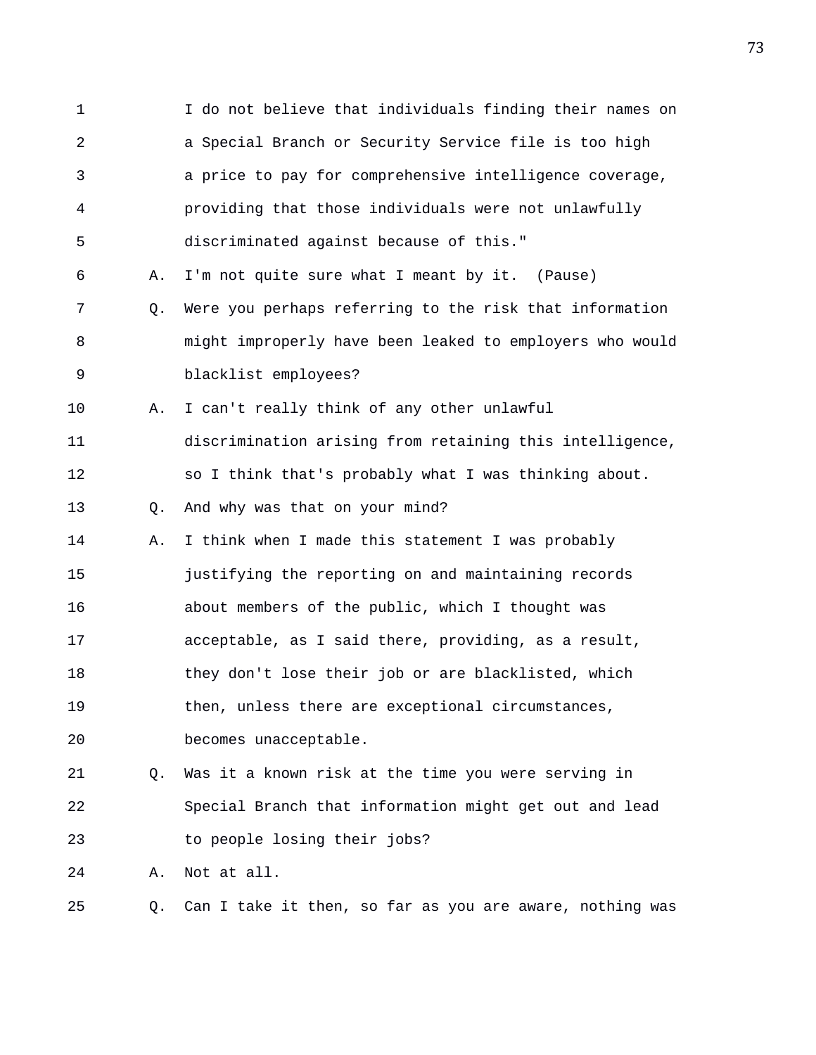1 I do not believe that individuals finding their names on
2 a Special Branch or Security Service file is too high
3 a price to pay for comprehensive intelligence coverage,
4 providing that those individuals were not unlawfully
5 discriminated against because of this."

6 A. I'm not quite sure what I meant by it. (Pause)

7 Q. Were you perhaps referring to the risk that information
8 might improperly have been leaked to employers who would
9 blacklist employees?

10 A. I can't really think of any other unlawful
11 discrimination arising from retaining this intelligence,
12 so I think that's probably what I was thinking about.

13 Q. And why was that on your mind?

14 A. I think when I made this statement I was probably
15 justifying the reporting on and maintaining records
16 about members of the public, which I thought was
17 acceptable, as I said there, providing, as a result,
18 they don't lose their job or are blacklisted, which
19 then, unless there are exceptional circumstances,
20 becomes unacceptable.

21 Q. Was it a known risk at the time you were serving in
22 Special Branch that information might get out and lead
23 to people losing their jobs?

24 A. Not at all.

25 Q. Can I take it then, so far as you are aware, nothing was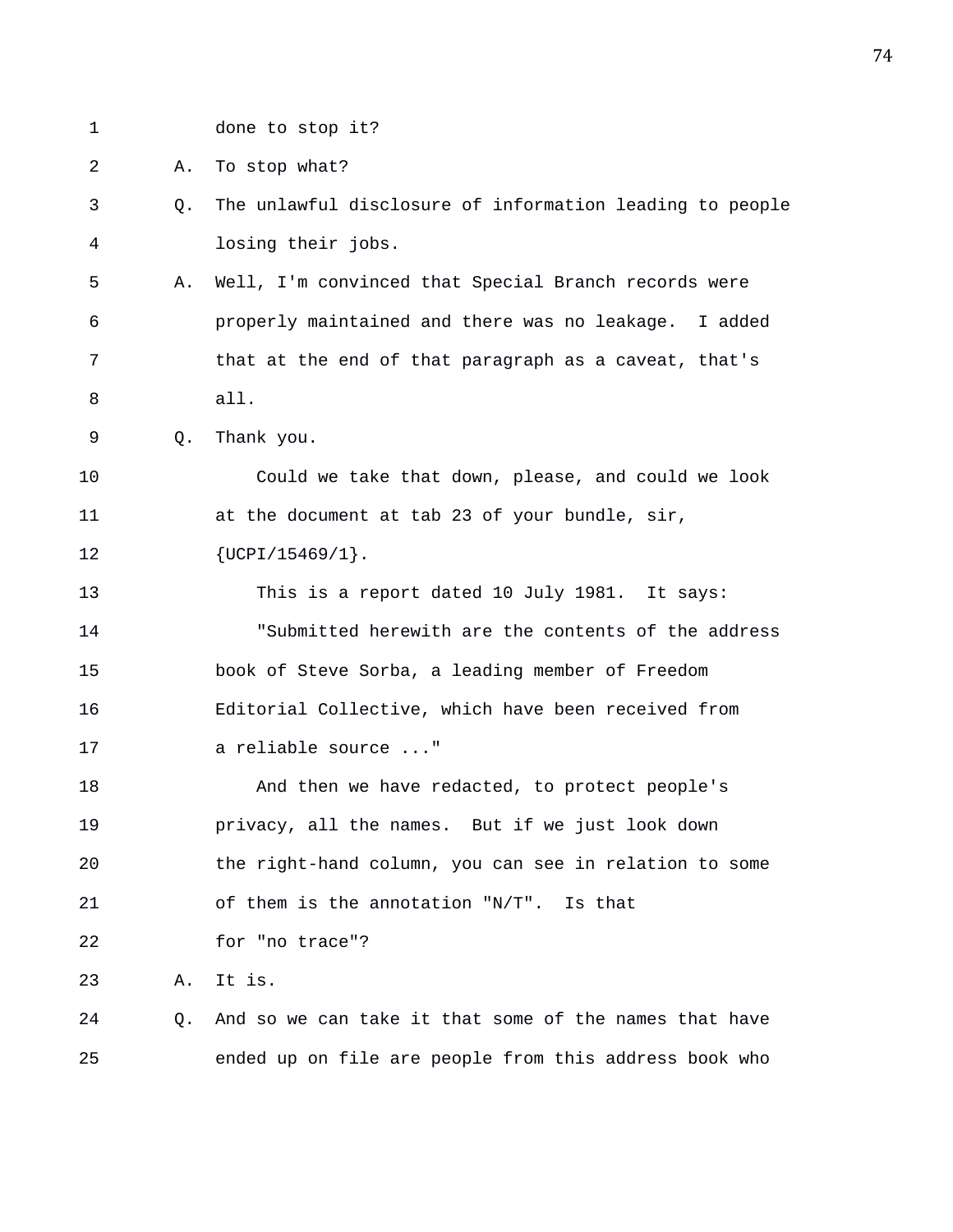done to stop it?

A. To stop what?

Q. The unlawful disclosure of information leading to people losing their jobs.

A. Well, I'm convinced that Special Branch records were properly maintained and there was no leakage. I added that at the end of that paragraph as a caveat, that's all.

Q. Thank you.

Could we take that down, please, and could we look at the document at tab 23 of your bundle, sir, {UCPI/15469/1}.

This is a report dated 10 July 1981. It says:

"Submitted herewith are the contents of the address book of Steve Sorba, a leading member of Freedom Editorial Collective, which have been received from a reliable source ..."

And then we have redacted, to protect people's privacy, all the names. But if we just look down the right-hand column, you can see in relation to some of them is the annotation "N/T". Is that for "no trace"?

A. It is.

Q. And so we can take it that some of the names that have ended up on file are people from this address book who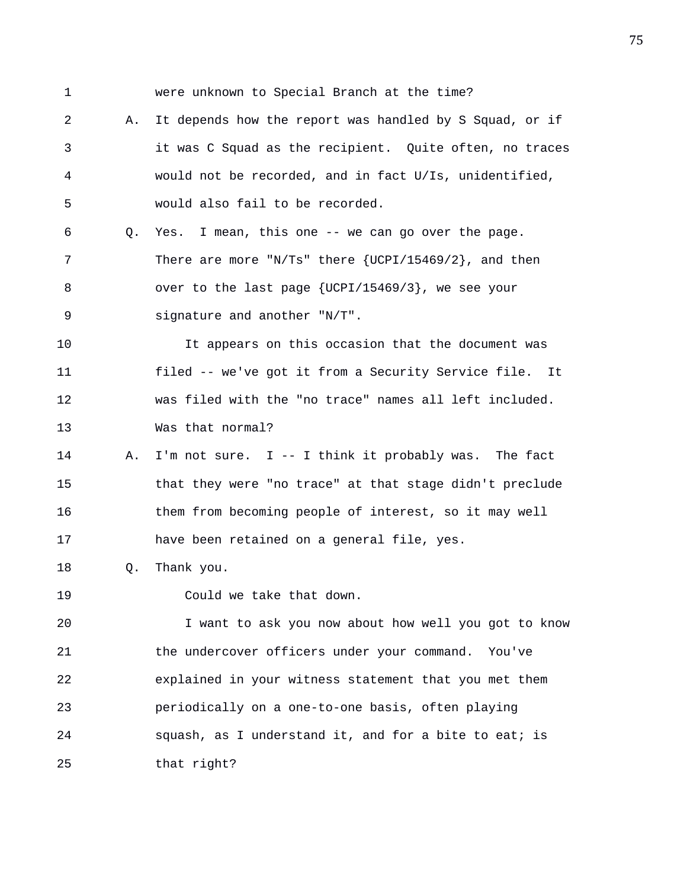were unknown to Special Branch at the time?

A. It depends how the report was handled by S Squad, or if it was C Squad as the recipient. Quite often, no traces would not be recorded, and in fact U/Is, unidentified, would also fail to be recorded.

Q. Yes. I mean, this one -- we can go over the page. There are more "N/Ts" there {UCPI/15469/2}, and then over to the last page {UCPI/15469/3}, we see your signature and another "N/T".

It appears on this occasion that the document was filed -- we've got it from a Security Service file. It was filed with the "no trace" names all left included. Was that normal?

A. I'm not sure. I -- I think it probably was. The fact that they were "no trace" at that stage didn't preclude them from becoming people of interest, so it may well have been retained on a general file, yes.

Q. Thank you.

Could we take that down.

I want to ask you now about how well you got to know the undercover officers under your command. You've explained in your witness statement that you met them periodically on a one-to-one basis, often playing squash, as I understand it, and for a bite to eat; is that right?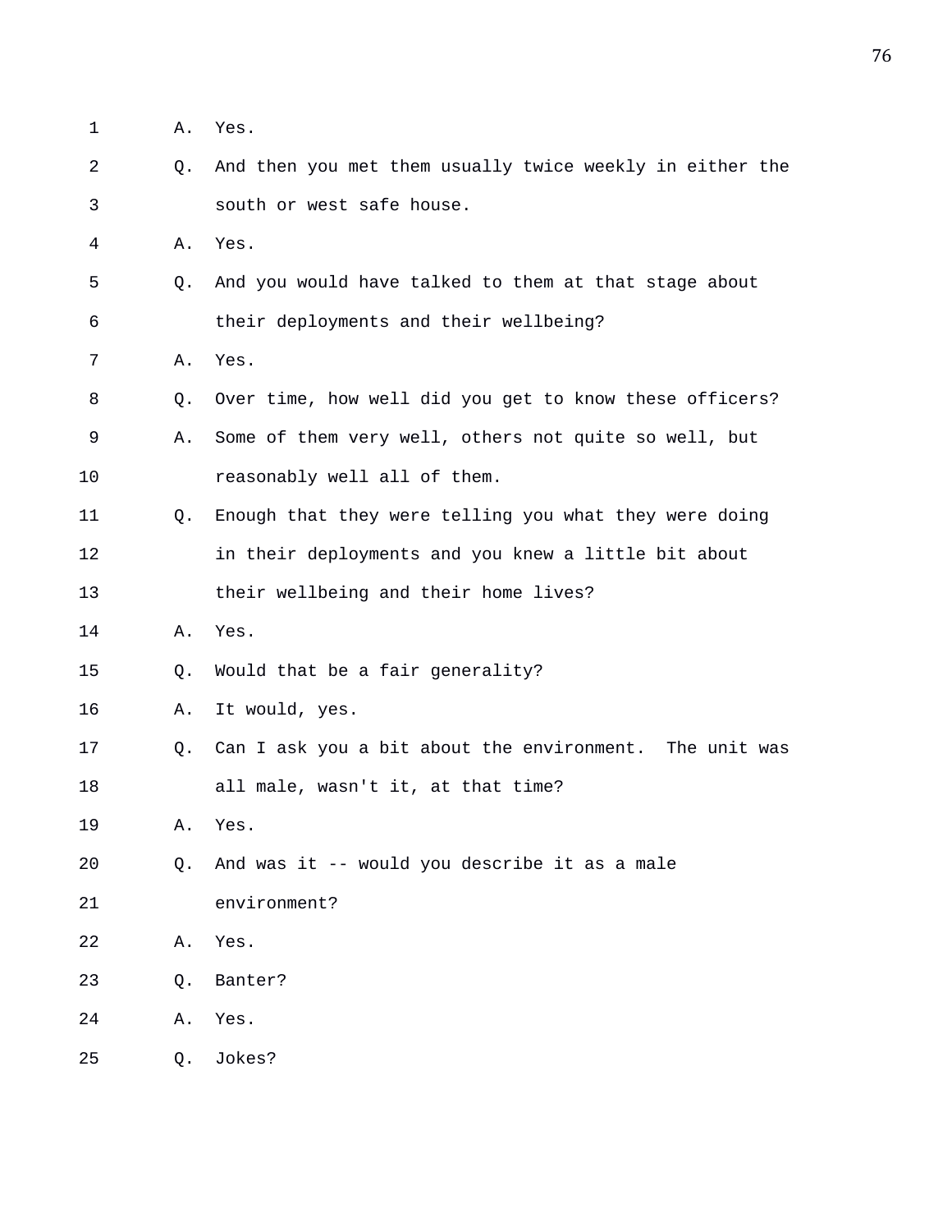1 A. Yes.

2 Q. And then you met them usually twice weekly in either the

3 south or west safe house.

4 A. Yes.

5 Q. And you would have talked to them at that stage about

6 their deployments and their wellbeing?

7 A. Yes.

8 Q. Over time, how well did you get to know these officers?

9 A. Some of them very well, others not quite so well, but

10 reasonably well all of them.

11 Q. Enough that they were telling you what they were doing

12 in their deployments and you knew a little bit about

13 their wellbeing and their home lives?

14 A. Yes.

15 Q. Would that be a fair generality?

16 A. It would, yes.

17 Q. Can I ask you a bit about the environment. The unit was

18 all male, wasn't it, at that time?

19 A. Yes.

20 Q. And was it -- would you describe it as a male

21 environment?

22 A. Yes.

23 Q. Banter?

24 A. Yes.

25 Q. Jokes?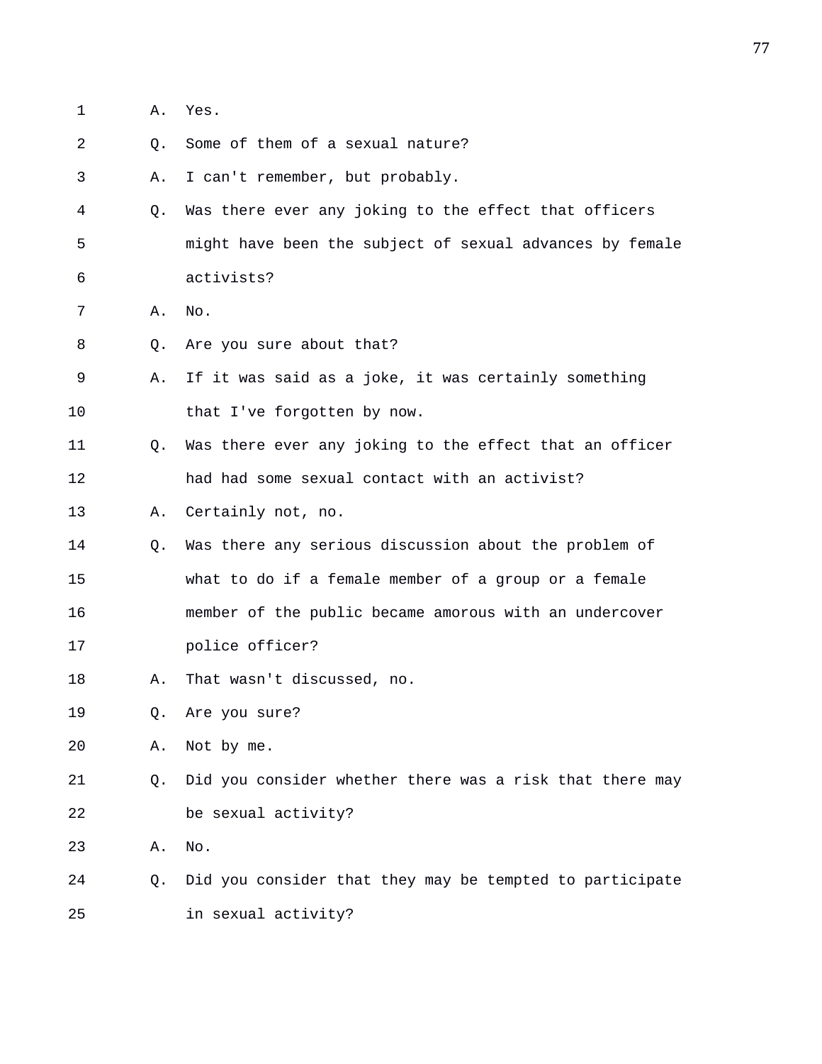1 A. Yes.

2 Q. Some of them of a sexual nature?

3 A. I can't remember, but probably.

4 Q. Was there ever any joking to the effect that officers

5 might have been the subject of sexual advances by female

6 activists?

7 A. No.

8 Q. Are you sure about that?

9 A. If it was said as a joke, it was certainly something

10 that I've forgotten by now.

11 Q. Was there ever any joking to the effect that an officer

12 had had some sexual contact with an activist?

13 A. Certainly not, no.

14 Q. Was there any serious discussion about the problem of

15 what to do if a female member of a group or a female

16 member of the public became amorous with an undercover

17 police officer?

18 A. That wasn't discussed, no.

19 Q. Are you sure?

20 A. Not by me.

21 Q. Did you consider whether there was a risk that there may

22 be sexual activity?

23 A. No.

24 Q. Did you consider that they may be tempted to participate

25 in sexual activity?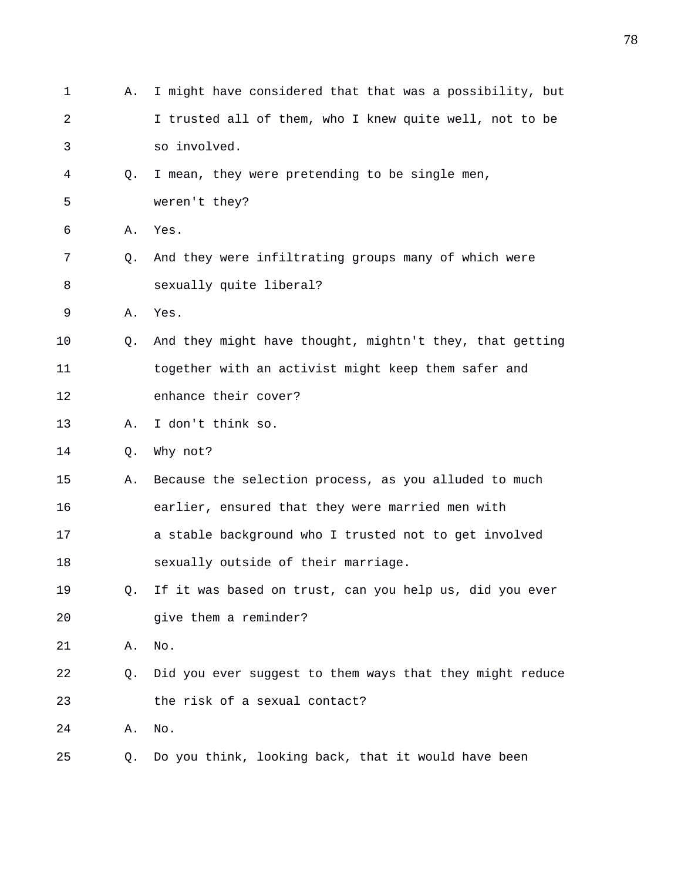1 A. I might have considered that that was a possibility, but
2 I trusted all of them, who I knew quite well, not to be
3 so involved.
4 Q. I mean, they were pretending to be single men,
5 weren't they?
6 A. Yes.
7 Q. And they were infiltrating groups many of which were
8 sexually quite liberal?
9 A. Yes.
10 Q. And they might have thought, mightn't they, that getting
11 together with an activist might keep them safer and
12 enhance their cover?
13 A. I don't think so.
14 Q. Why not?
15 A. Because the selection process, as you alluded to much
16 earlier, ensured that they were married men with
17 a stable background who I trusted not to get involved
18 sexually outside of their marriage.
19 Q. If it was based on trust, can you help us, did you ever
20 give them a reminder?
21 A. No.
22 Q. Did you ever suggest to them ways that they might reduce
23 the risk of a sexual contact?
24 A. No.
25 Q. Do you think, looking back, that it would have been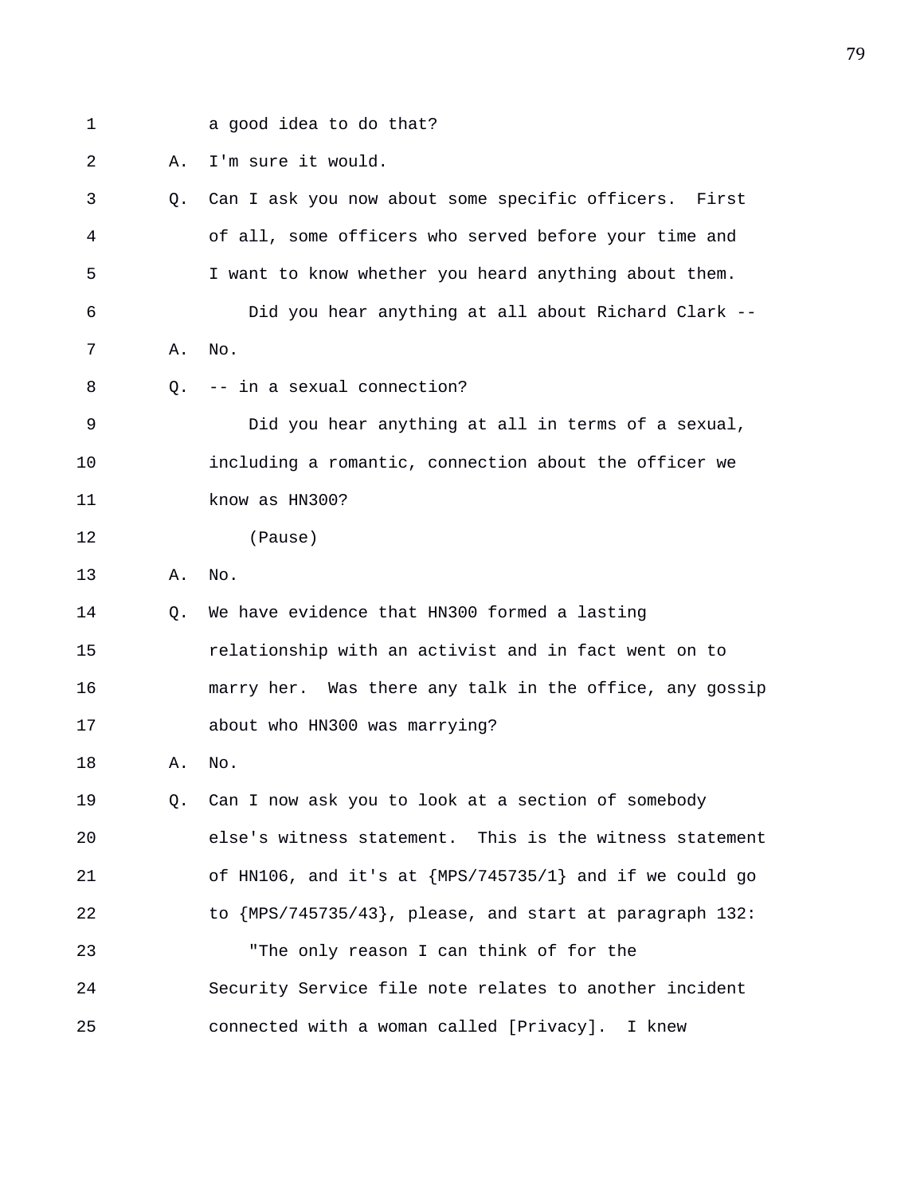a good idea to do that?

A. I'm sure it would.

Q. Can I ask you now about some specific officers. First of all, some officers who served before your time and I want to know whether you heard anything about them.

Did you hear anything at all about Richard Clark --

A. No.

Q. -- in a sexual connection?

Did you hear anything at all in terms of a sexual, including a romantic, connection about the officer we know as HN300?

(Pause)

A. No.

Q. We have evidence that HN300 formed a lasting relationship with an activist and in fact went on to marry her. Was there any talk in the office, any gossip about who HN300 was marrying?

A. No.

Q. Can I now ask you to look at a section of somebody else's witness statement. This is the witness statement of HN106, and it's at {MPS/745735/1} and if we could go to {MPS/745735/43}, please, and start at paragraph 132:

"The only reason I can think of for the Security Service file note relates to another incident connected with a woman called [Privacy]. I knew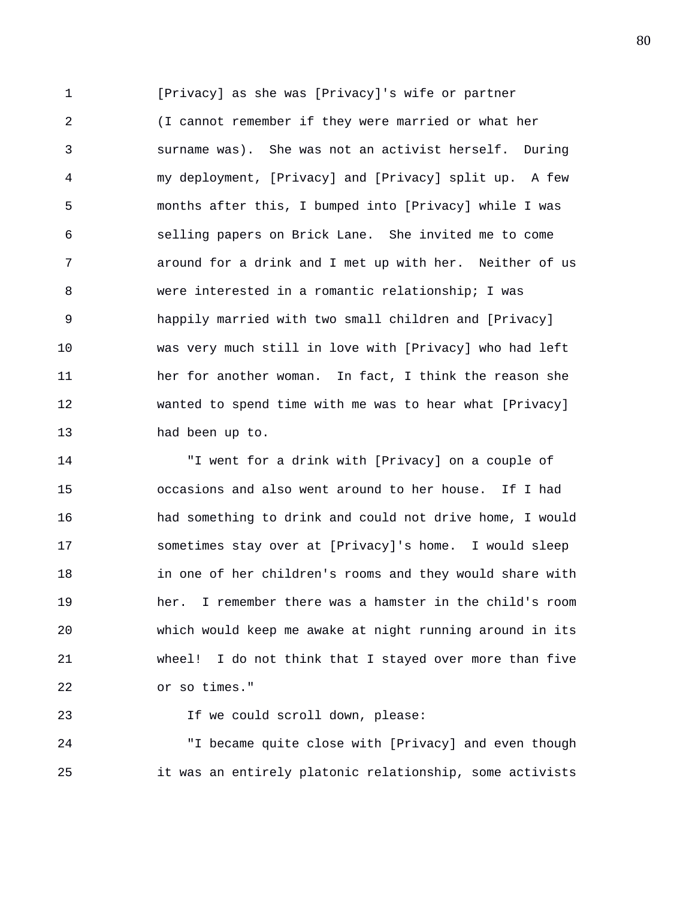[Privacy] as she was [Privacy]'s wife or partner (I cannot remember if they were married or what her surname was). She was not an activist herself. During my deployment, [Privacy] and [Privacy] split up. A few months after this, I bumped into [Privacy] while I was selling papers on Brick Lane. She invited me to come around for a drink and I met up with her. Neither of us were interested in a romantic relationship; I was happily married with two small children and [Privacy] was very much still in love with [Privacy] who had left her for another woman. In fact, I think the reason she wanted to spend time with me was to hear what [Privacy] had been up to.

"I went for a drink with [Privacy] on a couple of occasions and also went around to her house. If I had had something to drink and could not drive home, I would sometimes stay over at [Privacy]'s home. I would sleep in one of her children's rooms and they would share with her. I remember there was a hamster in the child's room which would keep me awake at night running around in its wheel! I do not think that I stayed over more than five or so times."

If we could scroll down, please:

"I became quite close with [Privacy] and even though it was an entirely platonic relationship, some activists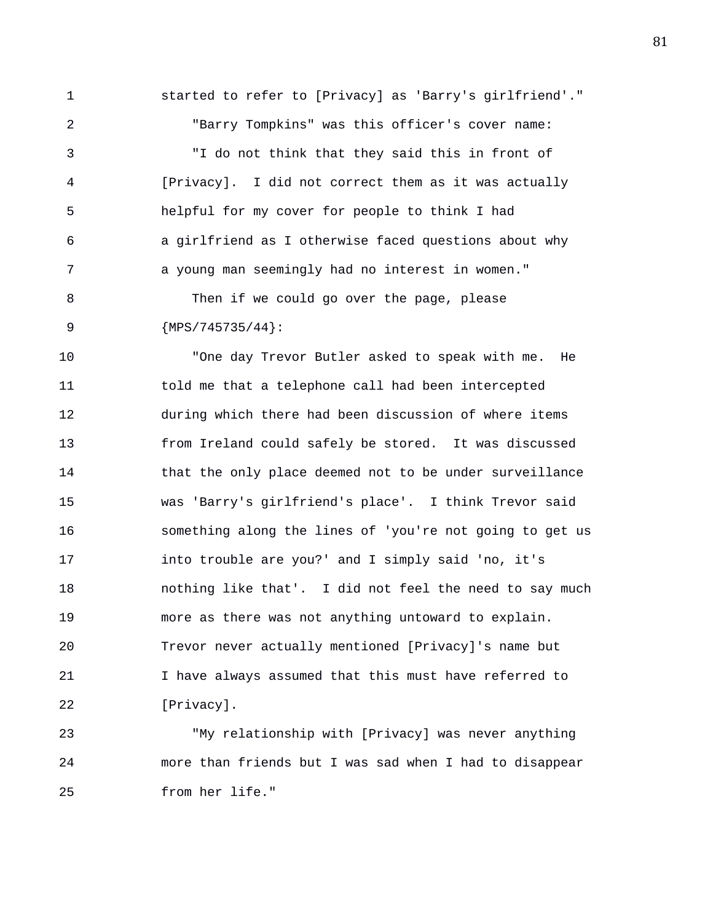started to refer to [Privacy] as 'Barry's girlfriend'."

"Barry Tompkins" was this officer's cover name:

"I do not think that they said this in front of [Privacy]. I did not correct them as it was actually helpful for my cover for people to think I had a girlfriend as I otherwise faced questions about why a young man seemingly had no interest in women."

Then if we could go over the page, please {MPS/745735/44}:

"One day Trevor Butler asked to speak with me. He told me that a telephone call had been intercepted during which there had been discussion of where items from Ireland could safely be stored. It was discussed that the only place deemed not to be under surveillance was 'Barry's girlfriend's place'. I think Trevor said something along the lines of 'you're not going to get us into trouble are you?' and I simply said 'no, it's nothing like that'. I did not feel the need to say much more as there was not anything untoward to explain. Trevor never actually mentioned [Privacy]'s name but I have always assumed that this must have referred to [Privacy].

"My relationship with [Privacy] was never anything more than friends but I was sad when I had to disappear from her life."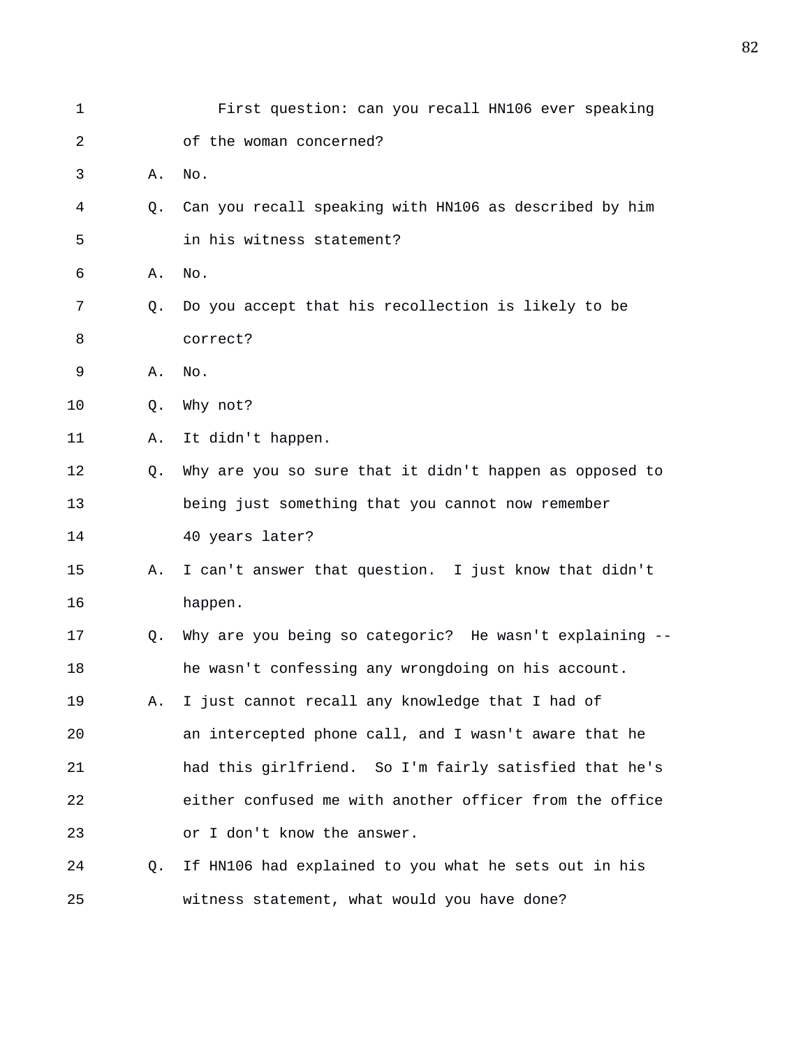First question: can you recall HN106 ever speaking of the woman concerned?

A. No.

Q. Can you recall speaking with HN106 as described by him in his witness statement?

A. No.

Q. Do you accept that his recollection is likely to be correct?

A. No.

Q. Why not?

A. It didn't happen.

Q. Why are you so sure that it didn't happen as opposed to being just something that you cannot now remember 40 years later?

A. I can't answer that question. I just know that didn't happen.

Q. Why are you being so categoric? He wasn't explaining -- he wasn't confessing any wrongdoing on his account.

A. I just cannot recall any knowledge that I had of an intercepted phone call, and I wasn't aware that he had this girlfriend. So I'm fairly satisfied that he's either confused me with another officer from the office or I don't know the answer.

Q. If HN106 had explained to you what he sets out in his witness statement, what would you have done?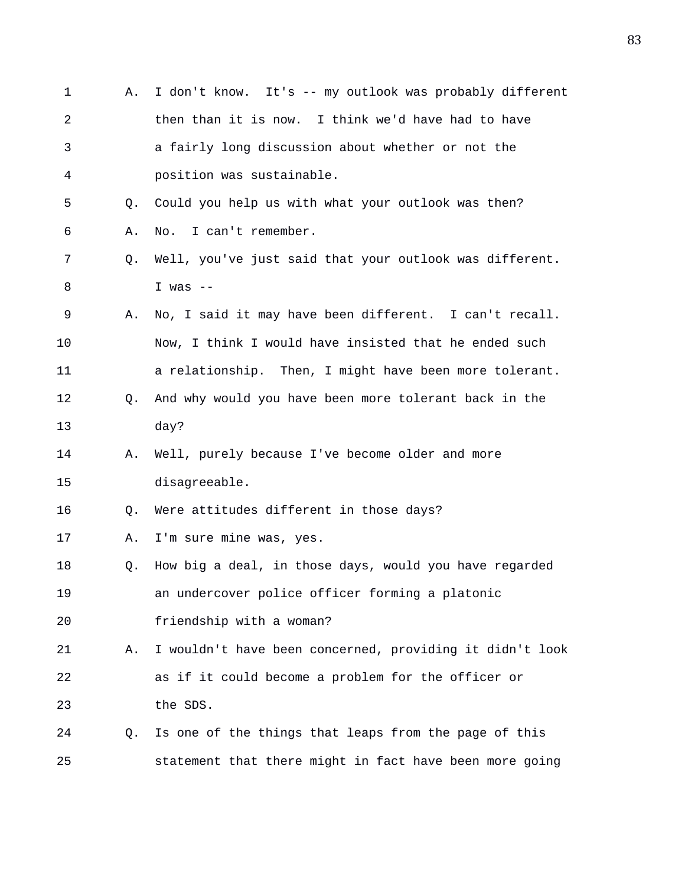1 A. I don't know. It's -- my outlook was probably different
2 then than it is now. I think we'd have had to have
3 a fairly long discussion about whether or not the
4 position was sustainable.
5 Q. Could you help us with what your outlook was then?
6 A. No. I can't remember.
7 Q. Well, you've just said that your outlook was different.
8 I was --
9 A. No, I said it may have been different. I can't recall.
10 Now, I think I would have insisted that he ended such
11 a relationship. Then, I might have been more tolerant.
12 Q. And why would you have been more tolerant back in the
13 day?
14 A. Well, purely because I've become older and more
15 disagreeable.
16 Q. Were attitudes different in those days?
17 A. I'm sure mine was, yes.
18 Q. How big a deal, in those days, would you have regarded
19 an undercover police officer forming a platonic
20 friendship with a woman?
21 A. I wouldn't have been concerned, providing it didn't look
22 as if it could become a problem for the officer or
23 the SDS.
24 Q. Is one of the things that leaps from the page of this
25 statement that there might in fact have been more going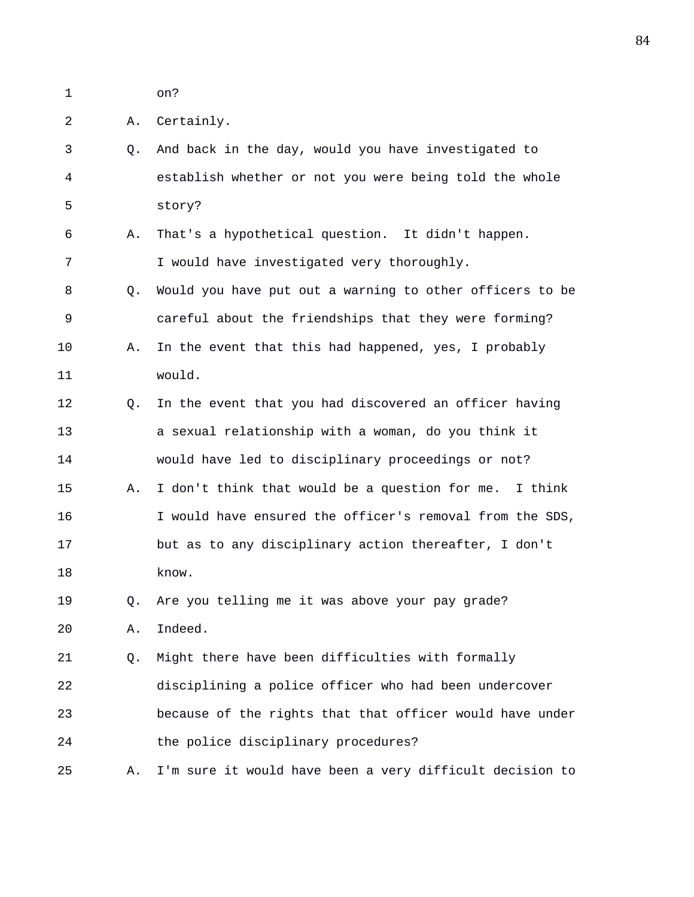1 on?

2 A. Certainly.

3 Q. And back in the day, would you have investigated to

4 establish whether or not you were being told the whole

5 story?

6 A. That's a hypothetical question. It didn't happen.

7 I would have investigated very thoroughly.

8 Q. Would you have put out a warning to other officers to be

9 careful about the friendships that they were forming?

10 A. In the event that this had happened, yes, I probably

11 would.

12 Q. In the event that you had discovered an officer having

13 a sexual relationship with a woman, do you think it

14 would have led to disciplinary proceedings or not?

15 A. I don't think that would be a question for me. I think

16 I would have ensured the officer's removal from the SDS,

17 but as to any disciplinary action thereafter, I don't

18 know.

19 Q. Are you telling me it was above your pay grade?

20 A. Indeed.

21 Q. Might there have been difficulties with formally

22 disciplining a police officer who had been undercover

23 because of the rights that that officer would have under

24 the police disciplinary procedures?

25 A. I'm sure it would have been a very difficult decision to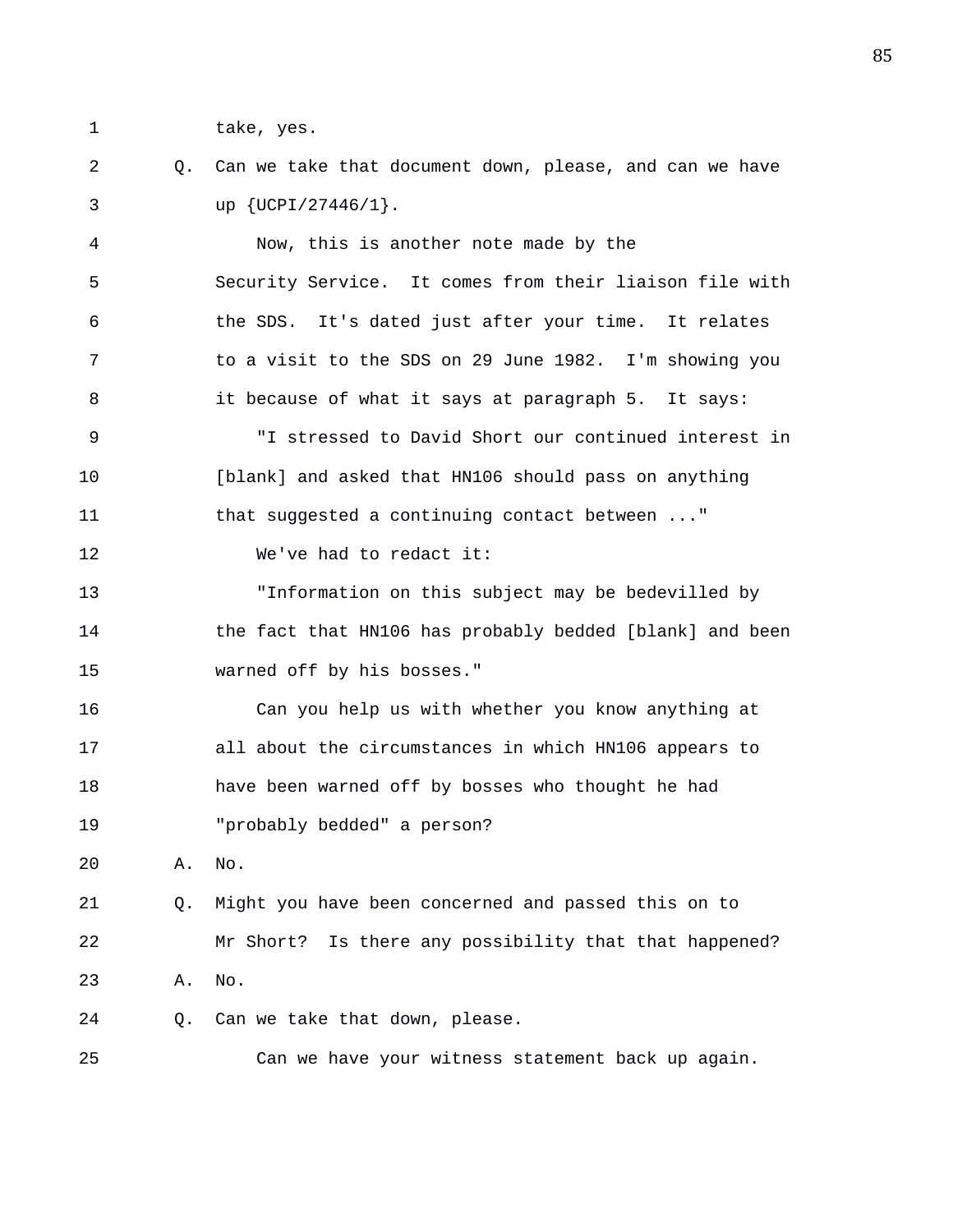1 take, yes.

2 Q. Can we take that document down, please, and can we have

3 up {UCPI/27446/1}.

4 Now, this is another note made by the

5 Security Service. It comes from their liaison file with

6 the SDS. It's dated just after your time. It relates

7 to a visit to the SDS on 29 June 1982. I'm showing you

8 it because of what it says at paragraph 5. It says:

9 "I stressed to David Short our continued interest in

10 [blank] and asked that HN106 should pass on anything

11 that suggested a continuing contact between ..."

12 We've had to redact it:

13 "Information on this subject may be bedevilled by

14 the fact that HN106 has probably bedded [blank] and been

15 warned off by his bosses."

16 Can you help us with whether you know anything at

17 all about the circumstances in which HN106 appears to

18 have been warned off by bosses who thought he had

19 "probably bedded" a person?

20 A. No.

21 Q. Might you have been concerned and passed this on to

22 Mr Short? Is there any possibility that that happened?

23 A. No.

24 Q. Can we take that down, please.

25 Can we have your witness statement back up again.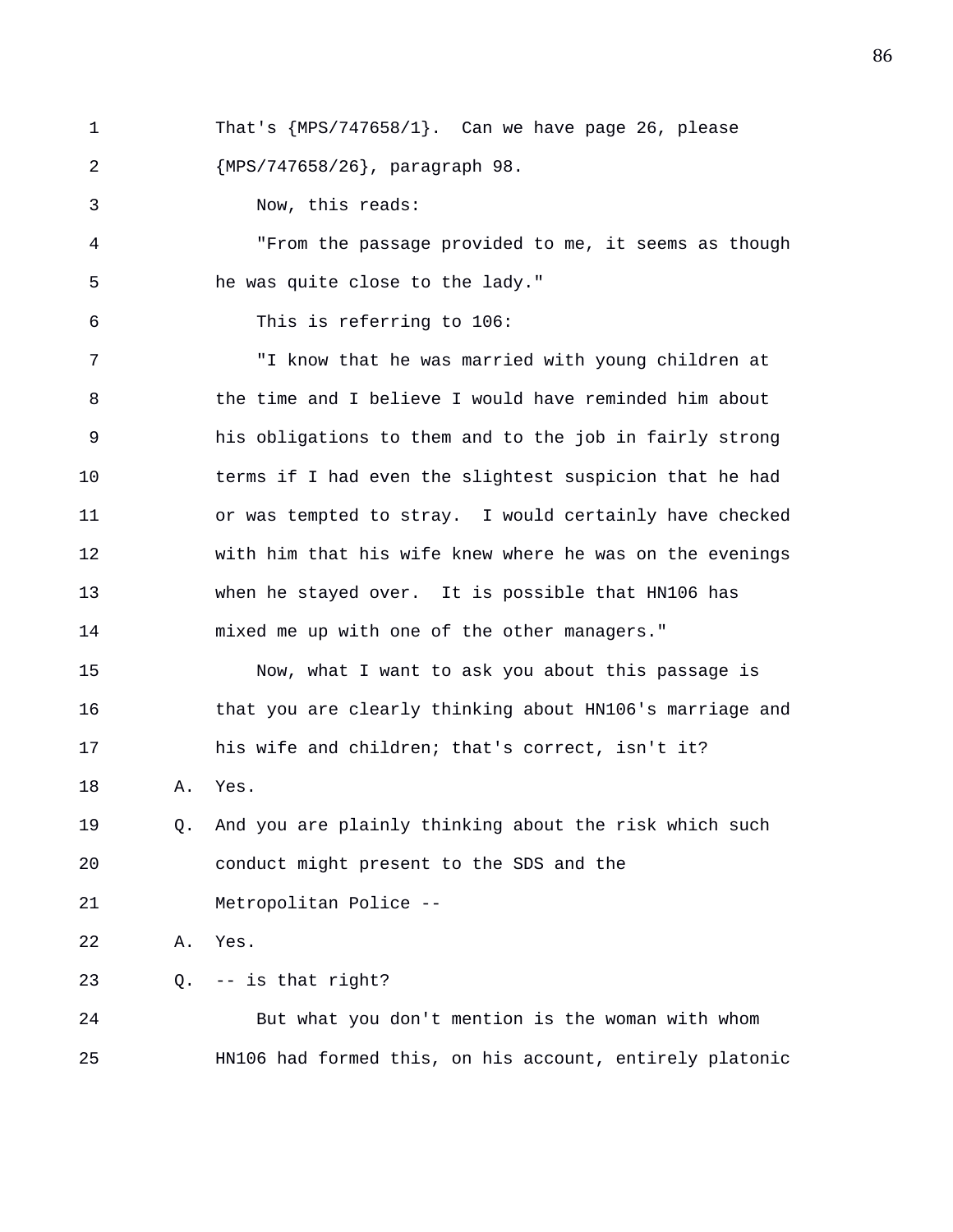That's {MPS/747658/1}. Can we have page 26, please {MPS/747658/26}, paragraph 98.

Now, this reads:

"From the passage provided to me, it seems as though he was quite close to the lady."

This is referring to 106:

"I know that he was married with young children at the time and I believe I would have reminded him about his obligations to them and to the job in fairly strong terms if I had even the slightest suspicion that he had or was tempted to stray. I would certainly have checked with him that his wife knew where he was on the evenings when he stayed over. It is possible that HN106 has mixed me up with one of the other managers."

Now, what I want to ask you about this passage is that you are clearly thinking about HN106's marriage and his wife and children; that's correct, isn't it?

A. Yes.

Q. And you are plainly thinking about the risk which such conduct might present to the SDS and the Metropolitan Police --

A. Yes.

Q. -- is that right?

But what you don't mention is the woman with whom HN106 had formed this, on his account, entirely platonic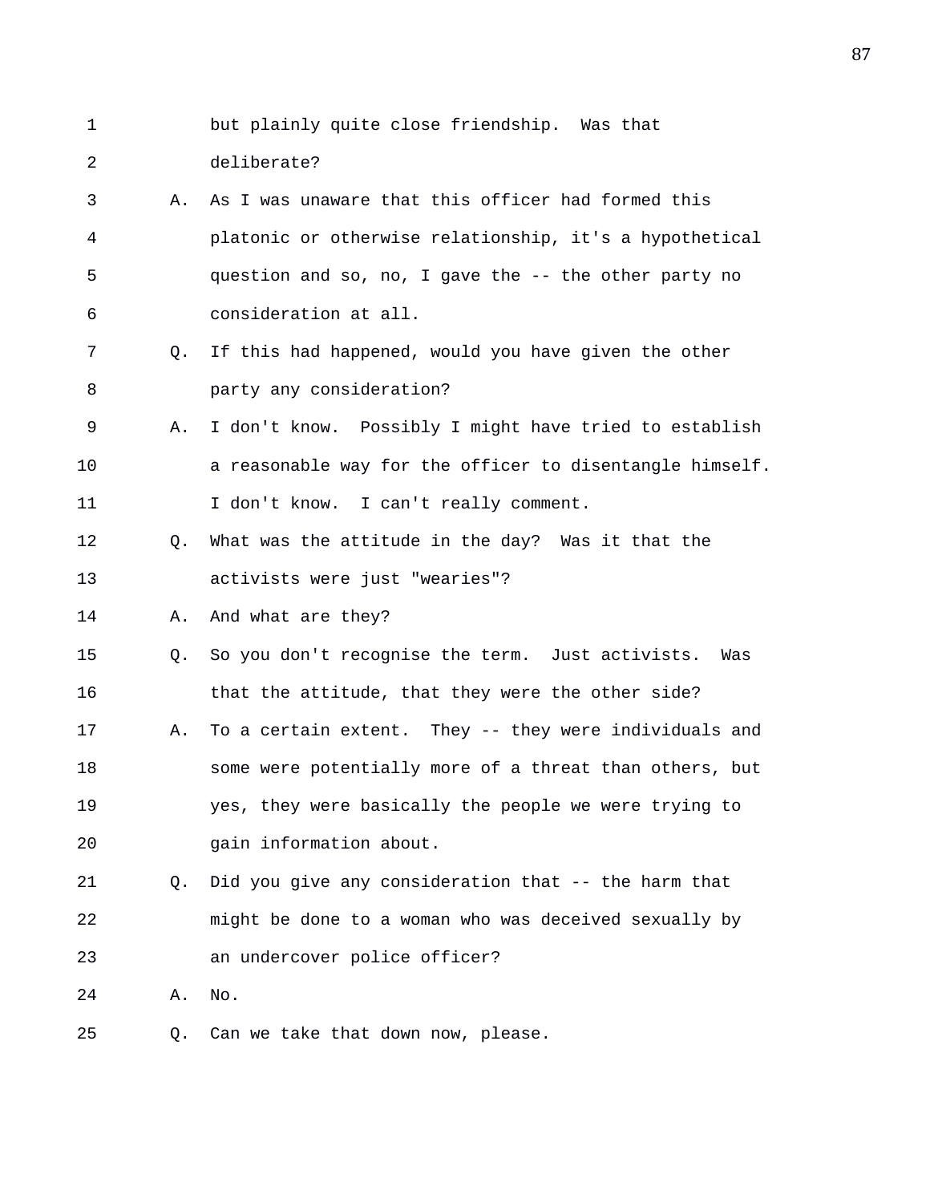1 but plainly quite close friendship. Was that
2 deliberate?
3 A. As I was unaware that this officer had formed this
4 platonic or otherwise relationship, it's a hypothetical
5 question and so, no, I gave the -- the other party no
6 consideration at all.
7 Q. If this had happened, would you have given the other
8 party any consideration?
9 A. I don't know. Possibly I might have tried to establish
10 a reasonable way for the officer to disentangle himself.
11 I don't know. I can't really comment.
12 Q. What was the attitude in the day? Was it that the
13 activists were just "wearies"?
14 A. And what are they?
15 Q. So you don't recognise the term. Just activists. Was
16 that the attitude, that they were the other side?
17 A. To a certain extent. They -- they were individuals and
18 some were potentially more of a threat than others, but
19 yes, they were basically the people we were trying to
20 gain information about.
21 Q. Did you give any consideration that -- the harm that
22 might be done to a woman who was deceived sexually by
23 an undercover police officer?
24 A. No.
25 Q. Can we take that down now, please.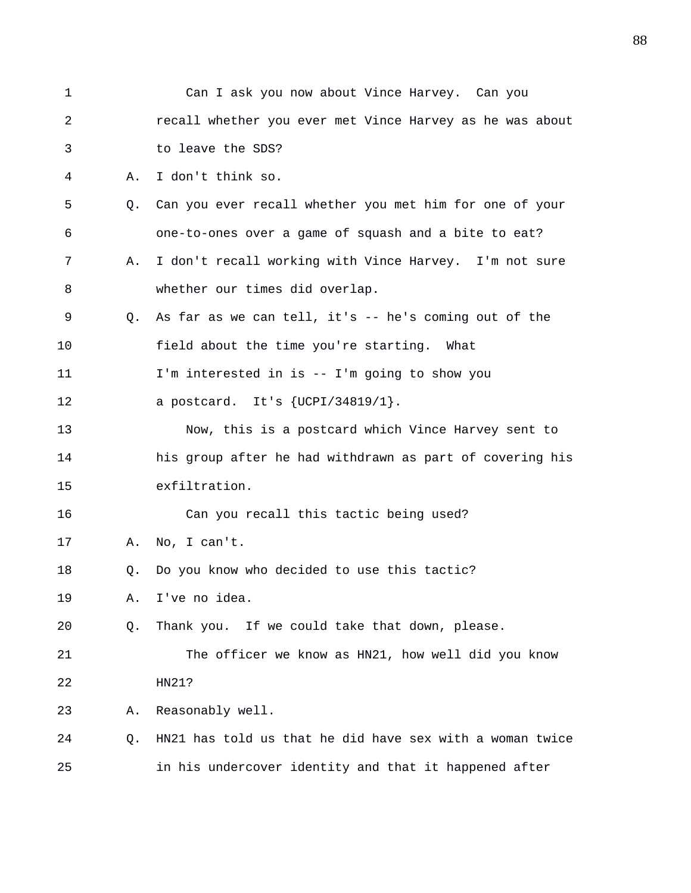Can I ask you now about Vince Harvey. Can you recall whether you ever met Vince Harvey as he was about to leave the SDS?

A. I don't think so.

Q. Can you ever recall whether you met him for one of your one-to-ones over a game of squash and a bite to eat?

A. I don't recall working with Vince Harvey. I'm not sure whether our times did overlap.

Q. As far as we can tell, it's -- he's coming out of the field about the time you're starting. What I'm interested in is -- I'm going to show you a postcard. It's {UCPI/34819/1}.

Now, this is a postcard which Vince Harvey sent to his group after he had withdrawn as part of covering his exfiltration.

Can you recall this tactic being used?

A. No, I can't.

Q. Do you know who decided to use this tactic?

A. I've no idea.

Q. Thank you. If we could take that down, please.

The officer we know as HN21, how well did you know HN21?

A. Reasonably well.

Q. HN21 has told us that he did have sex with a woman twice in his undercover identity and that it happened after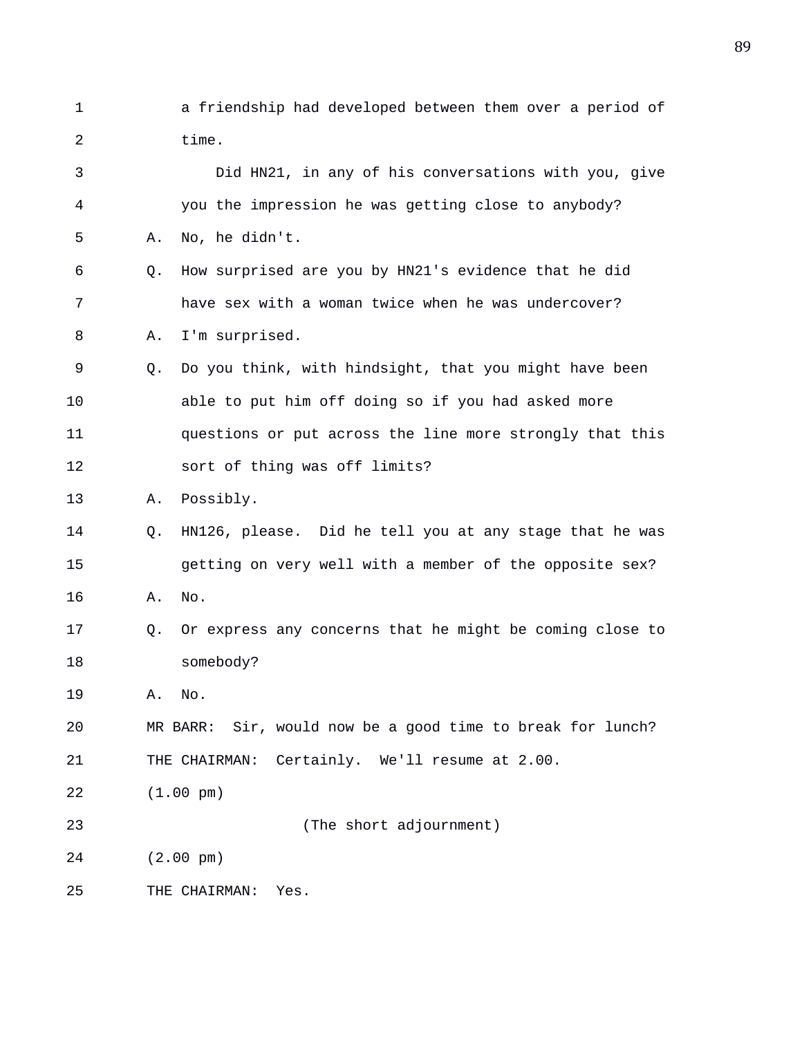a friendship had developed between them over a period of time.

Did HN21, in any of his conversations with you, give you the impression he was getting close to anybody?

A. No, he didn't.

Q. How surprised are you by HN21's evidence that he did have sex with a woman twice when he was undercover?

A. I'm surprised.

Q. Do you think, with hindsight, that you might have been able to put him off doing so if you had asked more questions or put across the line more strongly that this sort of thing was off limits?

A. Possibly.

Q. HN126, please. Did he tell you at any stage that he was getting on very well with a member of the opposite sex?

A. No.

Q. Or express any concerns that he might be coming close to somebody?

A. No.

MR BARR: Sir, would now be a good time to break for lunch?

THE CHAIRMAN: Certainly. We'll resume at 2.00.

(1.00 pm)

(The short adjournment)

(2.00 pm)

THE CHAIRMAN: Yes.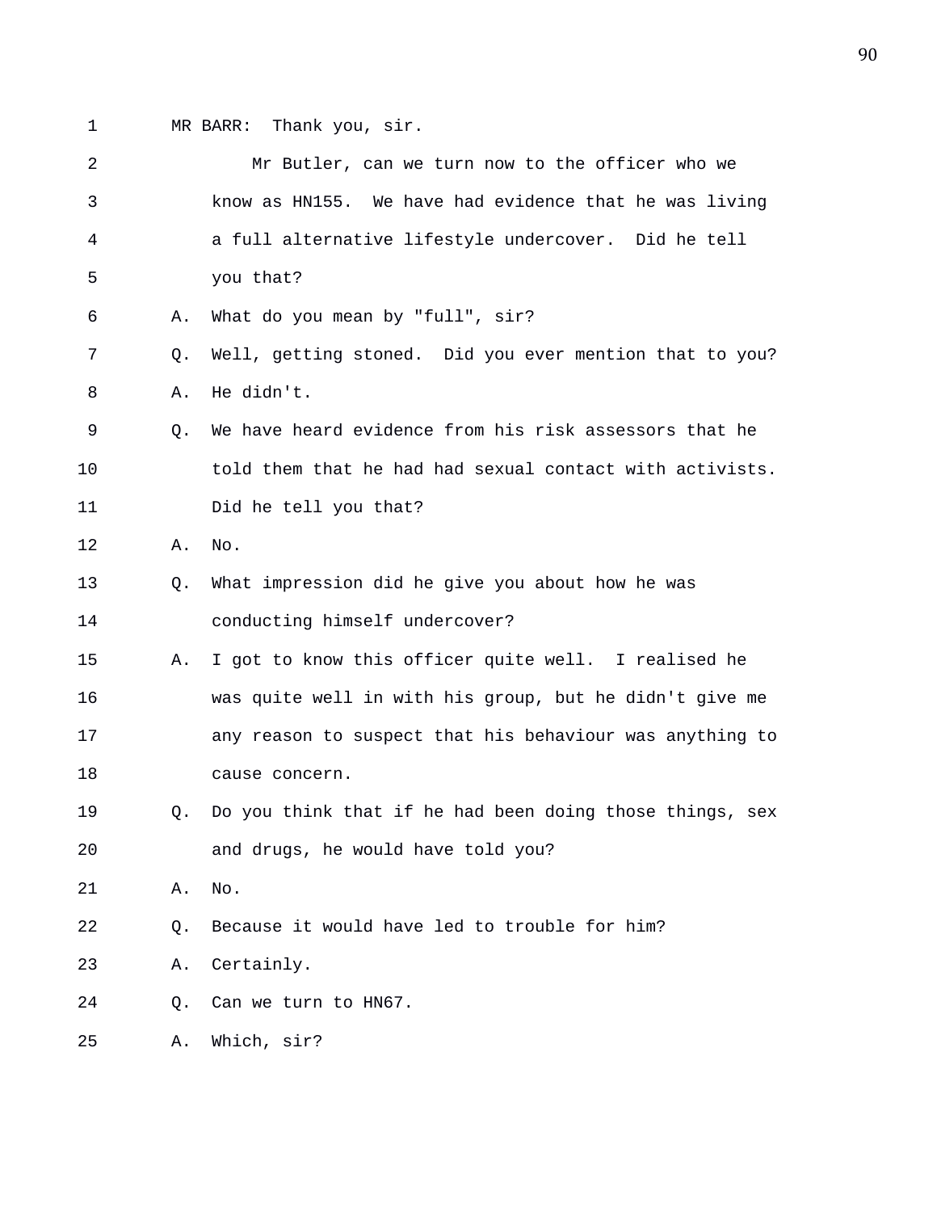MR BARR: Thank you, sir.

Mr Butler, can we turn now to the officer who we know as HN155. We have had evidence that he was living a full alternative lifestyle undercover. Did he tell you that?

A. What do you mean by "full", sir?

Q. Well, getting stoned. Did you ever mention that to you?

A. He didn't.

Q. We have heard evidence from his risk assessors that he told them that he had had sexual contact with activists. Did he tell you that?

A. No.

Q. What impression did he give you about how he was conducting himself undercover?

A. I got to know this officer quite well. I realised he was quite well in with his group, but he didn't give me any reason to suspect that his behaviour was anything to cause concern.

Q. Do you think that if he had been doing those things, sex and drugs, he would have told you?

A. No.

Q. Because it would have led to trouble for him?

A. Certainly.

Q. Can we turn to HN67.

A. Which, sir?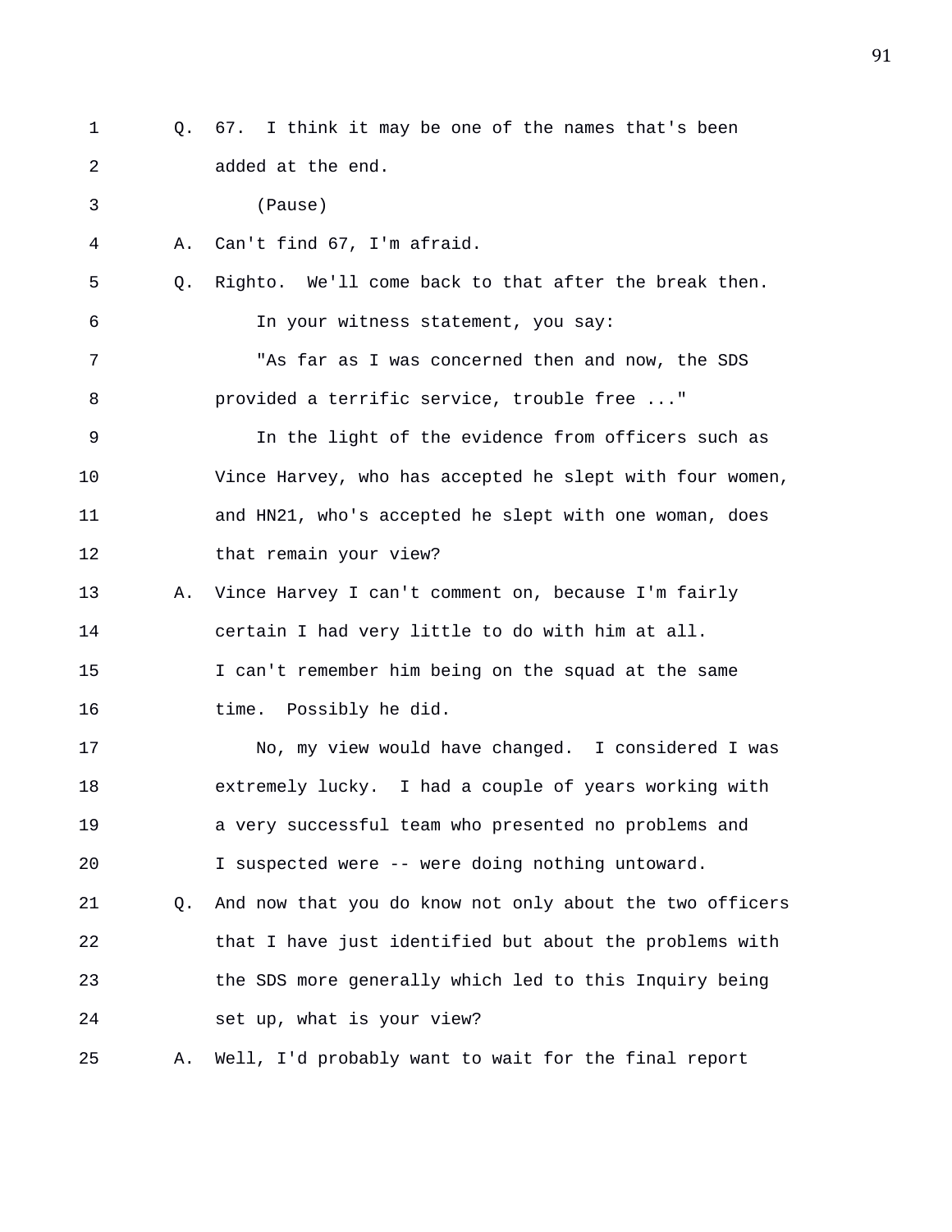1 Q. 67. I think it may be one of the names that's been
2 added at the end.
3 (Pause)
4 A. Can't find 67, I'm afraid.
5 Q. Righto. We'll come back to that after the break then.
6 In your witness statement, you say:
7 "As far as I was concerned then and now, the SDS
8 provided a terrific service, trouble free ..."
9 In the light of the evidence from officers such as
10 Vince Harvey, who has accepted he slept with four women,
11 and HN21, who's accepted he slept with one woman, does
12 that remain your view?
13 A. Vince Harvey I can't comment on, because I'm fairly
14 certain I had very little to do with him at all.
15 I can't remember him being on the squad at the same
16 time. Possibly he did.
17 No, my view would have changed. I considered I was
18 extremely lucky. I had a couple of years working with
19 a very successful team who presented no problems and
20 I suspected were -- were doing nothing untoward.
21 Q. And now that you do know not only about the two officers
22 that I have just identified but about the problems with
23 the SDS more generally which led to this Inquiry being
24 set up, what is your view?
25 A. Well, I'd probably want to wait for the final report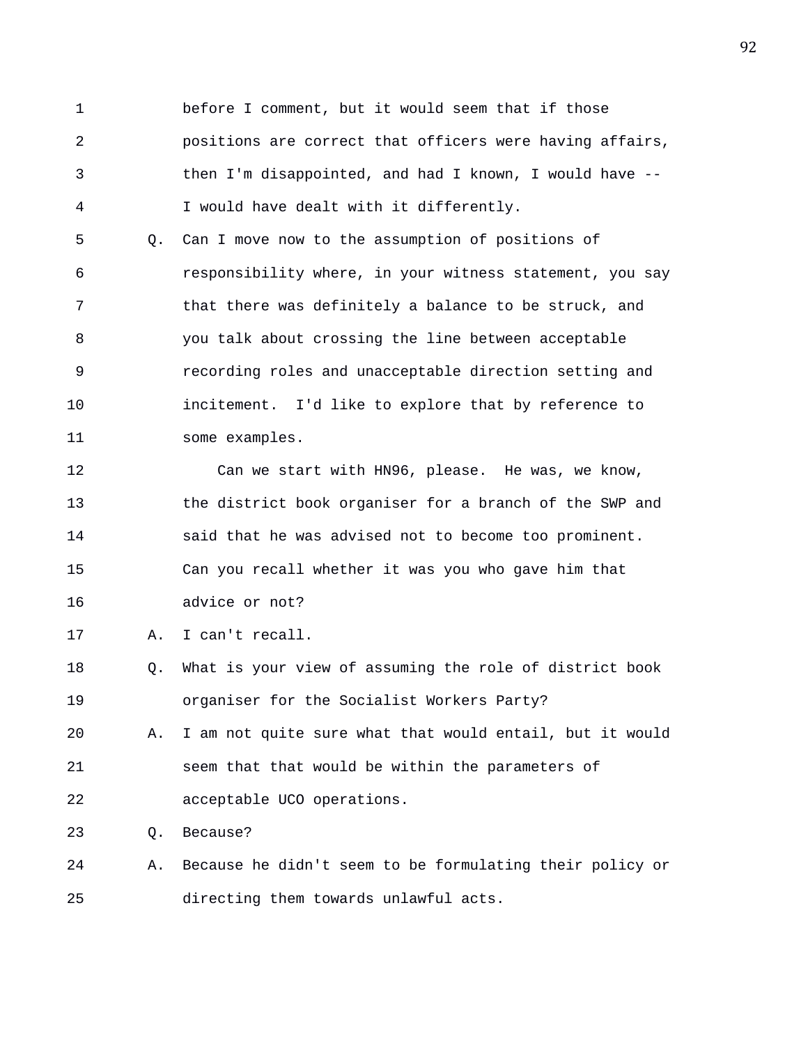before I comment, but it would seem that if those positions are correct that officers were having affairs, then I'm disappointed, and had I known, I would have -- I would have dealt with it differently.

Q. Can I move now to the assumption of positions of responsibility where, in your witness statement, you say that there was definitely a balance to be struck, and you talk about crossing the line between acceptable recording roles and unacceptable direction setting and incitement. I'd like to explore that by reference to some examples.

Can we start with HN96, please. He was, we know, the district book organiser for a branch of the SWP and said that he was advised not to become too prominent. Can you recall whether it was you who gave him that advice or not?

A. I can't recall.

Q. What is your view of assuming the role of district book organiser for the Socialist Workers Party?

A. I am not quite sure what that would entail, but it would seem that that would be within the parameters of acceptable UCO operations.

Q. Because?

A. Because he didn't seem to be formulating their policy or directing them towards unlawful acts.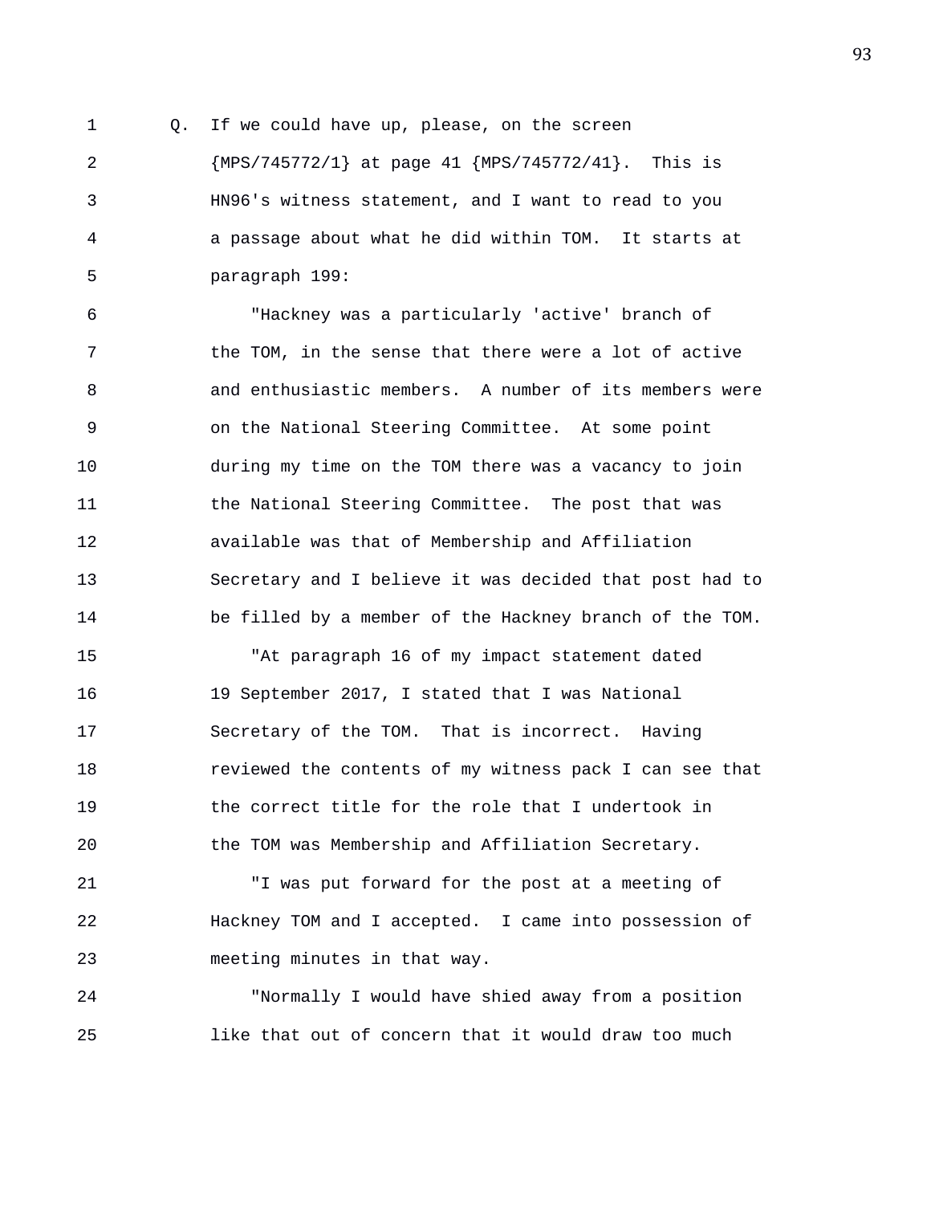Q. If we could have up, please, on the screen {MPS/745772/1} at page 41 {MPS/745772/41}. This is HN96's witness statement, and I want to read to you a passage about what he did within TOM. It starts at paragraph 199:

"Hackney was a particularly 'active' branch of the TOM, in the sense that there were a lot of active and enthusiastic members. A number of its members were on the National Steering Committee. At some point during my time on the TOM there was a vacancy to join the National Steering Committee. The post that was available was that of Membership and Affiliation Secretary and I believe it was decided that post had to be filled by a member of the Hackney branch of the TOM.

"At paragraph 16 of my impact statement dated 19 September 2017, I stated that I was National Secretary of the TOM. That is incorrect. Having reviewed the contents of my witness pack I can see that the correct title for the role that I undertook in the TOM was Membership and Affiliation Secretary.

"I was put forward for the post at a meeting of Hackney TOM and I accepted. I came into possession of meeting minutes in that way.

"Normally I would have shied away from a position like that out of concern that it would draw too much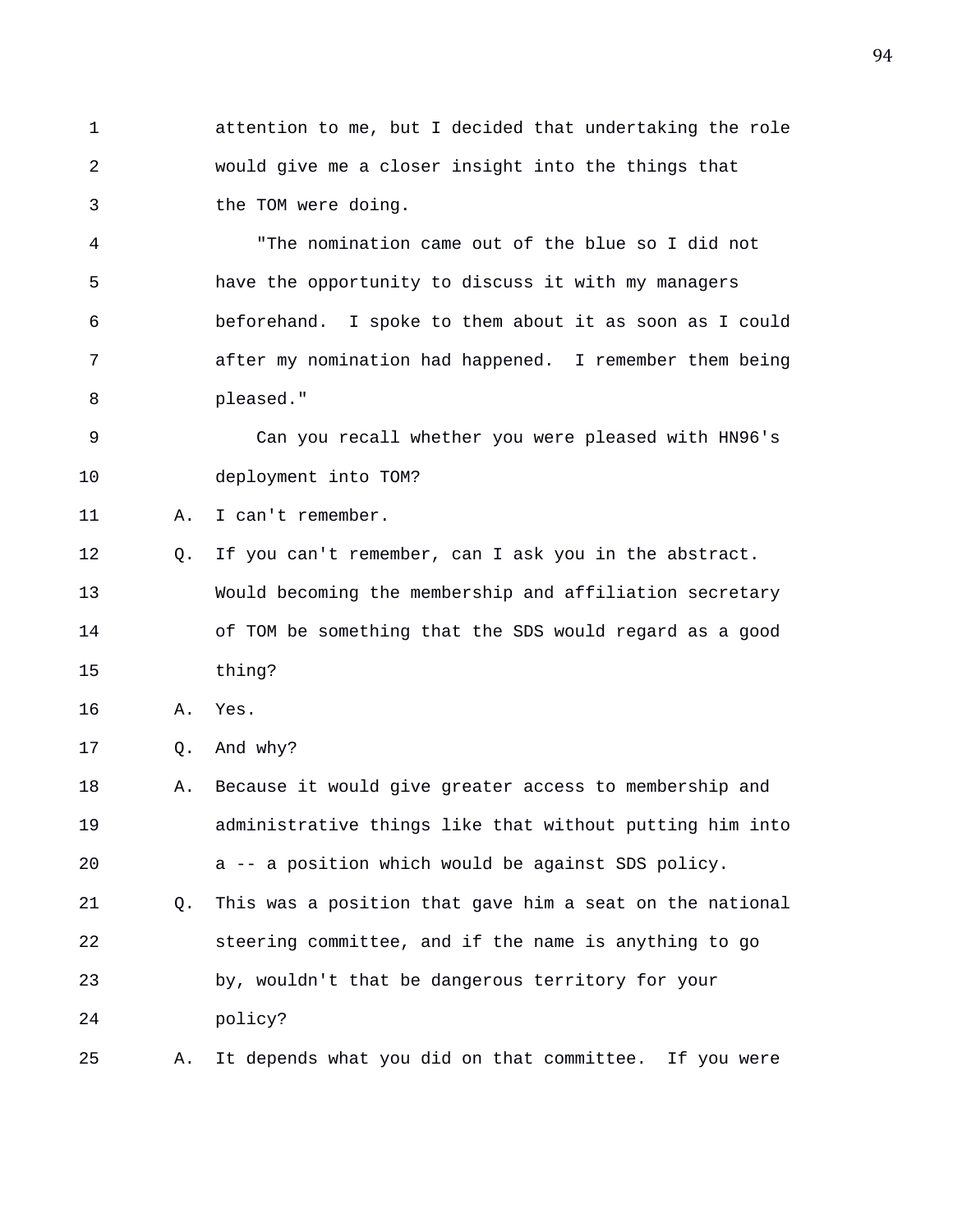attention to me, but I decided that undertaking the role would give me a closer insight into the things that the TOM were doing.

"The nomination came out of the blue so I did not have the opportunity to discuss it with my managers beforehand. I spoke to them about it as soon as I could after my nomination had happened. I remember them being pleased."

Can you recall whether you were pleased with HN96's deployment into TOM?

A. I can't remember.

Q. If you can't remember, can I ask you in the abstract. Would becoming the membership and affiliation secretary of TOM be something that the SDS would regard as a good thing?

A. Yes.

Q. And why?

A. Because it would give greater access to membership and administrative things like that without putting him into a -- a position which would be against SDS policy.

Q. This was a position that gave him a seat on the national steering committee, and if the name is anything to go by, wouldn't that be dangerous territory for your policy?

A. It depends what you did on that committee. If you were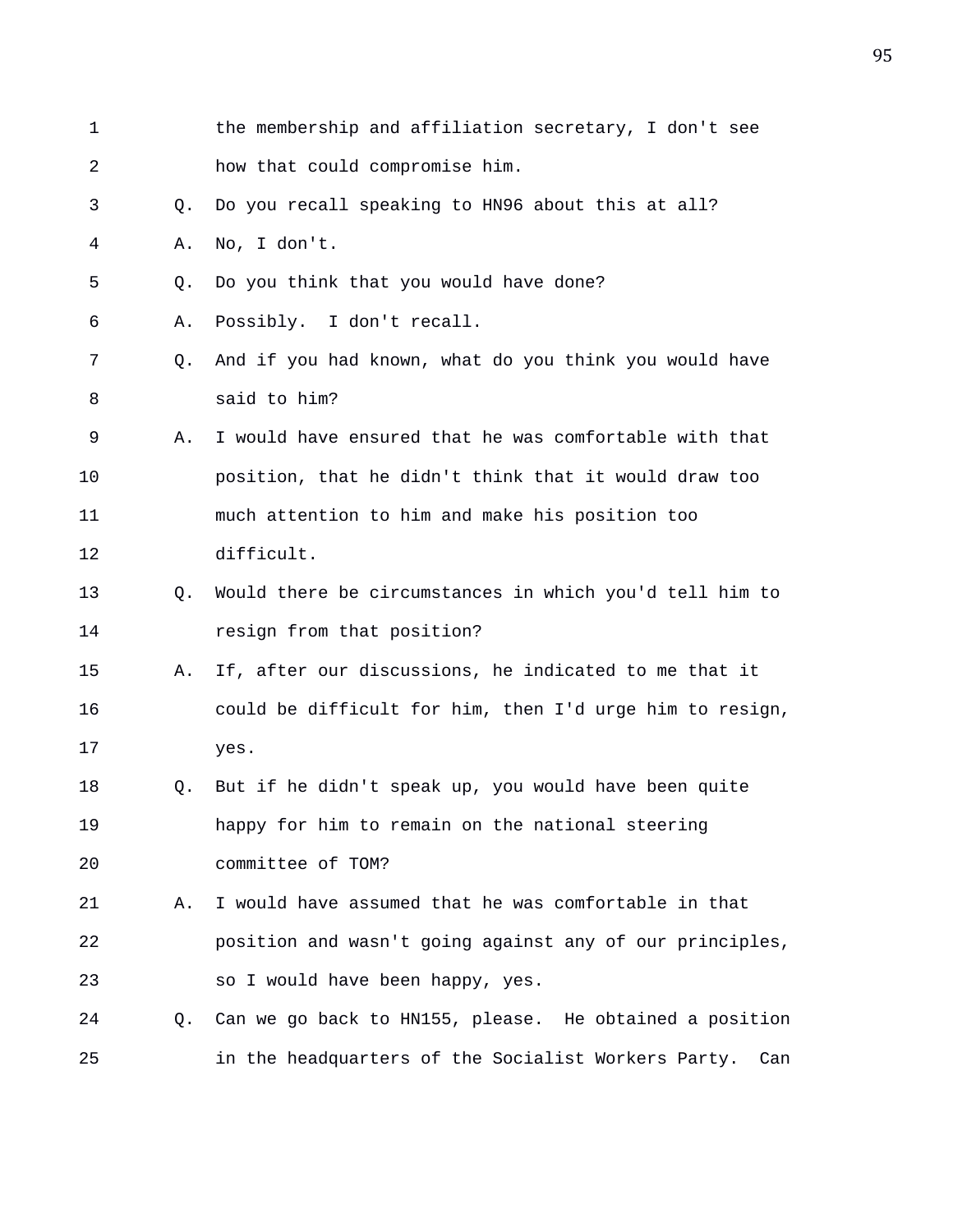the membership and affiliation secretary, I don't see how that could compromise him.

Q. Do you recall speaking to HN96 about this at all?

A. No, I don't.

Q. Do you think that you would have done?

A. Possibly. I don't recall.

Q. And if you had known, what do you think you would have said to him?

A. I would have ensured that he was comfortable with that position, that he didn't think that it would draw too much attention to him and make his position too difficult.

Q. Would there be circumstances in which you'd tell him to resign from that position?

A. If, after our discussions, he indicated to me that it could be difficult for him, then I'd urge him to resign, yes.

Q. But if he didn't speak up, you would have been quite happy for him to remain on the national steering committee of TOM?

A. I would have assumed that he was comfortable in that position and wasn't going against any of our principles, so I would have been happy, yes.

Q. Can we go back to HN155, please. He obtained a position in the headquarters of the Socialist Workers Party. Can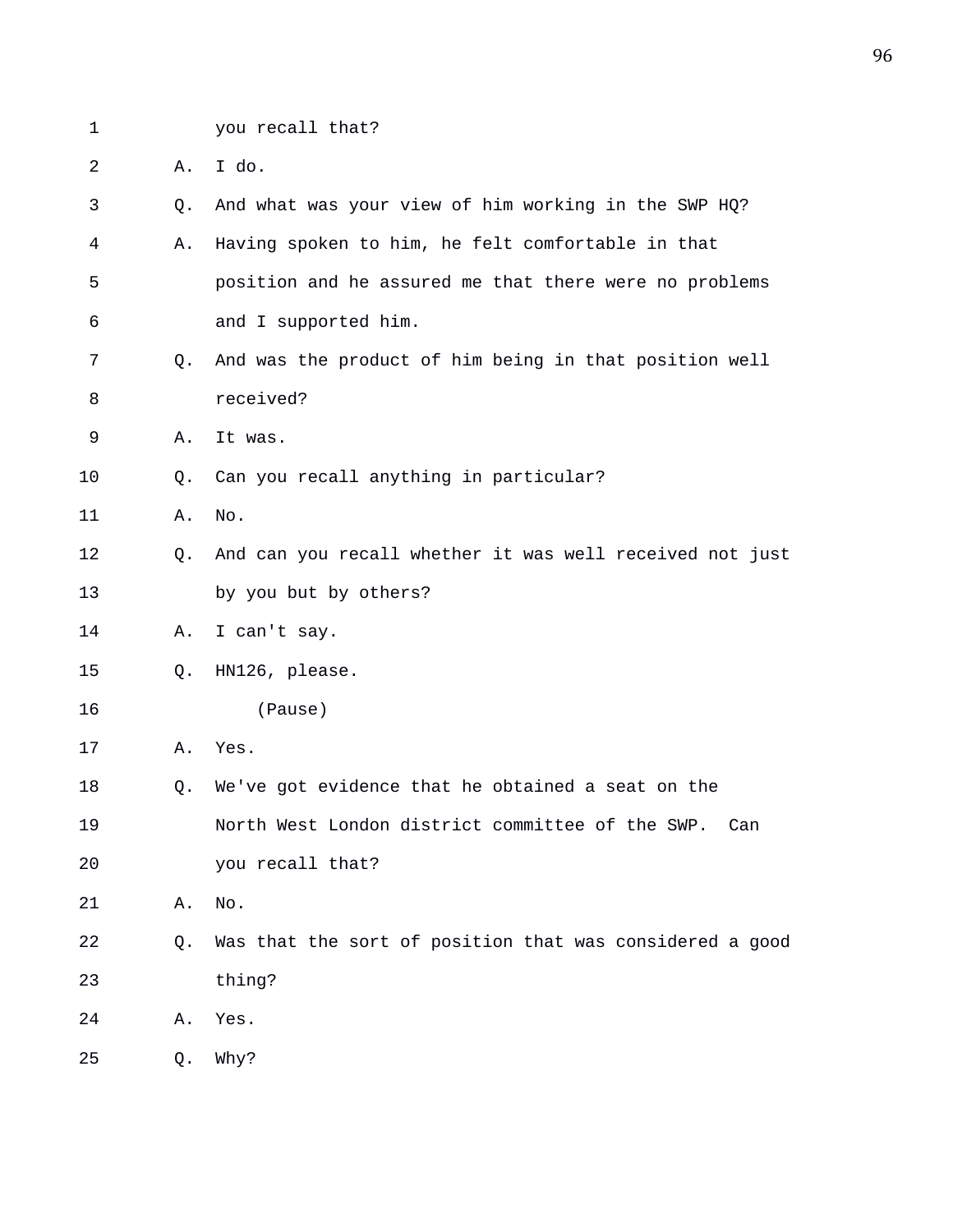1 you recall that?

2 A. I do.

3 Q. And what was your view of him working in the SWP HQ?

4 A. Having spoken to him, he felt comfortable in that

5 position and he assured me that there were no problems

6 and I supported him.

7 Q. And was the product of him being in that position well

8 received?

9 A. It was.

10 Q. Can you recall anything in particular?

11 A. No.

12 Q. And can you recall whether it was well received not just

13 by you but by others?

14 A. I can't say.

15 Q. HN126, please.

16 (Pause)

17 A. Yes.

18 Q. We've got evidence that he obtained a seat on the

19 North West London district committee of the SWP. Can

20 you recall that?

21 A. No.

22 Q. Was that the sort of position that was considered a good

23 thing?

24 A. Yes.

25 Q. Why?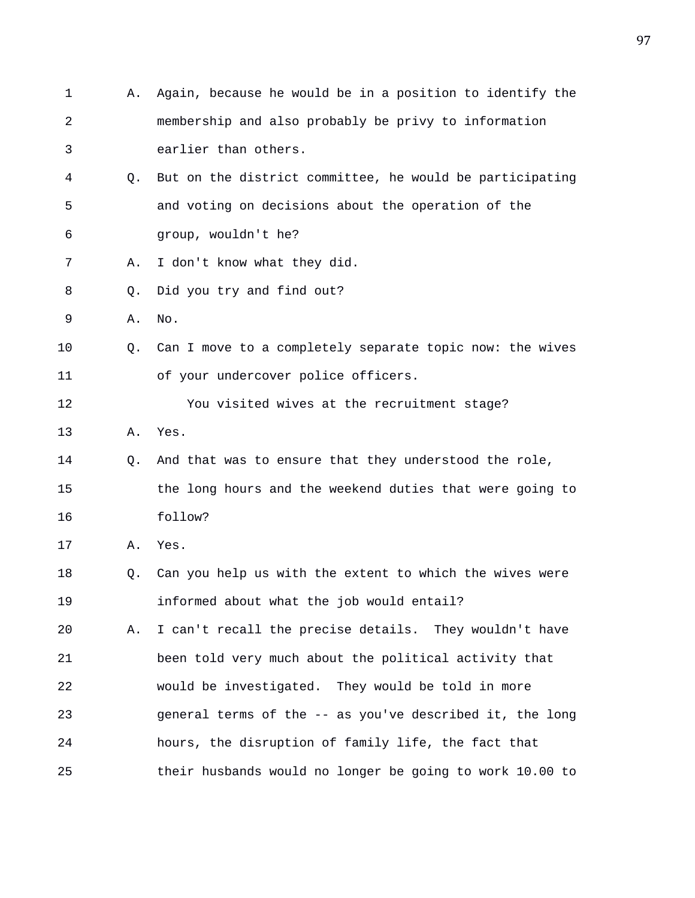1 A. Again, because he would be in a position to identify the
2 membership and also probably be privy to information
3 earlier than others.
4 Q. But on the district committee, he would be participating
5 and voting on decisions about the operation of the
6 group, wouldn't he?
7 A. I don't know what they did.
8 Q. Did you try and find out?
9 A. No.
10 Q. Can I move to a completely separate topic now: the wives
11 of your undercover police officers.
12 You visited wives at the recruitment stage?
13 A. Yes.
14 Q. And that was to ensure that they understood the role,
15 the long hours and the weekend duties that were going to
16 follow?
17 A. Yes.
18 Q. Can you help us with the extent to which the wives were
19 informed about what the job would entail?
20 A. I can't recall the precise details. They wouldn't have
21 been told very much about the political activity that
22 would be investigated. They would be told in more
23 general terms of the -- as you've described it, the long
24 hours, the disruption of family life, the fact that
25 their husbands would no longer be going to work 10.00 to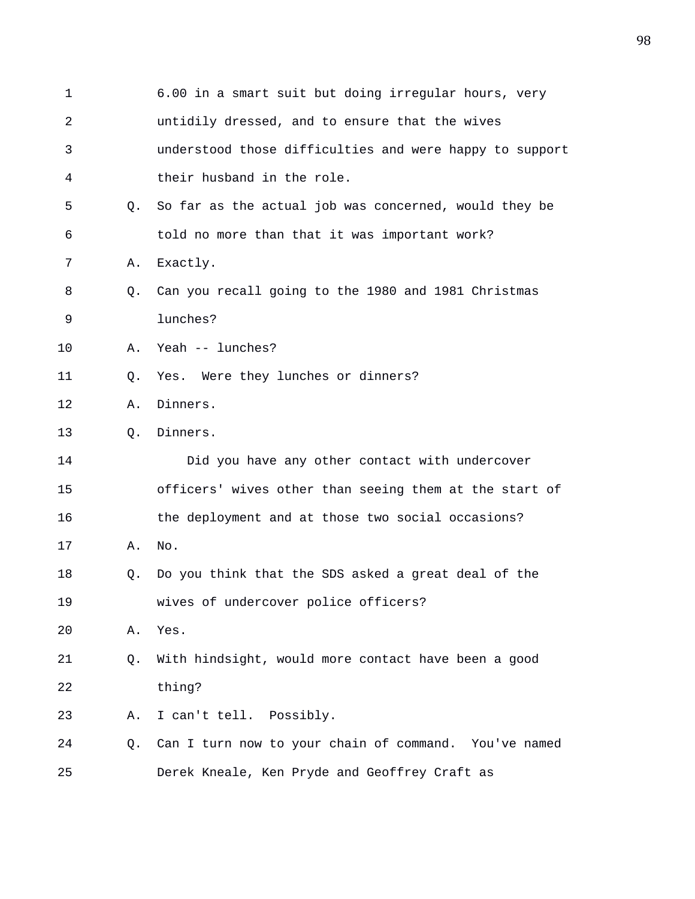6.00 in a smart suit but doing irregular hours, very untidily dressed, and to ensure that the wives understood those difficulties and were happy to support their husband in the role.

Q. So far as the actual job was concerned, would they be told no more than that it was important work?

A. Exactly.

Q. Can you recall going to the 1980 and 1981 Christmas lunches?

A. Yeah -- lunches?

Q. Yes. Were they lunches or dinners?

A. Dinners.

Q. Dinners.

Did you have any other contact with undercover officers' wives other than seeing them at the start of the deployment and at those two social occasions?

A. No.

Q. Do you think that the SDS asked a great deal of the wives of undercover police officers?

A. Yes.

Q. With hindsight, would more contact have been a good thing?

A. I can't tell. Possibly.

Q. Can I turn now to your chain of command. You've named Derek Kneale, Ken Pryde and Geoffrey Craft as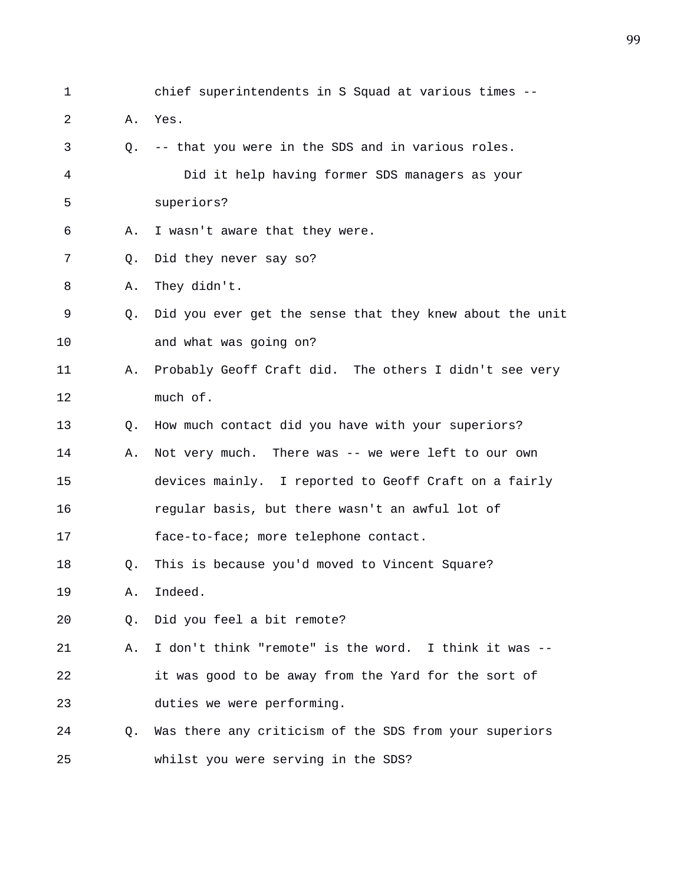chief superintendents in S Squad at various times --

A. Yes.

Q. -- that you were in the SDS and in various roles.

Did it help having former SDS managers as your superiors?

A. I wasn't aware that they were.

Q. Did they never say so?

A. They didn't.

Q. Did you ever get the sense that they knew about the unit and what was going on?

A. Probably Geoff Craft did. The others I didn't see very much of.

Q. How much contact did you have with your superiors?

A. Not very much. There was -- we were left to our own devices mainly. I reported to Geoff Craft on a fairly regular basis, but there wasn't an awful lot of face-to-face; more telephone contact.

Q. This is because you'd moved to Vincent Square?

A. Indeed.

Q. Did you feel a bit remote?

A. I don't think "remote" is the word. I think it was -- it was good to be away from the Yard for the sort of duties we were performing.

Q. Was there any criticism of the SDS from your superiors whilst you were serving in the SDS?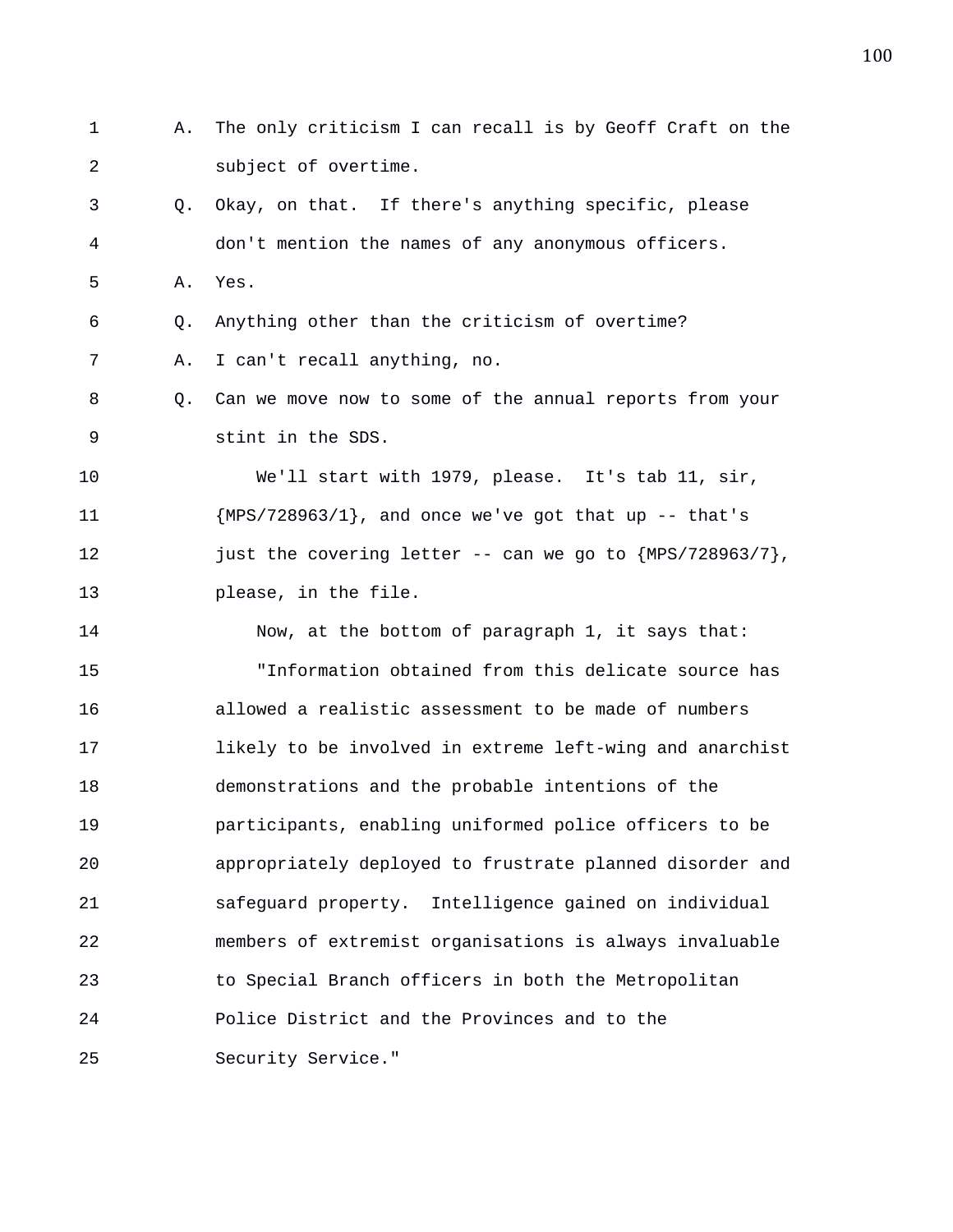1 A. The only criticism I can recall is by Geoff Craft on the
2 subject of overtime.
3 Q. Okay, on that. If there's anything specific, please
4 don't mention the names of any anonymous officers.
5 A. Yes.
6 Q. Anything other than the criticism of overtime?
7 A. I can't recall anything, no.
8 Q. Can we move now to some of the annual reports from your
9 stint in the SDS.
10 We'll start with 1979, please. It's tab 11, sir,
11 {MPS/728963/1}, and once we've got that up -- that's
12 just the covering letter -- can we go to {MPS/728963/7},
13 please, in the file.
14 Now, at the bottom of paragraph 1, it says that:
15 "Information obtained from this delicate source has
16 allowed a realistic assessment to be made of numbers
17 likely to be involved in extreme left-wing and anarchist
18 demonstrations and the probable intentions of the
19 participants, enabling uniformed police officers to be
20 appropriately deployed to frustrate planned disorder and
21 safeguard property. Intelligence gained on individual
22 members of extremist organisations is always invaluable
23 to Special Branch officers in both the Metropolitan
24 Police District and the Provinces and to the
25 Security Service."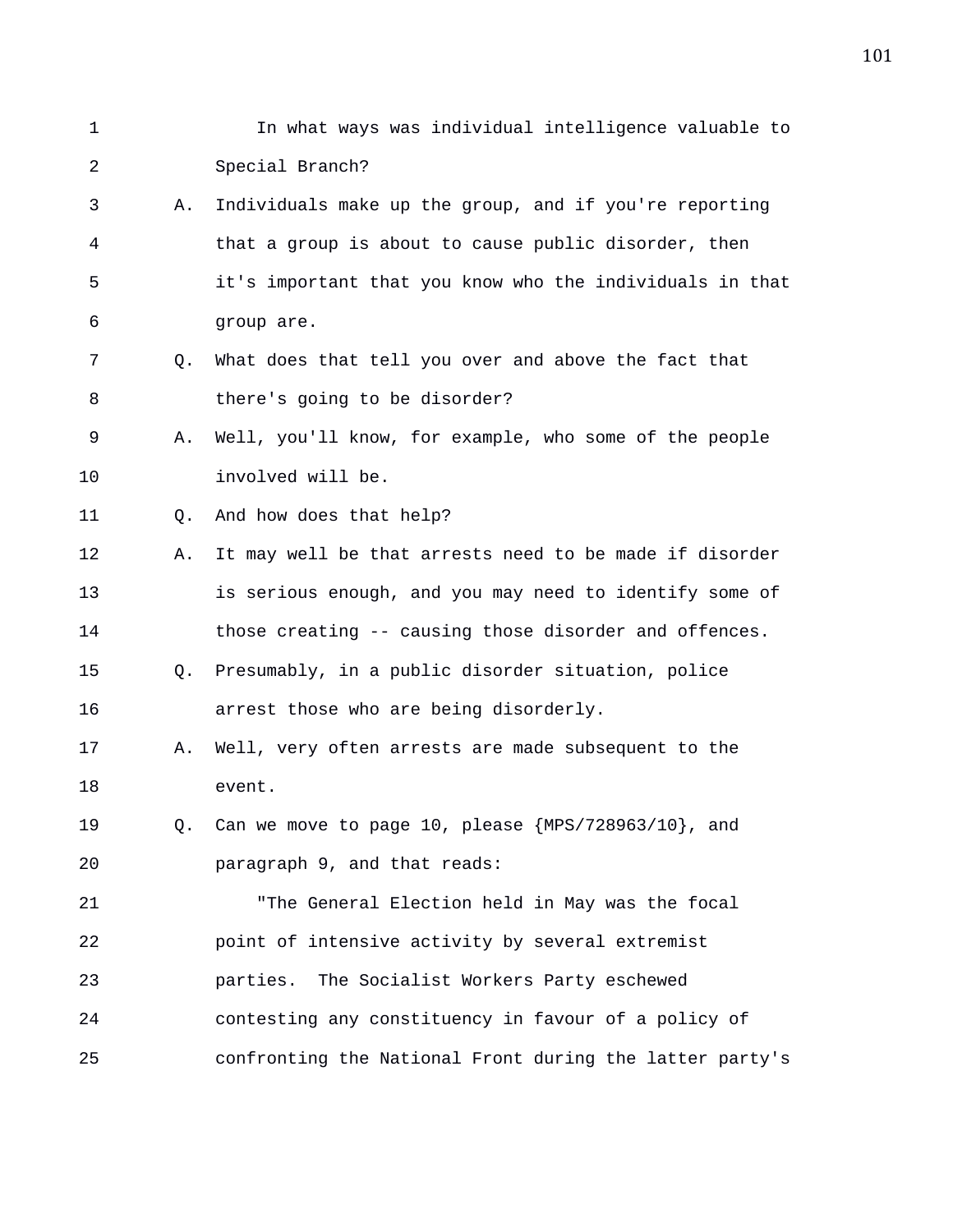In what ways was individual intelligence valuable to Special Branch?

A. Individuals make up the group, and if you're reporting that a group is about to cause public disorder, then it's important that you know who the individuals in that group are.

Q. What does that tell you over and above the fact that there's going to be disorder?

A. Well, you'll know, for example, who some of the people involved will be.

Q. And how does that help?

A. It may well be that arrests need to be made if disorder is serious enough, and you may need to identify some of those creating -- causing those disorder and offences.

Q. Presumably, in a public disorder situation, police arrest those who are being disorderly.

A. Well, very often arrests are made subsequent to the event.

Q. Can we move to page 10, please {MPS/728963/10}, and paragraph 9, and that reads:

"The General Election held in May was the focal point of intensive activity by several extremist parties. The Socialist Workers Party eschewed contesting any constituency in favour of a policy of confronting the National Front during the latter party's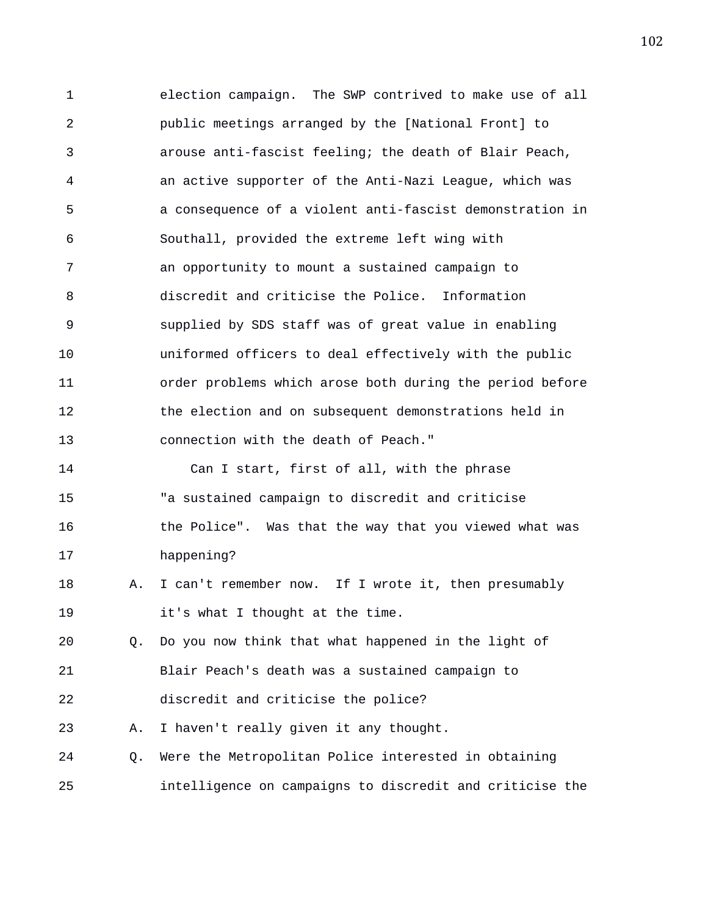election campaign. The SWP contrived to make use of all public meetings arranged by the [National Front] to arouse anti-fascist feeling; the death of Blair Peach, an active supporter of the Anti-Nazi League, which was a consequence of a violent anti-fascist demonstration in Southall, provided the extreme left wing with an opportunity to mount a sustained campaign to discredit and criticise the Police. Information supplied by SDS staff was of great value in enabling uniformed officers to deal effectively with the public order problems which arose both during the period before the election and on subsequent demonstrations held in connection with the death of Peach."

Can I start, first of all, with the phrase "a sustained campaign to discredit and criticise the Police". Was that the way that you viewed what was happening?

A. I can't remember now. If I wrote it, then presumably it's what I thought at the time.

Q. Do you now think that what happened in the light of Blair Peach's death was a sustained campaign to discredit and criticise the police?

A. I haven't really given it any thought.

Q. Were the Metropolitan Police interested in obtaining intelligence on campaigns to discredit and criticise the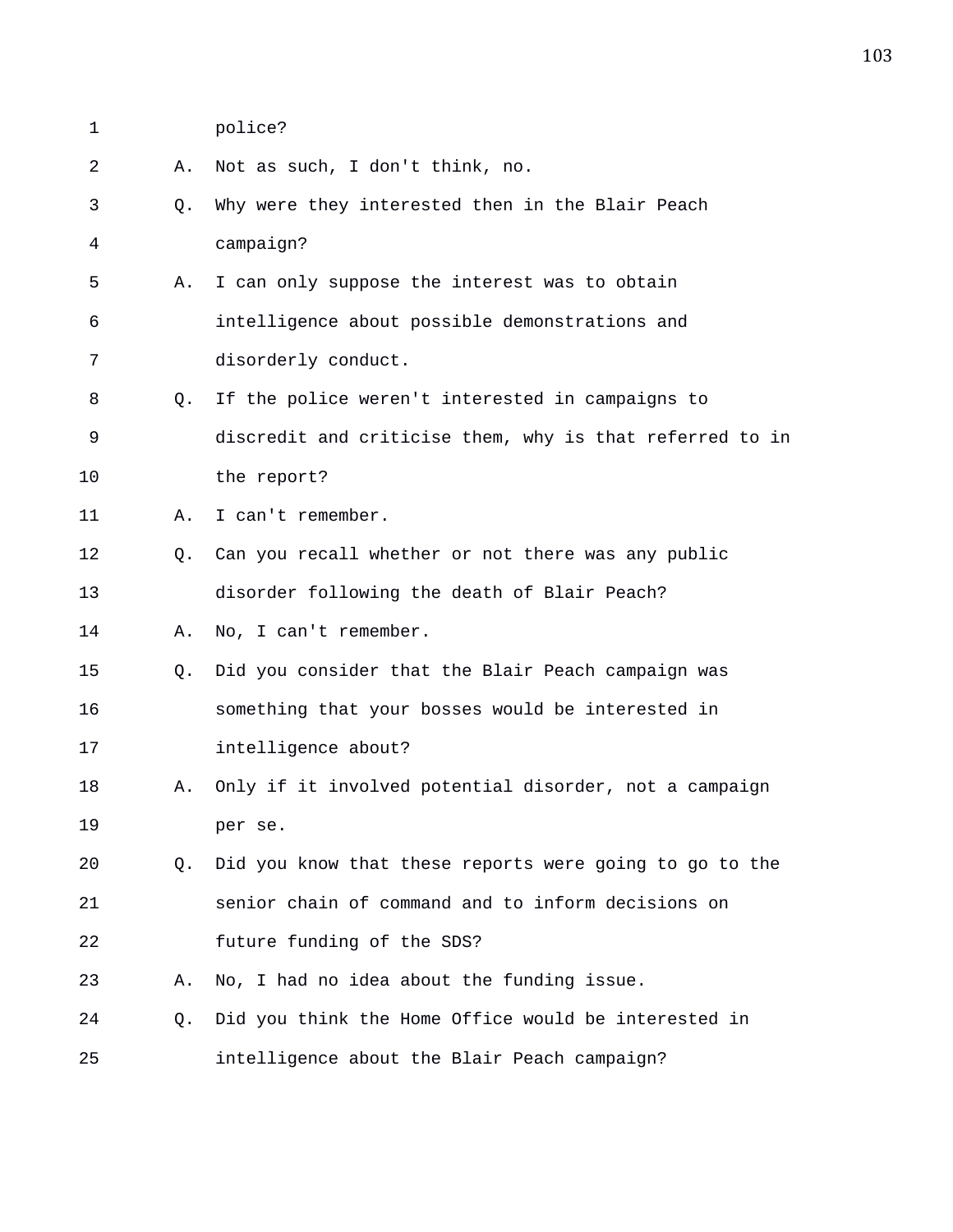1 police?

2 A. Not as such, I don't think, no.

3 Q. Why were they interested then in the Blair Peach

4 campaign?

5 A. I can only suppose the interest was to obtain

6 intelligence about possible demonstrations and

7 disorderly conduct.

8 Q. If the police weren't interested in campaigns to

9 discredit and criticise them, why is that referred to in

10 the report?

11 A. I can't remember.

12 Q. Can you recall whether or not there was any public

13 disorder following the death of Blair Peach?

14 A. No, I can't remember.

15 Q. Did you consider that the Blair Peach campaign was

16 something that your bosses would be interested in

17 intelligence about?

18 A. Only if it involved potential disorder, not a campaign

19 per se.

20 Q. Did you know that these reports were going to go to the

21 senior chain of command and to inform decisions on

22 future funding of the SDS?

23 A. No, I had no idea about the funding issue.

24 Q. Did you think the Home Office would be interested in

25 intelligence about the Blair Peach campaign?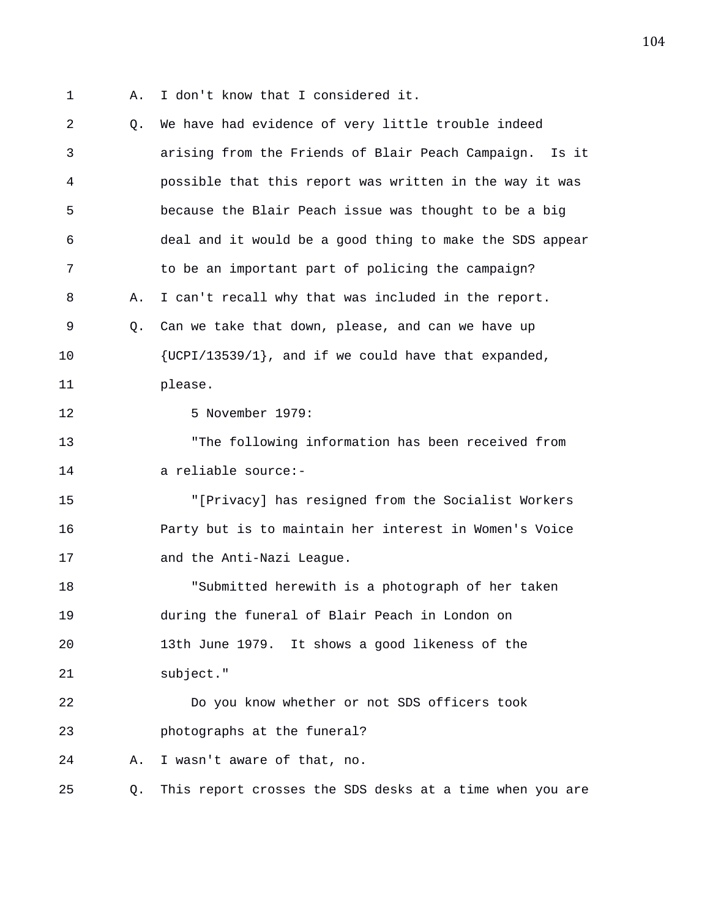A. I don't know that I considered it.

Q. We have had evidence of very little trouble indeed arising from the Friends of Blair Peach Campaign. Is it possible that this report was written in the way it was because the Blair Peach issue was thought to be a big deal and it would be a good thing to make the SDS appear to be an important part of policing the campaign?

A. I can't recall why that was included in the report.

Q. Can we take that down, please, and can we have up {UCPI/13539/1}, and if we could have that expanded, please.

5 November 1979:

"The following information has been received from a reliable source:-

"[Privacy] has resigned from the Socialist Workers Party but is to maintain her interest in Women's Voice and the Anti-Nazi League.

"Submitted herewith is a photograph of her taken during the funeral of Blair Peach in London on 13th June 1979. It shows a good likeness of the subject."

Do you know whether or not SDS officers took photographs at the funeral?

A. I wasn't aware of that, no.

Q. This report crosses the SDS desks at a time when you are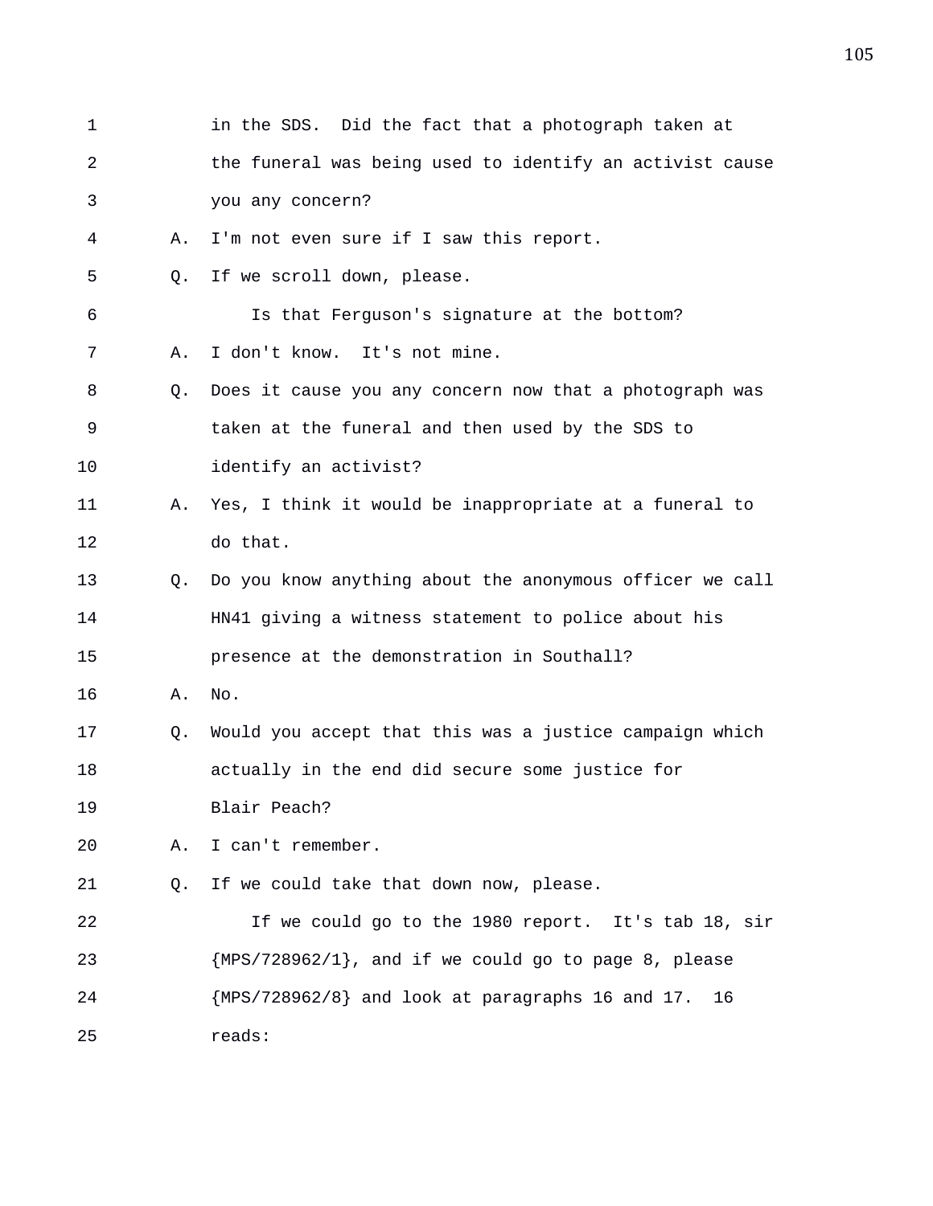in the SDS. Did the fact that a photograph taken at the funeral was being used to identify an activist cause you any concern?

A. I'm not even sure if I saw this report.

Q. If we scroll down, please.

Is that Ferguson's signature at the bottom?

A. I don't know. It's not mine.

Q. Does it cause you any concern now that a photograph was taken at the funeral and then used by the SDS to identify an activist?

A. Yes, I think it would be inappropriate at a funeral to do that.

Q. Do you know anything about the anonymous officer we call HN41 giving a witness statement to police about his presence at the demonstration in Southall?

A. No.

Q. Would you accept that this was a justice campaign which actually in the end did secure some justice for Blair Peach?

A. I can't remember.

Q. If we could take that down now, please.

If we could go to the 1980 report. It's tab 18, sir {MPS/728962/1}, and if we could go to page 8, please {MPS/728962/8} and look at paragraphs 16 and 17. 16 reads: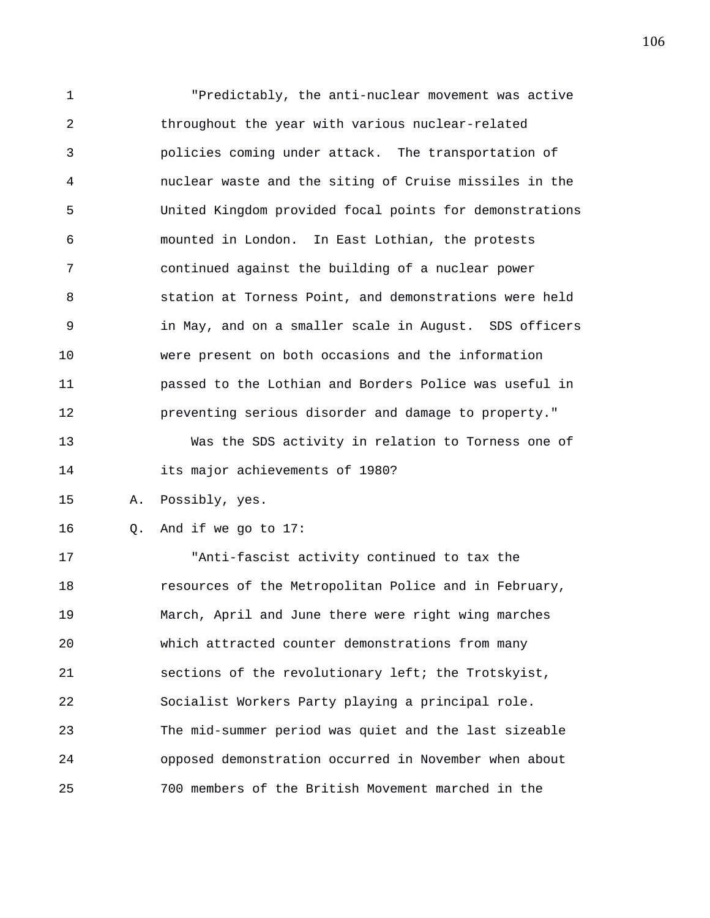"Predictably, the anti-nuclear movement was active throughout the year with various nuclear-related policies coming under attack. The transportation of nuclear waste and the siting of Cruise missiles in the United Kingdom provided focal points for demonstrations mounted in London. In East Lothian, the protests continued against the building of a nuclear power station at Torness Point, and demonstrations were held in May, and on a smaller scale in August. SDS officers were present on both occasions and the information passed to the Lothian and Borders Police was useful in preventing serious disorder and damage to property."

Was the SDS activity in relation to Torness one of its major achievements of 1980?

A. Possibly, yes.

Q. And if we go to 17:

"Anti-fascist activity continued to tax the resources of the Metropolitan Police and in February, March, April and June there were right wing marches which attracted counter demonstrations from many sections of the revolutionary left; the Trotskyist, Socialist Workers Party playing a principal role. The mid-summer period was quiet and the last sizeable opposed demonstration occurred in November when about 700 members of the British Movement marched in the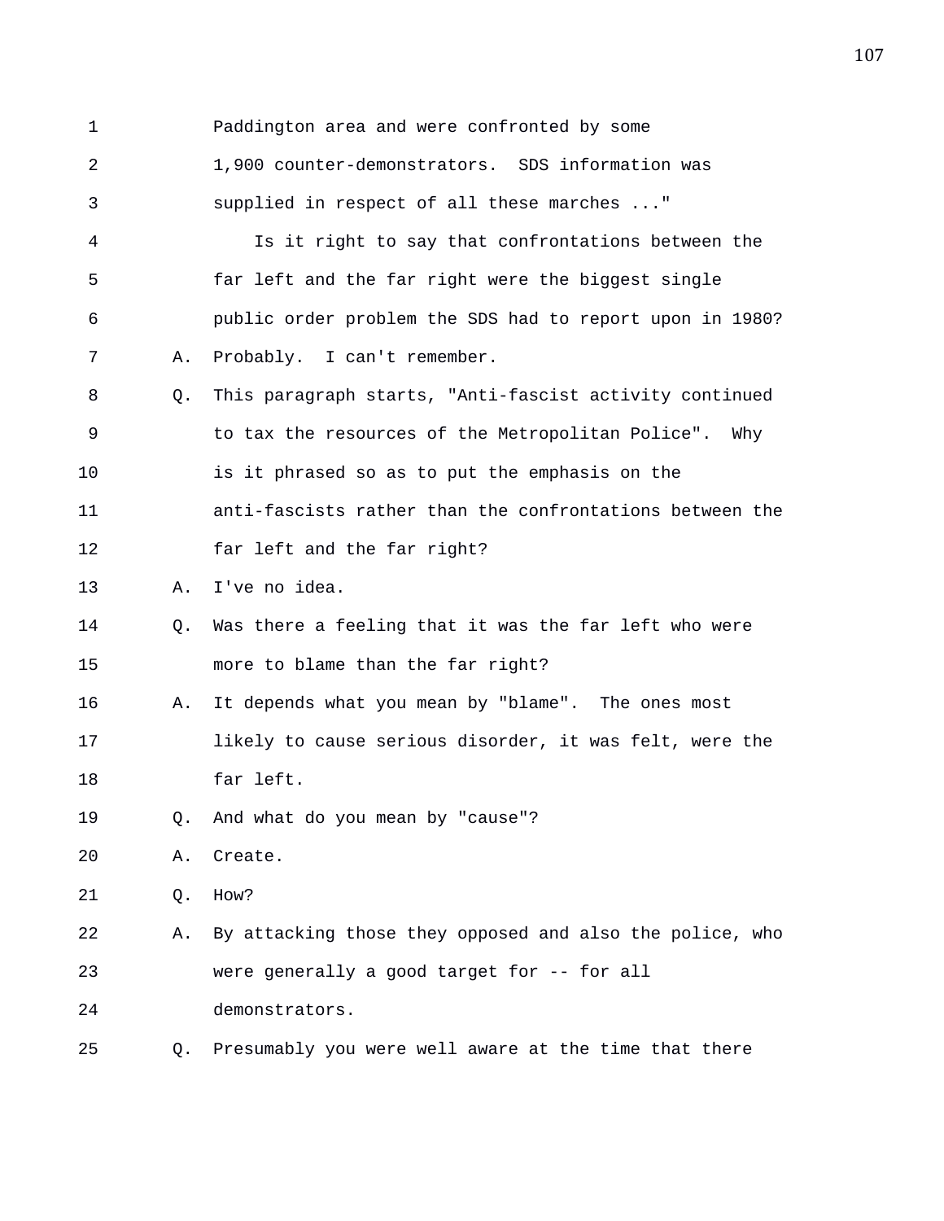Paddington area and were confronted by some 1,900 counter-demonstrators. SDS information was supplied in respect of all these marches ..."

Is it right to say that confrontations between the far left and the far right were the biggest single public order problem the SDS had to report upon in 1980?

A. Probably. I can't remember.

Q. This paragraph starts, "Anti-fascist activity continued to tax the resources of the Metropolitan Police". Why is it phrased so as to put the emphasis on the anti-fascists rather than the confrontations between the far left and the far right?

A. I've no idea.

Q. Was there a feeling that it was the far left who were more to blame than the far right?

A. It depends what you mean by "blame". The ones most likely to cause serious disorder, it was felt, were the far left.

Q. And what do you mean by "cause"?

A. Create.

Q. How?

A. By attacking those they opposed and also the police, who were generally a good target for -- for all demonstrators.

Q. Presumably you were well aware at the time that there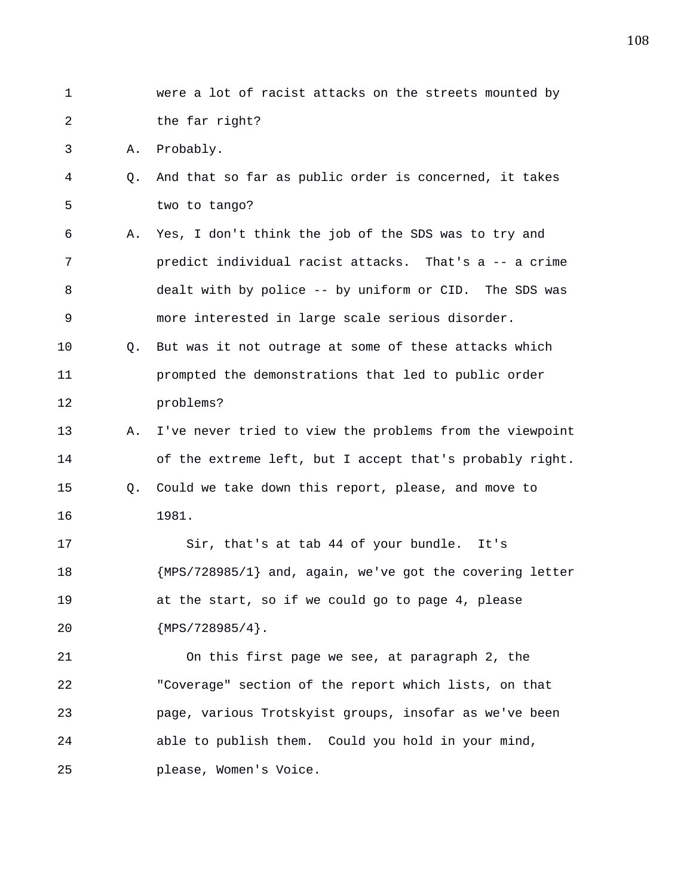were a lot of racist attacks on the streets mounted by the far right?

A. Probably.

Q. And that so far as public order is concerned, it takes two to tango?

A. Yes, I don't think the job of the SDS was to try and predict individual racist attacks. That's a -- a crime dealt with by police -- by uniform or CID. The SDS was more interested in large scale serious disorder.

Q. But was it not outrage at some of these attacks which prompted the demonstrations that led to public order problems?

A. I've never tried to view the problems from the viewpoint of the extreme left, but I accept that's probably right.

Q. Could we take down this report, please, and move to 1981.

Sir, that's at tab 44 of your bundle. It's {MPS/728985/1} and, again, we've got the covering letter at the start, so if we could go to page 4, please {MPS/728985/4}.

On this first page we see, at paragraph 2, the "Coverage" section of the report which lists, on that page, various Trotskyist groups, insofar as we've been able to publish them. Could you hold in your mind, please, Women's Voice.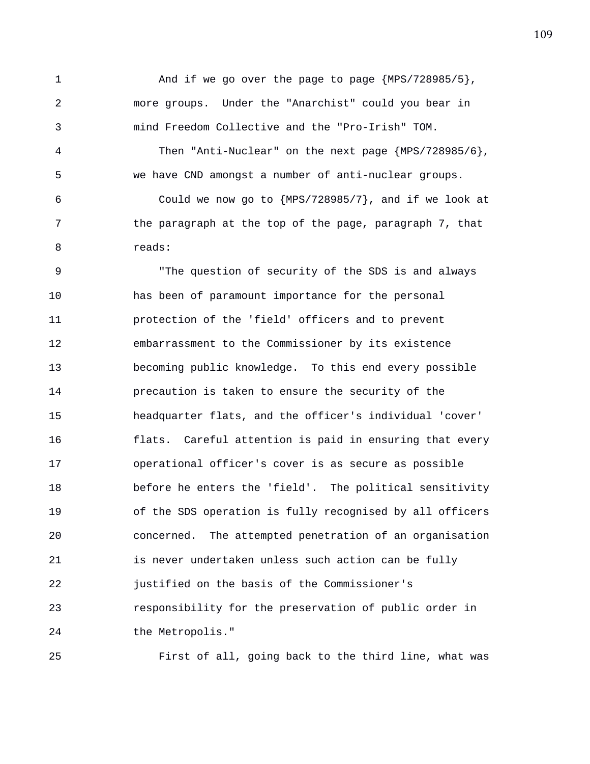1 And if we go over the page to page {MPS/728985/5},
2 more groups. Under the "Anarchist" could you bear in
3 mind Freedom Collective and the "Pro-Irish" TOM.
4 Then "Anti-Nuclear" on the next page {MPS/728985/6},
5 we have CND amongst a number of anti-nuclear groups.
6 Could we now go to {MPS/728985/7}, and if we look at
7 the paragraph at the top of the page, paragraph 7, that
8 reads:
9 "The question of security of the SDS is and always
10 has been of paramount importance for the personal
11 protection of the 'field' officers and to prevent
12 embarrassment to the Commissioner by its existence
13 becoming public knowledge. To this end every possible
14 precaution is taken to ensure the security of the
15 headquarter flats, and the officer's individual 'cover'
16 flats. Careful attention is paid in ensuring that every
17 operational officer's cover is as secure as possible
18 before he enters the 'field'. The political sensitivity
19 of the SDS operation is fully recognised by all officers
20 concerned. The attempted penetration of an organisation
21 is never undertaken unless such action can be fully
22 justified on the basis of the Commissioner's
23 responsibility for the preservation of public order in
24 the Metropolis."
25 First of all, going back to the third line, what was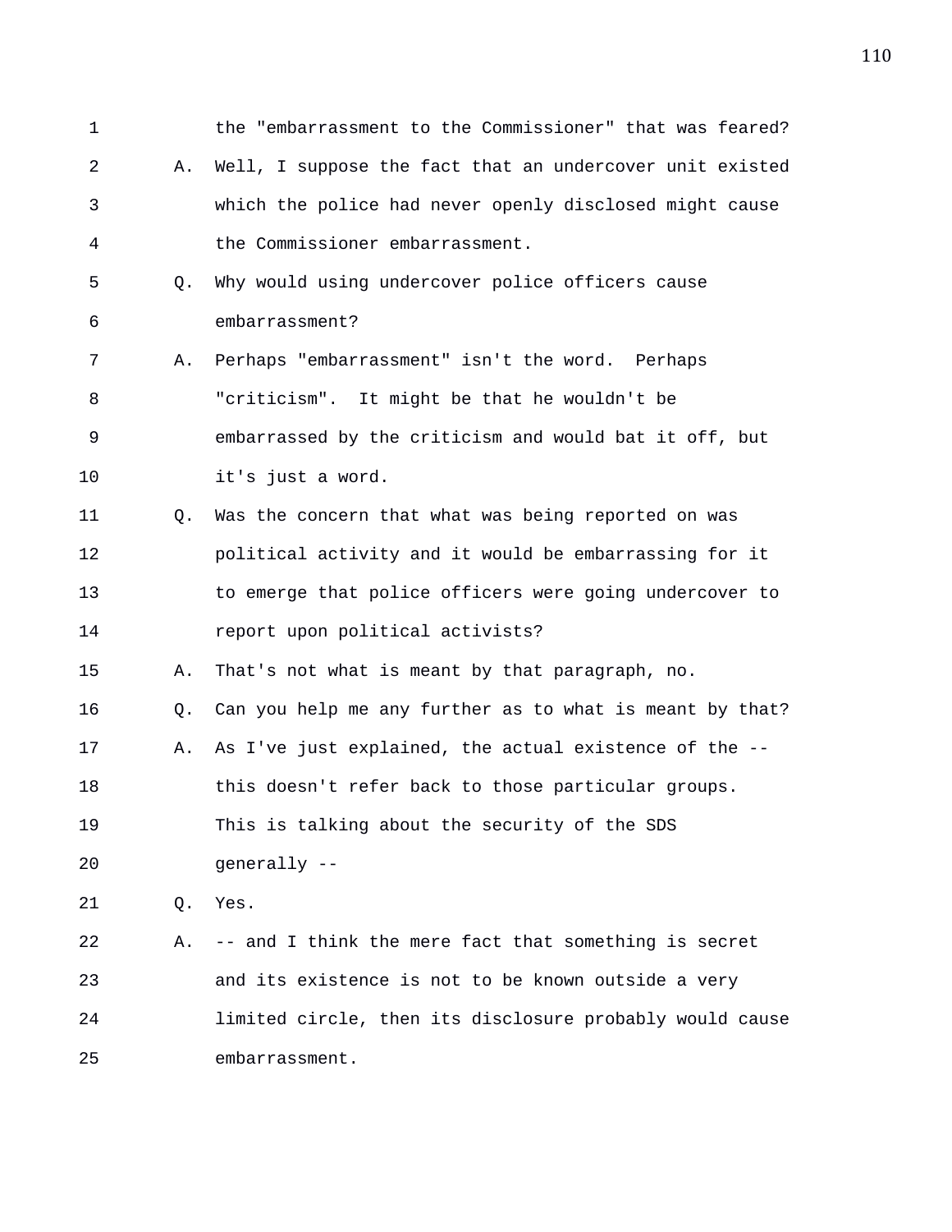the "embarrassment to the Commissioner" that was feared?

A. Well, I suppose the fact that an undercover unit existed which the police had never openly disclosed might cause the Commissioner embarrassment.

Q. Why would using undercover police officers cause embarrassment?

A. Perhaps "embarrassment" isn't the word. Perhaps "criticism". It might be that he wouldn't be embarrassed by the criticism and would bat it off, but it's just a word.

Q. Was the concern that what was being reported on was political activity and it would be embarrassing for it to emerge that police officers were going undercover to report upon political activists?

A. That's not what is meant by that paragraph, no.

Q. Can you help me any further as to what is meant by that?

A. As I've just explained, the actual existence of the -- this doesn't refer back to those particular groups. This is talking about the security of the SDS generally --

Q. Yes.

A. -- and I think the mere fact that something is secret and its existence is not to be known outside a very limited circle, then its disclosure probably would cause embarrassment.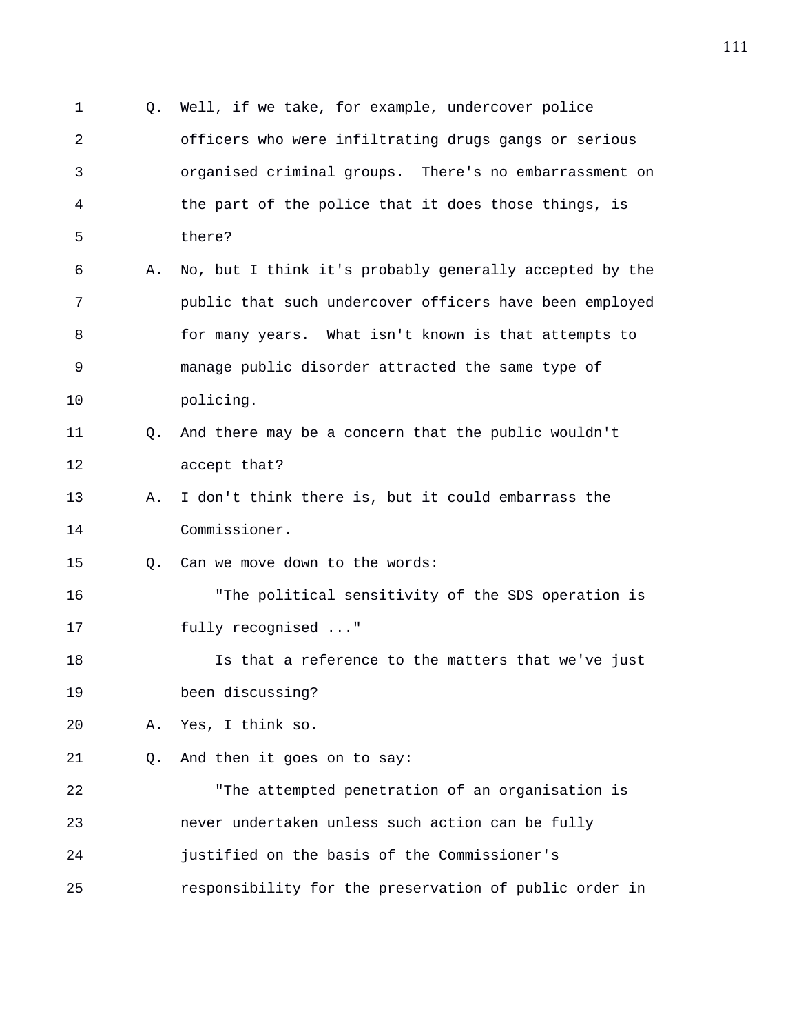Q. Well, if we take, for example, undercover police officers who were infiltrating drugs gangs or serious organised criminal groups. There's no embarrassment on the part of the police that it does those things, is there?

A. No, but I think it's probably generally accepted by the public that such undercover officers have been employed for many years. What isn't known is that attempts to manage public disorder attracted the same type of policing.

Q. And there may be a concern that the public wouldn't accept that?

A. I don't think there is, but it could embarrass the Commissioner.

Q. Can we move down to the words:

"The political sensitivity of the SDS operation is fully recognised ..."

Is that a reference to the matters that we've just been discussing?

A. Yes, I think so.

Q. And then it goes on to say:

"The attempted penetration of an organisation is never undertaken unless such action can be fully justified on the basis of the Commissioner's responsibility for the preservation of public order in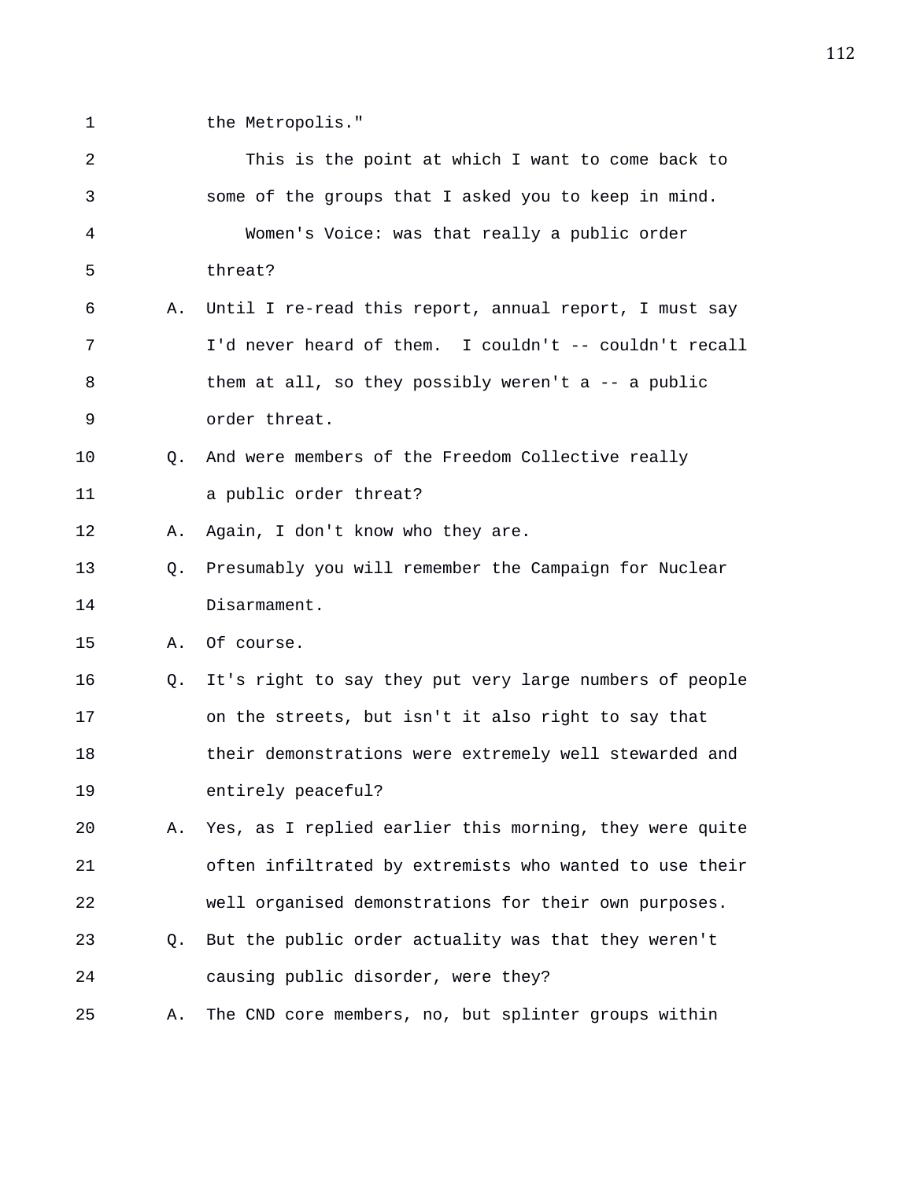1 the Metropolis."

2 This is the point at which I want to come back to

3 some of the groups that I asked you to keep in mind.

4 Women's Voice: was that really a public order

5 threat?

6 A. Until I re-read this report, annual report, I must say

7 I'd never heard of them. I couldn't -- couldn't recall

8 them at all, so they possibly weren't a -- a public

9 order threat.

10 Q. And were members of the Freedom Collective really

11 a public order threat?

12 A. Again, I don't know who they are.

13 Q. Presumably you will remember the Campaign for Nuclear

14 Disarmament.

15 A. Of course.

16 Q. It's right to say they put very large numbers of people

17 on the streets, but isn't it also right to say that

18 their demonstrations were extremely well stewarded and

19 entirely peaceful?

20 A. Yes, as I replied earlier this morning, they were quite

21 often infiltrated by extremists who wanted to use their

22 well organised demonstrations for their own purposes.

23 Q. But the public order actuality was that they weren't

24 causing public disorder, were they?

25 A. The CND core members, no, but splinter groups within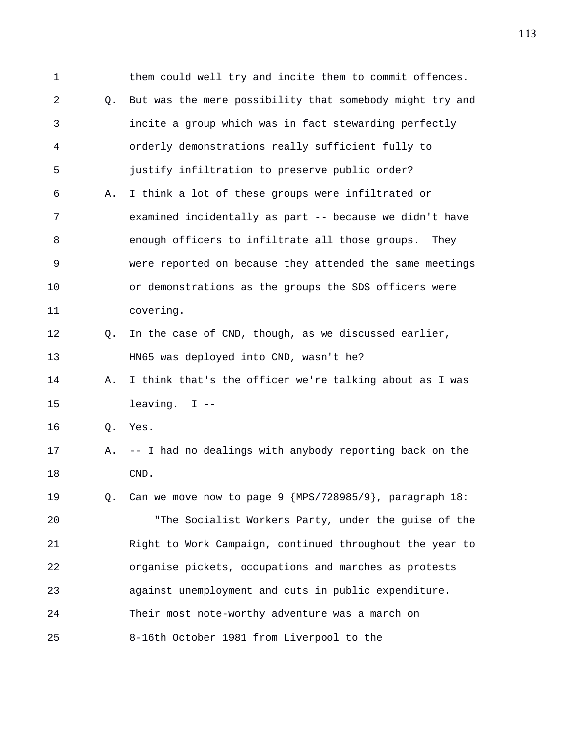them could well try and incite them to commit offences.

Q. But was the mere possibility that somebody might try and incite a group which was in fact stewarding perfectly orderly demonstrations really sufficient fully to justify infiltration to preserve public order?

A. I think a lot of these groups were infiltrated or examined incidentally as part -- because we didn't have enough officers to infiltrate all those groups. They were reported on because they attended the same meetings or demonstrations as the groups the SDS officers were covering.

Q. In the case of CND, though, as we discussed earlier, HN65 was deployed into CND, wasn't he?

A. I think that's the officer we're talking about as I was leaving. I --

Q. Yes.

A. -- I had no dealings with anybody reporting back on the CND.

Q. Can we move now to page 9 {MPS/728985/9}, paragraph 18:

"The Socialist Workers Party, under the guise of the Right to Work Campaign, continued throughout the year to organise pickets, occupations and marches as protests against unemployment and cuts in public expenditure. Their most note-worthy adventure was a march on 8-16th October 1981 from Liverpool to the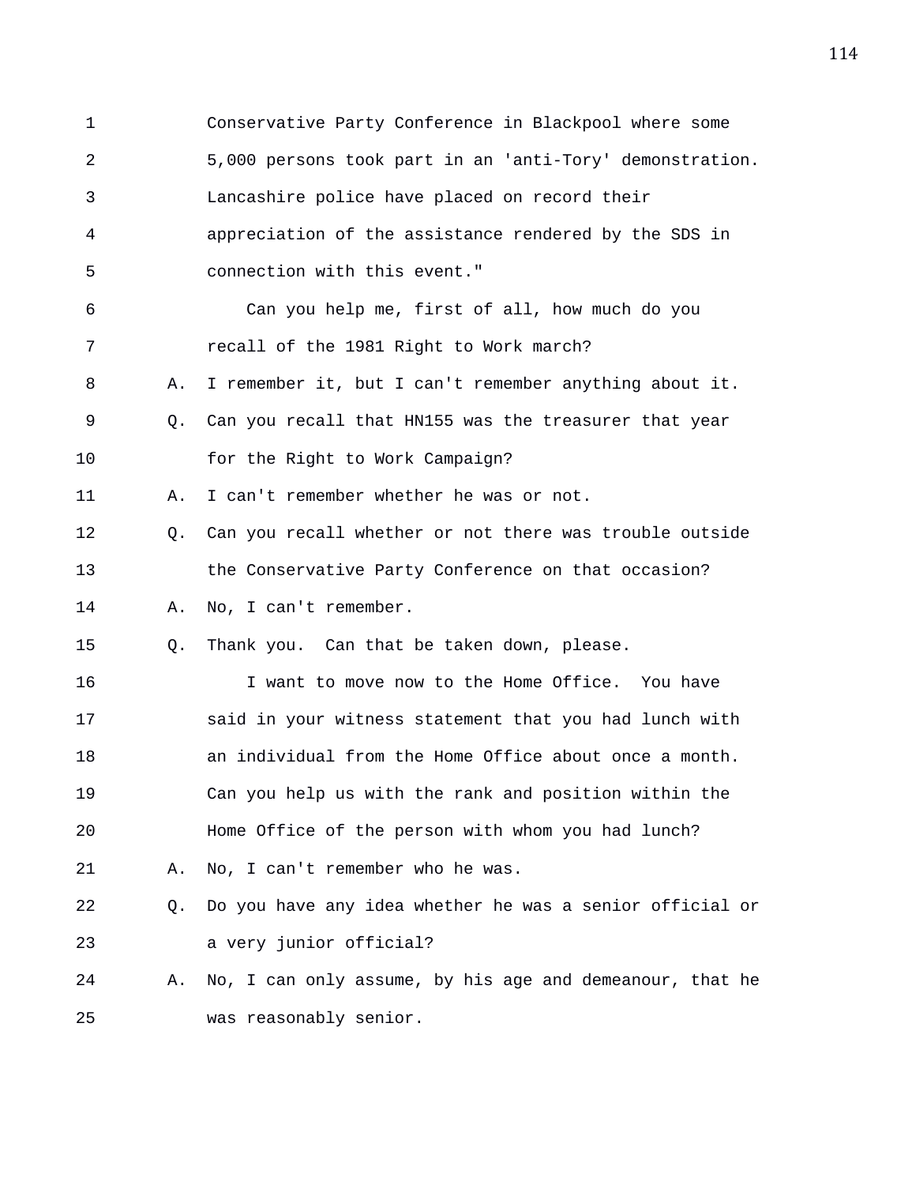Conservative Party Conference in Blackpool where some 5,000 persons took part in an 'anti-Tory' demonstration. Lancashire police have placed on record their appreciation of the assistance rendered by the SDS in connection with this event."

Can you help me, first of all, how much do you recall of the 1981 Right to Work march?

A. I remember it, but I can't remember anything about it.

Q. Can you recall that HN155 was the treasurer that year for the Right to Work Campaign?

A. I can't remember whether he was or not.

Q. Can you recall whether or not there was trouble outside the Conservative Party Conference on that occasion?

A. No, I can't remember.

Q. Thank you. Can that be taken down, please.

I want to move now to the Home Office. You have said in your witness statement that you had lunch with an individual from the Home Office about once a month. Can you help us with the rank and position within the Home Office of the person with whom you had lunch?

A. No, I can't remember who he was.

Q. Do you have any idea whether he was a senior official or a very junior official?

A. No, I can only assume, by his age and demeanour, that he was reasonably senior.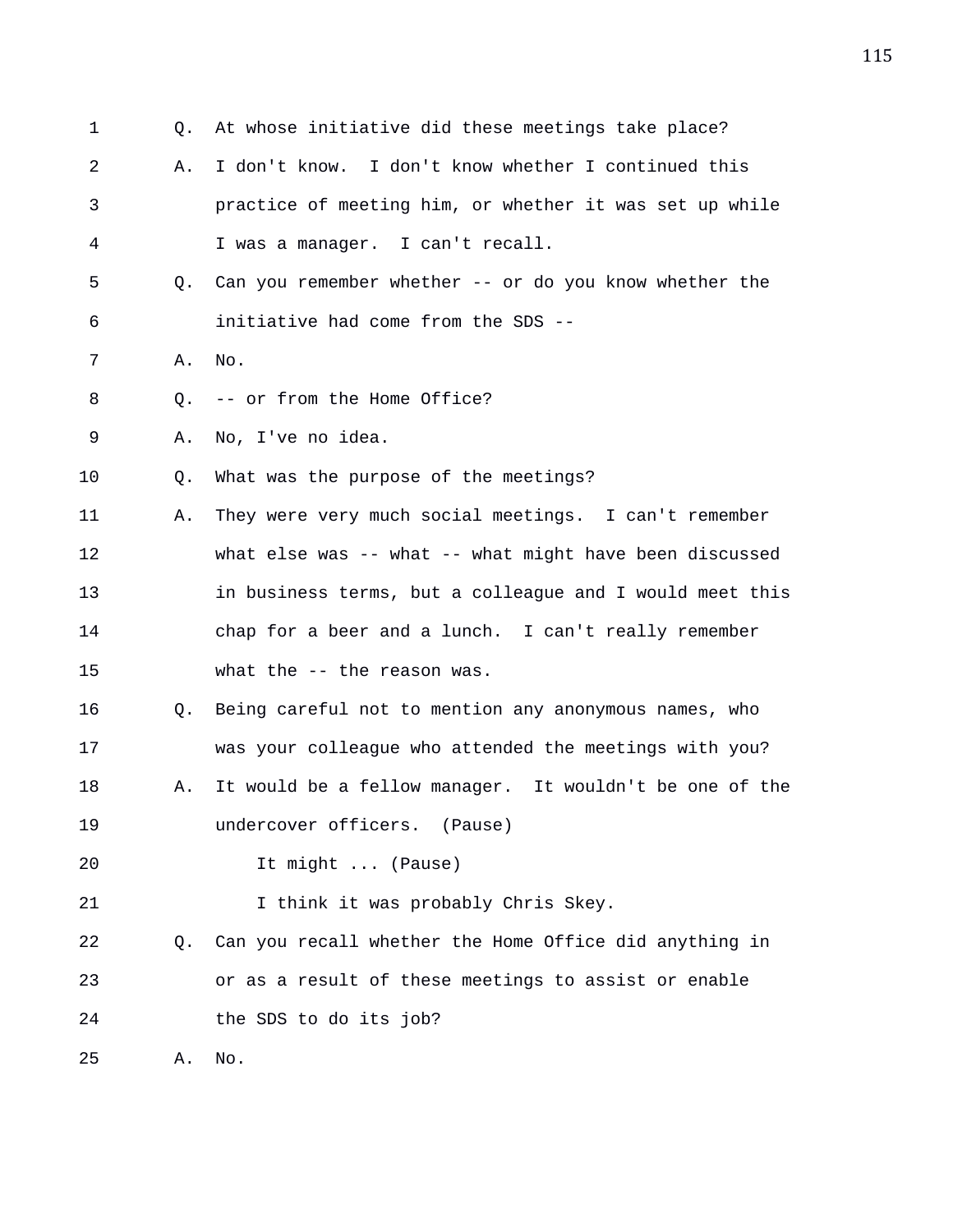Q. At whose initiative did these meetings take place?

A. I don't know. I don't know whether I continued this practice of meeting him, or whether it was set up while I was a manager. I can't recall.

Q. Can you remember whether -- or do you know whether the initiative had come from the SDS --

A. No.

Q. -- or from the Home Office?

A. No, I've no idea.

Q. What was the purpose of the meetings?

A. They were very much social meetings. I can't remember what else was -- what -- what might have been discussed in business terms, but a colleague and I would meet this chap for a beer and a lunch. I can't really remember what the -- the reason was.

Q. Being careful not to mention any anonymous names, who was your colleague who attended the meetings with you?

A. It would be a fellow manager. It wouldn't be one of the undercover officers. (Pause)

It might ... (Pause)

I think it was probably Chris Skey.

Q. Can you recall whether the Home Office did anything in or as a result of these meetings to assist or enable the SDS to do its job?

A. No.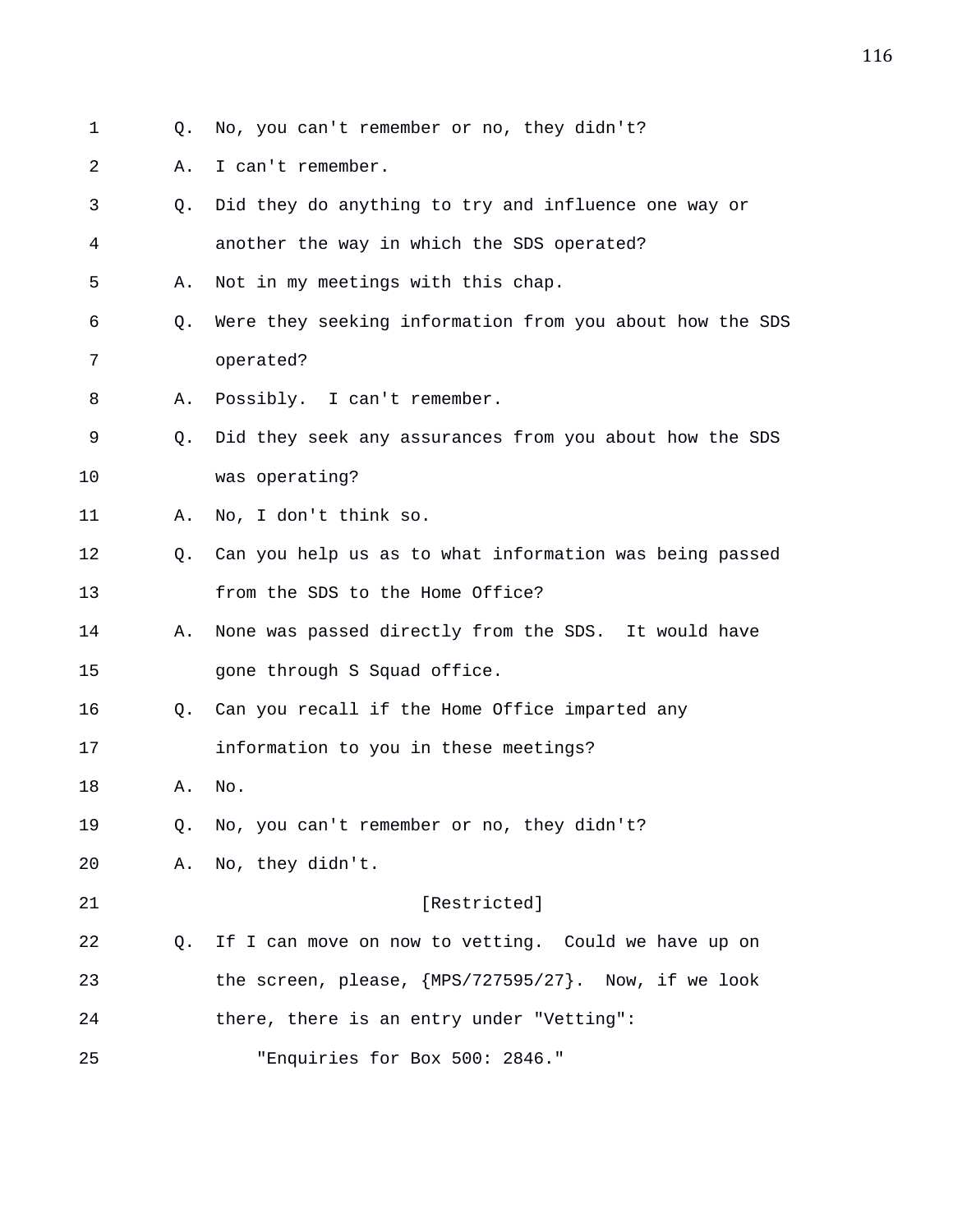1 Q. No, you can't remember or no, they didn't?

2 A. I can't remember.

3 Q. Did they do anything to try and influence one way or

4 another the way in which the SDS operated?

5 A. Not in my meetings with this chap.

6 Q. Were they seeking information from you about how the SDS

7 operated?

8 A. Possibly. I can't remember.

9 Q. Did they seek any assurances from you about how the SDS

10 was operating?

11 A. No, I don't think so.

12 Q. Can you help us as to what information was being passed

13 from the SDS to the Home Office?

14 A. None was passed directly from the SDS. It would have

15 gone through S Squad office.

16 Q. Can you recall if the Home Office imparted any

17 information to you in these meetings?

18 A. No.

19 Q. No, you can't remember or no, they didn't?

20 A. No, they didn't.

21 [Restricted]

22 Q. If I can move on now to vetting. Could we have up on

23 the screen, please, {MPS/727595/27}. Now, if we look

24 there, there is an entry under "Vetting":

25 "Enquiries for Box 500: 2846."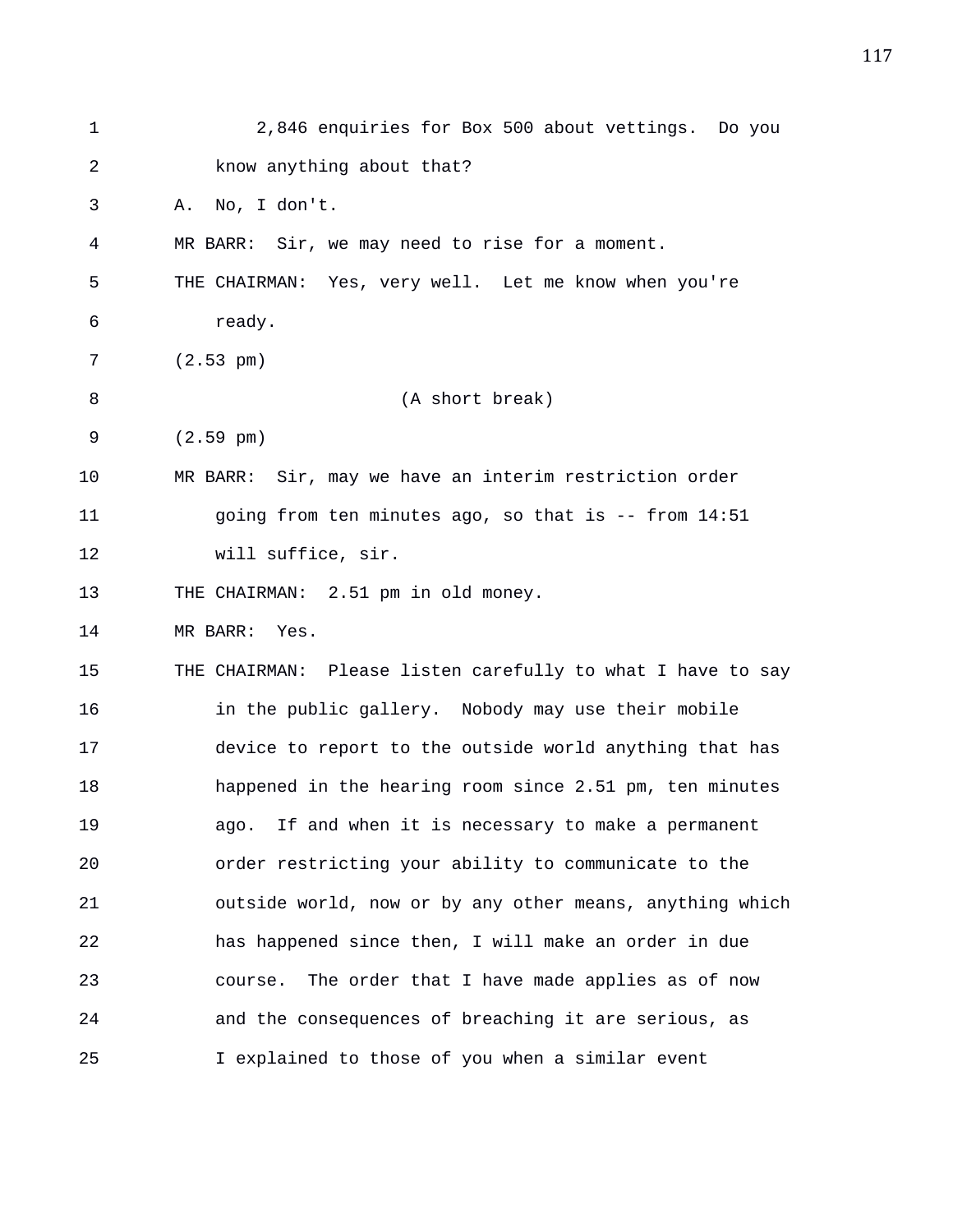2,846 enquiries for Box 500 about vettings. Do you know anything about that?

A. No, I don't.

MR BARR: Sir, we may need to rise for a moment.

THE CHAIRMAN: Yes, very well. Let me know when you're ready.

(2.53 pm)

(A short break)

(2.59 pm)

MR BARR: Sir, may we have an interim restriction order going from ten minutes ago, so that is -- from 14:51 will suffice, sir.

THE CHAIRMAN: 2.51 pm in old money.

MR BARR: Yes.

THE CHAIRMAN: Please listen carefully to what I have to say in the public gallery. Nobody may use their mobile device to report to the outside world anything that has happened in the hearing room since 2.51 pm, ten minutes ago. If and when it is necessary to make a permanent order restricting your ability to communicate to the outside world, now or by any other means, anything which has happened since then, I will make an order in due course. The order that I have made applies as of now and the consequences of breaching it are serious, as I explained to those of you when a similar event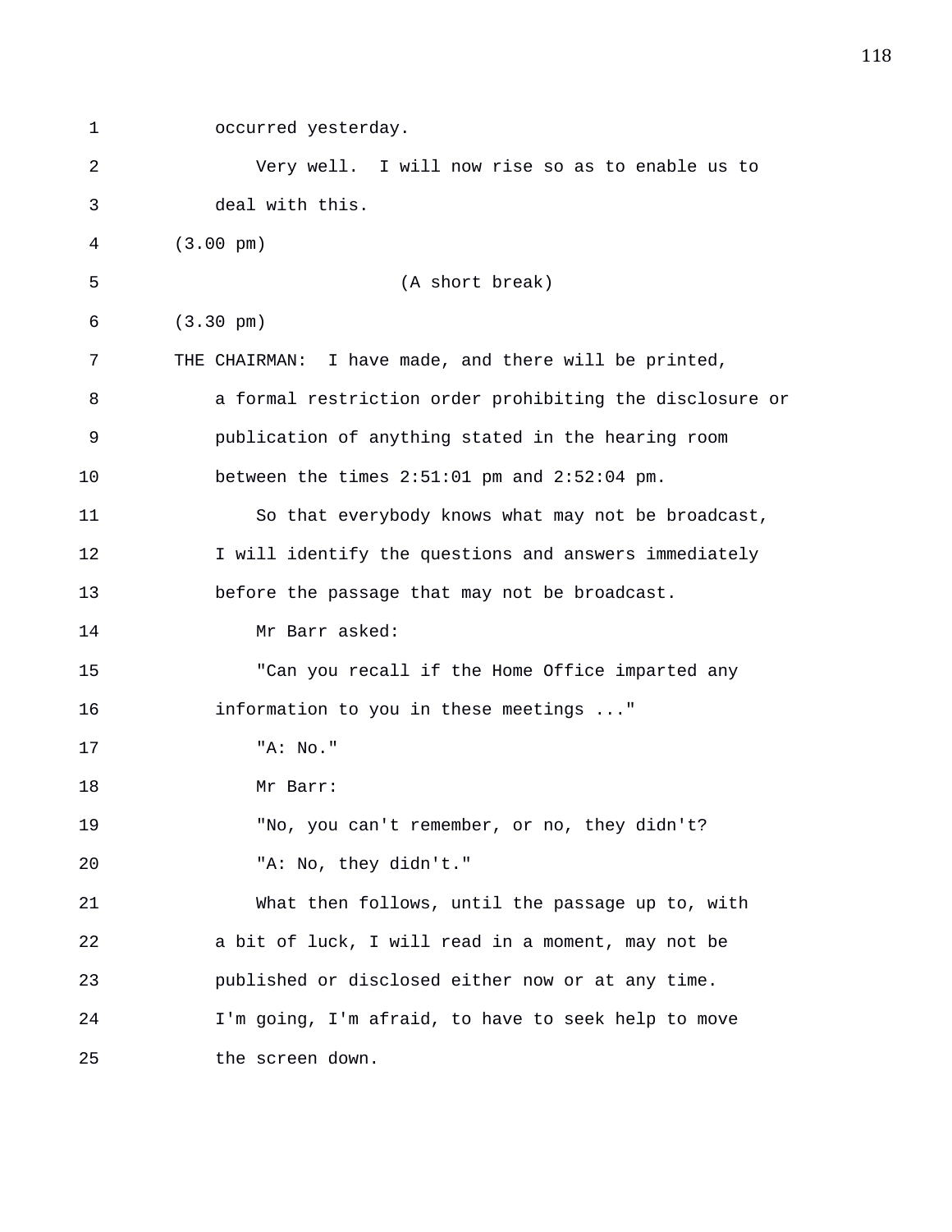occurred yesterday.

Very well. I will now rise so as to enable us to deal with this.

(3.00 pm)

(A short break)

(3.30 pm)

THE CHAIRMAN: I have made, and there will be printed, a formal restriction order prohibiting the disclosure or publication of anything stated in the hearing room between the times 2:51:01 pm and 2:52:04 pm.

So that everybody knows what may not be broadcast, I will identify the questions and answers immediately before the passage that may not be broadcast.

Mr Barr asked:

"Can you recall if the Home Office imparted any information to you in these meetings ..."

"A: No."

Mr Barr:

"No, you can't remember, or no, they didn't?

"A: No, they didn't."

What then follows, until the passage up to, with a bit of luck, I will read in a moment, may not be published or disclosed either now or at any time. I'm going, I'm afraid, to have to seek help to move the screen down.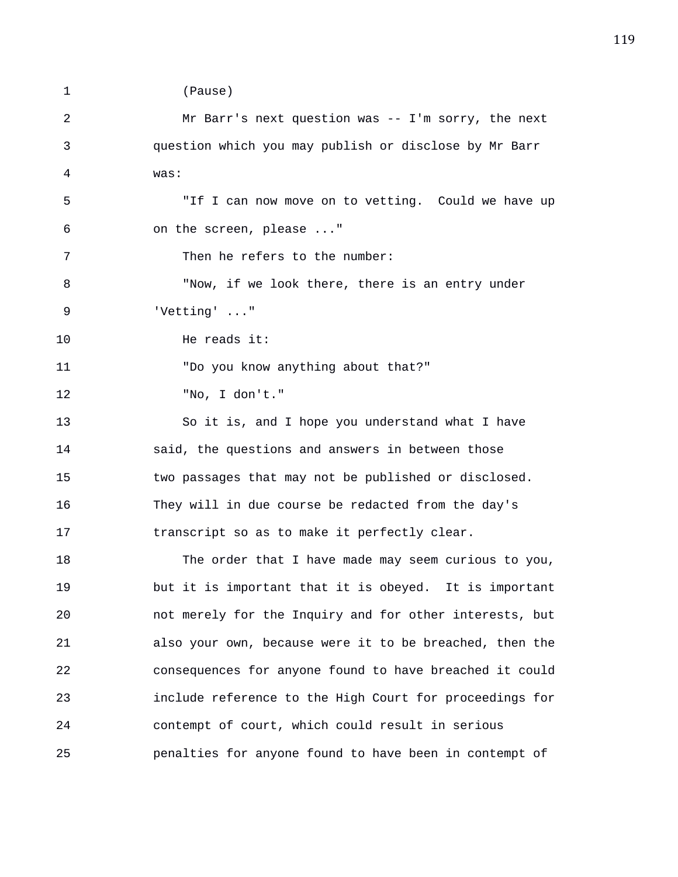(Pause)

Mr Barr's next question was -- I'm sorry, the next question which you may publish or disclose by Mr Barr was:

"If I can now move on to vetting. Could we have up on the screen, please ..."

Then he refers to the number:

"Now, if we look there, there is an entry under 'Vetting' ..."

He reads it:

"Do you know anything about that?"

"No, I don't."

So it is, and I hope you understand what I have said, the questions and answers in between those two passages that may not be published or disclosed. They will in due course be redacted from the day's transcript so as to make it perfectly clear.

The order that I have made may seem curious to you, but it is important that it is obeyed. It is important not merely for the Inquiry and for other interests, but also your own, because were it to be breached, then the consequences for anyone found to have breached it could include reference to the High Court for proceedings for contempt of court, which could result in serious penalties for anyone found to have been in contempt of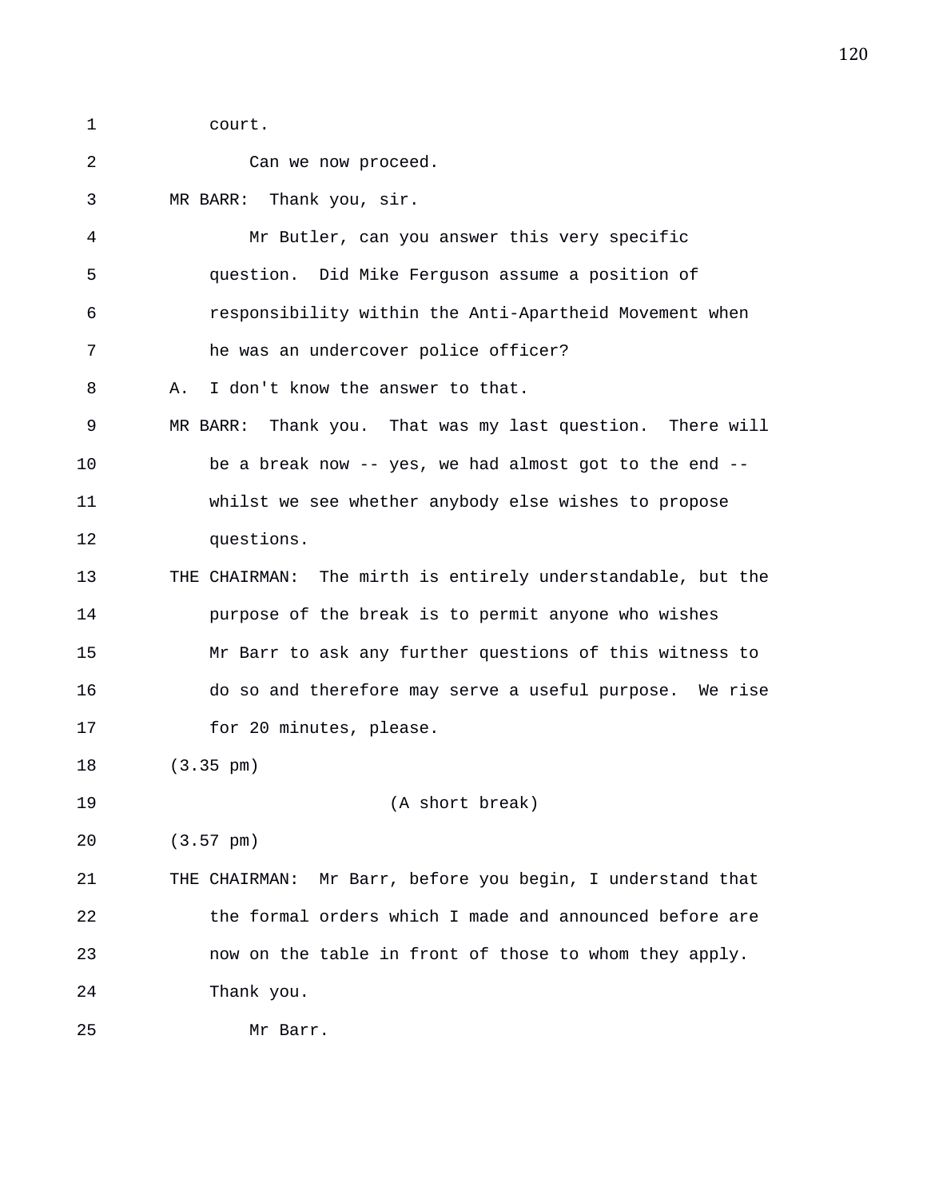court.

Can we now proceed.

MR BARR: Thank you, sir.

Mr Butler, can you answer this very specific question. Did Mike Ferguson assume a position of responsibility within the Anti-Apartheid Movement when he was an undercover police officer?

A. I don't know the answer to that.

MR BARR: Thank you. That was my last question. There will be a break now -- yes, we had almost got to the end -- whilst we see whether anybody else wishes to propose questions.

THE CHAIRMAN: The mirth is entirely understandable, but the purpose of the break is to permit anyone who wishes Mr Barr to ask any further questions of this witness to do so and therefore may serve a useful purpose. We rise for 20 minutes, please.

(3.35 pm)

(A short break)

(3.57 pm)

THE CHAIRMAN: Mr Barr, before you begin, I understand that the formal orders which I made and announced before are now on the table in front of those to whom they apply. Thank you.

Mr Barr.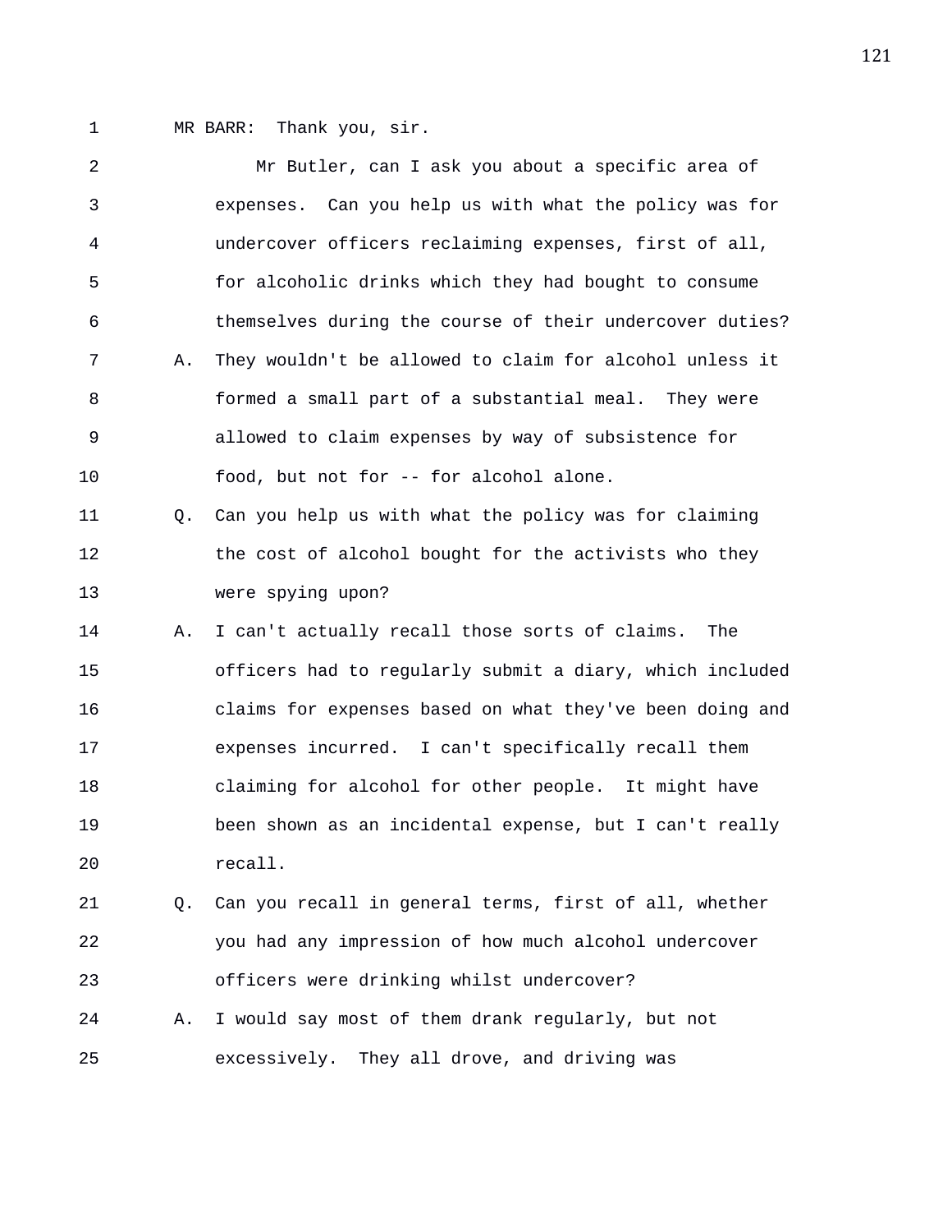MR BARR: Thank you, sir.

Mr Butler, can I ask you about a specific area of expenses. Can you help us with what the policy was for undercover officers reclaiming expenses, first of all, for alcoholic drinks which they had bought to consume themselves during the course of their undercover duties?

A. They wouldn't be allowed to claim for alcohol unless it formed a small part of a substantial meal. They were allowed to claim expenses by way of subsistence for food, but not for -- for alcohol alone.

Q. Can you help us with what the policy was for claiming the cost of alcohol bought for the activists who they were spying upon?

A. I can't actually recall those sorts of claims. The officers had to regularly submit a diary, which included claims for expenses based on what they've been doing and expenses incurred. I can't specifically recall them claiming for alcohol for other people. It might have been shown as an incidental expense, but I can't really recall.

Q. Can you recall in general terms, first of all, whether you had any impression of how much alcohol undercover officers were drinking whilst undercover?

A. I would say most of them drank regularly, but not excessively. They all drove, and driving was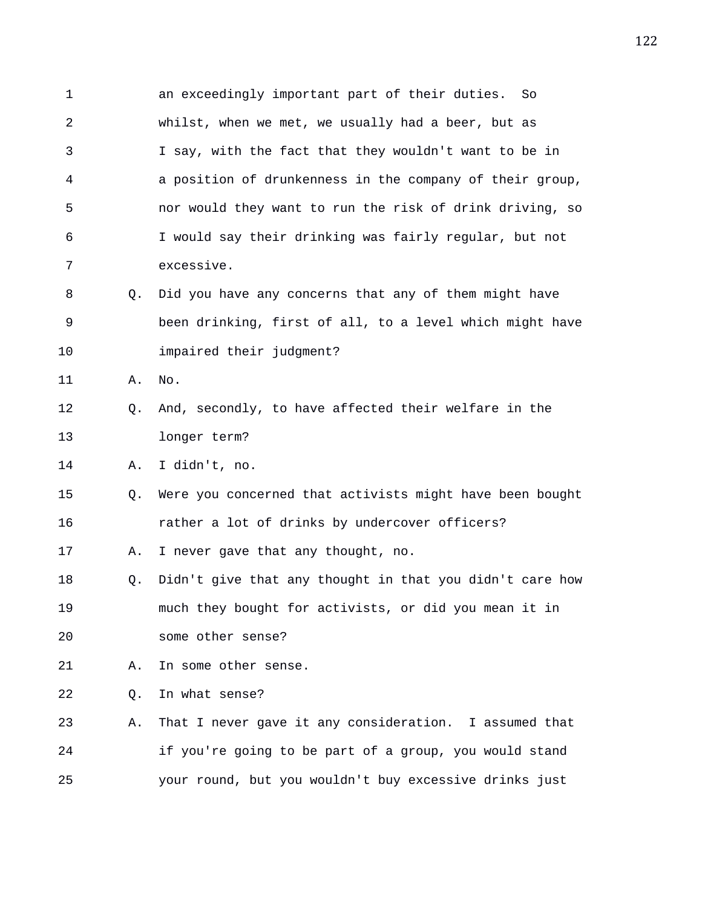1 an exceedingly important part of their duties. So
2 whilst, when we met, we usually had a beer, but as
3 I say, with the fact that they wouldn't want to be in
4 a position of drunkenness in the company of their group,
5 nor would they want to run the risk of drink driving, so
6 I would say their drinking was fairly regular, but not
7 excessive.

8 Q. Did you have any concerns that any of them might have
9 been drinking, first of all, to a level which might have
10 impaired their judgment?

11 A. No.

12 Q. And, secondly, to have affected their welfare in the
13 longer term?

14 A. I didn't, no.

15 Q. Were you concerned that activists might have been bought
16 rather a lot of drinks by undercover officers?

17 A. I never gave that any thought, no.

18 Q. Didn't give that any thought in that you didn't care how
19 much they bought for activists, or did you mean it in
20 some other sense?

21 A. In some other sense.

22 Q. In what sense?

23 A. That I never gave it any consideration. I assumed that
24 if you're going to be part of a group, you would stand
25 your round, but you wouldn't buy excessive drinks just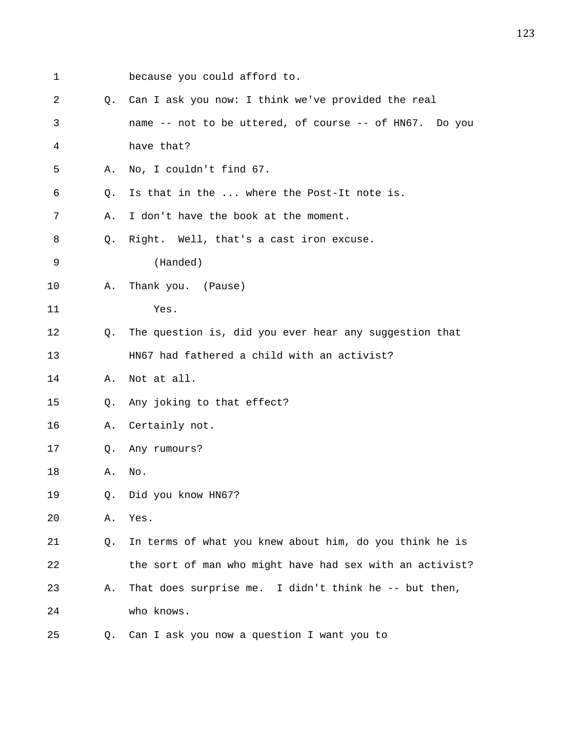1 because you could afford to.

2 Q. Can I ask you now: I think we've provided the real

3 name -- not to be uttered, of course -- of HN67. Do you

4 have that?

5 A. No, I couldn't find 67.

6 Q. Is that in the ... where the Post-It note is.

7 A. I don't have the book at the moment.

8 Q. Right. Well, that's a cast iron excuse.

9 (Handed)

10 A. Thank you. (Pause)

11 Yes.

12 Q. The question is, did you ever hear any suggestion that

13 HN67 had fathered a child with an activist?

14 A. Not at all.

15 Q. Any joking to that effect?

16 A. Certainly not.

17 Q. Any rumours?

18 A. No.

19 Q. Did you know HN67?

20 A. Yes.

21 Q. In terms of what you knew about him, do you think he is

22 the sort of man who might have had sex with an activist?

23 A. That does surprise me. I didn't think he -- but then,

24 who knows.

25 Q. Can I ask you now a question I want you to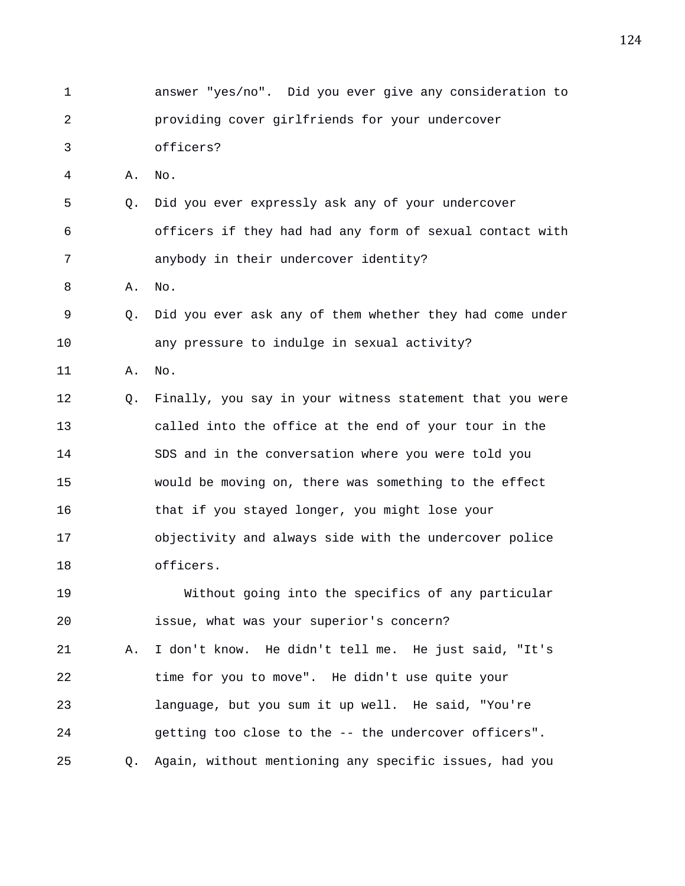1 answer "yes/no". Did you ever give any consideration to
2 providing cover girlfriends for your undercover
3 officers?
4 A. No.
5 Q. Did you ever expressly ask any of your undercover
6 officers if they had had any form of sexual contact with
7 anybody in their undercover identity?
8 A. No.
9 Q. Did you ever ask any of them whether they had come under
10 any pressure to indulge in sexual activity?
11 A. No.
12 Q. Finally, you say in your witness statement that you were
13 called into the office at the end of your tour in the
14 SDS and in the conversation where you were told you
15 would be moving on, there was something to the effect
16 that if you stayed longer, you might lose your
17 objectivity and always side with the undercover police
18 officers.
19 Without going into the specifics of any particular
20 issue, what was your superior's concern?
21 A. I don't know. He didn't tell me. He just said, "It's
22 time for you to move". He didn't use quite your
23 language, but you sum it up well. He said, "You're
24 getting too close to the -- the undercover officers".
25 Q. Again, without mentioning any specific issues, had you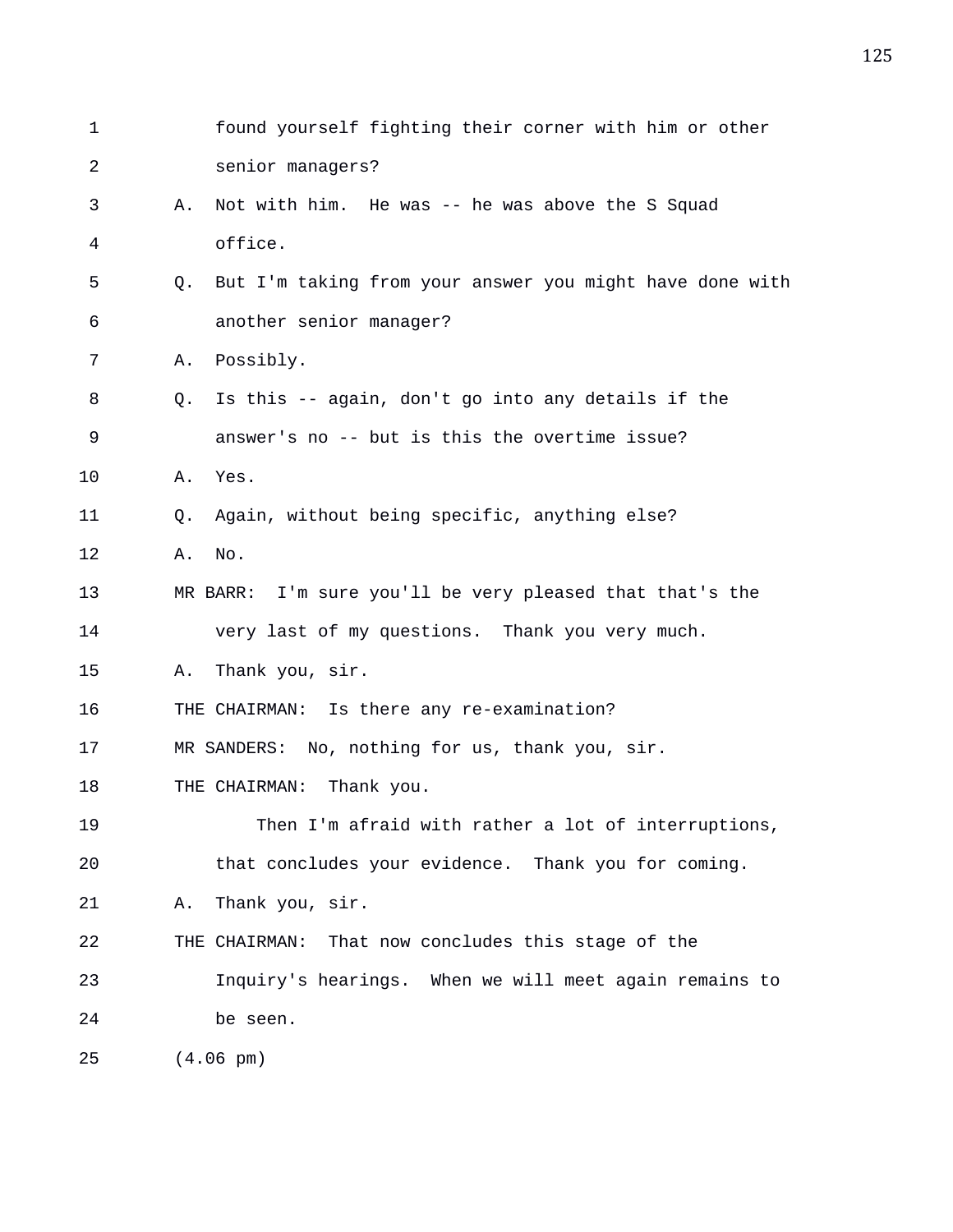found yourself fighting their corner with him or other senior managers?

A. Not with him. He was -- he was above the S Squad office.

Q. But I'm taking from your answer you might have done with another senior manager?

A. Possibly.

Q. Is this -- again, don't go into any details if the answer's no -- but is this the overtime issue?

A. Yes.

Q. Again, without being specific, anything else?

A. No.

MR BARR: I'm sure you'll be very pleased that that's the very last of my questions. Thank you very much.

A. Thank you, sir.

THE CHAIRMAN: Is there any re-examination?

MR SANDERS: No, nothing for us, thank you, sir.

THE CHAIRMAN: Thank you.

Then I'm afraid with rather a lot of interruptions, that concludes your evidence. Thank you for coming.

A. Thank you, sir.

THE CHAIRMAN: That now concludes this stage of the Inquiry's hearings. When we will meet again remains to be seen.

(4.06 pm)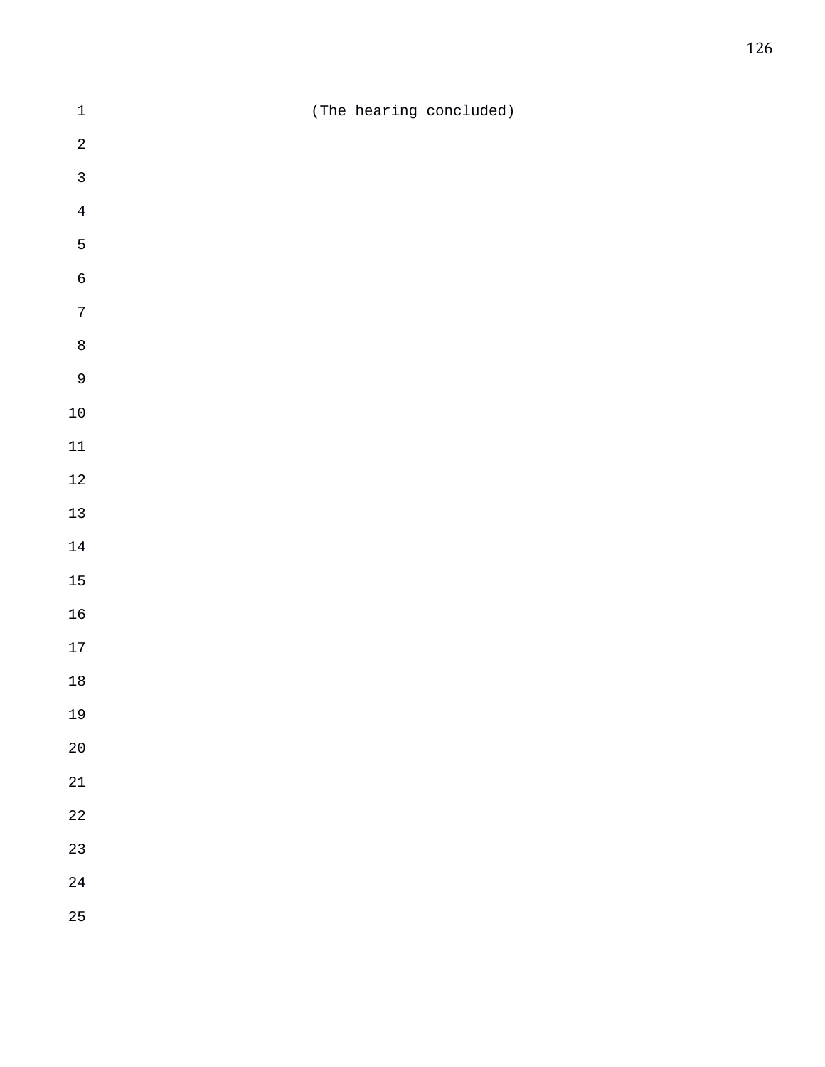(The hearing concluded)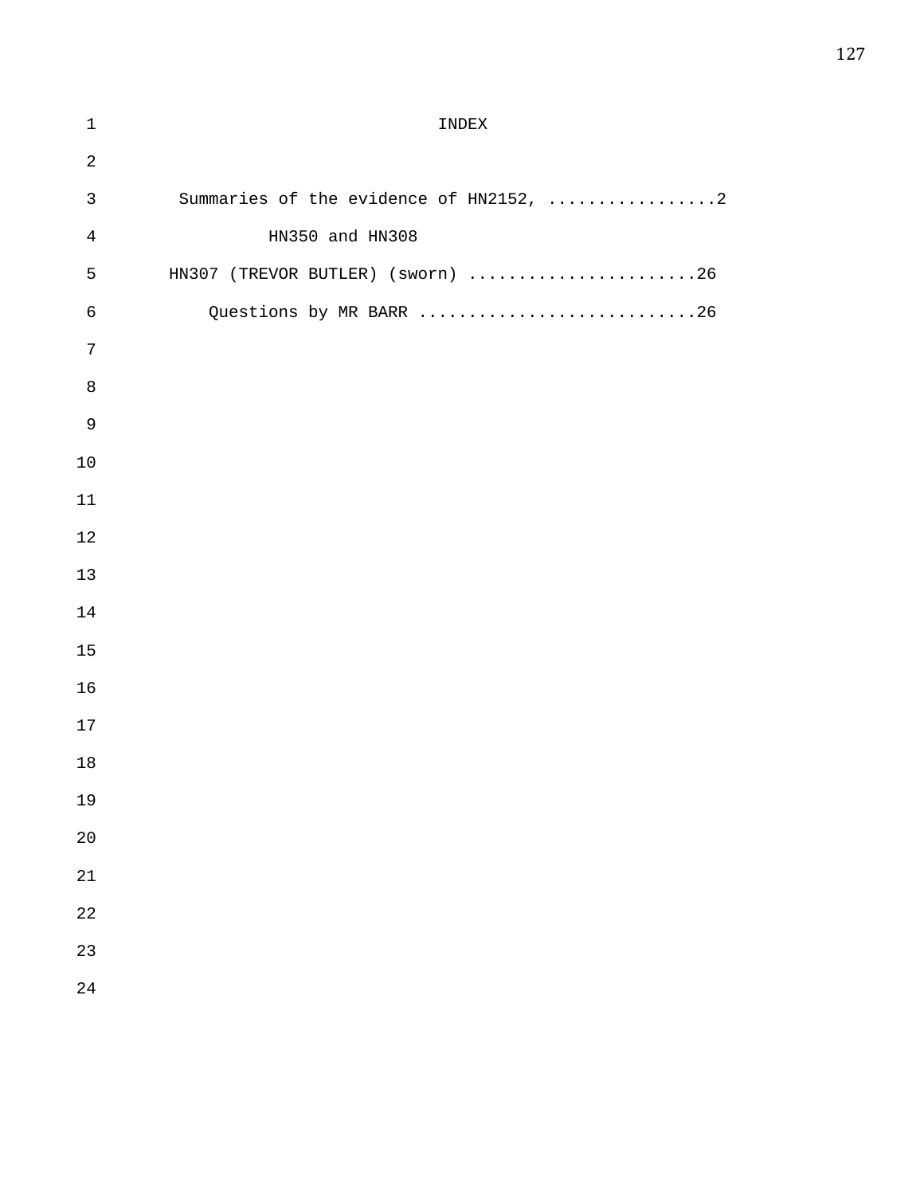# INDEX

Summaries of the evidence of HN2152, .................2
HN350 and HN308

HN307 (TREVOR BUTLER) (sworn) .......................26

Questions by MR BARR ............................26